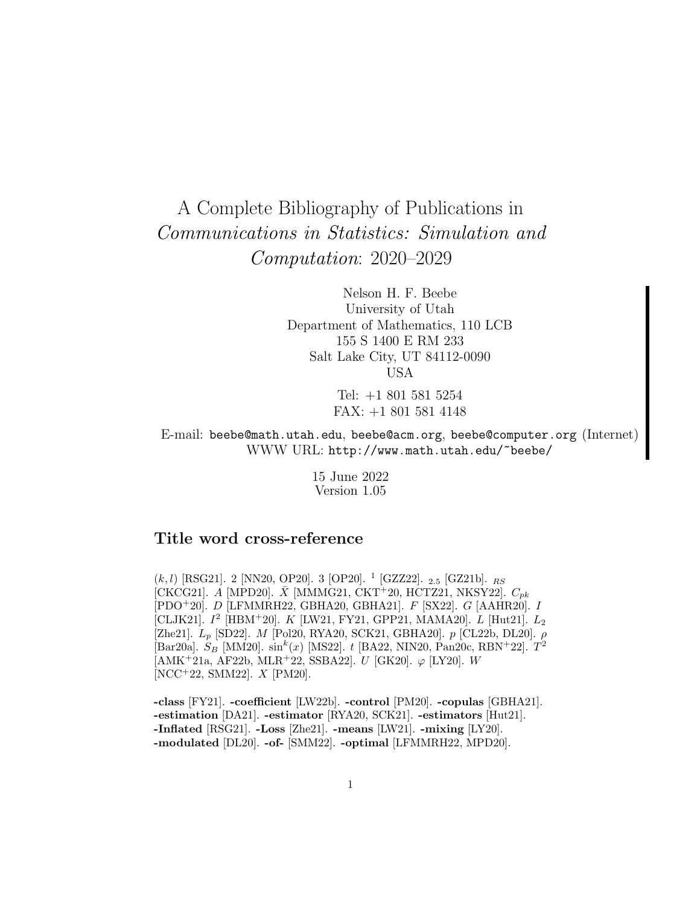# A Complete Bibliography of Publications in *Communications in Statistics: Simulation and Computation*: 2020–2029

Nelson H. F. Beebe
University of Utah
Department of Mathematics, 110 LCB
155 S 1400 E RM 233
Salt Lake City, UT 84112-0090
USA

Tel: +1 801 581 5254
FAX: +1 801 581 4148

E-mail: `beebe@math.utah.edu`, `beebe@acm.org`, `beebe@computer.org` (Internet)
WWW URL: `http://www.math.utah.edu/~beebe/`

15 June 2022
Version 1.05

## Title word cross-reference

$(k,l)$ [RSG21]. 2 [NN20, OP20]. 3 [OP20]. $^1$ [GZZ22]. $_{2.5}$ [GZ21b]. $_{RS}$ [CKCG21]. $A$ [MPD20]. $\bar{X}$ [MMMG21, CKT+20, HCTZ21, NKSY22]. $C_{pk}$ [PDO+20]. $D$ [LFMMRH22, GBHA20, GBHA21]. $F$ [SX22]. $G$ [AAHR20]. $I$ [CLJK21]. $I^2$ [HBM+20]. $K$ [LW21, FY21, GPP21, MAMA20]. $L$ [Hut21]. $L_2$ [Zhe21]. $L_p$ [SD22]. $M$ [Pol20, RYA20, SCK21, GBHA20]. $p$ [CL22b, DL20]. $\rho$ [Bar20a]. $S_B$ [MM20]. $\sin^k(x)$ [MS22]. $t$ [BA22, NIN20, Pan20c, RBN+22]. $T^2$ [AMK+21a, AF22b, MLR+22, SSBA22]. $U$ [GK20]. $\varphi$ [LY20]. $W$ [NCC+22, SMM22]. $X$ [PM20].

**-class** [FY21]. **-coefficient** [LW22b]. **-control** [PM20]. **-copulas** [GBHA21]. **-estimation** [DA21]. **-estimator** [RYA20, SCK21]. **-estimators** [Hut21]. **-Inflated** [RSG21]. **-Loss** [Zhe21]. **-means** [LW21]. **-mixing** [LY20]. **-modulated** [DL20]. **-of-** [SMM22]. **-optimal** [LFMMRH22, MPD20].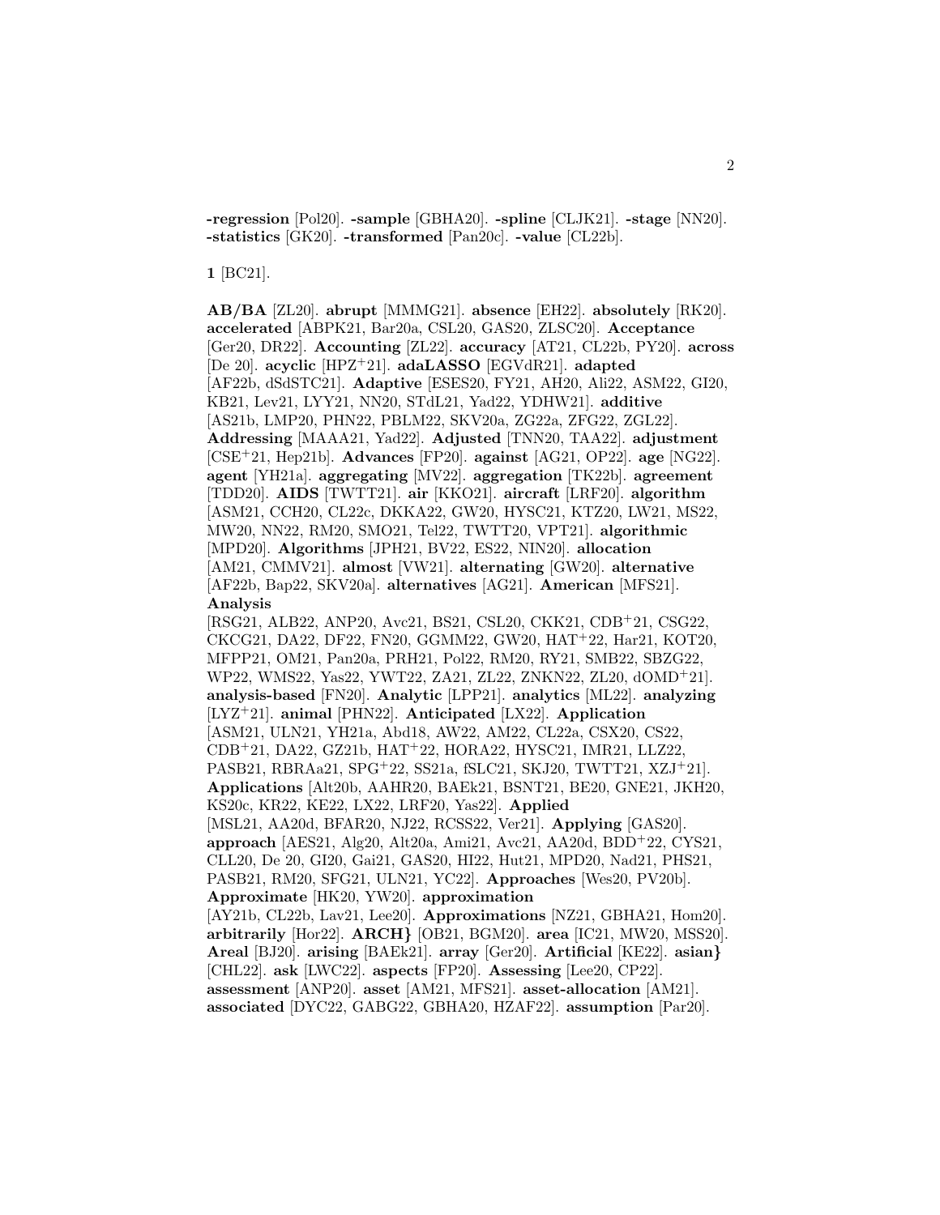**-regression** [Pol20]. **-sample** [GBHA20]. **-spline** [CLJK21]. **-stage** [NN20]. **-statistics** [GK20]. **-transformed** [Pan20c]. **-value** [CL22b].

**1** [BC21].

**AB/BA** [ZL20]. **abrupt** [MMMG21]. **absence** [EH22]. **absolutely** [RK20]. **accelerated** [ABPK21, Bar20a, CSL20, GAS20, ZLSC20]. **Acceptance** [Ger20, DR22]. **Accounting** [ZL22]. **accuracy** [AT21, CL22b, PY20]. **across** [De 20]. **acyclic** [HPZ+21]. **adaLASSO** [EGVdR21]. **adapted** [AF22b, dSdSTC21]. **Adaptive** [ESES20, FY21, AH20, Ali22, ASM22, GI20, KB21, Lev21, LYY21, NN20, STdL21, Yad22, YDHW21]. **additive** [AS21b, LMP20, PHN22, PBLM22, SKV20a, ZG22a, ZFG22, ZGL22]. **Addressing** [MAAA21, Yad22]. **Adjusted** [TNN20, TAA22]. **adjustment** [CSE+21, Hep21b]. **Advances** [FP20]. **against** [AG21, OP22]. **age** [NG22]. **agent** [YH21a]. **aggregating** [MV22]. **aggregation** [TK22b]. **agreement** [TDD20]. **AIDS** [TWTT21]. **air** [KKO21]. **aircraft** [LRF20]. **algorithm** [ASM21, CCH20, CL22c, DKKA22, GW20, HYSC21, KTZ20, LW21, MS22, MW20, NN22, RM20, SMO21, Tel22, TWTT20, VPT21]. **algorithmic** [MPD20]. **Algorithms** [JPH21, BV22, ES22, NIN20]. **allocation** [AM21, CMMV21]. **almost** [VW21]. **alternating** [GW20]. **alternative** [AF22b, Bap22, SKV20a]. **alternatives** [AG21]. **American** [MFS21]. **Analysis** [RSG21, ALB22, ANP20, Avc21, BS21, CSL20, CKK21, CDB+21, CSG22, CKCG21, DA22, DF22, FN20, GGMM22, GW20, HAT+22, Har21, KOT20, MFPP21, OM21, Pan20a, PRH21, Pol22, RM20, RY21, SMB22, SBZG22, WP22, WMS22, Yas22, YWT22, ZA21, ZL22, ZNKN22, ZL20, dOMD+21]. **analysis-based** [FN20]. **Analytic** [LPP21]. **analytics** [ML22]. **analyzing** [LYZ+21]. **animal** [PHN22]. **Anticipated** [LX22]. **Application** [ASM21, ULN21, YH21a, Abd18, AW22, AM22, CL22a, CSX20, CS22, CDB+21, DA22, GZ21b, HAT+22, HORA22, HYSC21, IMR21, LLZ22, PASB21, RBRAa21, SPG+22, SS21a, fSLC21, SKJ20, TWTT21, XZJ+21]. **Applications** [Alt20b, AAHR20, BAEk21, BSNT21, BE20, GNE21, JKH20, KS20c, KR22, KE22, LX22, LRF20, Yas22]. **Applied** [MSL21, AA20d, BFAR20, NJ22, RCSS22, Ver21]. **Applying** [GAS20]. **approach** [AES21, Alg20, Alt20a, Ami21, Avc21, AA20d, BDD+22, CYS21, CLL20, De 20, GI20, Gai21, GAS20, HI22, Hut21, MPD20, Nad21, PHS21, PASB21, RM20, SFG21, ULN21, YC22]. **Approaches** [Wes20, PV20b]. **Approximate** [HK20, YW20]. **approximation** [AY21b, CL22b, Lav21, Lee20]. **Approximations** [NZ21, GBHA21, Hom20]. **arbitrarily** [Hor22]. **ARCH}** [OB21, BGM20]. **area** [IC21, MW20, MSS20]. **Areal** [BJ20]. **arising** [BAEk21]. **array** [Ger20]. **Artificial** [KE22]. **asian}** [CHL22]. **ask** [LWC22]. **aspects** [FP20]. **Assessing** [Lee20, CP22]. **assessment** [ANP20]. **asset** [AM21, MFS21]. **asset-allocation** [AM21]. **associated** [DYC22, GABG22, GBHA20, HZAF22]. **assumption** [Par20].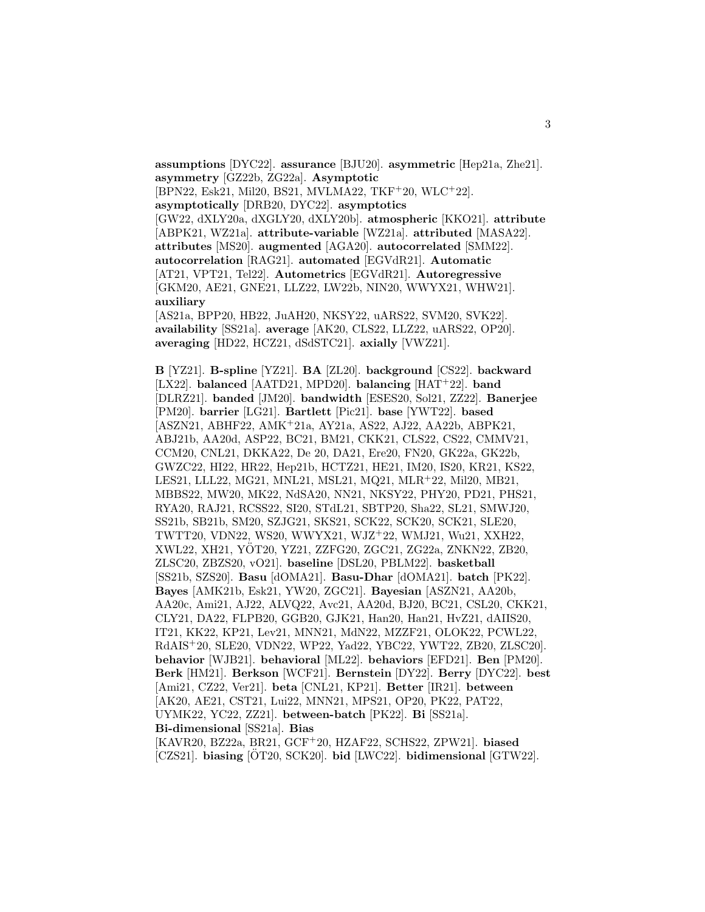**assumptions** [DYC22]. **assurance** [BJU20]. **asymmetric** [Hep21a, Zhe21]. **asymmetry** [GZ22b, ZG22a]. **Asymptotic** [BPN22, Esk21, Mil20, BS21, MVLMA22, TKF+20, WLC+22]. **asymptotically** [DRB20, DYC22]. **asymptotics** [GW22, dXLY20a, dXGLY20, dXLY20b]. **atmospheric** [KKO21]. **attribute** [ABPK21, WZ21a]. **attribute-variable** [WZ21a]. **attributed** [MASA22]. **attributes** [MS20]. **augmented** [AGA20]. **autocorrelated** [SMM22]. **autocorrelation** [RAG21]. **automated** [EGVdR21]. **Automatic** [AT21, VPT21, Tel22]. **Autometrics** [EGVdR21]. **Autoregressive** [GKM20, AE21, GNE21, LLZ22, LW22b, NIN20, WWYX21, WHW21]. **auxiliary** [AS21a, BPP20, HB22, JuAH20, NKSY22, uARS22, SVM20, SVK22]. **availability** [SS21a]. **average** [AK20, CLS22, LLZ22, uARS22, OP20]. **averaging** [HD22, HCZ21, dSdSTC21]. **axially** [VWZ21].

**B** [YZ21]. **B-spline** [YZ21]. **BA** [ZL20]. **background** [CS22]. **backward** [LX22]. **balanced** [AATD21, MPD20]. **balancing** [HAT+22]. **band** [DLRZ21]. **banded** [JM20]. **bandwidth** [ESES20, Sol21, ZZ22]. **Banerjee** [PM20]. **barrier** [LG21]. **Bartlett** [Pic21]. **base** [YWT22]. **based** [ASZN21, ABHF22, AMK+21a, AY21a, AS22, AJ22, AA22b, ABPK21, ABJ21b, AA20d, ASP22, BC21, BM21, CKK21, CLS22, CS22, CMMV21, CCM20, CNL21, DKKA22, De 20, DA21, Ere20, FN20, GK22a, GK22b, GWZC22, HI22, HR22, Hep21b, HCTZ21, HE21, IM20, IS20, KR21, KS22, LES21, LLL22, MG21, MNL21, MSL21, MQ21, MLR+22, Mil20, MB21, MBBS22, MW20, MK22, NdSA20, NN21, NKSY22, PHY20, PD21, PHS21, RYA20, RAJ21, RCSS22, SI20, STdL21, SBTP20, Sha22, SL21, SMWJ20, SS21b, SB21b, SM20, SZJG21, SKS21, SCK22, SCK20, SCK21, SLE20, TWTT20, VDN22, WS20, WWYX21, WJZ+22, WMJ21, Wu21, XXH22, XWL22, XH21, YÖT20, YZ21, ZZFG20, ZGC21, ZG22a, ZNKN22, ZB20, ZLSC20, ZBZS20, vO21]. **baseline** [DSL20, PBLM22]. **basketball** [SS21b, SZS20]. **Basu** [dOMA21]. **Basu-Dhar** [dOMA21]. **batch** [PK22]. **Bayes** [AMK21b, Esk21, YW20, ZGC21]. **Bayesian** [ASZN21, AA20b, AA20c, Ami21, AJ22, ALVQ22, Avc21, AA20d, BJ20, BC21, CSL20, CKK21, CLY21, DA22, FLPB20, GGB20, GJK21, Han20, Han21, HvZ21, dAIIS20, IT21, KK22, KP21, Lev21, MNN21, MdN22, MZZF21, OLOK22, PCWL22, RdAIS+20, SLE20, VDN22, WP22, Yad22, YBC22, YWT22, ZB20, ZLSC20]. **behavior** [WJB21]. **behavioral** [ML22]. **behaviors** [EFD21]. **Ben** [PM20]. **Berk** [HM21]. **Berkson** [WCF21]. **Bernstein** [DY22]. **Berry** [DYC22]. **best** [Ami21, CZ22, Ver21]. **beta** [CNL21, KP21]. **Better** [IR21]. **between** [AK20, AE21, CST21, Lui22, MNN21, MPS21, OP20, PK22, PAT22, UYMK22, YC22, ZZ21]. **between-batch** [PK22]. **Bi** [SS21a]. **Bi-dimensional** [SS21a]. **Bias** [KAVR20, BZ22a, BR21, GCF+20, HZAF22, SCHS22, ZPW21]. **biased** [CZS21]. **biasing** [ÖT20, SCK20]. **bid** [LWC22]. **bidimensional** [GTW22].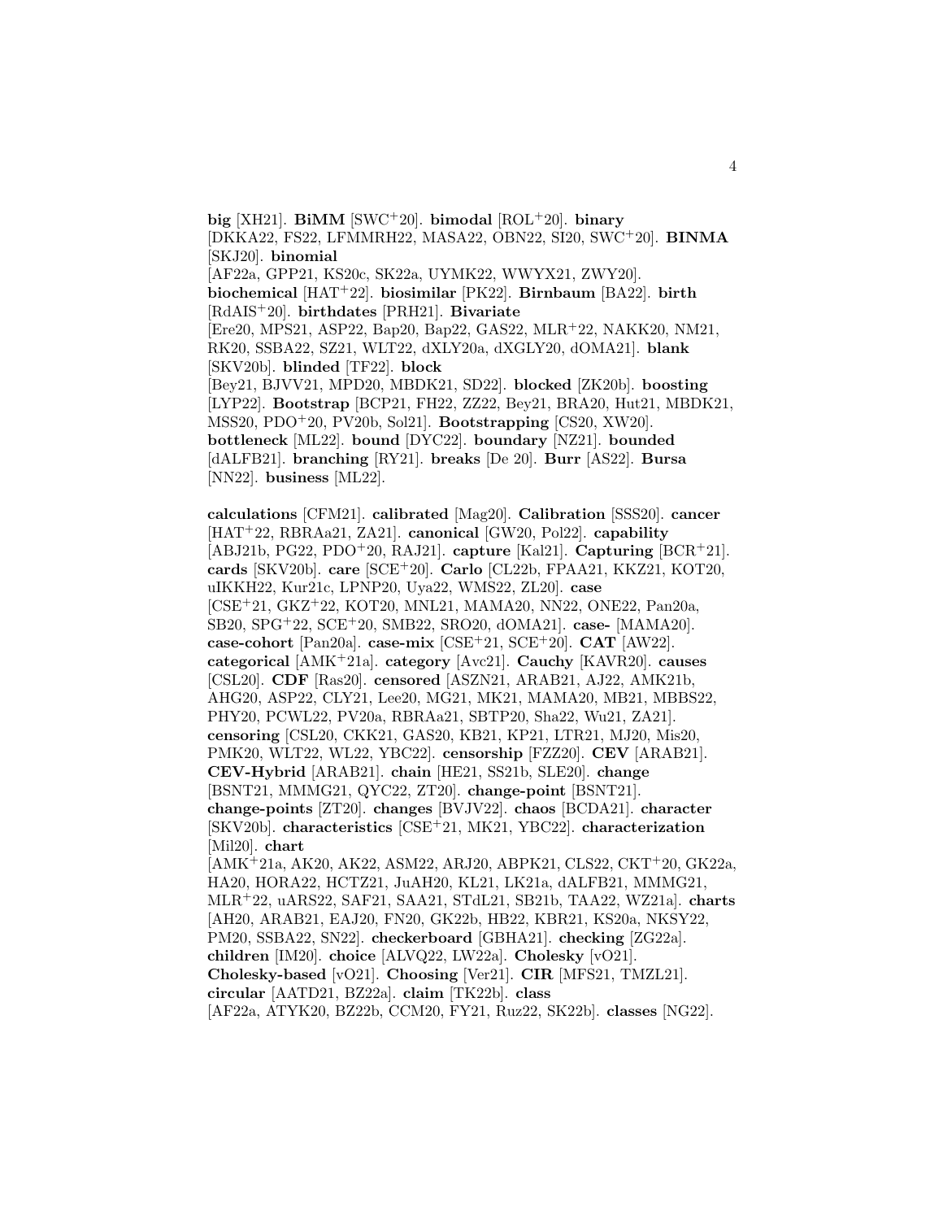**big** [XH21]. **BiMM** [SWC+20]. **bimodal** [ROL+20]. **binary** [DKKA22, FS22, LFMMRH22, MASA22, OBN22, SI20, SWC+20]. **BINMA** [SKJ20]. **binomial** [AF22a, GPP21, KS20c, SK22a, UYMK22, WWYX21, ZWY20]. **biochemical** [HAT+22]. **biosimilar** [PK22]. **Birnbaum** [BA22]. **birth** [RdAIS+20]. **birthdates** [PRH21]. **Bivariate** [Ere20, MPS21, ASP22, Bap20, Bap22, GAS22, MLR+22, NAKK20, NM21, RK20, SSBA22, SZ21, WLT22, dXLY20a, dXGLY20, dOMA21]. **blank** [SKV20b]. **blinded** [TF22]. **block** [Bey21, BJVV21, MPD20, MBDK21, SD22]. **blocked** [ZK20b]. **boosting** [LYP22]. **Bootstrap** [BCP21, FH22, ZZ22, Bey21, BRA20, Hut21, MBDK21, MSS20, PDO+20, PV20b, Sol21]. **Bootstrapping** [CS20, XW20]. **bottleneck** [ML22]. **bound** [DYC22]. **boundary** [NZ21]. **bounded** [dALFB21]. **branching** [RY21]. **breaks** [De 20]. **Burr** [AS22]. **Bursa** [NN22]. **business** [ML22].

**calculations** [CFM21]. **calibrated** [Mag20]. **Calibration** [SSS20]. **cancer** [HAT+22, RBRAa21, ZA21]. **canonical** [GW20, Pol22]. **capability** [ABJ21b, PG22, PDO+20, RAJ21]. **capture** [Kal21]. **Capturing** [BCR+21]. **cards** [SKV20b]. **care** [SCE+20]. **Carlo** [CL22b, FPAA21, KKZ21, KOT20, uIKKH22, Kur21c, LPNP20, Uya22, WMS22, ZL20]. **case** [CSE+21, GKZ+22, KOT20, MNL21, MAMA20, NN22, ONE22, Pan20a, SB20, SPG+22, SCE+20, SMB22, SRO20, dOMA21]. **case-** [MAMA20]. **case-cohort** [Pan20a]. **case-mix** [CSE+21, SCE+20]. **CAT** [AW22]. **categorical** [AMK+21a]. **category** [Avc21]. **Cauchy** [KAVR20]. **causes** [CSL20]. **CDF** [Ras20]. **censored** [ASZN21, ARAB21, AJ22, AMK21b, AHG20, ASP22, CLY21, Lee20, MG21, MK21, MAMA20, MB21, MBBS22, PHY20, PCWL22, PV20a, RBRAa21, SBTP20, Sha22, Wu21, ZA21]. **censoring** [CSL20, CKK21, GAS20, KB21, KP21, LTR21, MJ20, Mis20, PMK20, WLT22, WL22, YBC22]. **censorship** [FZZ20]. **CEV** [ARAB21]. **CEV-Hybrid** [ARAB21]. **chain** [HE21, SS21b, SLE20]. **change** [BSNT21, MMMG21, QYC22, ZT20]. **change-point** [BSNT21]. **change-points** [ZT20]. **changes** [BVJV22]. **chaos** [BCDA21]. **character** [SKV20b]. **characteristics** [CSE+21, MK21, YBC22]. **characterization** [Mil20]. **chart** [AMK+21a, AK20, AK22, ASM22, ARJ20, ABPK21, CLS22, CKT+20, GK22a, HA20, HORA22, HCTZ21, JuAH20, KL21, LK21a, dALFB21, MMMG21, MLR+22, uARS22, SAF21, SAA21, STdL21, SB21b, TAA22, WZ21a]. **charts** [AH20, ARAB21, EAJ20, FN20, GK22b, HB22, KBR21, KS20a, NKSY22, PM20, SSBA22, SN22]. **checkerboard** [GBHA21]. **checking** [ZG22a]. **children** [IM20]. **choice** [ALVQ22, LW22a]. **Cholesky** [vO21]. **Cholesky-based** [vO21]. **Choosing** [Ver21]. **CIR** [MFS21, TMZL21]. **circular** [AATD21, BZ22a]. **claim** [TK22b]. **class** [AF22a, ATYK20, BZ22b, CCM20, FY21, Ruz22, SK22b]. **classes** [NG22].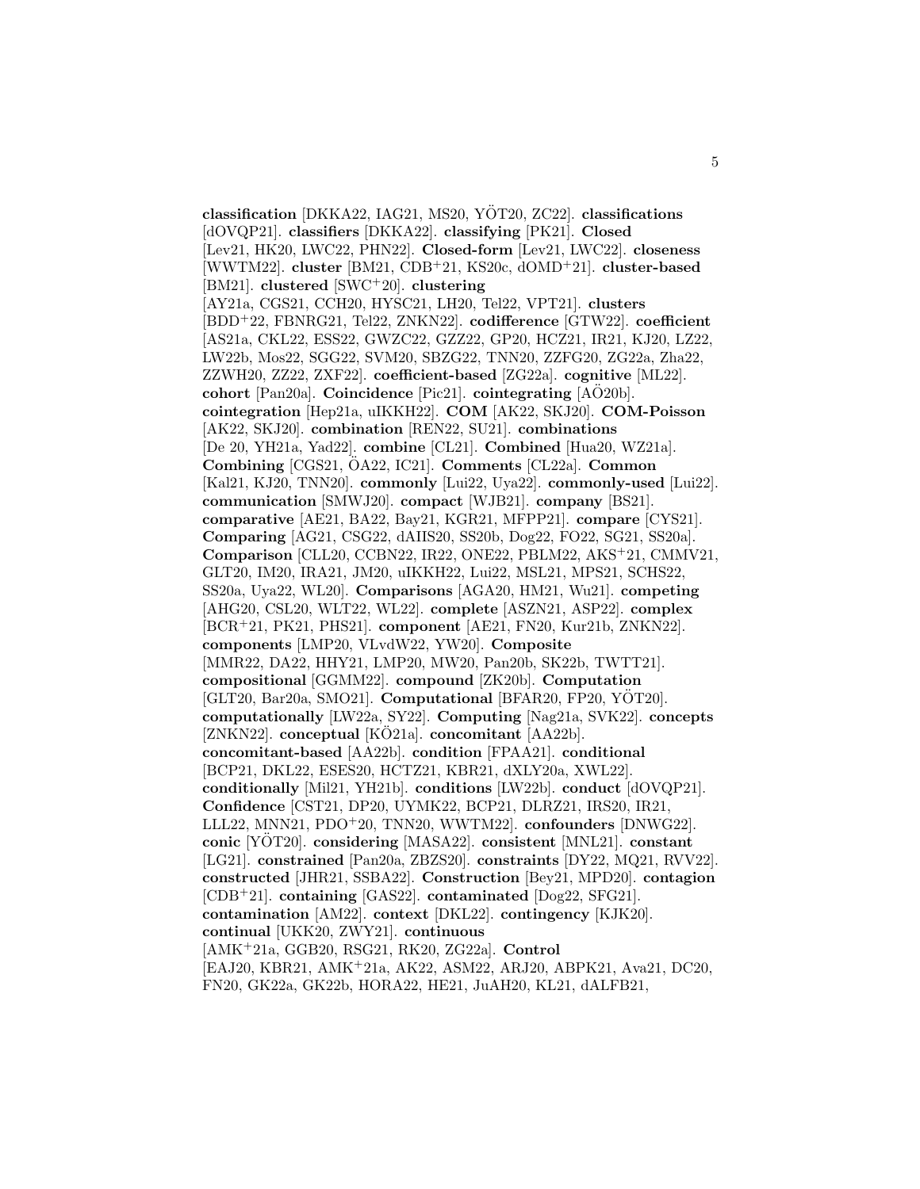**classification** [DKKA22, IAG21, MS20, YÖT20, ZC22]. **classifications** [dOVQP21]. **classifiers** [DKKA22]. **classifying** [PK21]. **Closed** [Lev21, HK20, LWC22, PHN22]. **Closed-form** [Lev21, LWC22]. **closeness** [WWTM22]. **cluster** [BM21, CDB[+]21, KS20c, dOMD[+]21]. **cluster-based** [BM21]. **clustered** [SWC[+]20]. **clustering** [AY21a, CGS21, CCH20, HYSC21, LH20, Tel22, VPT21]. **clusters** [BDD[+]22, FBNRG21, Tel22, ZNKN22]. **codifference** [GTW22]. **coefficient** [AS21a, CKL22, ESS22, GWZC22, GZZ22, GP20, HCZ21, IR21, KJ20, LZ22, LW22b, Mos22, SGG22, SVM20, SBZG22, TNN20, ZZFG20, ZG22a, Zha22, ZZWH20, ZZ22, ZXF22]. **coefficient-based** [ZG22a]. **cognitive** [ML22]. **cohort** [Pan20a]. **Coincidence** [Pic21]. **cointegrating** [AÖ20b]. **cointegration** [Hep21a, uIKKH22]. **COM** [AK22, SKJ20]. **COM-Poisson** [AK22, SKJ20]. **combination** [REN22, SU21]. **combinations** [De 20, YH21a, Yad22]. **combine** [CL21]. **Combined** [Hua20, WZ21a]. **Combining** [CGS21, ÖA22, IC21]. **Comments** [CL22a]. **Common** [Kal21, KJ20, TNN20]. **commonly** [Lui22, Uya22]. **commonly-used** [Lui22]. **communication** [SMWJ20]. **compact** [WJB21]. **company** [BS21]. **comparative** [AE21, BA22, Bay21, KGR21, MFPP21]. **compare** [CYS21]. **Comparing** [AG21, CSG22, dAIIS20, SS20b, Dog22, FO22, SG21, SS20a]. **Comparison** [CLL20, CCBN22, IR22, ONE22, PBLM22, AKS[+]21, CMMV21, GLT20, IM20, IRA21, JM20, uIKKH22, Lui22, MSL21, MPS21, SCHS22, SS20a, Uya22, WL20]. **Comparisons** [AGA20, HM21, Wu21]. **competing** [AHG20, CSL20, WLT22, WL22]. **complete** [ASZN21, ASP22]. **complex** [BCR[+]21, PK21, PHS21]. **component** [AE21, FN20, Kur21b, ZNKN22]. **components** [LMP20, VLvdW22, YW20]. **Composite** [MMR22, DA22, HHY21, LMP20, MW20, Pan20b, SK22b, TWTT21]. **compositional** [GGMM22]. **compound** [ZK20b]. **Computation** [GLT20, Bar20a, SMO21]. **Computational** [BFAR20, FP20, YÖT20]. **computationally** [LW22a, SY22]. **Computing** [Nag21a, SVK22]. **concepts** [ZNKN22]. **conceptual** [KÖ21a]. **concomitant** [AA22b]. **concomitant-based** [AA22b]. **condition** [FPAA21]. **conditional** [BCP21, DKL22, ESES20, HCTZ21, KBR21, dXLY20a, XWL22]. **conditionally** [Mil21, YH21b]. **conditions** [LW22b]. **conduct** [dOVQP21]. **Confidence** [CST21, DP20, UYMK22, BCP21, DLRZ21, IRS20, IR21, LLL22, MNN21, PDO[+]20, TNN20, WWTM22]. **confounders** [DNWG22]. **conic** [YÖT20]. **considering** [MASA22]. **consistent** [MNL21]. **constant** [LG21]. **constrained** [Pan20a, ZBZS20]. **constraints** [DY22, MQ21, RVV22]. **constructed** [JHR21, SSBA22]. **Construction** [Bey21, MPD20]. **contagion** [CDB[+]21]. **containing** [GAS22]. **contaminated** [Dog22, SFG21]. **contamination** [AM22]. **context** [DKL22]. **contingency** [KJK20]. **continual** [UKK20, ZWY21]. **continuous** [AMK[+]21a, GGB20, RSG21, RK20, ZG22a]. **Control** [EAJ20, KBR21, AMK[+]21a, AK22, ASM22, ARJ20, ABPK21, Ava21, DC20, FN20, GK22a, GK22b, HORA22, HE21, JuAH20, KL21, dALFB21,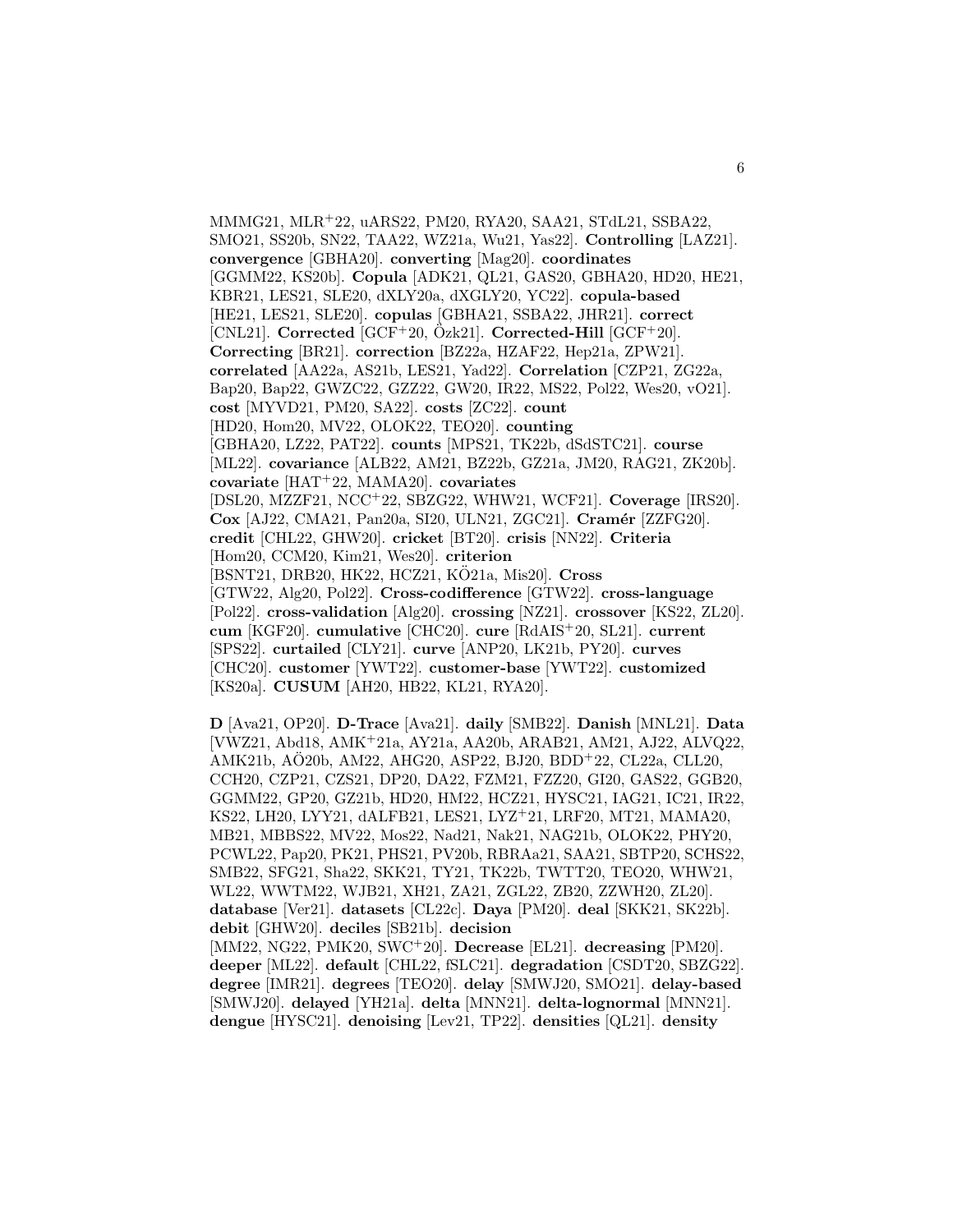MMMG21, MLR<sup>+</sup>22, uARS22, PM20, RYA20, SAA21, STdL21, SSBA22, SMO21, SS20b, SN22, TAA22, WZ21a, Wu21, Yas22]. **Controlling** [LAZ21]. **convergence** [GBHA20]. **converting** [Mag20]. **coordinates** [GGMM22, KS20b]. **Copula** [ADK21, QL21, GAS20, GBHA20, HD20, HE21, KBR21, LES21, SLE20, dXLY20a, dXGLY20, YC22]. **copula-based** [HE21, LES21, SLE20]. **copulas** [GBHA21, SSBA22, JHR21]. **correct** [CNL21]. **Corrected** [GCF+20, Özk21]. **Corrected-Hill** [GCF+20]. **Correcting** [BR21]. **correction** [BZ22a, HZAF22, Hep21a, ZPW21]. **correlated** [AA22a, AS21b, LES21, Yad22]. **Correlation** [CZP21, ZG22a, Bap20, Bap22, GWZC22, GZZ22, GW20, IR22, MS22, Pol22, Wes20, vO21]. **cost** [MYVD21, PM20, SA22]. **costs** [ZC22]. **count** [HD20, Hom20, MV22, OLOK22, TEO20]. **counting** [GBHA20, LZ22, PAT22]. **counts** [MPS21, TK22b, dSdSTC21]. **course** [ML22]. **covariance** [ALB22, AM21, BZ22b, GZ21a, JM20, RAG21, ZK20b]. **covariate** [HAT+22, MAMA20]. **covariates** [DSL20, MZZF21, NCC+22, SBZG22, WHW21, WCF21]. **Coverage** [IRS20]. **Cox** [AJ22, CMA21, Pan20a, SI20, ULN21, ZGC21]. **Cramér** [ZZFG20]. **credit** [CHL22, GHW20]. **cricket** [BT20]. **crisis** [NN22]. **Criteria** [Hom20, CCM20, Kim21, Wes20]. **criterion** [BSNT21, DRB20, HK22, HCZ21, KÖ21a, Mis20]. **Cross** [GTW22, Alg20, Pol22]. **Cross-codifference** [GTW22]. **cross-language** [Pol22]. **cross-validation** [Alg20]. **crossing** [NZ21]. **crossover** [KS22, ZL20]. **cum** [KGF20]. **cumulative** [CHC20]. **cure** [RdAIS+20, SL21]. **current** [SPS22]. **curtailed** [CLY21]. **curve** [ANP20, LK21b, PY20]. **curves** [CHC20]. **customer** [YWT22]. **customer-base** [YWT22]. **customized** [KS20a]. **CUSUM** [AH20, HB22, KL21, RYA20].

**D** [Ava21, OP20]. **D-Trace** [Ava21]. **daily** [SMB22]. **Danish** [MNL21]. **Data** [VWZ21, Abd18, AMK+21a, AY21a, AA20b, ARAB21, AM21, AJ22, ALVQ22, AMK21b, AÖ20b, AM22, AHG20, ASP22, BJ20, BDD+22, CL22a, CLL20, CCH20, CZP21, CZS21, DP20, DA22, FZM21, FZZ20, GI20, GAS22, GGB20, GGMM22, GP20, GZ21b, HD20, HM22, HCZ21, HYSC21, IAG21, IC21, IR22, KS22, LH20, LYY21, dALFB21, LES21, LYZ+21, LRF20, MT21, MAMA20, MB21, MBBS22, MV22, Mos22, Nad21, Nak21, NAG21b, OLOK22, PHY20, PCWL22, Pap20, PK21, PHS21, PV20b, RBRAa21, SAA21, SBTP20, SCHS22, SMB22, SFG21, Sha22, SKK21, TY21, TK22b, TWTT20, TEO20, WHW21, WL22, WWTM22, WJB21, XH21, ZA21, ZGL22, ZB20, ZZWH20, ZL20]. **database** [Ver21]. **datasets** [CL22c]. **Daya** [PM20]. **deal** [SKK21, SK22b]. **debit** [GHW20]. **deciles** [SB21b]. **decision** [MM22, NG22, PMK20, SWC+20]. **Decrease** [EL21]. **decreasing** [PM20]. **deeper** [ML22]. **default** [CHL22, fSLC21]. **degradation** [CSDT20, SBZG22]. **degree** [IMR21]. **degrees** [TEO20]. **delay** [SMWJ20, SMO21]. **delay-based** [SMWJ20]. **delayed** [YH21a]. **delta** [MNN21]. **delta-lognormal** [MNN21]. **dengue** [HYSC21]. **denoising** [Lev21, TP22]. **densities** [QL21]. **density**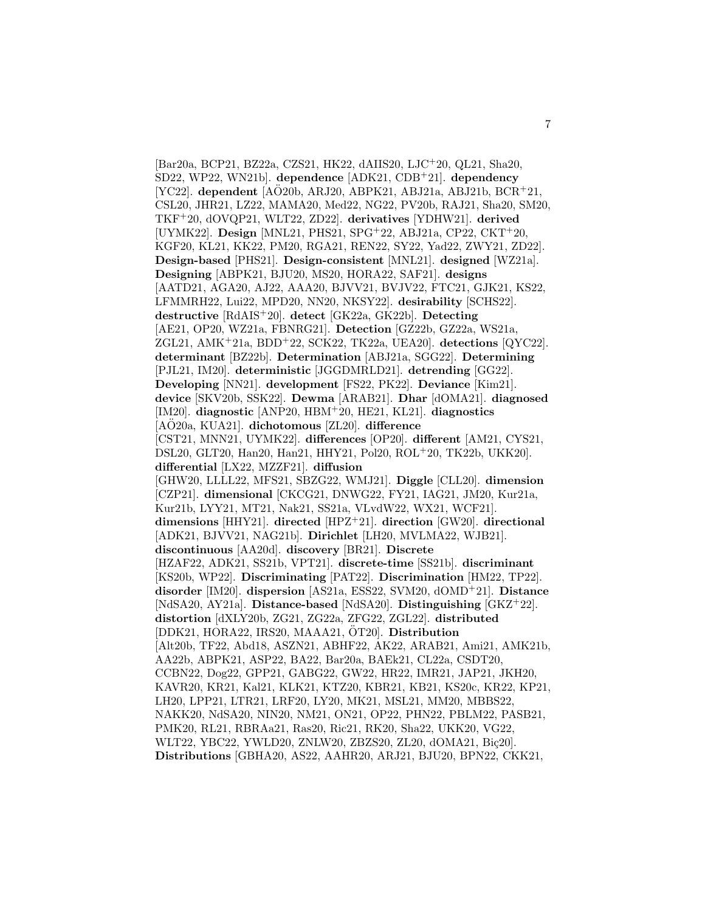[Bar20a, BCP21, BZ22a, CZS21, HK22, dAIIS20, LJC[+]20, QL21, Sha20, SD22, WP22, WN21b]. **dependence** [ADK21, CDB[+]21]. **dependency** [YC22]. **dependent** [AÖ20b, ARJ20, ABPK21, ABJ21a, ABJ21b, BCR[+]21, CSL20, JHR21, LZ22, MAMA20, Med22, NG22, PV20b, RAJ21, Sha20, SM20, TKF[+]20, dOVQP21, WLT22, ZD22]. **derivatives** [YDHW21]. **derived** [UYMK22]. **Design** [MNL21, PHS21, SPG[+]22, ABJ21a, CP22, CKT[+]20, KGF20, KL21, KK22, PM20, RGA21, REN22, SY22, Yad22, ZWY21, ZD22]. **Design-based** [PHS21]. **Design-consistent** [MNL21]. **designed** [WZ21a]. **Designing** [ABPK21, BJU20, MS20, HORA22, SAF21]. **designs** [AATD21, AGA20, AJ22, AAA20, BJVV21, BVJV22, FTC21, GJK21, KS22, LFMMRH22, Lui22, MPD20, NN20, NKSY22]. **desirability** [SCHS22]. **destructive** [RdAIS[+]20]. **detect** [GK22a, GK22b]. **Detecting** [AE21, OP20, WZ21a, FBNRG21]. **Detection** [GZ22b, GZ22a, WS21a, ZGL21, AMK[+]21a, BDD[+]22, SCK22, TK22a, UEA20]. **detections** [QYC22]. **determinant** [BZ22b]. **Determination** [ABJ21a, SGG22]. **Determining** [PJL21, IM20]. **deterministic** [JGGDMRLD21]. **detrending** [GG22]. **Developing** [NN21]. **development** [FS22, PK22]. **Deviance** [Kim21]. **device** [SKV20b, SSK22]. **Dewma** [ARAB21]. **Dhar** [dOMA21]. **diagnosed** [IM20]. **diagnostic** [ANP20, HBM[+]20, HE21, KL21]. **diagnostics** [AÖ20a, KUA21]. **dichotomous** [ZL20]. **difference** [CST21, MNN21, UYMK22]. **differences** [OP20]. **different** [AM21, CYS21, DSL20, GLT20, Han20, Han21, HHY21, Pol20, ROL[+]20, TK22b, UKK20]. **differential** [LX22, MZZF21]. **diffusion** [GHW20, LLLL22, MFS21, SBZG22, WMJ21]. **Diggle** [CLL20]. **dimension** [CZP21]. **dimensional** [CKCG21, DNWG22, FY21, IAG21, JM20, Kur21a, Kur21b, LYY21, MT21, Nak21, SS21a, VLvdW22, WX21, WCF21]. **dimensions** [HHY21]. **directed** [HPZ[+]21]. **direction** [GW20]. **directional** [ADK21, BJVV21, NAG21b]. **Dirichlet** [LH20, MVLMA22, WJB21]. **discontinuous** [AA20d]. **discovery** [BR21]. **Discrete** [HZAF22, ADK21, SS21b, VPT21]. **discrete-time** [SS21b]. **discriminant** [KS20b, WP22]. **Discriminating** [PAT22]. **Discrimination** [HM22, TP22]. **disorder** [IM20]. **dispersion** [AS21a, ESS22, SVM20, dOMD[+]21]. **Distance** [NdSA20, AY21a]. **Distance-based** [NdSA20]. **Distinguishing** [GKZ[+]22]. **distortion** [dXLY20b, ZG21, ZG22a, ZFG22, ZGL22]. **distributed** [DDK21, HORA22, IRS20, MAAA21, ÖT20]. **Distribution** [Alt20b, TF22, Abd18, ASZN21, ABHF22, AK22, ARAB21, Ami21, AMK21b, AA22b, ABPK21, ASP22, BA22, Bar20a, BAEk21, CL22a, CSDT20, CCBN22, Dog22, GPP21, GABG22, GW22, HR22, IMR21, JAP21, JKH20, KAVR20, KR21, Kal21, KLK21, KTZ20, KBR21, KB21, KS20c, KR22, KP21, LH20, LPP21, LTR21, LRF20, LY20, MK21, MSL21, MM20, MBBS22, NAKK20, NdSA20, NIN20, NM21, ON21, OP22, PHN22, PBLM22, PASB21, PMK20, RL21, RBRAa21, Ras20, Ric21, RK20, Sha22, UKK20, VG22, WLT22, YBC22, YWLD20, ZNLW20, ZBZS20, ZL20, dOMA21, Biç20]. **Distributions** [GBHA20, AS22, AAHR20, ARJ21, BJU20, BPN22, CKK21,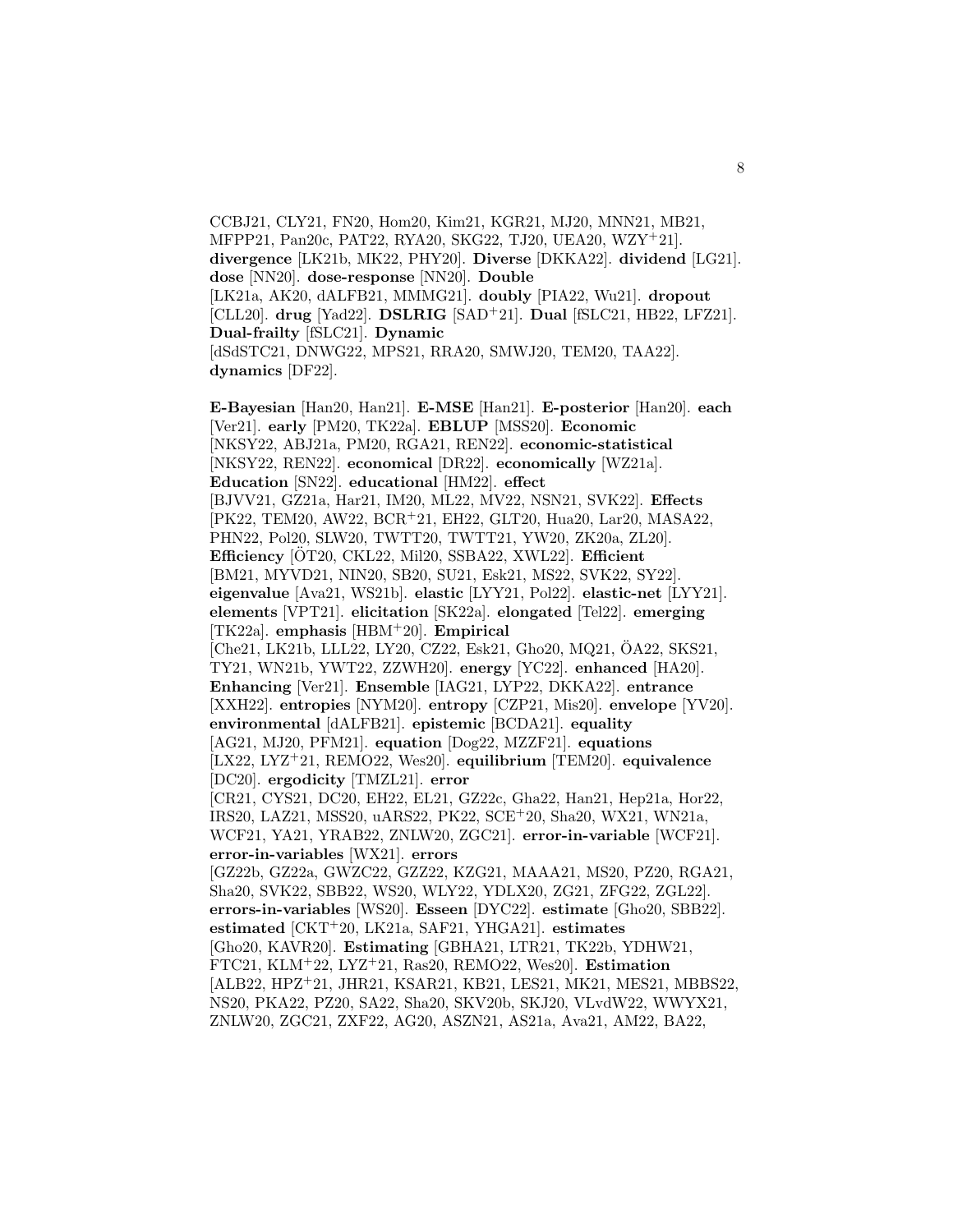CCBJ21, CLY21, FN20, Hom20, Kim21, KGR21, MJ20, MNN21, MB21, MFPP21, Pan20c, PAT22, RYA20, SKG22, TJ20, UEA20, WZY[+]21]. **divergence** [LK21b, MK22, PHY20]. **Diverse** [DKKA22]. **dividend** [LG21]. **dose** [NN20]. **dose-response** [NN20]. **Double** [LK21a, AK20, dALFB21, MMMG21]. **doubly** [PIA22, Wu21]. **dropout** [CLL20]. **drug** [Yad22]. **DSLRIG** [SAD[+]21]. **Dual** [fSLC21, HB22, LFZ21]. **Dual-frailty** [fSLC21]. **Dynamic** [dSdSTC21, DNWG22, MPS21, RRA20, SMWJ20, TEM20, TAA22]. **dynamics** [DF22].

**E-Bayesian** [Han20, Han21]. **E-MSE** [Han21]. **E-posterior** [Han20]. **each** [Ver21]. **early** [PM20, TK22a]. **EBLUP** [MSS20]. **Economic** [NKSY22, ABJ21a, PM20, RGA21, REN22]. **economic-statistical** [NKSY22, REN22]. **economical** [DR22]. **economically** [WZ21a]. **Education** [SN22]. **educational** [HM22]. **effect** [BJVV21, GZ21a, Har21, IM20, ML22, MV22, NSN21, SVK22]. **Effects** [PK22, TEM20, AW22, BCR[+]21, EH22, GLT20, Hua20, Lar20, MASA22, PHN22, Pol20, SLW20, TWTT20, TWTT21, YW20, ZK20a, ZL20]. **Efficiency** [ÖT20, CKL22, Mil20, SSBA22, XWL22]. **Efficient** [BM21, MYVD21, NIN20, SB20, SU21, Esk21, MS22, SVK22, SY22]. **eigenvalue** [Ava21, WS21b]. **elastic** [LYY21, Pol22]. **elastic-net** [LYY21]. **elements** [VPT21]. **elicitation** [SK22a]. **elongated** [Tel22]. **emerging** [TK22a]. **emphasis** [HBM[+]20]. **Empirical** [Che21, LK21b, LLL22, LY20, CZ22, Esk21, Gho20, MQ21, ÖA22, SKS21, TY21, WN21b, YWT22, ZZWH20]. **energy** [YC22]. **enhanced** [HA20]. **Enhancing** [Ver21]. **Ensemble** [IAG21, LYP22, DKKA22]. **entrance** [XXH22]. **entropies** [NYM20]. **entropy** [CZP21, Mis20]. **envelope** [YV20]. **environmental** [dALFB21]. **epistemic** [BCDA21]. **equality** [AG21, MJ20, PFM21]. **equation** [Dog22, MZZF21]. **equations** [LX22, LYZ[+]21, REMO22, Wes20]. **equilibrium** [TEM20]. **equivalence** [DC20]. **ergodicity** [TMZL21]. **error** [CR21, CYS21, DC20, EH22, EL21, GZ22c, Gha22, Han21, Hep21a, Hor22, IRS20, LAZ21, MSS20, uARS22, PK22, SCE[+]20, Sha20, WX21, WN21a, WCF21, YA21, YRAB22, ZNLW20, ZGC21]. **error-in-variable** [WCF21]. **error-in-variables** [WX21]. **errors** [GZ22b, GZ22a, GWZC22, GZZ22, KZG21, MAAA21, MS20, PZ20, RGA21, Sha20, SVK22, SBB22, WS20, WLY22, YDLX20, ZG21, ZFG22, ZGL22]. **errors-in-variables** [WS20]. **Esseen** [DYC22]. **estimate** [Gho20, SBB22]. **estimated** [CKT[+]20, LK21a, SAF21, YHGA21]. **estimates** [Gho20, KAVR20]. **Estimating** [GBHA21, LTR21, TK22b, YDHW21, FTC21, KLM[+]22, LYZ[+]21, Ras20, REMO22, Wes20]. **Estimation** [ALB22, HPZ[+]21, JHR21, KSAR21, KB21, LES21, MK21, MES21, MBBS22, NS20, PKA22, PZ20, SA22, Sha20, SKV20b, SKJ20, VLvdW22, WWYX21, ZNLW20, ZGC21, ZXF22, AG20, ASZN21, AS21a, Ava21, AM22, BA22,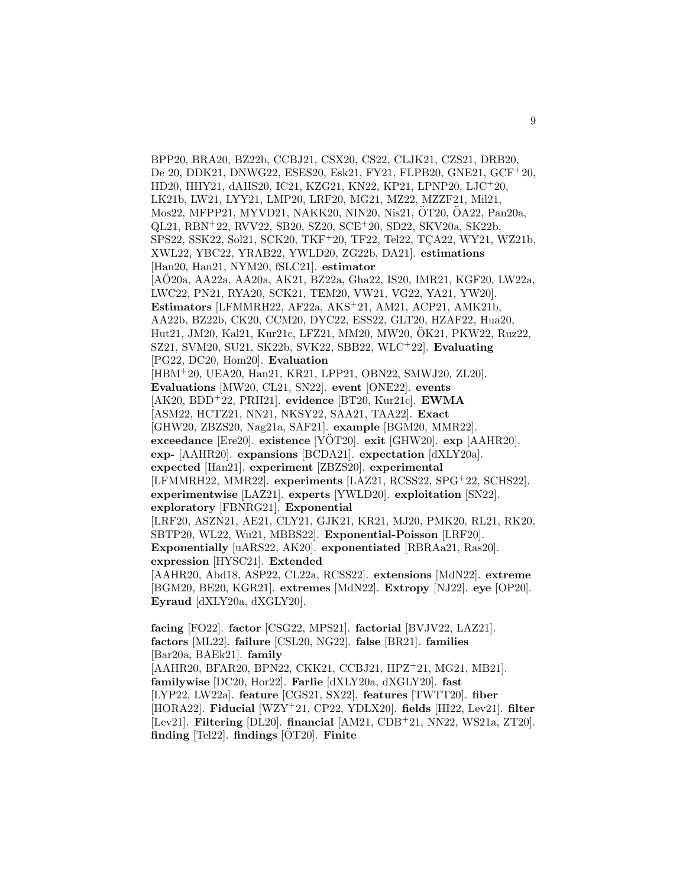BPP20, BRA20, BZ22b, CCBJ21, CSX20, CS22, CLJK21, CZS21, DRB20, De 20, DDK21, DNWG22, ESES20, Esk21, FY21, FLPB20, GNE21, GCF+20, HD20, HHY21, dAIIS20, IC21, KZG21, KN22, KP21, LPNP20, LJC+20, LK21b, LW21, LYY21, LMP20, LRF20, MG21, MZ22, MZZF21, Mil21, Mos22, MFPP21, MYVD21, NAKK20, NIN20, Nis21, ÖT20, ÖA22, Pan20a, QL21, RBN+22, RVV22, SB20, SZ20, SCE+20, SD22, SKV20a, SK22b, SPS22, SSK22, Sol21, SCK20, TKF+20, TF22, Tel22, TÇA22, WY21, WZ21b, XWL22, YBC22, YRAB22, YWLD20, ZG22b, DA21]. **estimations** [Han20, Han21, NYM20, fSLC21]. **estimator** [AÖ20a, AA22a, AA20a, AK21, BZ22a, Gha22, IS20, IMR21, KGF20, LW22a, LWC22, PN21, RYA20, SCK21, TEM20, VW21, VG22, YA21, YW20]. **Estimators** [LFMMRH22, AF22a, AKS+21, AM21, ACP21, AMK21b, AA22b, BZ22b, CK20, CCM20, DYC22, ESS22, GLT20, HZAF22, Hua20, Hut21, JM20, Kal21, Kur21c, LFZ21, MM20, MW20, ÖK21, PKW22, Ruz22, SZ21, SVM20, SU21, SK22b, SVK22, SBB22, WLC+22]. **Evaluating** [PG22, DC20, Hom20]. **Evaluation** [HBM+20, UEA20, Han21, KR21, LPP21, OBN22, SMWJ20, ZL20]. **Evaluations** [MW20, CL21, SN22]. **event** [ONE22]. **events** [AK20, BDD+22, PRH21]. **evidence** [BT20, Kur21c]. **EWMA** [ASM22, HCTZ21, NN21, NKSY22, SAA21, TAA22]. **Exact** [GHW20, ZBZS20, Nag21a, SAF21]. **example** [BGM20, MMR22]. **exceedance** [Ere20]. **existence** [YÖT20]. **exit** [GHW20]. **exp** [AAHR20]. **exp-** [AAHR20]. **expansions** [BCDA21]. **expectation** [dXLY20a]. **expected** [Han21]. **experiment** [ZBZS20]. **experimental** [LFMMRH22, MMR22]. **experiments** [LAZ21, RCSS22, SPG+22, SCHS22]. **experimentwise** [LAZ21]. **experts** [YWLD20]. **exploitation** [SN22]. **exploratory** [FBNRG21]. **Exponential** [LRF20, ASZN21, AE21, CLY21, GJK21, KR21, MJ20, PMK20, RL21, RK20, SBTP20, WL22, Wu21, MBBS22]. **Exponential-Poisson** [LRF20]. **Exponentially** [uARS22, AK20]. **exponentiated** [RBRAa21, Ras20]. **expression** [HYSC21]. **Extended** [AAHR20, Abd18, ASP22, CL22a, RCSS22]. **extensions** [MdN22]. **extreme** [BGM20, BE20, KGR21]. **extremes** [MdN22]. **Extropy** [NJ22]. **eye** [OP20]. **Eyraud** [dXLY20a, dXGLY20].

**facing** [FO22]. **factor** [CSG22, MPS21]. **factorial** [BVJV22, LAZ21]. **factors** [ML22]. **failure** [CSL20, NG22]. **false** [BR21]. **families** [Bar20a, BAEk21]. **family** [AAHR20, BFAR20, BPN22, CKK21, CCBJ21, HPZ+21, MG21, MB21]. **familywise** [DC20, Hor22]. **Farlie** [dXLY20a, dXGLY20]. **fast** [LYP22, LW22a]. **feature** [CGS21, SX22]. **features** [TWTT20]. **fiber** [HORA22]. **Fiducial** [WZY+21, CP22, YDLX20]. **fields** [HI22, Lev21]. **filter** [Lev21]. **Filtering** [DL20]. **financial** [AM21, CDB+21, NN22, WS21a, ZT20]. **finding** [Tel22]. **findings** [ÖT20]. **Finite**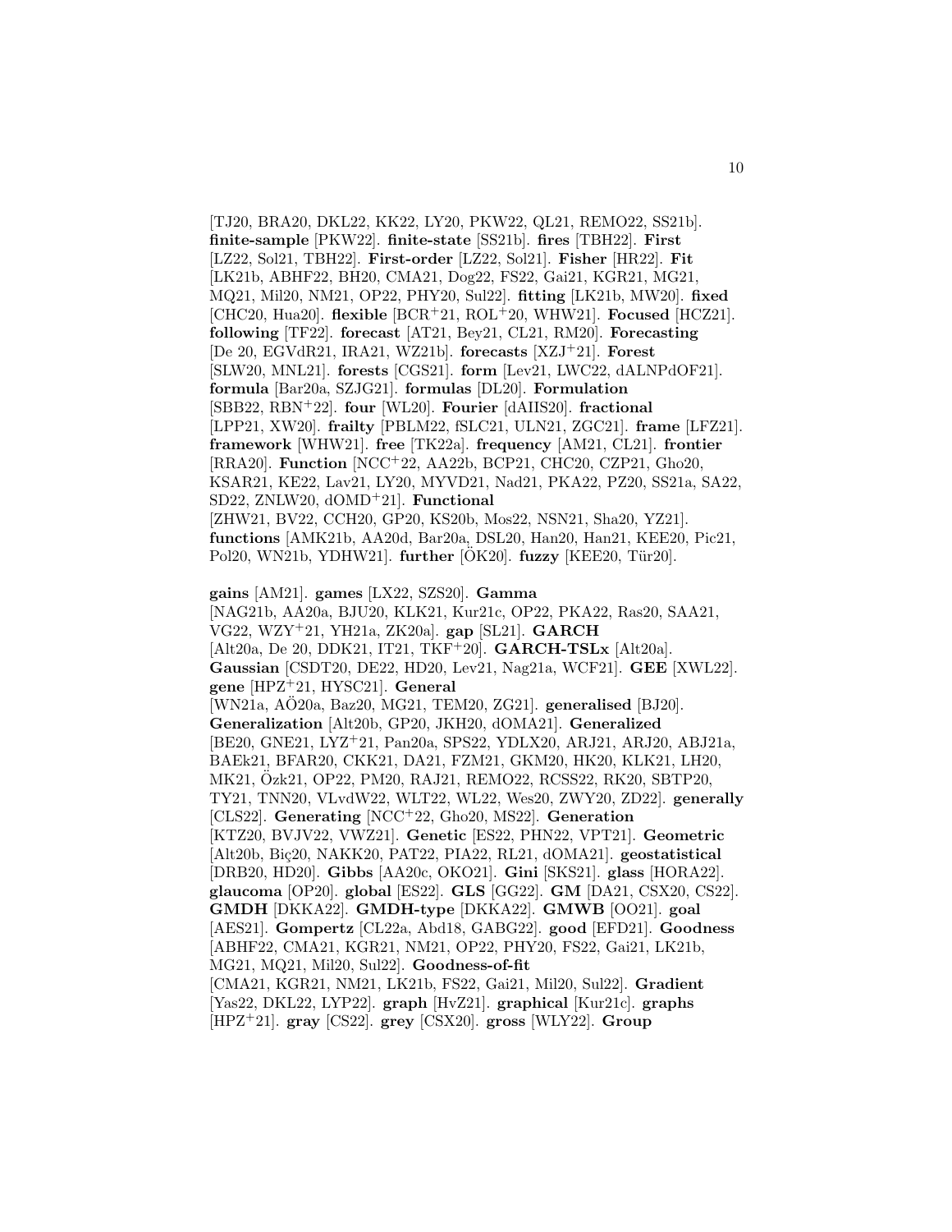[TJ20, BRA20, DKL22, KK22, LY20, PKW22, QL21, REMO22, SS21b]. **finite-sample** [PKW22]. **finite-state** [SS21b]. **fires** [TBH22]. **First** [LZ22, Sol21, TBH22]. **First-order** [LZ22, Sol21]. **Fisher** [HR22]. **Fit** [LK21b, ABHF22, BH20, CMA21, Dog22, FS22, Gai21, KGR21, MG21, MQ21, Mil20, NM21, OP22, PHY20, Sul22]. **fitting** [LK21b, MW20]. **fixed** [CHC20, Hua20]. **flexible** [BCR+21, ROL+20, WHW21]. **Focused** [HCZ21]. **following** [TF22]. **forecast** [AT21, Bey21, CL21, RM20]. **Forecasting** [De 20, EGVdR21, IRA21, WZ21b]. **forecasts** [XZJ+21]. **Forest** [SLW20, MNL21]. **forests** [CGS21]. **form** [Lev21, LWC22, dALNPdOF21]. **formula** [Bar20a, SZJG21]. **formulas** [DL20]. **Formulation** [SBB22, RBN+22]. **four** [WL20]. **Fourier** [dAIIS20]. **fractional** [LPP21, XW20]. **frailty** [PBLM22, fSLC21, ULN21, ZGC21]. **frame** [LFZ21]. **framework** [WHW21]. **free** [TK22a]. **frequency** [AM21, CL21]. **frontier** [RRA20]. **Function** [NCC+22, AA22b, BCP21, CHC20, CZP21, Gho20, KSAR21, KE22, Lav21, LY20, MYVD21, Nad21, PKA22, PZ20, SS21a, SA22, SD22, ZNLW20, dOMD+21]. **Functional** [ZHW21, BV22, CCH20, GP20, KS20b, Mos22, NSN21, Sha20, YZ21]. **functions** [AMK21b, AA20d, Bar20a, DSL20, Han20, Han21, KEE20, Pic21, Pol20, WN21b, YDHW21]. **further** [ÖK20]. **fuzzy** [KEE20, Tür20].

**gains** [AM21]. **games** [LX22, SZS20]. **Gamma** [NAG21b, AA20a, BJU20, KLK21, Kur21c, OP22, PKA22, Ras20, SAA21, VG22, WZY+21, YH21a, ZK20a]. **gap** [SL21]. **GARCH** [Alt20a, De 20, DDK21, IT21, TKF+20]. **GARCH-TSLx** [Alt20a]. **Gaussian** [CSDT20, DE22, HD20, Lev21, Nag21a, WCF21]. **GEE** [XWL22]. **gene** [HPZ+21, HYSC21]. **General** [WN21a, AÖ20a, Baz20, MG21, TEM20, ZG21]. **generalised** [BJ20]. **Generalization** [Alt20b, GP20, JKH20, dOMA21]. **Generalized** [BE20, GNE21, LYZ+21, Pan20a, SPS22, YDLX20, ARJ21, ARJ20, ABJ21a, BAEk21, BFAR20, CKK21, DA21, FZM21, GKM20, HK20, KLK21, LH20, MK21, Özk21, OP22, PM20, RAJ21, REMO22, RCSS22, RK20, SBTP20, TY21, TNN20, VLvdW22, WLT22, WL22, Wes20, ZWY20, ZD22]. **generally** [CLS22]. **Generating** [NCC+22, Gho20, MS22]. **Generation** [KTZ20, BVJV22, VWZ21]. **Genetic** [ES22, PHN22, VPT21]. **Geometric** [Alt20b, Biç20, NAKK20, PAT22, PIA22, RL21, dOMA21]. **geostatistical** [DRB20, HD20]. **Gibbs** [AA20c, OKO21]. **Gini** [SKS21]. **glass** [HORA22]. **glaucoma** [OP20]. **global** [ES22]. **GLS** [GG22]. **GM** [DA21, CSX20, CS22]. **GMDH** [DKKA22]. **GMDH-type** [DKKA22]. **GMWB** [OO21]. **goal** [AES21]. **Gompertz** [CL22a, Abd18, GABG22]. **good** [EFD21]. **Goodness** [ABHF22, CMA21, KGR21, NM21, OP22, PHY20, FS22, Gai21, LK21b, MG21, MQ21, Mil20, Sul22]. **Goodness-of-fit** [CMA21, KGR21, NM21, LK21b, FS22, Gai21, Mil20, Sul22]. **Gradient** [Yas22, DKL22, LYP22]. **graph** [HvZ21]. **graphical** [Kur21c]. **graphs** [HPZ+21]. **gray** [CS22]. **grey** [CSX20]. **gross** [WLY22]. **Group**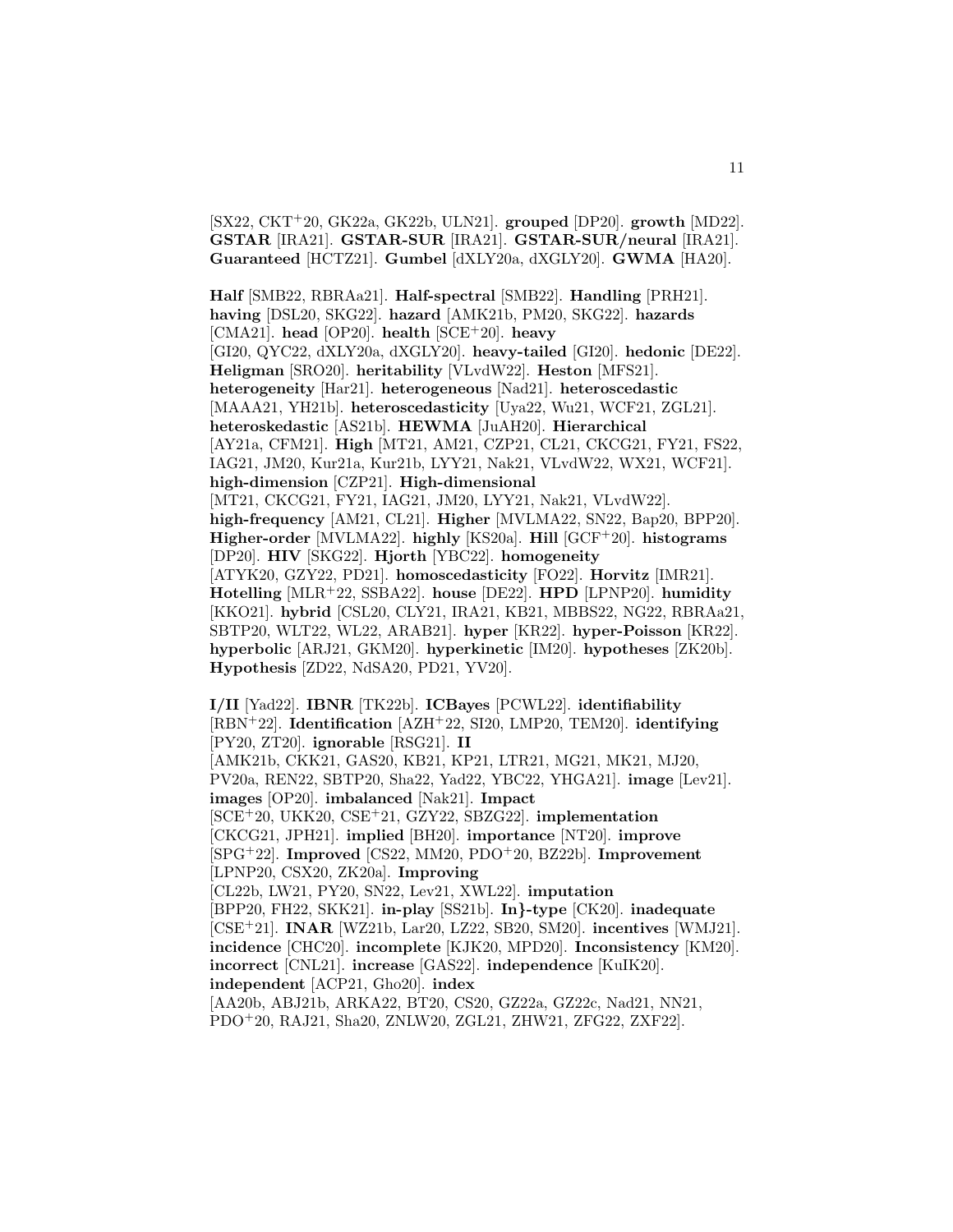[SX22, CKT+20, GK22a, GK22b, ULN21]. **grouped** [DP20]. **growth** [MD22]. **GSTAR** [IRA21]. **GSTAR-SUR** [IRA21]. **GSTAR-SUR/neural** [IRA21]. **Guaranteed** [HCTZ21]. **Gumbel** [dXLY20a, dXGLY20]. **GWMA** [HA20].

**Half** [SMB22, RBRAa21]. **Half-spectral** [SMB22]. **Handling** [PRH21]. **having** [DSL20, SKG22]. **hazard** [AMK21b, PM20, SKG22]. **hazards** [CMA21]. **head** [OP20]. **health** [SCE+20]. **heavy** [GI20, QYC22, dXLY20a, dXGLY20]. **heavy-tailed** [GI20]. **hedonic** [DE22]. **Heligman** [SRO20]. **heritability** [VLvdW22]. **Heston** [MFS21]. **heterogeneity** [Har21]. **heterogeneous** [Nad21]. **heteroscedastic** [MAAA21, YH21b]. **heteroscedasticity** [Uya22, Wu21, WCF21, ZGL21]. **heteroskedastic** [AS21b]. **HEWMA** [JuAH20]. **Hierarchical** [AY21a, CFM21]. **High** [MT21, AM21, CZP21, CL21, CKCG21, FY21, FS22, IAG21, JM20, Kur21a, Kur21b, LYY21, Nak21, VLvdW22, WX21, WCF21]. **high-dimension** [CZP21]. **High-dimensional** [MT21, CKCG21, FY21, IAG21, JM20, LYY21, Nak21, VLvdW22]. **high-frequency** [AM21, CL21]. **Higher** [MVLMA22, SN22, Bap20, BPP20]. **Higher-order** [MVLMA22]. **highly** [KS20a]. **Hill** [GCF+20]. **histograms** [DP20]. **HIV** [SKG22]. **Hjorth** [YBC22]. **homogeneity** [ATYK20, GZY22, PD21]. **homoscedasticity** [FO22]. **Horvitz** [IMR21]. **Hotelling** [MLR+22, SSBA22]. **house** [DE22]. **HPD** [LPNP20]. **humidity** [KKO21]. **hybrid** [CSL20, CLY21, IRA21, KB21, MBBS22, NG22, RBRAa21, SBTP20, WLT22, WL22, ARAB21]. **hyper** [KR22]. **hyper-Poisson** [KR22]. **hyperbolic** [ARJ21, GKM20]. **hyperkinetic** [IM20]. **hypotheses** [ZK20b]. **Hypothesis** [ZD22, NdSA20, PD21, YV20].

**I/II** [Yad22]. **IBNR** [TK22b]. **ICBayes** [PCWL22]. **identifiability** [RBN+22]. **Identification** [AZH+22, SI20, LMP20, TEM20]. **identifying** [PY20, ZT20]. **ignorable** [RSG21]. **II** [AMK21b, CKK21, GAS20, KB21, KP21, LTR21, MG21, MK21, MJ20, PV20a, REN22, SBTP20, Sha22, Yad22, YBC22, YHGA21]. **image** [Lev21]. **images** [OP20]. **imbalanced** [Nak21]. **Impact** [SCE+20, UKK20, CSE+21, GZY22, SBZG22]. **implementation** [CKCG21, JPH21]. **implied** [BH20]. **importance** [NT20]. **improve** [SPG+22]. **Improved** [CS22, MM20, PDO+20, BZ22b]. **Improvement** [LPNP20, CSX20, ZK20a]. **Improving** [CL22b, LW21, PY20, SN22, Lev21, XWL22]. **imputation** [BPP20, FH22, SKK21]. **in-play** [SS21b]. **In}-type** [CK20]. **inadequate** [CSE+21]. **INAR** [WZ21b, Lar20, LZ22, SB20, SM20]. **incentives** [WMJ21]. **incidence** [CHC20]. **incomplete** [KJK20, MPD20]. **Inconsistency** [KM20]. **incorrect** [CNL21]. **increase** [GAS22]. **independence** [KuIK20]. **independent** [ACP21, Gho20]. **index** [AA20b, ABJ21b, ARKA22, BT20, CS20, GZ22a, GZ22c, Nad21, NN21, PDO+20, RAJ21, Sha20, ZNLW20, ZGL21, ZHW21, ZFG22, ZXF22].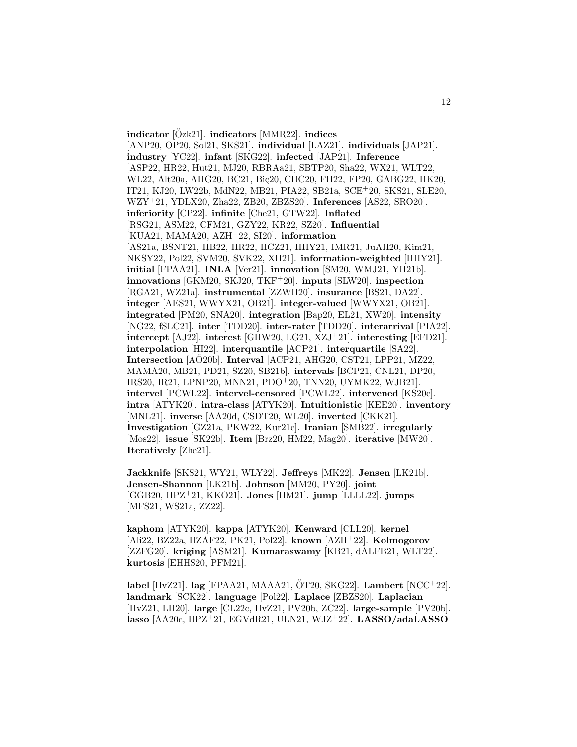**indicator** [Özk21]. **indicators** [MMR22]. **indices** [ANP20, OP20, Sol21, SKS21]. **individual** [LAZ21]. **individuals** [JAP21]. **industry** [YC22]. **infant** [SKG22]. **infected** [JAP21]. **Inference** [ASP22, HR22, Hut21, MJ20, RBRAa21, SBTP20, Sha22, WX21, WLT22, WL22, Alt20a, AHG20, BC21, Biç20, CHC20, FH22, FP20, GABG22, HK20, IT21, KJ20, LW22b, MdN22, MB21, PIA22, SB21a, SCE+20, SKS21, SLE20, WZY+21, YDLX20, Zha22, ZB20, ZBZS20]. **Inferences** [AS22, SRO20]. **inferiority** [CP22]. **infinite** [Che21, GTW22]. **Inflated** [RSG21, ASM22, CFM21, GZY22, KR22, SZ20]. **Influential** [KUA21, MAMA20, AZH+22, SI20]. **information** [AS21a, BSNT21, HB22, HR22, HCZ21, HHY21, IMR21, JuAH20, Kim21, NKSY22, Pol22, SVM20, SVK22, XH21]. **information-weighted** [HHY21]. **initial** [FPAA21]. **INLA** [Ver21]. **innovation** [SM20, WMJ21, YH21b]. **innovations** [GKM20, SKJ20, TKF+20]. **inputs** [SLW20]. **inspection** [RGA21, WZ21a]. **instrumental** [ZZWH20]. **insurance** [BS21, DA22]. **integer** [AES21, WWYX21, OB21]. **integer-valued** [WWYX21, OB21]. **integrated** [PM20, SNA20]. **integration** [Bap20, EL21, XW20]. **intensity** [NG22, fSLC21]. **inter** [TDD20]. **inter-rater** [TDD20]. **interarrival** [PIA22]. **intercept** [AJ22]. **interest** [GHW20, LG21, XZJ+21]. **interesting** [EFD21]. **interpolation** [HI22]. **interquantile** [ACP21]. **interquartile** [SA22]. **Intersection** [AÖ20b]. **Interval** [ACP21, AHG20, CST21, LPP21, MZ22, MAMA20, MB21, PD21, SZ20, SB21b]. **intervals** [BCP21, CNL21, DP20, IRS20, IR21, LPNP20, MNN21, PDO+20, TNN20, UYMK22, WJB21]. **intervel** [PCWL22]. **intervel-censored** [PCWL22]. **intervened** [KS20c]. **intra** [ATYK20]. **intra-class** [ATYK20]. **Intuitionistic** [KEE20]. **inventory** [MNL21]. **inverse** [AA20d, CSDT20, WL20]. **inverted** [CKK21]. **Investigation** [GZ21a, PKW22, Kur21c]. **Iranian** [SMB22]. **irregularly** [Mos22]. **issue** [SK22b]. **Item** [Brz20, HM22, Mag20]. **iterative** [MW20]. **Iteratively** [Zhe21].

**Jackknife** [SKS21, WY21, WLY22]. **Jeffreys** [MK22]. **Jensen** [LK21b]. **Jensen-Shannon** [LK21b]. **Johnson** [MM20, PY20]. **joint** [GGB20, HPZ+21, KKO21]. **Jones** [HM21]. **jump** [LLLL22]. **jumps** [MFS21, WS21a, ZZ22].

**kaphom** [ATYK20]. **kappa** [ATYK20]. **Kenward** [CLL20]. **kernel** [Ali22, BZ22a, HZAF22, PK21, Pol22]. **known** [AZH+22]. **Kolmogorov** [ZZFG20]. **kriging** [ASM21]. **Kumaraswamy** [KB21, dALFB21, WLT22]. **kurtosis** [EHHS20, PFM21].

**label** [HvZ21]. **lag** [FPAA21, MAAA21, ÖT20, SKG22]. **Lambert** [NCC+22]. **landmark** [SCK22]. **language** [Pol22]. **Laplace** [ZBZS20]. **Laplacian** [HvZ21, LH20]. **large** [CL22c, HvZ21, PV20b, ZC22]. **large-sample** [PV20b]. **lasso** [AA20c, HPZ+21, EGVdR21, ULN21, WJZ+22]. **LASSO/adaLASSO**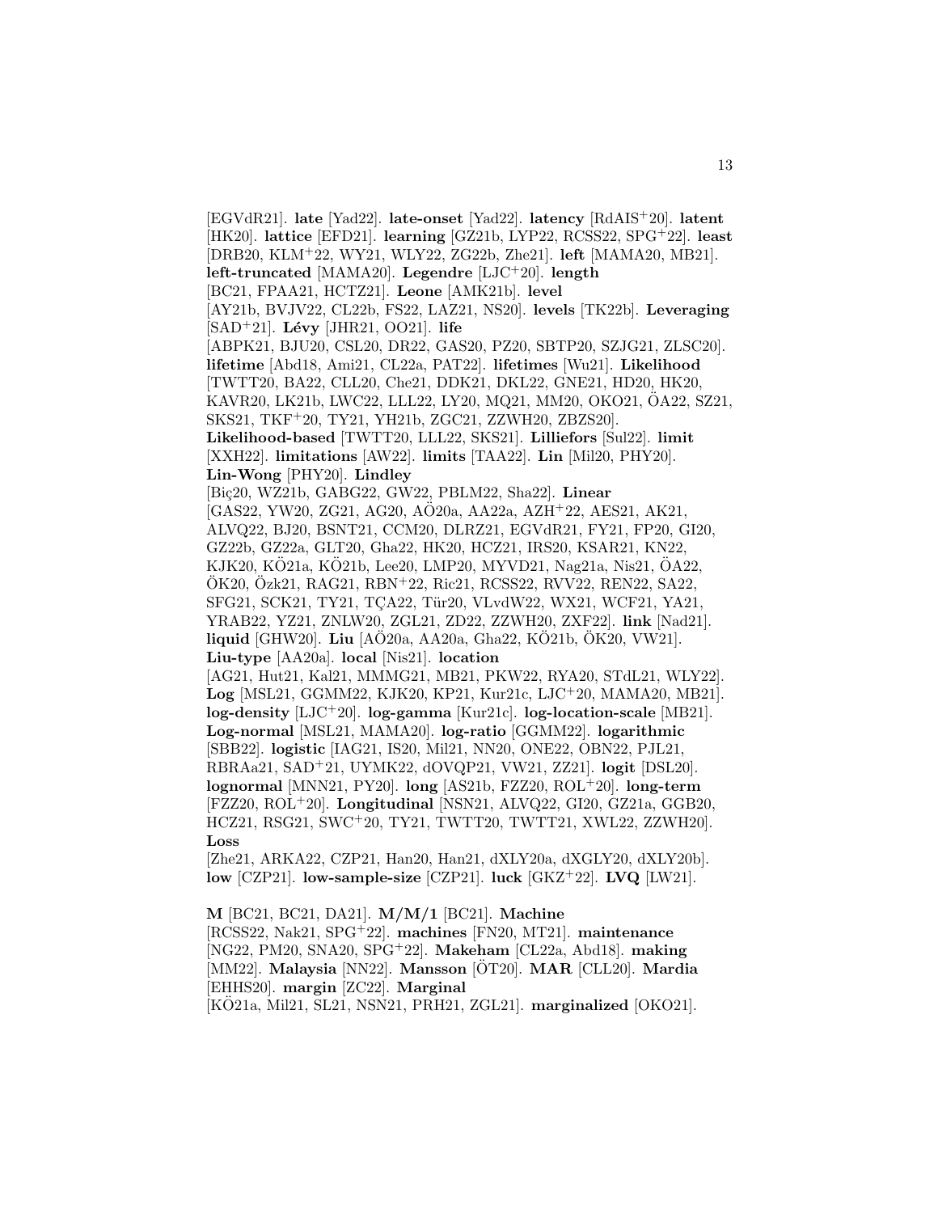[EGVdR21]. **late** [Yad22]. **late-onset** [Yad22]. **latency** [RdAIS[+]20]. **latent** [HK20]. **lattice** [EFD21]. **learning** [GZ21b, LYP22, RCSS22, SPG[+]22]. **least** [DRB20, KLM[+]22, WY21, WLY22, ZG22b, Zhe21]. **left** [MAMA20, MB21]. **left-truncated** [MAMA20]. **Legendre** [LJC[+]20]. **length** [BC21, FPAA21, HCTZ21]. **Leone** [AMK21b]. **level** [AY21b, BVJV22, CL22b, FS22, LAZ21, NS20]. **levels** [TK22b]. **Leveraging** [SAD[+]21]. **Lévy** [JHR21, OO21]. **life** [ABPK21, BJU20, CSL20, DR22, GAS20, PZ20, SBTP20, SZJG21, ZLSC20]. **lifetime** [Abd18, Ami21, CL22a, PAT22]. **lifetimes** [Wu21]. **Likelihood** [TWTT20, BA22, CLL20, Che21, DDK21, DKL22, GNE21, HD20, HK20, KAVR20, LK21b, LWC22, LLL22, LY20, MQ21, MM20, OKO21, ÖA22, SZ21, SKS21, TKF[+]20, TY21, YH21b, ZGC21, ZZWH20, ZBZS20]. **Likelihood-based** [TWTT20, LLL22, SKS21]. **Lilliefors** [Sul22]. **limit** [XXH22]. **limitations** [AW22]. **limits** [TAA22]. **Lin** [Mil20, PHY20]. **Lin-Wong** [PHY20]. **Lindley** [Biç20, WZ21b, GABG22, GW22, PBLM22, Sha22]. **Linear** [GAS22, YW20, ZG21, AG20, AÖ20a, AA22a, AZH[+]22, AES21, AK21, ALVQ22, BJ20, BSNT21, CCM20, DLRZ21, EGVdR21, FY21, FP20, GI20, GZ22b, GZ22a, GLT20, Gha22, HK20, HCZ21, IRS20, KSAR21, KN22, KJK20, KÖ21a, KÖ21b, Lee20, LMP20, MYVD21, Nag21a, Nis21, ÖA22, ÖK20, Özk21, RAG21, RBN[+]22, Ric21, RCSS22, RVV22, REN22, SA22, SFG21, SCK21, TY21, TÇA22, Tür20, VLvdW22, WX21, WCF21, YA21, YRAB22, YZ21, ZNLW20, ZGL21, ZD22, ZZWH20, ZXF22]. **link** [Nad21]. **liquid** [GHW20]. **Liu** [AÖ20a, AA20a, Gha22, KÖ21b, ÖK20, VW21]. **Liu-type** [AA20a]. **local** [Nis21]. **location** [AG21, Hut21, Kal21, MMMG21, MB21, PKW22, RYA20, STdL21, WLY22]. **Log** [MSL21, GGMM22, KJK20, KP21, Kur21c, LJC[+]20, MAMA20, MB21]. **log-density** [LJC[+]20]. **log-gamma** [Kur21c]. **log-location-scale** [MB21]. **Log-normal** [MSL21, MAMA20]. **log-ratio** [GGMM22]. **logarithmic** [SBB22]. **logistic** [IAG21, IS20, Mil21, NN20, ONE22, OBN22, PJL21, RBRAa21, SAD[+]21, UYMK22, dOVQP21, VW21, ZZ21]. **logit** [DSL20]. **lognormal** [MNN21, PY20]. **long** [AS21b, FZZ20, ROL[+]20]. **long-term** [FZZ20, ROL[+]20]. **Longitudinal** [NSN21, ALVQ22, GI20, GZ21a, GGB20, HCZ21, RSG21, SWC[+]20, TY21, TWTT20, TWTT21, XWL22, ZZWH20]. **Loss** [Zhe21, ARKA22, CZP21, Han20, Han21, dXLY20a, dXGLY20, dXLY20b]. **low** [CZP21]. **low-sample-size** [CZP21]. **luck** [GKZ[+]22]. **LVQ** [LW21].

**M** [BC21, BC21, DA21]. **M/M/1** [BC21]. **Machine** [RCSS22, Nak21, SPG[+]22]. **machines** [FN20, MT21]. **maintenance** [NG22, PM20, SNA20, SPG[+]22]. **Makeham** [CL22a, Abd18]. **making** [MM22]. **Malaysia** [NN22]. **Mansson** [ÖT20]. **MAR** [CLL20]. **Mardia** [EHHS20]. **margin** [ZC22]. **Marginal** [KÖ21a, Mil21, SL21, NSN21, PRH21, ZGL21]. **marginalized** [OKO21].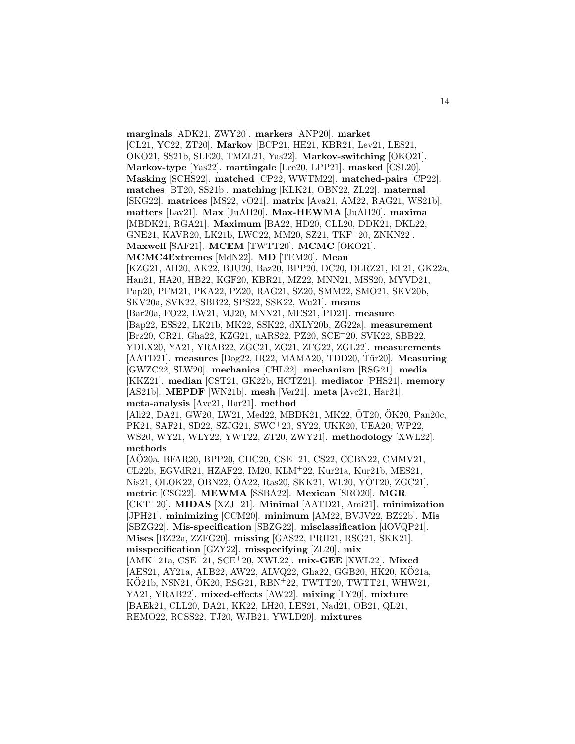**marginals** [ADK21, ZWY20]. **markers** [ANP20]. **market** [CL21, YC22, ZT20]. **Markov** [BCP21, HE21, KBR21, Lev21, LES21, OKO21, SS21b, SLE20, TMZL21, Yas22]. **Markov-switching** [OKO21]. **Markov-type** [Yas22]. **martingale** [Lee20, LPP21]. **masked** [CSL20]. **Masking** [SCHS22]. **matched** [CP22, WWTM22]. **matched-pairs** [CP22]. **matches** [BT20, SS21b]. **matching** [KLK21, OBN22, ZL22]. **maternal** [SKG22]. **matrices** [MS22, vO21]. **matrix** [Ava21, AM22, RAG21, WS21b]. **matters** [Lav21]. **Max** [JuAH20]. **Max-HEWMA** [JuAH20]. **maxima** [MBDK21, RGA21]. **Maximum** [BA22, HD20, CLL20, DDK21, DKL22, GNE21, KAVR20, LK21b, LWC22, MM20, SZ21, TKF+20, ZNKN22]. **Maxwell** [SAF21]. **MCEM** [TWTT20]. **MCMC** [OKO21]. **MCMC4Extremes** [MdN22]. **MD** [TEM20]. **Mean** [KZG21, AH20, AK22, BJU20, Baz20, BPP20, DC20, DLRZ21, EL21, GK22a, Han21, HA20, HB22, KGF20, KBR21, MZ22, MNN21, MSS20, MYVD21, Pap20, PFM21, PKA22, PZ20, RAG21, SZ20, SMM22, SMO21, SKV20b, SKV20a, SVK22, SBB22, SPS22, SSK22, Wu21]. **means** [Bar20a, FO22, LW21, MJ20, MNN21, MES21, PD21]. **measure** [Bap22, ESS22, LK21b, MK22, SSK22, dXLY20b, ZG22a]. **measurement** [Brz20, CR21, Gha22, KZG21, uARS22, PZ20, SCE+20, SVK22, SBB22, YDLX20, YA21, YRAB22, ZGC21, ZG21, ZFG22, ZGL22]. **measurements** [AATD21]. **measures** [Dog22, IR22, MAMA20, TDD20, Tür20]. **Measuring** [GWZC22, SLW20]. **mechanics** [CHL22]. **mechanism** [RSG21]. **media** [KKZ21]. **median** [CST21, GK22b, HCTZ21]. **mediator** [PHS21]. **memory** [AS21b]. **MEPDF** [WN21b]. **mesh** [Ver21]. **meta** [Avc21, Har21]. **meta-analysis** [Avc21, Har21]. **method** [Ali22, DA21, GW20, LW21, Med22, MBDK21, MK22, ÖT20, ÖK20, Pan20c, PK21, SAF21, SD22, SZJG21, SWC+20, SY22, UKK20, UEA20, WP22, WS20, WY21, WLY22, YWT22, ZT20, ZWY21]. **methodology** [XWL22]. **methods** [AÖ20a, BFAR20, BPP20, CHC20, CSE+21, CS22, CCBN22, CMMV21, CL22b, EGVdR21, HZAF22, IM20, KLM+22, Kur21a, Kur21b, MES21, Nis21, OLOK22, OBN22, ÖA22, Ras20, SKK21, WL20, YÖT20, ZGC21]. **metric** [CSG22]. **MEWMA** [SSBA22]. **Mexican** [SRO20]. **MGR** [CKT+20]. **MIDAS** [XZJ+21]. **Minimal** [AATD21, Ami21]. **minimization** [JPH21]. **minimizing** [CCM20]. **minimum** [AM22, BVJV22, BZ22b]. **Mis** [SBZG22]. **Mis-specification** [SBZG22]. **misclassification** [dOVQP21]. **Mises** [BZ22a, ZZFG20]. **missing** [GAS22, PRH21, RSG21, SKK21]. **misspecification** [GZY22]. **misspecifying** [ZL20]. **mix** [AMK+21a, CSE+21, SCE+20, XWL22]. **mix-GEE** [XWL22]. **Mixed** [AES21, AY21a, ALB22, AW22, ALVQ22, Gha22, GGB20, HK20, KÖ21a, KÖ21b, NSN21, ÖK20, RSG21, RBN+22, TWTT20, TWTT21, WHW21, YA21, YRAB22]. **mixed-effects** [AW22]. **mixing** [LY20]. **mixture** [BAEk21, CLL20, DA21, KK22, LH20, LES21, Nad21, OB21, QL21, REMO22, RCSS22, TJ20, WJB21, YWLD20]. **mixtures**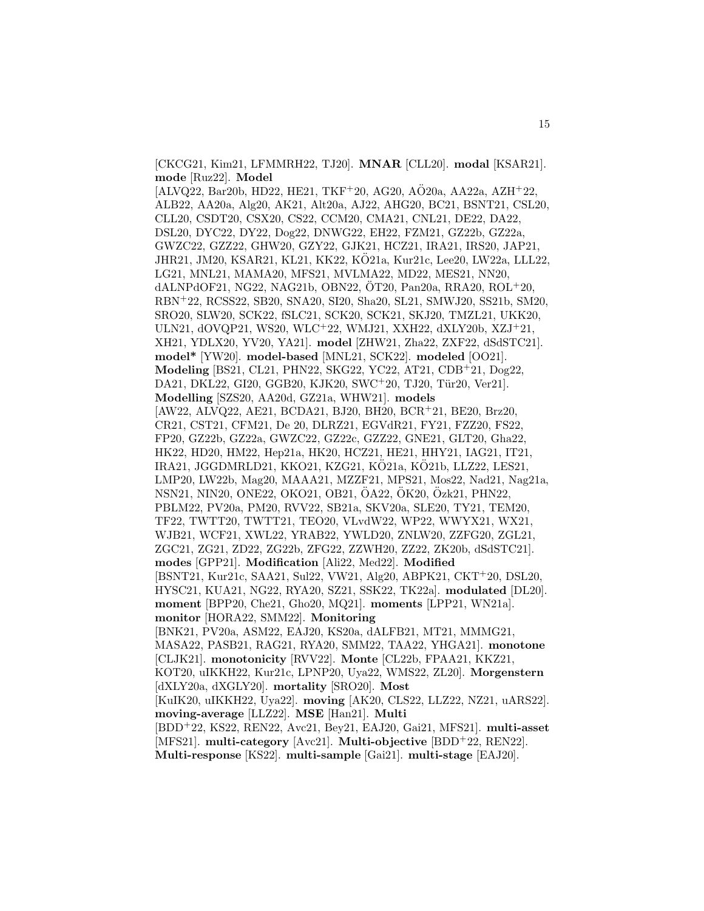[CKCG21, Kim21, LFMMRH22, TJ20]. **MNAR** [CLL20]. **modal** [KSAR21]. **mode** [Ruz22]. **Model** [ALVQ22, Bar20b, HD22, HE21, TKF+20, AG20, AÖ20a, AA22a, AZH+22, ALB22, AA20a, Alg20, AK21, Alt20a, AJ22, AHG20, BC21, BSNT21, CSL20, CLL20, CSDT20, CSX20, CS22, CCM20, CMA21, CNL21, DE22, DA22, DSL20, DYC22, DY22, Dog22, DNWG22, EH22, FZM21, GZ22b, GZ22a, GWZC22, GZZ22, GHW20, GZY22, GJK21, HCZ21, IRA21, IRS20, JAP21, JHR21, JM20, KSAR21, KL21, KK22, KÖ21a, Kur21c, Lee20, LW22a, LLL22, LG21, MNL21, MAMA20, MFS21, MVLMA22, MD22, MES21, NN20, dALNPdOF21, NG22, NAG21b, OBN22, ÖT20, Pan20a, RRA20, ROL+20, RBN+22, RCSS22, SB20, SNA20, SI20, Sha20, SL21, SMWJ20, SS21b, SM20, SRO20, SLW20, SCK22, fSLC21, SCK20, SCK21, SKJ20, TMZL21, UKK20, ULN21, dOVQP21, WS20, WLC+22, WMJ21, XXH22, dXLY20b, XZJ+21, XH21, YDLX20, YV20, YA21]. **model** [ZHW21, Zha22, ZXF22, dSdSTC21]. **model*** [YW20]. **model-based** [MNL21, SCK22]. **modeled** [OO21]. **Modeling** [BS21, CL21, PHN22, SKG22, YC22, AT21, CDB+21, Dog22, DA21, DKL22, GI20, GGB20, KJK20, SWC+20, TJ20, Tür20, Ver21]. **Modelling** [SZS20, AA20d, GZ21a, WHW21]. **models** [AW22, ALVQ22, AE21, BCDA21, BJ20, BH20, BCR+21, BE20, Brz20, CR21, CST21, CFM21, De 20, DLRZ21, EGVdR21, FY21, FZZ20, FS22, FP20, GZ22b, GZ22a, GWZC22, GZ22c, GZZ22, GNE21, GLT20, Gha22, HK22, HD20, HM22, Hep21a, HK20, HCZ21, HE21, HHY21, IAG21, IT21, IRA21, JGGDMRLD21, KKO21, KZG21, KÖ21a, KÖ21b, LLZ22, LES21, LMP20, LW22b, Mag20, MAAA21, MZZF21, MPS21, Mos22, Nad21, Nag21a, NSN21, NIN20, ONE22, OKO21, OB21, ÖA22, ÖK20, Özk21, PHN22, PBLM22, PV20a, PM20, RVV22, SB21a, SKV20a, SLE20, TY21, TEM20, TF22, TWTT20, TWTT21, TEO20, VLvdW22, WP22, WWYX21, WX21, WJB21, WCF21, XWL22, YRAB22, YWLD20, ZNLW20, ZZFG20, ZGL21, ZGC21, ZG21, ZD22, ZG22b, ZFG22, ZZWH20, ZZ22, ZK20b, dSdSTC21]. **modes** [GPP21]. **Modification** [Ali22, Med22]. **Modified** [BSNT21, Kur21c, SAA21, Sul22, VW21, Alg20, ABPK21, CKT+20, DSL20, HYSC21, KUA21, NG22, RYA20, SZ21, SSK22, TK22a]. **modulated** [DL20]. **moment** [BPP20, Che21, Gho20, MQ21]. **moments** [LPP21, WN21a]. **monitor** [HORA22, SMM22]. **Monitoring** [BNK21, PV20a, ASM22, EAJ20, KS20a, dALFB21, MT21, MMMG21, MASA22, PASB21, RAG21, RYA20, SMM22, TAA22, YHGA21]. **monotone** [CLJK21]. **monotonicity** [RVV22]. **Monte** [CL22b, FPAA21, KKZ21, KOT20, uIKKH22, Kur21c, LPNP20, Uya22, WMS22, ZL20]. **Morgenstern** [dXLY20a, dXGLY20]. **mortality** [SRO20]. **Most** [KuIK20, uIKKH22, Uya22]. **moving** [AK20, CLS22, LLZ22, NZ21, uARS22]. **moving-average** [LLZ22]. **MSE** [Han21]. **Multi** [BDD+22, KS22, REN22, Avc21, Bey21, EAJ20, Gai21, MFS21]. **multi-asset** [MFS21]. **multi-category** [Avc21]. **Multi-objective** [BDD+22, REN22]. **Multi-response** [KS22]. **multi-sample** [Gai21]. **multi-stage** [EAJ20].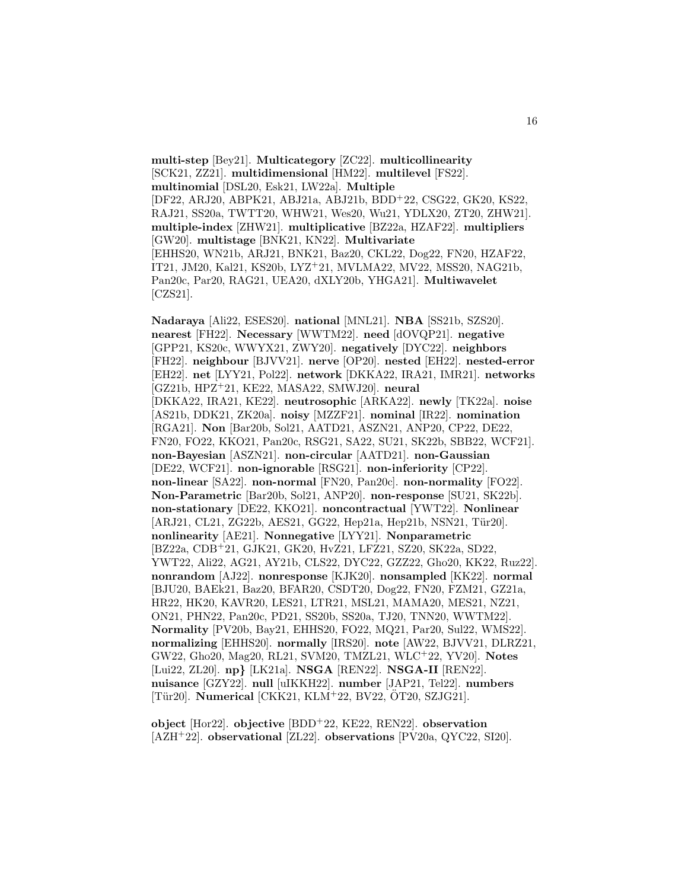**multi-step** [Bey21]. **Multicategory** [ZC22]. **multicollinearity** [SCK21, ZZ21]. **multidimensional** [HM22]. **multilevel** [FS22]. **multinomial** [DSL20, Esk21, LW22a]. **Multiple** [DF22, ARJ20, ABPK21, ABJ21a, ABJ21b, BDD+22, CSG22, GK20, KS22, RAJ21, SS20a, TWTT20, WHW21, Wes20, Wu21, YDLX20, ZT20, ZHW21]. **multiple-index** [ZHW21]. **multiplicative** [BZ22a, HZAF22]. **multipliers** [GW20]. **multistage** [BNK21, KN22]. **Multivariate** [EHHS20, WN21b, ARJ21, BNK21, Baz20, CKL22, Dog22, FN20, HZAF22, IT21, JM20, Kal21, KS20b, LYZ+21, MVLMA22, MV22, MSS20, NAG21b, Pan20c, Par20, RAG21, UEA20, dXLY20b, YHGA21]. **Multiwavelet** [CZS21].

**Nadaraya** [Ali22, ESES20]. **national** [MNL21]. **NBA** [SS21b, SZS20]. **nearest** [FH22]. **Necessary** [WWTM22]. **need** [dOVQP21]. **negative** [GPP21, KS20c, WWYX21, ZWY20]. **negatively** [DYC22]. **neighbors** [FH22]. **neighbour** [BJVV21]. **nerve** [OP20]. **nested** [EH22]. **nested-error** [EH22]. **net** [LYY21, Pol22]. **network** [DKKA22, IRA21, IMR21]. **networks** [GZ21b, HPZ+21, KE22, MASA22, SMWJ20]. **neural** [DKKA22, IRA21, KE22]. **neutrosophic** [ARKA22]. **newly** [TK22a]. **noise** [AS21b, DDK21, ZK20a]. **noisy** [MZZF21]. **nominal** [IR22]. **nomination** [RGA21]. **Non** [Bar20b, Sol21, AATD21, ASZN21, ANP20, CP22, DE22, FN20, FO22, KKO21, Pan20c, RSG21, SA22, SU21, SK22b, SBB22, WCF21]. **non-Bayesian** [ASZN21]. **non-circular** [AATD21]. **non-Gaussian** [DE22, WCF21]. **non-ignorable** [RSG21]. **non-inferiority** [CP22]. **non-linear** [SA22]. **non-normal** [FN20, Pan20c]. **non-normality** [FO22]. **Non-Parametric** [Bar20b, Sol21, ANP20]. **non-response** [SU21, SK22b]. **non-stationary** [DE22, KKO21]. **noncontractual** [YWT22]. **Nonlinear** [ARJ21, CL21, ZG22b, AES21, GG22, Hep21a, Hep21b, NSN21, Tür20]. **nonlinearity** [AE21]. **Nonnegative** [LYY21]. **Nonparametric** [BZ22a, CDB+21, GJK21, GK20, HvZ21, LFZ21, SZ20, SK22a, SD22, YWT22, Ali22, AG21, AY21b, CLS22, DYC22, GZZ22, Gho20, KK22, Ruz22]. **nonrandom** [AJ22]. **nonresponse** [KJK20]. **nonsampled** [KK22]. **normal** [BJU20, BAEk21, Baz20, BFAR20, CSDT20, Dog22, FN20, FZM21, GZ21a, HR22, HK20, KAVR20, LES21, LTR21, MSL21, MAMA20, MES21, NZ21, ON21, PHN22, Pan20c, PD21, SS20b, SS20a, TJ20, TNN20, WWTM22]. **Normality** [PV20b, Bay21, EHHS20, FO22, MQ21, Par20, Sul22, WMS22]. **normalizing** [EHHS20]. **normally** [IRS20]. **note** [AW22, BJVV21, DLRZ21, GW22, Gho20, Mag20, RL21, SVM20, TMZL21, WLC+22, YV20]. **Notes** [Lui22, ZL20]. **np}** [LK21a]. **NSGA** [REN22]. **NSGA-II** [REN22]. **nuisance** [GZY22]. **null** [uIKKH22]. **number** [JAP21, Tel22]. **numbers** [Tür20]. **Numerical** [CKK21, KLM+22, BV22, ÖT20, SZJG21].

**object** [Hor22]. **objective** [BDD+22, KE22, REN22]. **observation** [AZH+22]. **observational** [ZL22]. **observations** [PV20a, QYC22, SI20].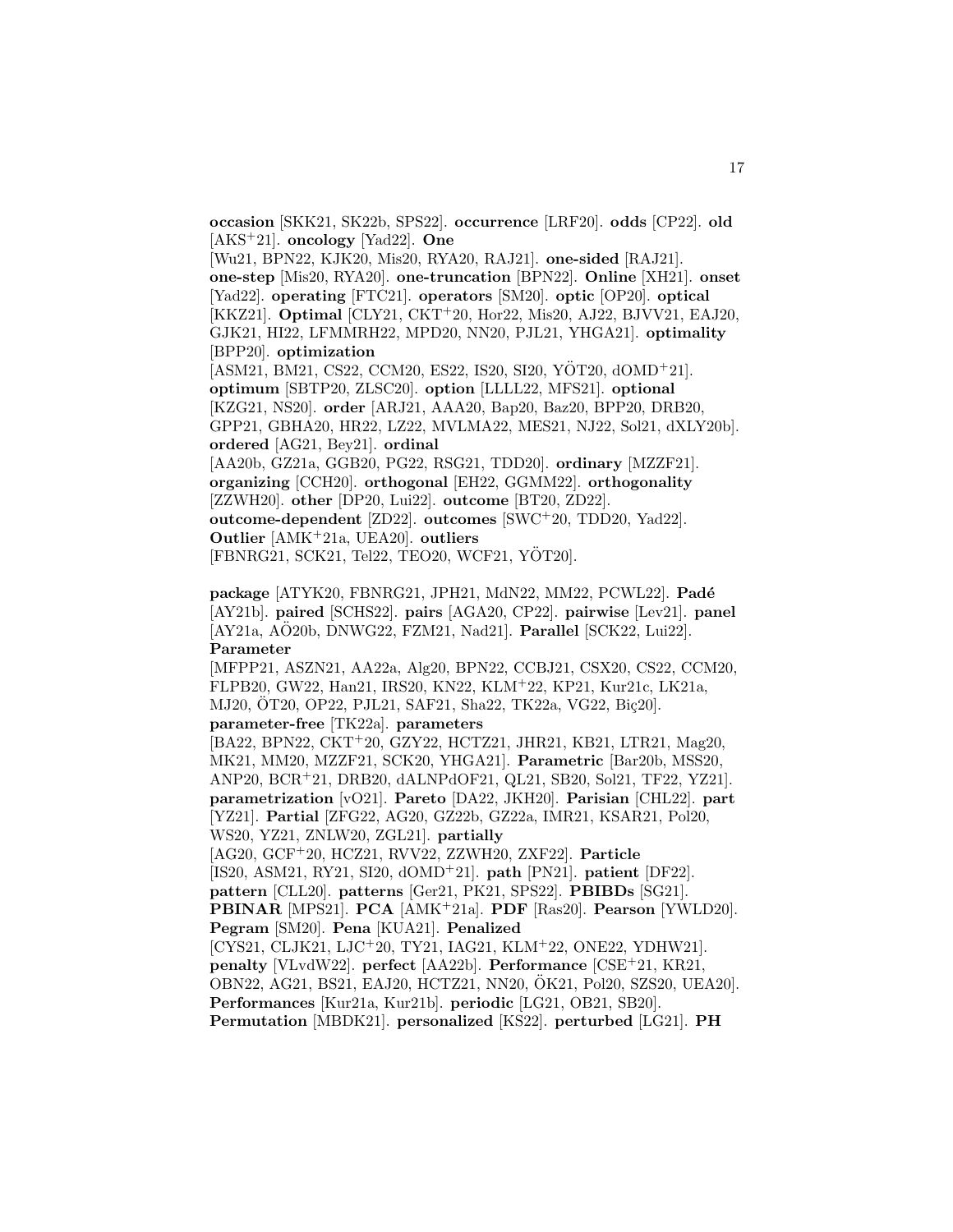**occasion** [SKK21, SK22b, SPS22]. **occurrence** [LRF20]. **odds** [CP22]. **old** [AKS+21]. **oncology** [Yad22]. **One** [Wu21, BPN22, KJK20, Mis20, RYA20, RAJ21]. **one-sided** [RAJ21]. **one-step** [Mis20, RYA20]. **one-truncation** [BPN22]. **Online** [XH21]. **onset** [Yad22]. **operating** [FTC21]. **operators** [SM20]. **optic** [OP20]. **optical** [KKZ21]. **Optimal** [CLY21, CKT+20, Hor22, Mis20, AJ22, BJVV21, EAJ20, GJK21, HI22, LFMMRH22, MPD20, NN20, PJL21, YHGA21]. **optimality** [BPP20]. **optimization** [ASM21, BM21, CS22, CCM20, ES22, IS20, SI20, YÖT20, dOMD+21]. **optimum** [SBTP20, ZLSC20]. **option** [LLLL22, MFS21]. **optional** [KZG21, NS20]. **order** [ARJ21, AAA20, Bap20, Baz20, BPP20, DRB20, GPP21, GBHA20, HR22, LZ22, MVLMA22, MES21, NJ22, Sol21, dXLY20b]. **ordered** [AG21, Bey21]. **ordinal** [AA20b, GZ21a, GGB20, PG22, RSG21, TDD20]. **ordinary** [MZZF21]. **organizing** [CCH20]. **orthogonal** [EH22, GGMM22]. **orthogonality** [ZZWH20]. **other** [DP20, Lui22]. **outcome** [BT20, ZD22]. **outcome-dependent** [ZD22]. **outcomes** [SWC+20, TDD20, Yad22]. **Outlier** [AMK+21a, UEA20]. **outliers** [FBNRG21, SCK21, Tel22, TEO20, WCF21, YÖT20].

**package** [ATYK20, FBNRG21, JPH21, MdN22, MM22, PCWL22]. **Padé** [AY21b]. **paired** [SCHS22]. **pairs** [AGA20, CP22]. **pairwise** [Lev21]. **panel** [AY21a, AÖ20b, DNWG22, FZM21, Nad21]. **Parallel** [SCK22, Lui22]. **Parameter** [MFPP21, ASZN21, AA22a, Alg20, BPN22, CCBJ21, CSX20, CS22, CCM20, FLPB20, GW22, Han21, IRS20, KN22, KLM+22, KP21, Kur21c, LK21a, MJ20, ÖT20, OP22, PJL21, SAF21, Sha22, TK22a, VG22, Biç20]. **parameter-free** [TK22a]. **parameters** [BA22, BPN22, CKT+20, GZY22, HCTZ21, JHR21, KB21, LTR21, Mag20, MK21, MM20, MZZF21, SCK20, YHGA21]. **Parametric** [Bar20b, MSS20, ANP20, BCR+21, DRB20, dALNPdOF21, QL21, SB20, Sol21, TF22, YZ21]. **parametrization** [vO21]. **Pareto** [DA22, JKH20]. **Parisian** [CHL22]. **part** [YZ21]. **Partial** [ZFG22, AG20, GZ22b, GZ22a, IMR21, KSAR21, Pol20, WS20, YZ21, ZNLW20, ZGL21]. **partially** [AG20, GCF+20, HCZ21, RVV22, ZZWH20, ZXF22]. **Particle** [IS20, ASM21, RY21, SI20, dOMD+21]. **path** [PN21]. **patient** [DF22]. **pattern** [CLL20]. **patterns** [Ger21, PK21, SPS22]. **PBIBDs** [SG21]. **PBINAR** [MPS21]. **PCA** [AMK+21a]. **PDF** [Ras20]. **Pearson** [YWLD20]. **Pegram** [SM20]. **Pena** [KUA21]. **Penalized** [CYS21, CLJK21, LJC+20, TY21, IAG21, KLM+22, ONE22, YDHW21]. **penalty** [VLvdW22]. **perfect** [AA22b]. **Performance** [CSE+21, KR21, OBN22, AG21, BS21, EAJ20, HCTZ21, NN20, ÖK21, Pol20, SZS20, UEA20]. **Performances** [Kur21a, Kur21b]. **periodic** [LG21, OB21, SB20]. **Permutation** [MBDK21]. **personalized** [KS22]. **perturbed** [LG21]. **PH**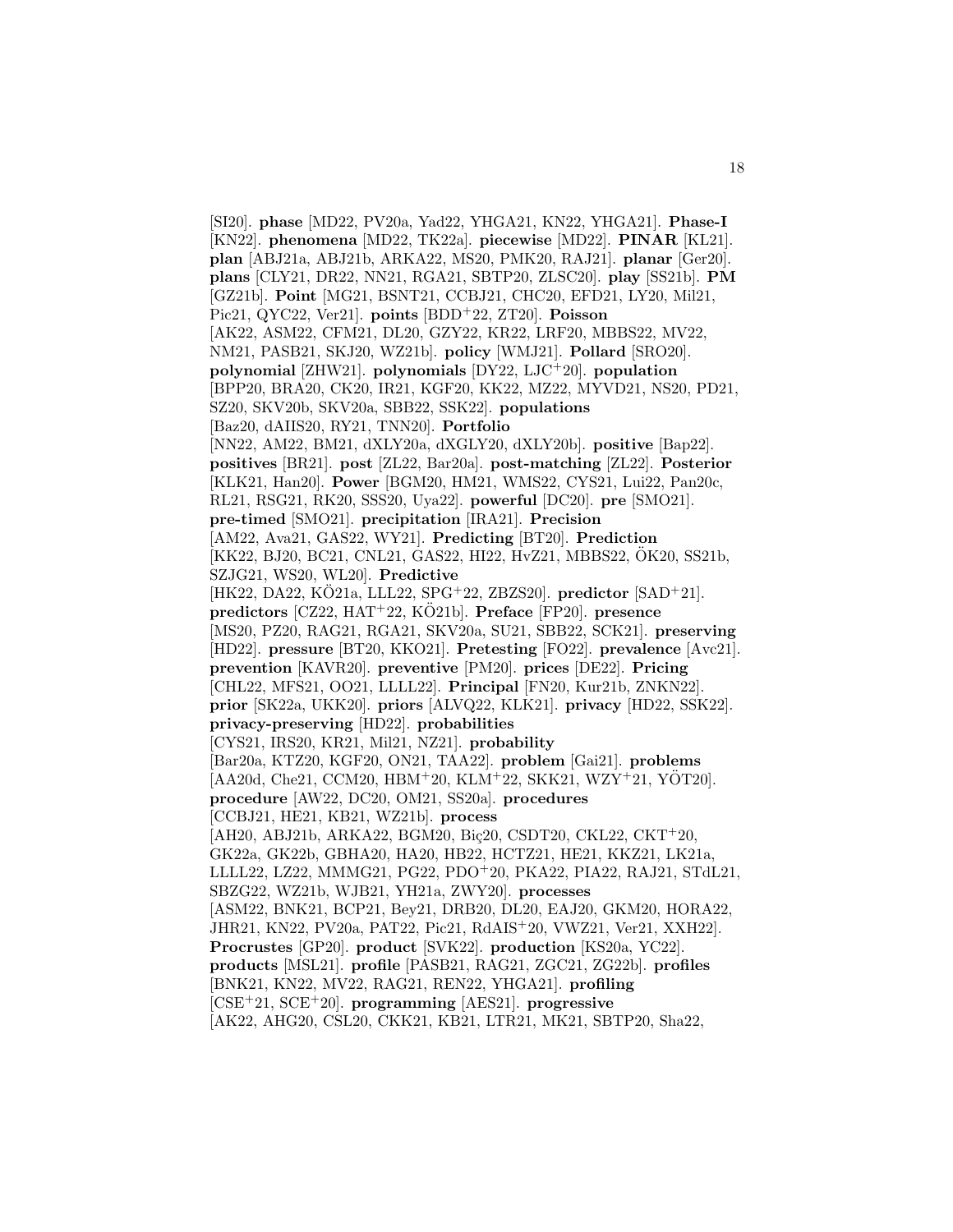[SI20]. **phase** [MD22, PV20a, Yad22, YHGA21, KN22, YHGA21]. **Phase-I** [KN22]. **phenomena** [MD22, TK22a]. **piecewise** [MD22]. **PINAR** [KL21]. **plan** [ABJ21a, ABJ21b, ARKA22, MS20, PMK20, RAJ21]. **planar** [Ger20]. **plans** [CLY21, DR22, NN21, RGA21, SBTP20, ZLSC20]. **play** [SS21b]. **PM** [GZ21b]. **Point** [MG21, BSNT21, CCBJ21, CHC20, EFD21, LY20, Mil21, Pic21, QYC22, Ver21]. **points** [BDD+22, ZT20]. **Poisson** [AK22, ASM22, CFM21, DL20, GZY22, KR22, LRF20, MBBS22, MV22, NM21, PASB21, SKJ20, WZ21b]. **policy** [WMJ21]. **Pollard** [SRO20]. **polynomial** [ZHW21]. **polynomials** [DY22, LJC+20]. **population** [BPP20, BRA20, CK20, IR21, KGF20, KK22, MZ22, MYVD21, NS20, PD21, SZ20, SKV20b, SKV20a, SBB22, SSK22]. **populations** [Baz20, dAIIS20, RY21, TNN20]. **Portfolio** [NN22, AM22, BM21, dXLY20a, dXGLY20, dXLY20b]. **positive** [Bap22]. **positives** [BR21]. **post** [ZL22, Bar20a]. **post-matching** [ZL22]. **Posterior** [KLK21, Han20]. **Power** [BGM20, HM21, WMS22, CYS21, Lui22, Pan20c, RL21, RSG21, RK20, SSS20, Uya22]. **powerful** [DC20]. **pre** [SMO21]. **pre-timed** [SMO21]. **precipitation** [IRA21]. **Precision** [AM22, Ava21, GAS22, WY21]. **Predicting** [BT20]. **Prediction** [KK22, BJ20, BC21, CNL21, GAS22, HI22, HvZ21, MBBS22, ÖK20, SS21b, SZJG21, WS20, WL20]. **Predictive** [HK22, DA22, KÖ21a, LLL22, SPG+22, ZBZS20]. **predictor** [SAD+21]. **predictors** [CZ22, HAT+22, KÖ21b]. **Preface** [FP20]. **presence** [MS20, PZ20, RAG21, RGA21, SKV20a, SU21, SBB22, SCK21]. **preserving** [HD22]. **pressure** [BT20, KKO21]. **Pretesting** [FO22]. **prevalence** [Avc21]. **prevention** [KAVR20]. **preventive** [PM20]. **prices** [DE22]. **Pricing** [CHL22, MFS21, OO21, LLLL22]. **Principal** [FN20, Kur21b, ZNKN22]. **prior** [SK22a, UKK20]. **priors** [ALVQ22, KLK21]. **privacy** [HD22, SSK22]. **privacy-preserving** [HD22]. **probabilities** [CYS21, IRS20, KR21, Mil21, NZ21]. **probability** [Bar20a, KTZ20, KGF20, ON21, TAA22]. **problem** [Gai21]. **problems** [AA20d, Che21, CCM20, HBM+20, KLM+22, SKK21, WZY+21, YÖT20]. **procedure** [AW22, DC20, OM21, SS20a]. **procedures** [CCBJ21, HE21, KB21, WZ21b]. **process** [AH20, ABJ21b, ARKA22, BGM20, Biç20, CSDT20, CKL22, CKT+20, GK22a, GK22b, GBHA20, HA20, HB22, HCTZ21, HE21, KKZ21, LK21a, LLLL22, LZ22, MMMG21, PG22, PDO+20, PKA22, PIA22, RAJ21, STdL21, SBZG22, WZ21b, WJB21, YH21a, ZWY20]. **processes** [ASM22, BNK21, BCP21, Bey21, DRB20, DL20, EAJ20, GKM20, HORA22, JHR21, KN22, PV20a, PAT22, Pic21, RdAIS+20, VWZ21, Ver21, XXH22]. **Procrustes** [GP20]. **product** [SVK22]. **production** [KS20a, YC22]. **products** [MSL21]. **profile** [PASB21, RAG21, ZGC21, ZG22b]. **profiles** [BNK21, KN22, MV22, RAG21, REN22, YHGA21]. **profiling** [CSE+21, SCE+20]. **programming** [AES21]. **progressive** [AK22, AHG20, CSL20, CKK21, KB21, LTR21, MK21, SBTP20, Sha22,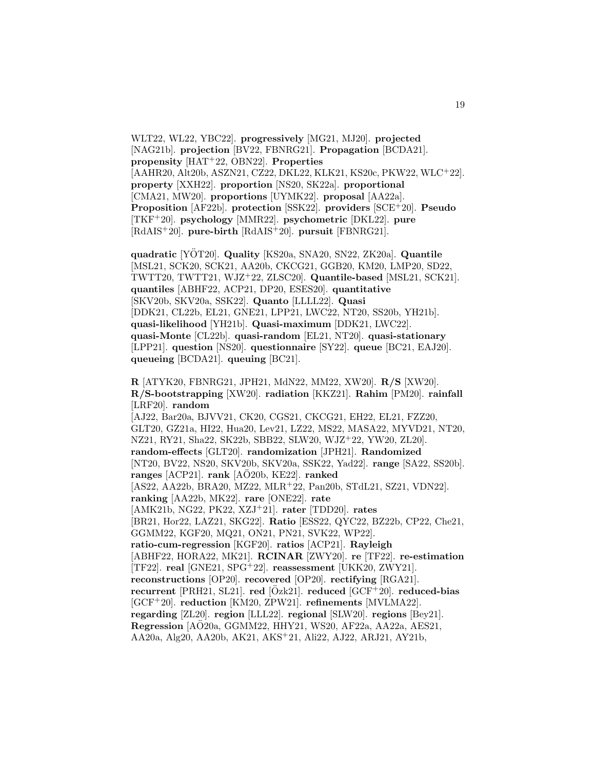WLT22, WL22, YBC22]. **progressively** [MG21, MJ20]. **projected** [NAG21b]. **projection** [BV22, FBNRG21]. **Propagation** [BCDA21]. **propensity** [HAT+22, OBN22]. **Properties** [AAHR20, Alt20b, ASZN21, CZ22, DKL22, KLK21, KS20c, PKW22, WLC+22]. **property** [XXH22]. **proportion** [NS20, SK22a]. **proportional** [CMA21, MW20]. **proportions** [UYMK22]. **proposal** [AA22a]. **Proposition** [AF22b]. **protection** [SSK22]. **providers** [SCE+20]. **Pseudo** [TKF+20]. **psychology** [MMR22]. **psychometric** [DKL22]. **pure** [RdAIS+20]. **pure-birth** [RdAIS+20]. **pursuit** [FBNRG21].

**quadratic** [YÖT20]. **Quality** [KS20a, SNA20, SN22, ZK20a]. **Quantile** [MSL21, SCK20, SCK21, AA20b, CKCG21, GGB20, KM20, LMP20, SD22, TWTT20, TWTT21, WJZ+22, ZLSC20]. **Quantile-based** [MSL21, SCK21]. **quantiles** [ABHF22, ACP21, DP20, ESES20]. **quantitative** [SKV20b, SKV20a, SSK22]. **Quanto** [LLLL22]. **Quasi** [DDK21, CL22b, EL21, GNE21, LPP21, LWC22, NT20, SS20b, YH21b]. **quasi-likelihood** [YH21b]. **Quasi-maximum** [DDK21, LWC22]. **quasi-Monte** [CL22b]. **quasi-random** [EL21, NT20]. **quasi-stationary** [LPP21]. **question** [NS20]. **questionnaire** [SY22]. **queue** [BC21, EAJ20]. **queueing** [BCDA21]. **queuing** [BC21].

**R** [ATYK20, FBNRG21, JPH21, MdN22, MM22, XW20]. **R/S** [XW20]. **R/S-bootstrapping** [XW20]. **radiation** [KKZ21]. **Rahim** [PM20]. **rainfall** [LRF20]. **random** [AJ22, Bar20a, BJVV21, CK20, CGS21, CKCG21, EH22, EL21, FZZ20, GLT20, GZ21a, HI22, Hua20, Lev21, LZ22, MS22, MASA22, MYVD21, NT20, NZ21, RY21, Sha22, SK22b, SBB22, SLW20, WJZ+22, YW20, ZL20]. **random-effects** [GLT20]. **randomization** [JPH21]. **Randomized** [NT20, BV22, NS20, SKV20b, SKV20a, SSK22, Yad22]. **range** [SA22, SS20b]. **ranges** [ACP21]. **rank** [AÖ20b, KE22]. **ranked** [AS22, AA22b, BRA20, MZ22, MLR+22, Pan20b, STdL21, SZ21, VDN22]. **ranking** [AA22b, MK22]. **rare** [ONE22]. **rate** [AMK21b, NG22, PK22, XZJ+21]. **rater** [TDD20]. **rates** [BR21, Hor22, LAZ21, SKG22]. **Ratio** [ESS22, QYC22, BZ22b, CP22, Che21, GGMM22, KGF20, MQ21, ON21, PN21, SVK22, WP22]. **ratio-cum-regression** [KGF20]. **ratios** [ACP21]. **Rayleigh** [ABHF22, HORA22, MK21]. **RCINAR** [ZWY20]. **re** [TF22]. **re-estimation** [TF22]. **real** [GNE21, SPG+22]. **reassessment** [UKK20, ZWY21]. **reconstructions** [OP20]. **recovered** [OP20]. **rectifying** [RGA21]. **recurrent** [PRH21, SL21]. **red** [Özk21]. **reduced** [GCF+20]. **reduced-bias** [GCF+20]. **reduction** [KM20, ZPW21]. **refinements** [MVLMA22]. **regarding** [ZL20]. **region** [LLL22]. **regional** [SLW20]. **regions** [Bey21]. **Regression** [AÖ20a, GGMM22, HHY21, WS20, AF22a, AA22a, AES21, AA20a, Alg20, AA20b, AK21, AKS+21, Ali22, AJ22, ARJ21, AY21b,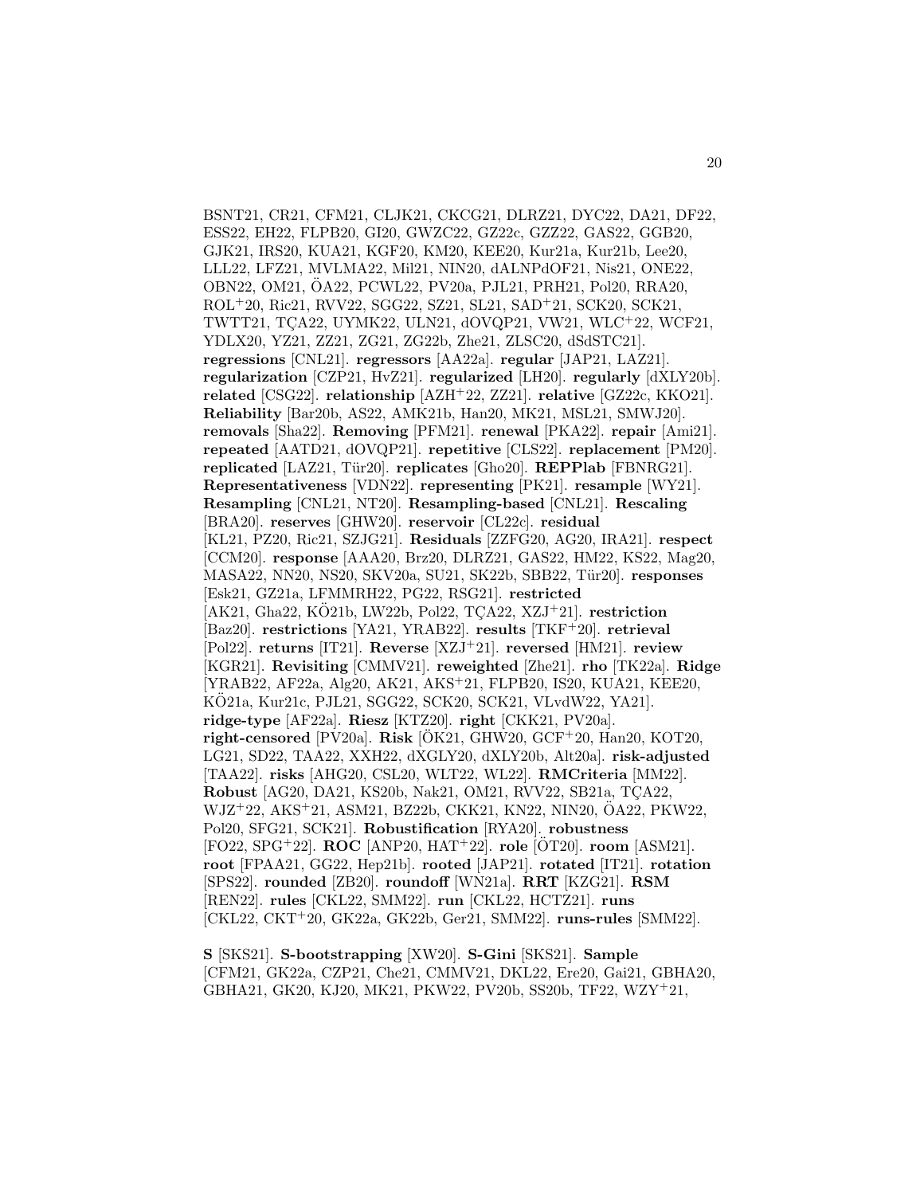BSNT21, CR21, CFM21, CLJK21, CKCG21, DLRZ21, DYC22, DA21, DF22, ESS22, EH22, FLPB20, GI20, GWZC22, GZ22c, GZZ22, GAS22, GGB20, GJK21, IRS20, KUA21, KGF20, KM20, KEE20, Kur21a, Kur21b, Lee20, LLL22, LFZ21, MVLMA22, Mil21, NIN20, dALNPdOF21, Nis21, ONE22, OBN22, OM21, ÖA22, PCWL22, PV20a, PJL21, PRH21, Pol20, RRA20, ROL[+]20, Ric21, RVV22, SGG22, SZ21, SL21, SAD[+]21, SCK20, SCK21, TWTT21, TÇA22, UYMK22, ULN21, dOVQP21, VW21, WLC[+]22, WCF21, YDLX20, YZ21, ZZ21, ZG21, ZG22b, Zhe21, ZLSC20, dSdSTC21]. **regressions** [CNL21]. **regressors** [AA22a]. **regular** [JAP21, LAZ21]. **regularization** [CZP21, HvZ21]. **regularized** [LH20]. **regularly** [dXLY20b]. **related** [CSG22]. **relationship** [AZH[+]22, ZZ21]. **relative** [GZ22c, KKO21]. **Reliability** [Bar20b, AS22, AMK21b, Han20, MK21, MSL21, SMWJ20]. **removals** [Sha22]. **Removing** [PFM21]. **renewal** [PKA22]. **repair** [Ami21]. **repeated** [AATD21, dOVQP21]. **repetitive** [CLS22]. **replacement** [PM20]. **replicated** [LAZ21, Tür20]. **replicates** [Gho20]. **REPPlab** [FBNRG21]. **Representativeness** [VDN22]. **representing** [PK21]. **resample** [WY21]. **Resampling** [CNL21, NT20]. **Resampling-based** [CNL21]. **Rescaling** [BRA20]. **reserves** [GHW20]. **reservoir** [CL22c]. **residual** [KL21, PZ20, Ric21, SZJG21]. **Residuals** [ZZFG20, AG20, IRA21]. **respect** [CCM20]. **response** [AAA20, Brz20, DLRZ21, GAS22, HM22, KS22, Mag20, MASA22, NN20, NS20, SKV20a, SU21, SK22b, SBB22, Tür20]. **responses** [Esk21, GZ21a, LFMMRH22, PG22, RSG21]. **restricted** [AK21, Gha22, KÖ21b, LW22b, Pol22, TÇA22, XZJ[+]21]. **restriction** [Baz20]. **restrictions** [YA21, YRAB22]. **results** [TKF[+]20]. **retrieval** [Pol22]. **returns** [IT21]. **Reverse** [XZJ[+]21]. **reversed** [HM21]. **review** [KGR21]. **Revisiting** [CMMV21]. **reweighted** [Zhe21]. **rho** [TK22a]. **Ridge** [YRAB22, AF22a, Alg20, AK21, AKS[+]21, FLPB20, IS20, KUA21, KEE20, KÖ21a, Kur21c, PJL21, SGG22, SCK20, SCK21, VLvdW22, YA21]. **ridge-type** [AF22a]. **Riesz** [KTZ20]. **right** [CKK21, PV20a]. **right-censored** [PV20a]. **Risk** [ÖK21, GHW20, GCF[+]20, Han20, KOT20, LG21, SD22, TAA22, XXH22, dXGLY20, dXLY20b, Alt20a]. **risk-adjusted** [TAA22]. **risks** [AHG20, CSL20, WLT22, WL22]. **RMCriteria** [MM22]. **Robust** [AG20, DA21, KS20b, Nak21, OM21, RVV22, SB21a, TÇA22, WJZ[+]22, AKS[+]21, ASM21, BZ22b, CKK21, KN22, NIN20, ÖA22, PKW22, Pol20, SFG21, SCK21]. **Robustification** [RYA20]. **robustness** [FO22, SPG[+]22]. **ROC** [ANP20, HAT[+]22]. **role** [ÖT20]. **room** [ASM21]. **root** [FPAA21, GG22, Hep21b]. **rooted** [JAP21]. **rotated** [IT21]. **rotation** [SPS22]. **rounded** [ZB20]. **roundoff** [WN21a]. **RRT** [KZG21]. **RSM** [REN22]. **rules** [CKL22, SMM22]. **run** [CKL22, HCTZ21]. **runs** [CKL22, CKT[+]20, GK22a, GK22b, Ger21, SMM22]. **runs-rules** [SMM22].

**S** [SKS21]. **S-bootstrapping** [XW20]. **S-Gini** [SKS21]. **Sample** [CFM21, GK22a, CZP21, Che21, CMMV21, DKL22, Ere20, Gai21, GBHA20, GBHA21, GK20, KJ20, MK21, PKW22, PV20b, SS20b, TF22, WZY[+]21,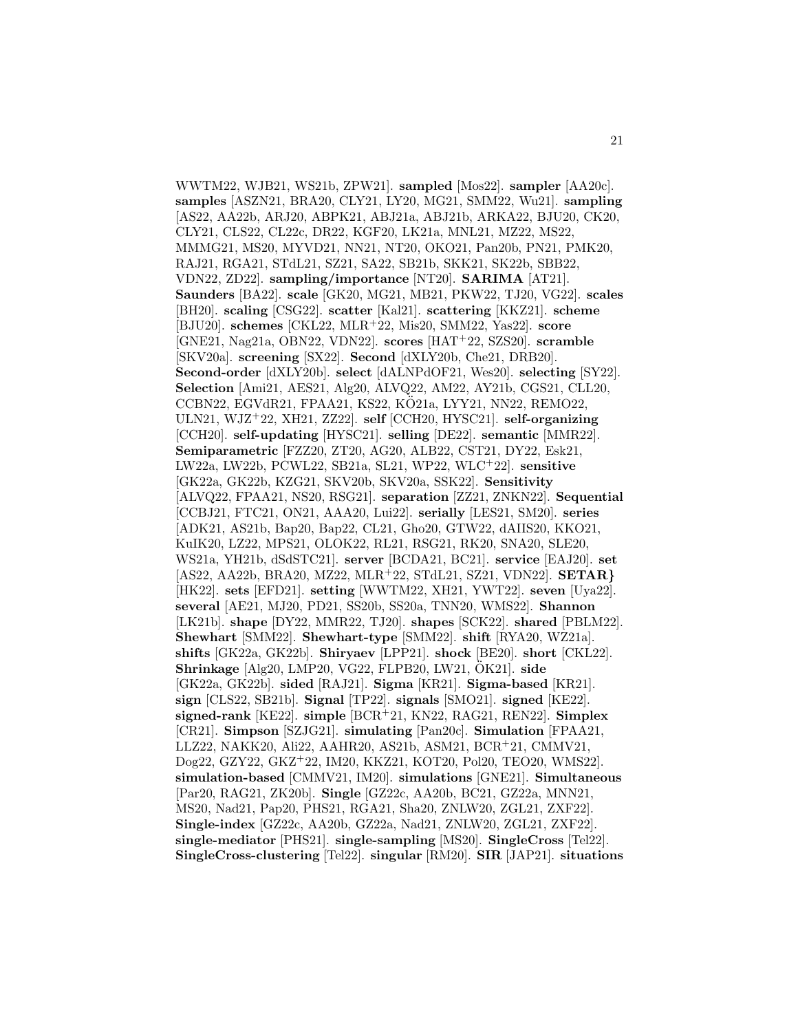WWTM22, WJB21, WS21b, ZPW21]. **sampled** [Mos22]. **sampler** [AA20c]. **samples** [ASZN21, BRA20, CLY21, LY20, MG21, SMM22, Wu21]. **sampling** [AS22, AA22b, ARJ20, ABPK21, ABJ21a, ABJ21b, ARKA22, BJU20, CK20, CLY21, CLS22, CL22c, DR22, KGF20, LK21a, MNL21, MZ22, MS22, MMMG21, MS20, MYVD21, NN21, NT20, OKO21, Pan20b, PN21, PMK20, RAJ21, RGA21, STdL21, SZ21, SA22, SB21b, SKK21, SK22b, SBB22, VDN22, ZD22]. **sampling/importance** [NT20]. **SARIMA** [AT21]. **Saunders** [BA22]. **scale** [GK20, MG21, MB21, PKW22, TJ20, VG22]. **scales** [BH20]. **scaling** [CSG22]. **scatter** [Kal21]. **scattering** [KKZ21]. **scheme** [BJU20]. **schemes** [CKL22, MLR+22, Mis20, SMM22, Yas22]. **score** [GNE21, Nag21a, OBN22, VDN22]. **scores** [HAT+22, SZS20]. **scramble** [SKV20a]. **screening** [SX22]. **Second** [dXLY20b, Che21, DRB20]. **Second-order** [dXLY20b]. **select** [dALNPdOF21, Wes20]. **selecting** [SY22]. **Selection** [Ami21, AES21, Alg20, ALVQ22, AM22, AY21b, CGS21, CLL20, CCBN22, EGVdR21, FPAA21, KS22, KÖ21a, LYY21, NN22, REMO22, ULN21, WJZ+22, XH21, ZZ22]. **self** [CCH20, HYSC21]. **self-organizing** [CCH20]. **self-updating** [HYSC21]. **selling** [DE22]. **semantic** [MMR22]. **Semiparametric** [FZZ20, ZT20, AG20, ALB22, CST21, DY22, Esk21, LW22a, LW22b, PCWL22, SB21a, SL21, WP22, WLC+22]. **sensitive** [GK22a, GK22b, KZG21, SKV20b, SKV20a, SSK22]. **Sensitivity** [ALVQ22, FPAA21, NS20, RSG21]. **separation** [ZZ21, ZNKN22]. **Sequential** [CCBJ21, FTC21, ON21, AAA20, Lui22]. **serially** [LES21, SM20]. **series** [ADK21, AS21b, Bap20, Bap22, CL21, Gho20, GTW22, dAIIS20, KKO21, KuIK20, LZ22, MPS21, OLOK22, RL21, RSG21, RK20, SNA20, SLE20, WS21a, YH21b, dSdSTC21]. **server** [BCDA21, BC21]. **service** [EAJ20]. **set** [AS22, AA22b, BRA20, MZ22, MLR+22, STdL21, SZ21, VDN22]. **SETAR}** [HK22]. **sets** [EFD21]. **setting** [WWTM22, XH21, YWT22]. **seven** [Uya22]. **several** [AE21, MJ20, PD21, SS20b, SS20a, TNN20, WMS22]. **Shannon** [LK21b]. **shape** [DY22, MMR22, TJ20]. **shapes** [SCK22]. **shared** [PBLM22]. **Shewhart** [SMM22]. **Shewhart-type** [SMM22]. **shift** [RYA20, WZ21a]. **shifts** [GK22a, GK22b]. **Shiryaev** [LPP21]. **shock** [BE20]. **short** [CKL22]. **Shrinkage** [Alg20, LMP20, VG22, FLPB20, LW21, ÖK21]. **side** [GK22a, GK22b]. **sided** [RAJ21]. **Sigma** [KR21]. **Sigma-based** [KR21]. **sign** [CLS22, SB21b]. **Signal** [TP22]. **signals** [SMO21]. **signed** [KE22]. **signed-rank** [KE22]. **simple** [BCR+21, KN22, RAG21, REN22]. **Simplex** [CR21]. **Simpson** [SZJG21]. **simulating** [Pan20c]. **Simulation** [FPAA21, LLZ22, NAKK20, Ali22, AAHR20, AS21b, ASM21, BCR+21, CMMV21, Dog22, GZY22, GKZ+22, IM20, KKZ21, KOT20, Pol20, TEO20, WMS22]. **simulation-based** [CMMV21, IM20]. **simulations** [GNE21]. **Simultaneous** [Par20, RAG21, ZK20b]. **Single** [GZ22c, AA20b, BC21, GZ22a, MNN21, MS20, Nad21, Pap20, PHS21, RGA21, Sha20, ZNLW20, ZGL21, ZXF22]. **Single-index** [GZ22c, AA20b, GZ22a, Nad21, ZNLW20, ZGL21, ZXF22]. **single-mediator** [PHS21]. **single-sampling** [MS20]. **SingleCross** [Tel22]. **SingleCross-clustering** [Tel22]. **singular** [RM20]. **SIR** [JAP21]. **situations**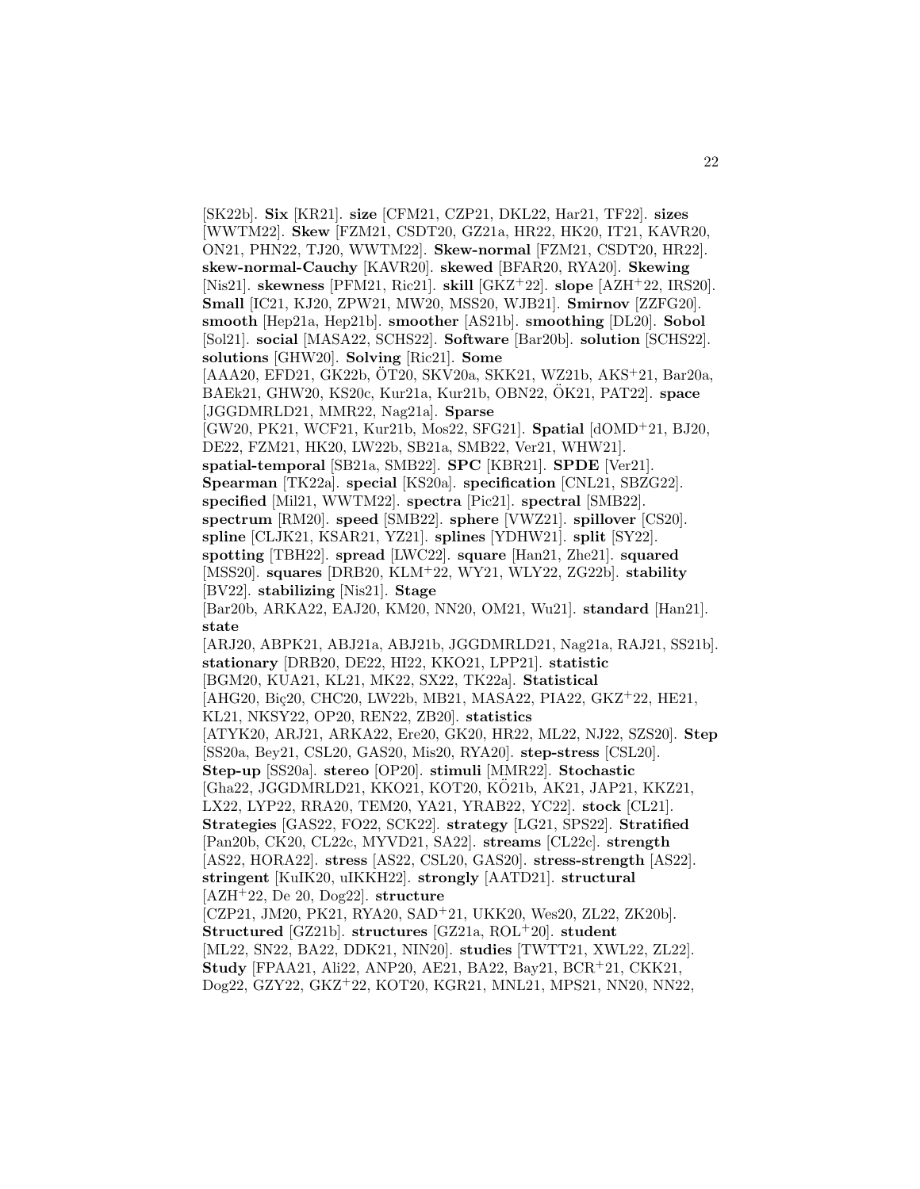[SK22b]. **Six** [KR21]. **size** [CFM21, CZP21, DKL22, Har21, TF22]. **sizes** [WWTM22]. **Skew** [FZM21, CSDT20, GZ21a, HR22, HK20, IT21, KAVR20, ON21, PHN22, TJ20, WWTM22]. **Skew-normal** [FZM21, CSDT20, HR22]. **skew-normal-Cauchy** [KAVR20]. **skewed** [BFAR20, RYA20]. **Skewing** [Nis21]. **skewness** [PFM21, Ric21]. **skill** [GKZ+22]. **slope** [AZH+22, IRS20]. **Small** [IC21, KJ20, ZPW21, MW20, MSS20, WJB21]. **Smirnov** [ZZFG20]. **smooth** [Hep21a, Hep21b]. **smoother** [AS21b]. **smoothing** [DL20]. **Sobol** [Sol21]. **social** [MASA22, SCHS22]. **Software** [Bar20b]. **solution** [SCHS22]. **solutions** [GHW20]. **Solving** [Ric21]. **Some** [AAA20, EFD21, GK22b, ÖT20, SKV20a, SKK21, WZ21b, AKS+21, Bar20a, BAEk21, GHW20, KS20c, Kur21a, Kur21b, OBN22, ÖK21, PAT22]. **space** [JGGDMRLD21, MMR22, Nag21a]. **Sparse** [GW20, PK21, WCF21, Kur21b, Mos22, SFG21]. **Spatial** [dOMD+21, BJ20, DE22, FZM21, HK20, LW22b, SB21a, SMB22, Ver21, WHW21]. **spatial-temporal** [SB21a, SMB22]. **SPC** [KBR21]. **SPDE** [Ver21]. **Spearman** [TK22a]. **special** [KS20a]. **specification** [CNL21, SBZG22]. **specified** [Mil21, WWTM22]. **spectra** [Pic21]. **spectral** [SMB22]. **spectrum** [RM20]. **speed** [SMB22]. **sphere** [VWZ21]. **spillover** [CS20]. **spline** [CLJK21, KSAR21, YZ21]. **splines** [YDHW21]. **split** [SY22]. **spotting** [TBH22]. **spread** [LWC22]. **square** [Han21, Zhe21]. **squared** [MSS20]. **squares** [DRB20, KLM+22, WY21, WLY22, ZG22b]. **stability** [BV22]. **stabilizing** [Nis21]. **Stage** [Bar20b, ARKA22, EAJ20, KM20, NN20, OM21, Wu21]. **standard** [Han21]. **state** [ARJ20, ABPK21, ABJ21a, ABJ21b, JGGDMRLD21, Nag21a, RAJ21, SS21b]. **stationary** [DRB20, DE22, HI22, KKO21, LPP21]. **statistic** [BGM20, KUA21, KL21, MK22, SX22, TK22a]. **Statistical** [AHG20, Biç20, CHC20, LW22b, MB21, MASA22, PIA22, GKZ+22, HE21, KL21, NKSY22, OP20, REN22, ZB20]. **statistics** [ATYK20, ARJ21, ARKA22, Ere20, GK20, HR22, ML22, NJ22, SZS20]. **Step** [SS20a, Bey21, CSL20, GAS20, Mis20, RYA20]. **step-stress** [CSL20]. **Step-up** [SS20a]. **stereo** [OP20]. **stimuli** [MMR22]. **Stochastic** [Gha22, JGGDMRLD21, KKO21, KOT20, KÖ21b, AK21, JAP21, KKZ21, LX22, LYP22, RRA20, TEM20, YA21, YRAB22, YC22]. **stock** [CL21]. **Strategies** [GAS22, FO22, SCK22]. **strategy** [LG21, SPS22]. **Stratified** [Pan20b, CK20, CL22c, MYVD21, SA22]. **streams** [CL22c]. **strength** [AS22, HORA22]. **stress** [AS22, CSL20, GAS20]. **stress-strength** [AS22]. **stringent** [KuIK20, uIKKH22]. **strongly** [AATD21]. **structural** [AZH+22, De 20, Dog22]. **structure** [CZP21, JM20, PK21, RYA20, SAD+21, UKK20, Wes20, ZL22, ZK20b]. **Structured** [GZ21b]. **structures** [GZ21a, ROL+20]. **student** [ML22, SN22, BA22, DDK21, NIN20]. **studies** [TWTT21, XWL22, ZL22]. **Study** [FPAA21, Ali22, ANP20, AE21, BA22, Bay21, BCR+21, CKK21, Dog22, GZY22, GKZ+22, KOT20, KGR21, MNL21, MPS21, NN20, NN22,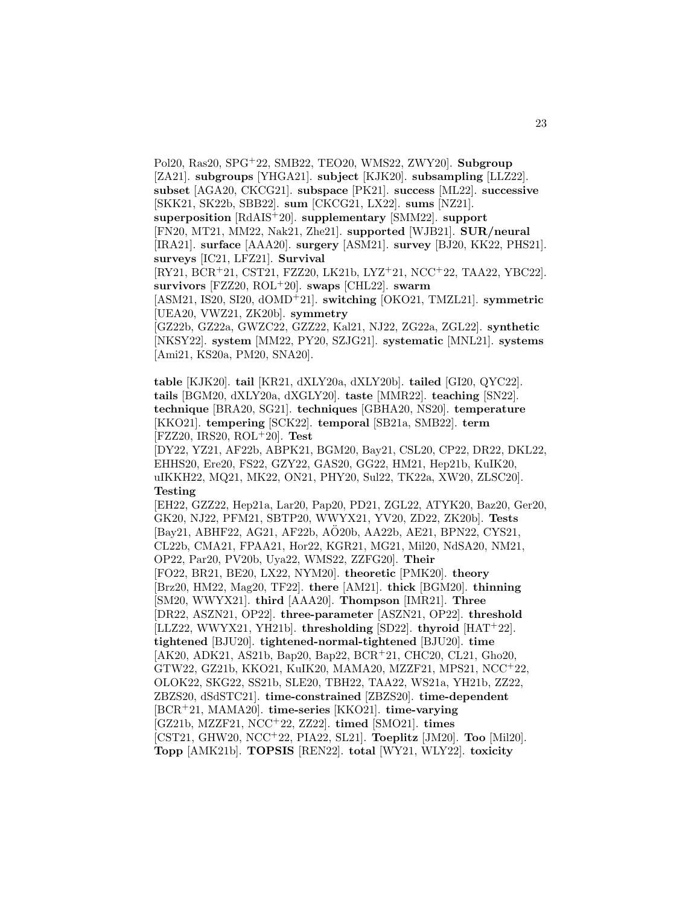Pol20, Ras20, SPG[+]22, SMB22, TEO20, WMS22, ZWY20]. **Subgroup** [ZA21]. **subgroups** [YHGA21]. **subject** [KJK20]. **subsampling** [LLZ22]. **subset** [AGA20, CKCG21]. **subspace** [PK21]. **success** [ML22]. **successive** [SKK21, SK22b, SBB22]. **sum** [CKCG21, LX22]. **sums** [NZ21]. **superposition** [RdAIS[+]20]. **supplementary** [SMM22]. **support** [FN20, MT21, MM22, Nak21, Zhe21]. **supported** [WJB21]. **SUR/neural** [IRA21]. **surface** [AAA20]. **surgery** [ASM21]. **survey** [BJ20, KK22, PHS21]. **surveys** [IC21, LFZ21]. **Survival** [RY21, BCR[+]21, CST21, FZZ20, LK21b, LYZ[+]21, NCC[+]22, TAA22, YBC22]. **survivors** [FZZ20, ROL[+]20]. **swaps** [CHL22]. **swarm** [ASM21, IS20, SI20, dOMD[+]21]. **switching** [OKO21, TMZL21]. **symmetric** [UEA20, VWZ21, ZK20b]. **symmetry** [GZ22b, GZ22a, GWZC22, GZZ22, Kal21, NJ22, ZG22a, ZGL22]. **synthetic** [NKSY22]. **system** [MM22, PY20, SZJG21]. **systematic** [MNL21]. **systems** [Ami21, KS20a, PM20, SNA20].

**table** [KJK20]. **tail** [KR21, dXLY20a, dXLY20b]. **tailed** [GI20, QYC22]. **tails** [BGM20, dXLY20a, dXGLY20]. **taste** [MMR22]. **teaching** [SN22]. **technique** [BRA20, SG21]. **techniques** [GBHA20, NS20]. **temperature** [KKO21]. **tempering** [SCK22]. **temporal** [SB21a, SMB22]. **term** [FZZ20, IRS20, ROL[+]20]. **Test** [DY22, YZ21, AF22b, ABPK21, BGM20, Bay21, CSL20, CP22, DR22, DKL22, EHHS20, Ere20, FS22, GZY22, GAS20, GG22, HM21, Hep21b, KuIK20, uIKKH22, MQ21, MK22, ON21, PHY20, Sul22, TK22a, XW20, ZLSC20]. **Testing** [EH22, GZZ22, Hep21a, Lar20, Pap20, PD21, ZGL22, ATYK20, Baz20, Ger20, GK20, NJ22, PFM21, SBTP20, WWYX21, YV20, ZD22, ZK20b]. **Tests** [Bay21, ABHF22, AG21, AF22b, AÖ20b, AA22b, AE21, BPN22, CYS21, CL22b, CMA21, FPAA21, Hor22, KGR21, MG21, Mil20, NdSA20, NM21, OP22, Par20, PV20b, Uya22, WMS22, ZZFG20]. **Their** [FO22, BR21, BE20, LX22, NYM20]. **theoretic** [PMK20]. **theory** [Brz20, HM22, Mag20, TF22]. **there** [AM21]. **thick** [BGM20]. **thinning** [SM20, WWYX21]. **third** [AAA20]. **Thompson** [IMR21]. **Three** [DR22, ASZN21, OP22]. **three-parameter** [ASZN21, OP22]. **threshold** [LLZ22, WWYX21, YH21b]. **thresholding** [SD22]. **thyroid** [HAT[+]22]. **tightened** [BJU20]. **tightened-normal-tightened** [BJU20]. **time** [AK20, ADK21, AS21b, Bap20, Bap22, BCR[+]21, CHC20, CL21, Gho20, GTW22, GZ21b, KKO21, KuIK20, MAMA20, MZZF21, MPS21, NCC[+]22, OLOK22, SKG22, SS21b, SLE20, TBH22, TAA22, WS21a, YH21b, ZZ22, ZBZS20, dSdSTC21]. **time-constrained** [ZBZS20]. **time-dependent** [BCR[+]21, MAMA20]. **time-series** [KKO21]. **time-varying** [GZ21b, MZZF21, NCC[+]22, ZZ22]. **timed** [SMO21]. **times** [CST21, GHW20, NCC[+]22, PIA22, SL21]. **Toeplitz** [JM20]. **Too** [Mil20]. **Topp** [AMK21b]. **TOPSIS** [REN22]. **total** [WY21, WLY22]. **toxicity**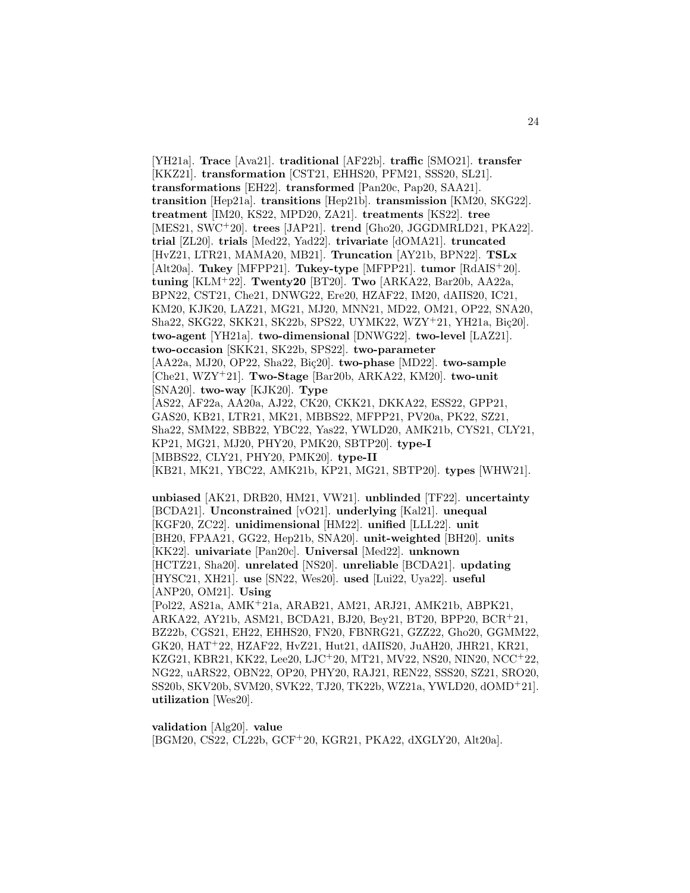[YH21a]. **Trace** [Ava21]. **traditional** [AF22b]. **traffic** [SMO21]. **transfer** [KKZ21]. **transformation** [CST21, EHHS20, PFM21, SSS20, SL21]. **transformations** [EH22]. **transformed** [Pan20c, Pap20, SAA21]. **transition** [Hep21a]. **transitions** [Hep21b]. **transmission** [KM20, SKG22]. **treatment** [IM20, KS22, MPD20, ZA21]. **treatments** [KS22]. **tree** [MES21, SWC+20]. **trees** [JAP21]. **trend** [Gho20, JGGDMRLD21, PKA22]. **trial** [ZL20]. **trials** [Med22, Yad22]. **trivariate** [dOMA21]. **truncated** [HvZ21, LTR21, MAMA20, MB21]. **Truncation** [AY21b, BPN22]. **TSLx** [Alt20a]. **Tukey** [MFPP21]. **Tukey-type** [MFPP21]. **tumor** [RdAIS+20]. **tuning** [KLM+22]. **Twenty20** [BT20]. **Two** [ARKA22, Bar20b, AA22a, BPN22, CST21, Che21, DNWG22, Ere20, HZAF22, IM20, dAIIS20, IC21, KM20, KJK20, LAZ21, MG21, MJ20, MNN21, MD22, OM21, OP22, SNA20, Sha22, SKG22, SKK21, SK22b, SPS22, UYMK22, WZY+21, YH21a, Biç20]. **two-agent** [YH21a]. **two-dimensional** [DNWG22]. **two-level** [LAZ21]. **two-occasion** [SKK21, SK22b, SPS22]. **two-parameter** [AA22a, MJ20, OP22, Sha22, Biç20]. **two-phase** [MD22]. **two-sample** [Che21, WZY+21]. **Two-Stage** [Bar20b, ARKA22, KM20]. **two-unit** [SNA20]. **two-way** [KJK20]. **Type** [AS22, AF22a, AA20a, AJ22, CK20, CKK21, DKKA22, ESS22, GPP21, GAS20, KB21, LTR21, MK21, MBBS22, MFPP21, PV20a, PK22, SZ21, Sha22, SMM22, SBB22, YBC22, Yas22, YWLD20, AMK21b, CYS21, CLY21, KP21, MG21, MJ20, PHY20, PMK20, SBTP20]. **type-I** [MBBS22, CLY21, PHY20, PMK20]. **type-II** [KB21, MK21, YBC22, AMK21b, KP21, MG21, SBTP20]. **types** [WHW21].

**unbiased** [AK21, DRB20, HM21, VW21]. **unblinded** [TF22]. **uncertainty** [BCDA21]. **Unconstrained** [vO21]. **underlying** [Kal21]. **unequal** [KGF20, ZC22]. **unidimensional** [HM22]. **unified** [LLL22]. **unit** [BH20, FPAA21, GG22, Hep21b, SNA20]. **unit-weighted** [BH20]. **units** [KK22]. **univariate** [Pan20c]. **Universal** [Med22]. **unknown** [HCTZ21, Sha20]. **unrelated** [NS20]. **unreliable** [BCDA21]. **updating** [HYSC21, XH21]. **use** [SN22, Wes20]. **used** [Lui22, Uya22]. **useful** [ANP20, OM21]. **Using** [Pol22, AS21a, AMK+21a, ARAB21, AM21, ARJ21, AMK21b, ABPK21, ARKA22, AY21b, ASM21, BCDA21, BJ20, Bey21, BT20, BPP20, BCR+21, BZ22b, CGS21, EH22, EHHS20, FN20, FBNRG21, GZZ22, Gho20, GGMM22, GK20, HAT+22, HZAF22, HvZ21, Hut21, dAIIS20, JuAH20, JHR21, KR21, KZG21, KBR21, KK22, Lee20, LJC+20, MT21, MV22, NS20, NIN20, NCC+22, NG22, uARS22, OBN22, OP20, PHY20, RAJ21, REN22, SSS20, SZ21, SRO20, SS20b, SKV20b, SVM20, SVK22, TJ20, TK22b, WZ21a, YWLD20, dOMD+21]. **utilization** [Wes20].

**validation** [Alg20]. **value** [BGM20, CS22, CL22b, GCF+20, KGR21, PKA22, dXGLY20, Alt20a].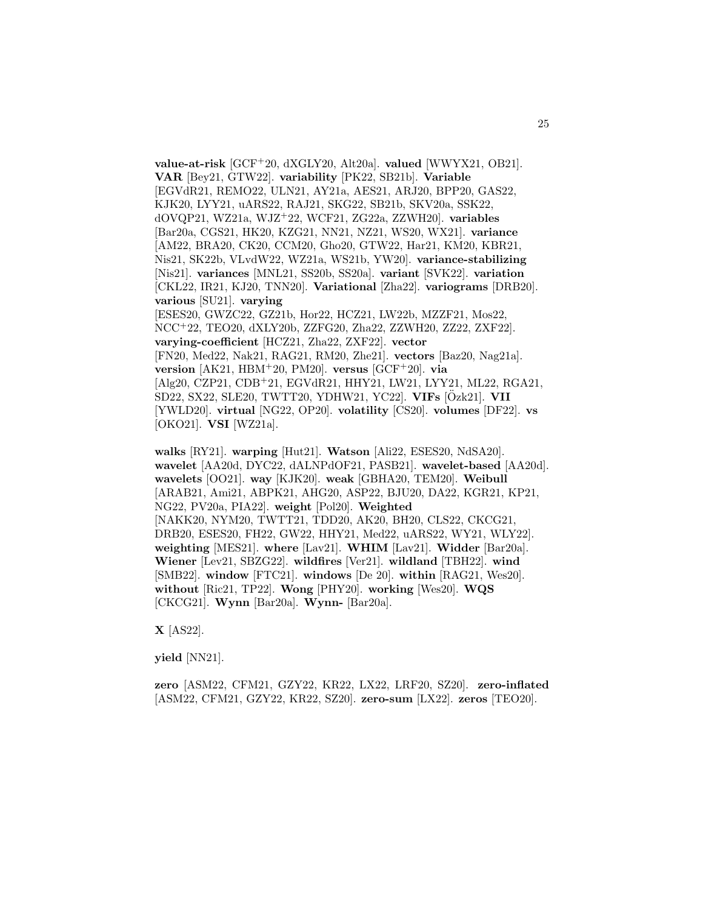**value-at-risk** [GCF+20, dXGLY20, Alt20a]. **valued** [WWYX21, OB21]. **VAR** [Bey21, GTW22]. **variability** [PK22, SB21b]. **Variable** [EGVdR21, REMO22, ULN21, AY21a, AES21, ARJ20, BPP20, GAS22, KJK20, LYY21, uARS22, RAJ21, SKG22, SB21b, SKV20a, SSK22, dOVQP21, WZ21a, WJZ+22, WCF21, ZG22a, ZZWH20]. **variables** [Bar20a, CGS21, HK20, KZG21, NN21, NZ21, WS20, WX21]. **variance** [AM22, BRA20, CK20, CCM20, Gho20, GTW22, Har21, KM20, KBR21, Nis21, SK22b, VLvdW22, WZ21a, WS21b, YW20]. **variance-stabilizing** [Nis21]. **variances** [MNL21, SS20b, SS20a]. **variant** [SVK22]. **variation** [CKL22, IR21, KJ20, TNN20]. **Variational** [Zha22]. **variograms** [DRB20]. **various** [SU21]. **varying** [ESES20, GWZC22, GZ21b, Hor22, HCZ21, LW22b, MZZF21, Mos22, NCC+22, TEO20, dXLY20b, ZZFG20, Zha22, ZZWH20, ZZ22, ZXF22]. **varying-coefficient** [HCZ21, Zha22, ZXF22]. **vector** [FN20, Med22, Nak21, RAG21, RM20, Zhe21]. **vectors** [Baz20, Nag21a]. **version** [AK21, HBM+20, PM20]. **versus** [GCF+20]. **via** [Alg20, CZP21, CDB+21, EGVdR21, HHY21, LW21, LYY21, ML22, RGA21, SD22, SX22, SLE20, TWTT20, YDHW21, YC22]. **VIFs** [Özk21]. **VII** [YWLD20]. **virtual** [NG22, OP20]. **volatility** [CS20]. **volumes** [DF22]. **vs** [OKO21]. **VSI** [WZ21a].

**walks** [RY21]. **warping** [Hut21]. **Watson** [Ali22, ESES20, NdSA20]. **wavelet** [AA20d, DYC22, dALNPdOF21, PASB21]. **wavelet-based** [AA20d]. **wavelets** [OO21]. **way** [KJK20]. **weak** [GBHA20, TEM20]. **Weibull** [ARAB21, Ami21, ABPK21, AHG20, ASP22, BJU20, DA22, KGR21, KP21, NG22, PV20a, PIA22]. **weight** [Pol20]. **Weighted** [NAKK20, NYM20, TWTT21, TDD20, AK20, BH20, CLS22, CKCG21, DRB20, ESES20, FH22, GW22, HHY21, Med22, uARS22, WY21, WLY22]. **weighting** [MES21]. **where** [Lav21]. **WHIM** [Lav21]. **Widder** [Bar20a]. **Wiener** [Lev21, SBZG22]. **wildfires** [Ver21]. **wildland** [TBH22]. **wind** [SMB22]. **window** [FTC21]. **windows** [De 20]. **within** [RAG21, Wes20]. **without** [Ric21, TP22]. **Wong** [PHY20]. **working** [Wes20]. **WQS** [CKCG21]. **Wynn** [Bar20a]. **Wynn-** [Bar20a].

**X** [AS22].

**yield** [NN21].

**zero** [ASM22, CFM21, GZY22, KR22, LX22, LRF20, SZ20]. **zero-inflated** [ASM22, CFM21, GZY22, KR22, SZ20]. **zero-sum** [LX22]. **zeros** [TEO20].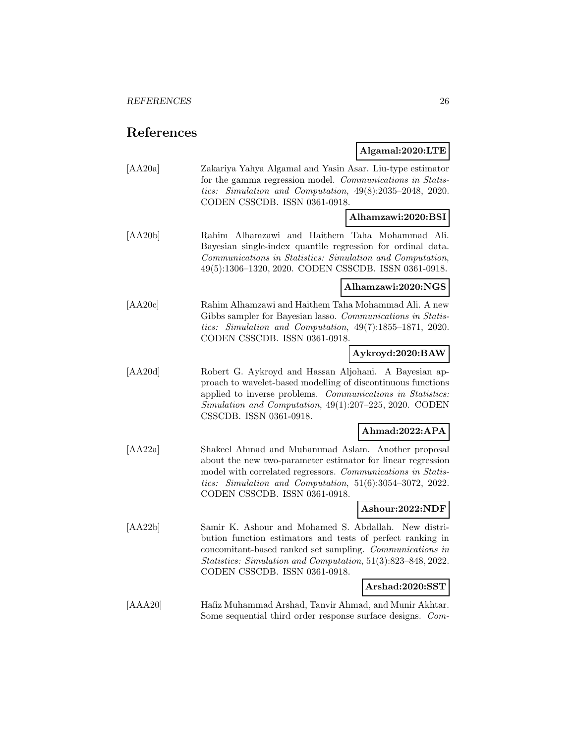# References

**Algamal:2020:LTE**

[AA20a] Zakariya Yahya Algamal and Yasin Asar. Liu-type estimator for the gamma regression model. *Communications in Statistics: Simulation and Computation*, 49(8):2035–2048, 2020. CODEN CSSCDB. ISSN 0361-0918.

**Alhamzawi:2020:BSI**

[AA20b] Rahim Alhamzawi and Haithem Taha Mohammad Ali. Bayesian single-index quantile regression for ordinal data. *Communications in Statistics: Simulation and Computation*, 49(5):1306–1320, 2020. CODEN CSSCDB. ISSN 0361-0918.

**Alhamzawi:2020:NGS**

[AA20c] Rahim Alhamzawi and Haithem Taha Mohammad Ali. A new Gibbs sampler for Bayesian lasso. *Communications in Statistics: Simulation and Computation*, 49(7):1855–1871, 2020. CODEN CSSCDB. ISSN 0361-0918.

**Aykroyd:2020:BAW**

[AA20d] Robert G. Aykroyd and Hassan Aljohani. A Bayesian approach to wavelet-based modelling of discontinuous functions applied to inverse problems. *Communications in Statistics: Simulation and Computation*, 49(1):207–225, 2020. CODEN CSSCDB. ISSN 0361-0918.

**Ahmad:2022:APA**

[AA22a] Shakeel Ahmad and Muhammad Aslam. Another proposal about the new two-parameter estimator for linear regression model with correlated regressors. *Communications in Statistics: Simulation and Computation*, 51(6):3054–3072, 2022. CODEN CSSCDB. ISSN 0361-0918.

**Ashour:2022:NDF**

[AA22b] Samir K. Ashour and Mohamed S. Abdallah. New distribution function estimators and tests of perfect ranking in concomitant-based ranked set sampling. *Communications in Statistics: Simulation and Computation*, 51(3):823–848, 2022. CODEN CSSCDB. ISSN 0361-0918.

**Arshad:2020:SST**

[AAA20] Hafiz Muhammad Arshad, Tanvir Ahmad, and Munir Akhtar. Some sequential third order response surface designs. *Com-*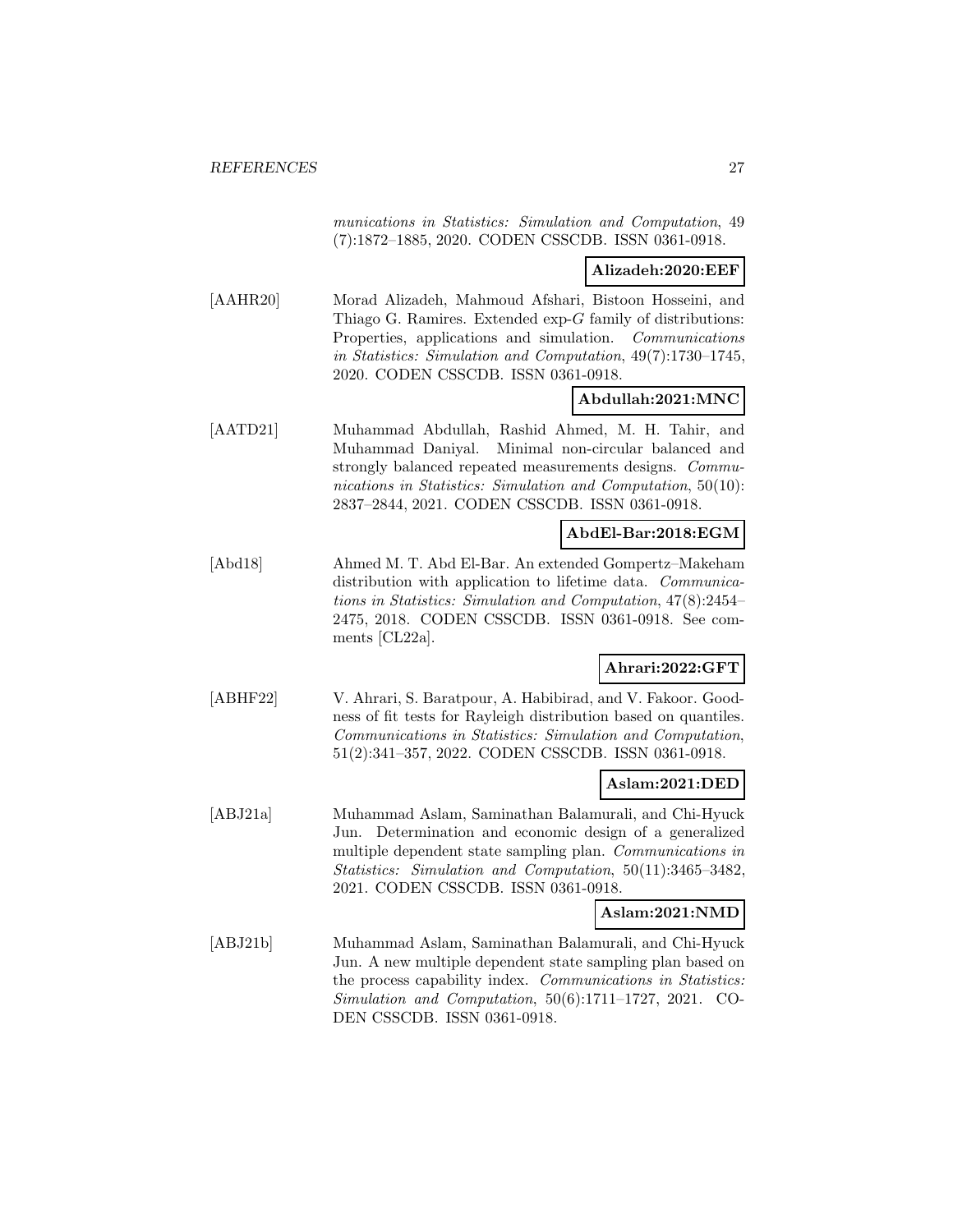munications in Statistics: Simulation and Computation*, 49 (7):1872–1885, 2020. CODEN CSSCDB. ISSN 0361-0918.

**Alizadeh:2020:EEF**

[AAHR20] Morad Alizadeh, Mahmoud Afshari, Bistoon Hosseini, and Thiago G. Ramires. Extended exp-$G$ family of distributions: Properties, applications and simulation. *Communications in Statistics: Simulation and Computation*, 49(7):1730–1745, 2020. CODEN CSSCDB. ISSN 0361-0918.

**Abdullah:2021:MNC**

[AATD21] Muhammad Abdullah, Rashid Ahmed, M. H. Tahir, and Muhammad Daniyal. Minimal non-circular balanced and strongly balanced repeated measurements designs. *Communications in Statistics: Simulation and Computation*, 50(10): 2837–2844, 2021. CODEN CSSCDB. ISSN 0361-0918.

**AbdEl-Bar:2018:EGM**

[Abd18] Ahmed M. T. Abd El-Bar. An extended Gompertz–Makeham distribution with application to lifetime data. *Communications in Statistics: Simulation and Computation*, 47(8):2454–2475, 2018. CODEN CSSCDB. ISSN 0361-0918. See comments [CL22a].

**Ahrari:2022:GFT**

[ABHF22] V. Ahrari, S. Baratpour, A. Habibirad, and V. Fakoor. Goodness of fit tests for Rayleigh distribution based on quantiles. *Communications in Statistics: Simulation and Computation*, 51(2):341–357, 2022. CODEN CSSCDB. ISSN 0361-0918.

**Aslam:2021:DED**

[ABJ21a] Muhammad Aslam, Saminathan Balamurali, and Chi-Hyuck Jun. Determination and economic design of a generalized multiple dependent state sampling plan. *Communications in Statistics: Simulation and Computation*, 50(11):3465–3482, 2021. CODEN CSSCDB. ISSN 0361-0918.

**Aslam:2021:NMD**

[ABJ21b] Muhammad Aslam, Saminathan Balamurali, and Chi-Hyuck Jun. A new multiple dependent state sampling plan based on the process capability index. *Communications in Statistics: Simulation and Computation*, 50(6):1711–1727, 2021. CODEN CSSCDB. ISSN 0361-0918.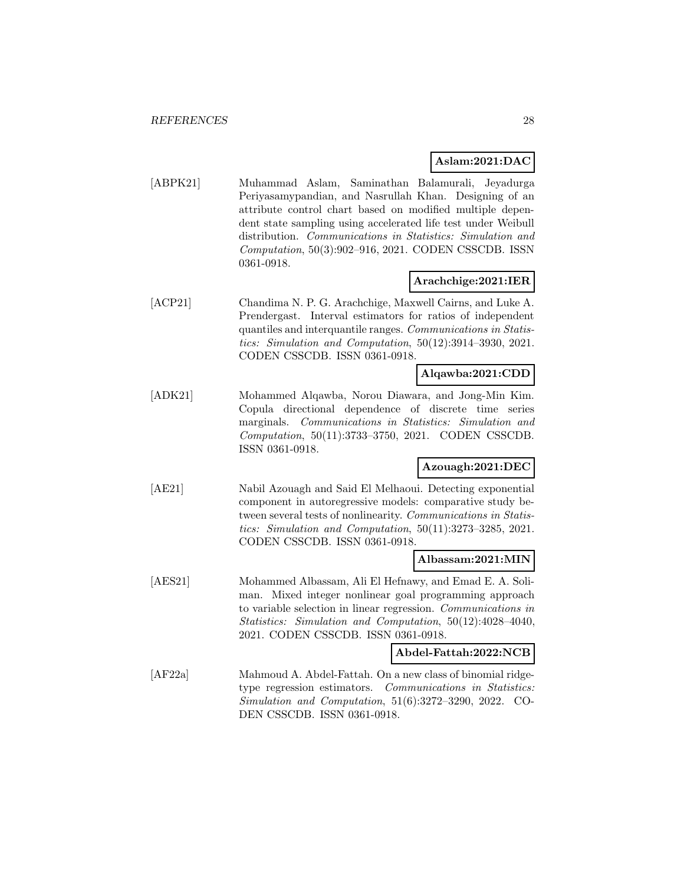**Aslam:2021:DAC**

[ABPK21] Muhammad Aslam, Saminathan Balamurali, Jeyadurga Periyasamypandian, and Nasrullah Khan. Designing of an attribute control chart based on modified multiple dependent state sampling using accelerated life test under Weibull distribution. *Communications in Statistics: Simulation and Computation*, 50(3):902–916, 2021. CODEN CSSCDB. ISSN 0361-0918.

**Arachchige:2021:IER**

[ACP21] Chandima N. P. G. Arachchige, Maxwell Cairns, and Luke A. Prendergast. Interval estimators for ratios of independent quantiles and interquantile ranges. *Communications in Statistics: Simulation and Computation*, 50(12):3914–3930, 2021. CODEN CSSCDB. ISSN 0361-0918.

**Alqawba:2021:CDD**

[ADK21] Mohammed Alqawba, Norou Diawara, and Jong-Min Kim. Copula directional dependence of discrete time series marginals. *Communications in Statistics: Simulation and Computation*, 50(11):3733–3750, 2021. CODEN CSSCDB. ISSN 0361-0918.

**Azouagh:2021:DEC**

[AE21] Nabil Azouagh and Said El Melhaoui. Detecting exponential component in autoregressive models: comparative study between several tests of nonlinearity. *Communications in Statistics: Simulation and Computation*, 50(11):3273–3285, 2021. CODEN CSSCDB. ISSN 0361-0918.

**Albassam:2021:MIN**

[AES21] Mohammed Albassam, Ali El Hefnawy, and Emad E. A. Soliman. Mixed integer nonlinear goal programming approach to variable selection in linear regression. *Communications in Statistics: Simulation and Computation*, 50(12):4028–4040, 2021. CODEN CSSCDB. ISSN 0361-0918.

**Abdel-Fattah:2022:NCB**

[AF22a] Mahmoud A. Abdel-Fattah. On a new class of binomial ridge-type regression estimators. *Communications in Statistics: Simulation and Computation*, 51(6):3272–3290, 2022. CODEN CSSCDB. ISSN 0361-0918.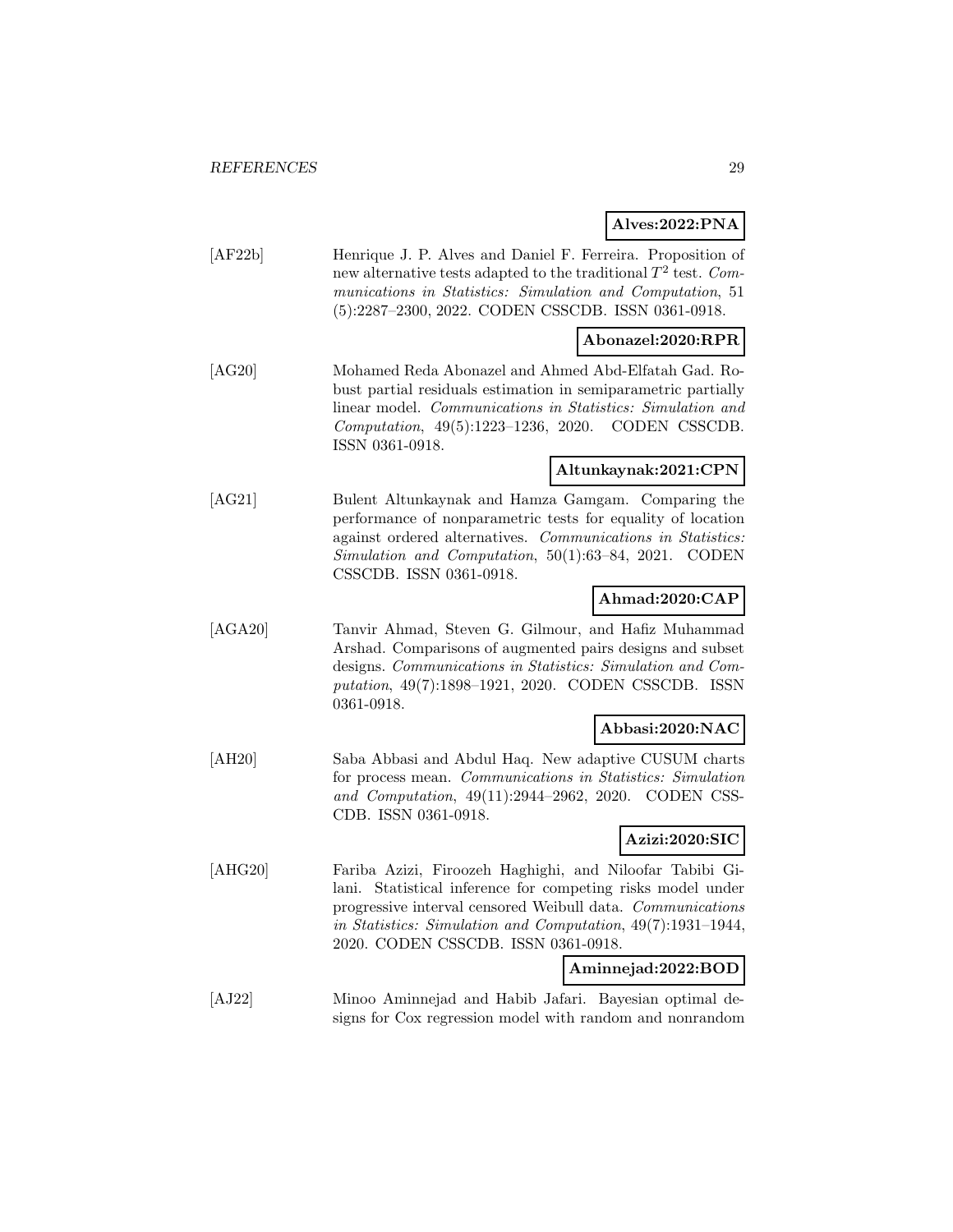**Alves:2022:PNA**

[AF22b] Henrique J. P. Alves and Daniel F. Ferreira. Proposition of new alternative tests adapted to the traditional $T^2$ test. *Communications in Statistics: Simulation and Computation*, 51 (5):2287–2300, 2022. CODEN CSSCDB. ISSN 0361-0918.

**Abonazel:2020:RPR**

[AG20] Mohamed Reda Abonazel and Ahmed Abd-Elfatah Gad. Robust partial residuals estimation in semiparametric partially linear model. *Communications in Statistics: Simulation and Computation*, 49(5):1223–1236, 2020. CODEN CSSCDB. ISSN 0361-0918.

**Altunkaynak:2021:CPN**

[AG21] Bulent Altunkaynak and Hamza Gamgam. Comparing the performance of nonparametric tests for equality of location against ordered alternatives. *Communications in Statistics: Simulation and Computation*, 50(1):63–84, 2021. CODEN CSSCDB. ISSN 0361-0918.

**Ahmad:2020:CAP**

[AGA20] Tanvir Ahmad, Steven G. Gilmour, and Hafiz Muhammad Arshad. Comparisons of augmented pairs designs and subset designs. *Communications in Statistics: Simulation and Computation*, 49(7):1898–1921, 2020. CODEN CSSCDB. ISSN 0361-0918.

**Abbasi:2020:NAC**

[AH20] Saba Abbasi and Abdul Haq. New adaptive CUSUM charts for process mean. *Communications in Statistics: Simulation and Computation*, 49(11):2944–2962, 2020. CODEN CSSCDB. ISSN 0361-0918.

**Azizi:2020:SIC**

[AHG20] Fariba Azizi, Firoozeh Haghighi, and Niloofar Tabibi Gilani. Statistical inference for competing risks model under progressive interval censored Weibull data. *Communications in Statistics: Simulation and Computation*, 49(7):1931–1944, 2020. CODEN CSSCDB. ISSN 0361-0918.

**Aminnejad:2022:BOD**

[AJ22] Minoo Aminnejad and Habib Jafari. Bayesian optimal designs for Cox regression model with random and nonrandom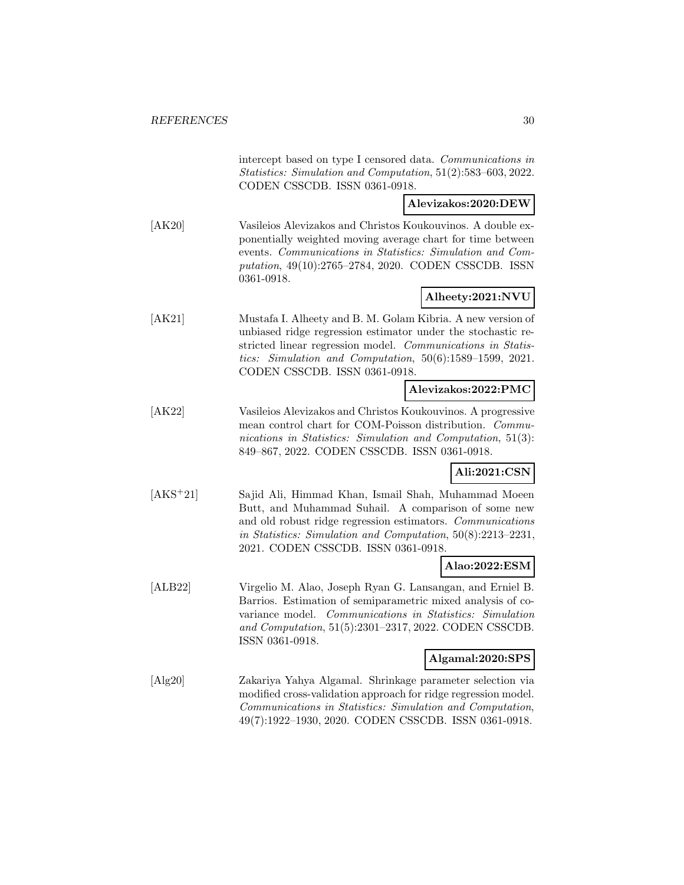intercept based on type I censored data. *Communications in Statistics: Simulation and Computation*, 51(2):583–603, 2022. CODEN CSSCDB. ISSN 0361-0918.

**Alevizakos:2020:DEW**

[AK20] Vasileios Alevizakos and Christos Koukouvinos. A double exponentially weighted moving average chart for time between events. *Communications in Statistics: Simulation and Computation*, 49(10):2765–2784, 2020. CODEN CSSCDB. ISSN 0361-0918.

**Alheety:2021:NVU**

[AK21] Mustafa I. Alheety and B. M. Golam Kibria. A new version of unbiased ridge regression estimator under the stochastic restricted linear regression model. *Communications in Statistics: Simulation and Computation*, 50(6):1589–1599, 2021. CODEN CSSCDB. ISSN 0361-0918.

**Alevizakos:2022:PMC**

[AK22] Vasileios Alevizakos and Christos Koukouvinos. A progressive mean control chart for COM-Poisson distribution. *Communications in Statistics: Simulation and Computation*, 51(3): 849–867, 2022. CODEN CSSCDB. ISSN 0361-0918.

**Ali:2021:CSN**

[AKS+21] Sajid Ali, Himmad Khan, Ismail Shah, Muhammad Moeen Butt, and Muhammad Suhail. A comparison of some new and old robust ridge regression estimators. *Communications in Statistics: Simulation and Computation*, 50(8):2213–2231, 2021. CODEN CSSCDB. ISSN 0361-0918.

**Alao:2022:ESM**

[ALB22] Virgelio M. Alao, Joseph Ryan G. Lansangan, and Erniel B. Barrios. Estimation of semiparametric mixed analysis of covariance model. *Communications in Statistics: Simulation and Computation*, 51(5):2301–2317, 2022. CODEN CSSCDB. ISSN 0361-0918.

**Algamal:2020:SPS**

[Alg20] Zakariya Yahya Algamal. Shrinkage parameter selection via modified cross-validation approach for ridge regression model. *Communications in Statistics: Simulation and Computation*, 49(7):1922–1930, 2020. CODEN CSSCDB. ISSN 0361-0918.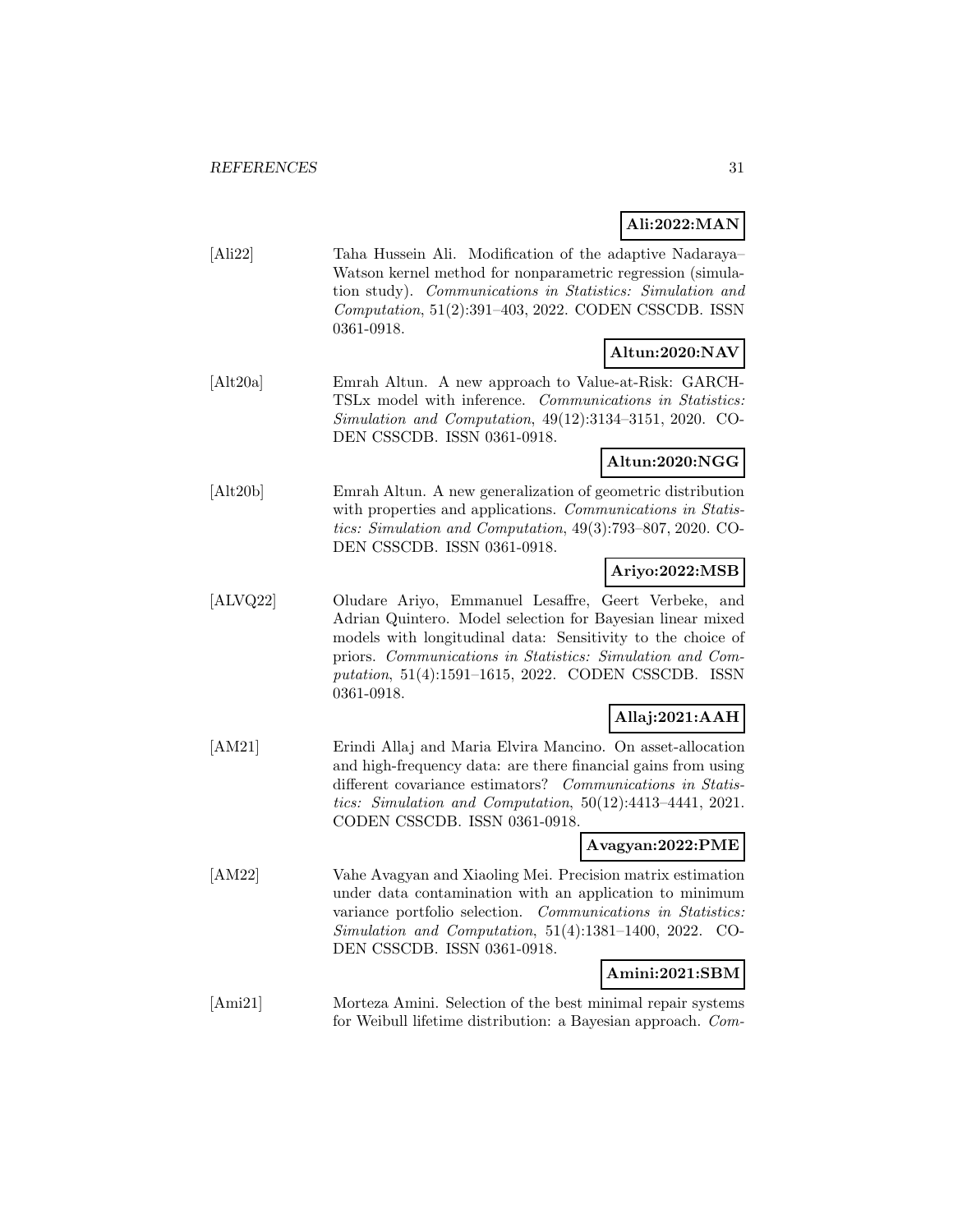**Ali:2022:MAN**

[Ali22] Taha Hussein Ali. Modification of the adaptive Nadaraya–Watson kernel method for nonparametric regression (simulation study). *Communications in Statistics: Simulation and Computation*, 51(2):391–403, 2022. CODEN CSSCDB. ISSN 0361-0918.

**Altun:2020:NAV**

[Alt20a] Emrah Altun. A new approach to Value-at-Risk: GARCH-TSLx model with inference. *Communications in Statistics: Simulation and Computation*, 49(12):3134–3151, 2020. CODEN CSSCDB. ISSN 0361-0918.

**Altun:2020:NGG**

[Alt20b] Emrah Altun. A new generalization of geometric distribution with properties and applications. *Communications in Statistics: Simulation and Computation*, 49(3):793–807, 2020. CODEN CSSCDB. ISSN 0361-0918.

**Ariyo:2022:MSB**

[ALVQ22] Oludare Ariyo, Emmanuel Lesaffre, Geert Verbeke, and Adrian Quintero. Model selection for Bayesian linear mixed models with longitudinal data: Sensitivity to the choice of priors. *Communications in Statistics: Simulation and Computation*, 51(4):1591–1615, 2022. CODEN CSSCDB. ISSN 0361-0918.

**Allaj:2021:AAH**

[AM21] Erindi Allaj and Maria Elvira Mancino. On asset-allocation and high-frequency data: are there financial gains from using different covariance estimators? *Communications in Statistics: Simulation and Computation*, 50(12):4413–4441, 2021. CODEN CSSCDB. ISSN 0361-0918.

**Avagyan:2022:PME**

[AM22] Vahe Avagyan and Xiaoling Mei. Precision matrix estimation under data contamination with an application to minimum variance portfolio selection. *Communications in Statistics: Simulation and Computation*, 51(4):1381–1400, 2022. CODEN CSSCDB. ISSN 0361-0918.

**Amini:2021:SBM**

[Ami21] Morteza Amini. Selection of the best minimal repair systems for Weibull lifetime distribution: a Bayesian approach. *Com-*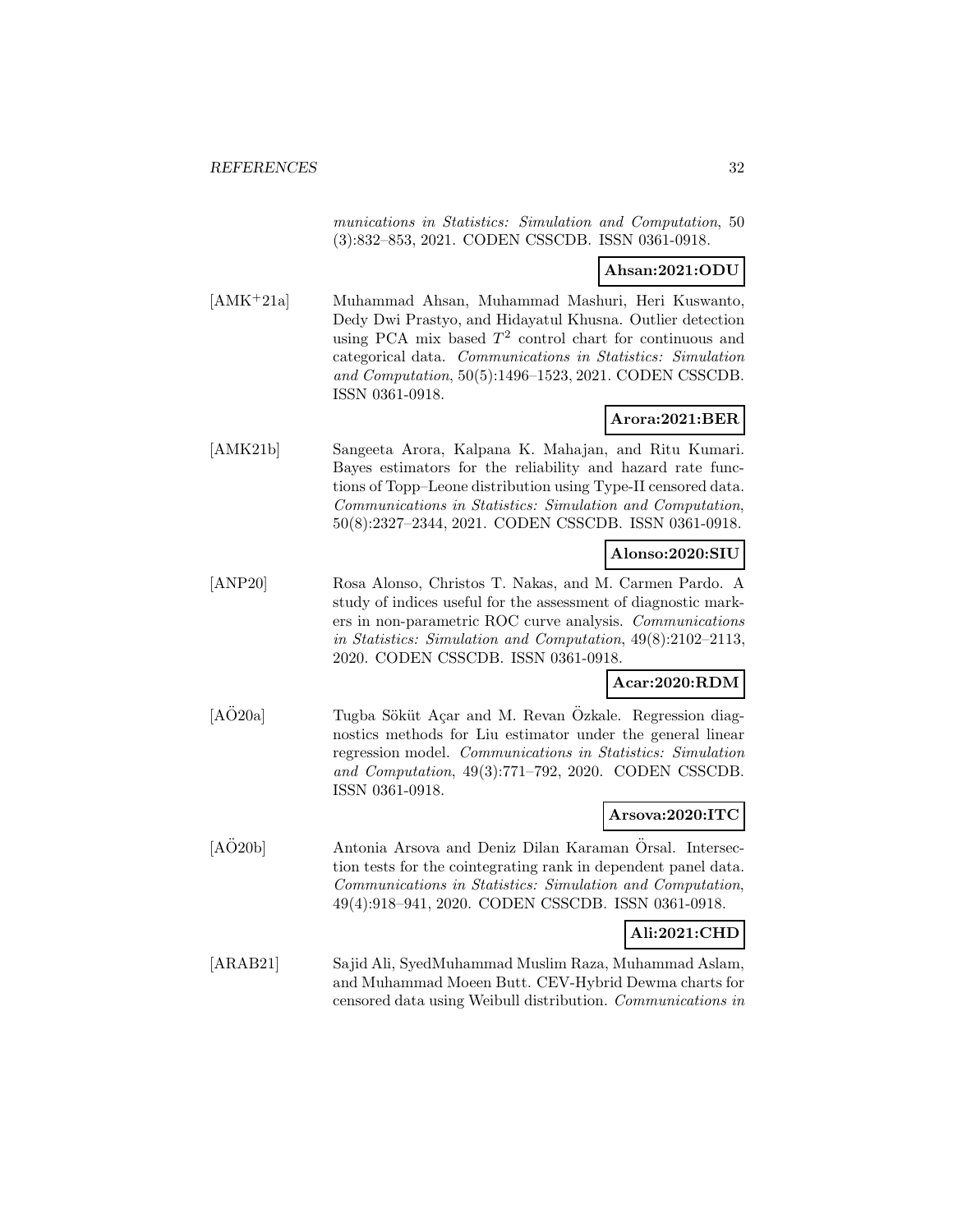*munications in Statistics: Simulation and Computation*, 50 (3):832–853, 2021. CODEN CSSCDB. ISSN 0361-0918.

**Ahsan:2021:ODU**

[AMK+21a] Muhammad Ahsan, Muhammad Mashuri, Heri Kuswanto, Dedy Dwi Prastyo, and Hidayatul Khusna. Outlier detection using PCA mix based $T^2$ control chart for continuous and categorical data. *Communications in Statistics: Simulation and Computation*, 50(5):1496–1523, 2021. CODEN CSSCDB. ISSN 0361-0918.

**Arora:2021:BER**

[AMK21b] Sangeeta Arora, Kalpana K. Mahajan, and Ritu Kumari. Bayes estimators for the reliability and hazard rate functions of Topp–Leone distribution using Type-II censored data. *Communications in Statistics: Simulation and Computation*, 50(8):2327–2344, 2021. CODEN CSSCDB. ISSN 0361-0918.

**Alonso:2020:SIU**

[ANP20] Rosa Alonso, Christos T. Nakas, and M. Carmen Pardo. A study of indices useful for the assessment of diagnostic markers in non-parametric ROC curve analysis. *Communications in Statistics: Simulation and Computation*, 49(8):2102–2113, 2020. CODEN CSSCDB. ISSN 0361-0918.

**Acar:2020:RDM**

[AÖ20a] Tugba Söküt Açar and M. Revan Özkale. Regression diagnostics methods for Liu estimator under the general linear regression model. *Communications in Statistics: Simulation and Computation*, 49(3):771–792, 2020. CODEN CSSCDB. ISSN 0361-0918.

**Arsova:2020:ITC**

[AÖ20b] Antonia Arsova and Deniz Dilan Karaman Örsal. Intersection tests for the cointegrating rank in dependent panel data. *Communications in Statistics: Simulation and Computation*, 49(4):918–941, 2020. CODEN CSSCDB. ISSN 0361-0918.

**Ali:2021:CHD**

[ARAB21] Sajid Ali, SyedMuhammad Muslim Raza, Muhammad Aslam, and Muhammad Moeen Butt. CEV-Hybrid Dewma charts for censored data using Weibull distribution. *Communications in*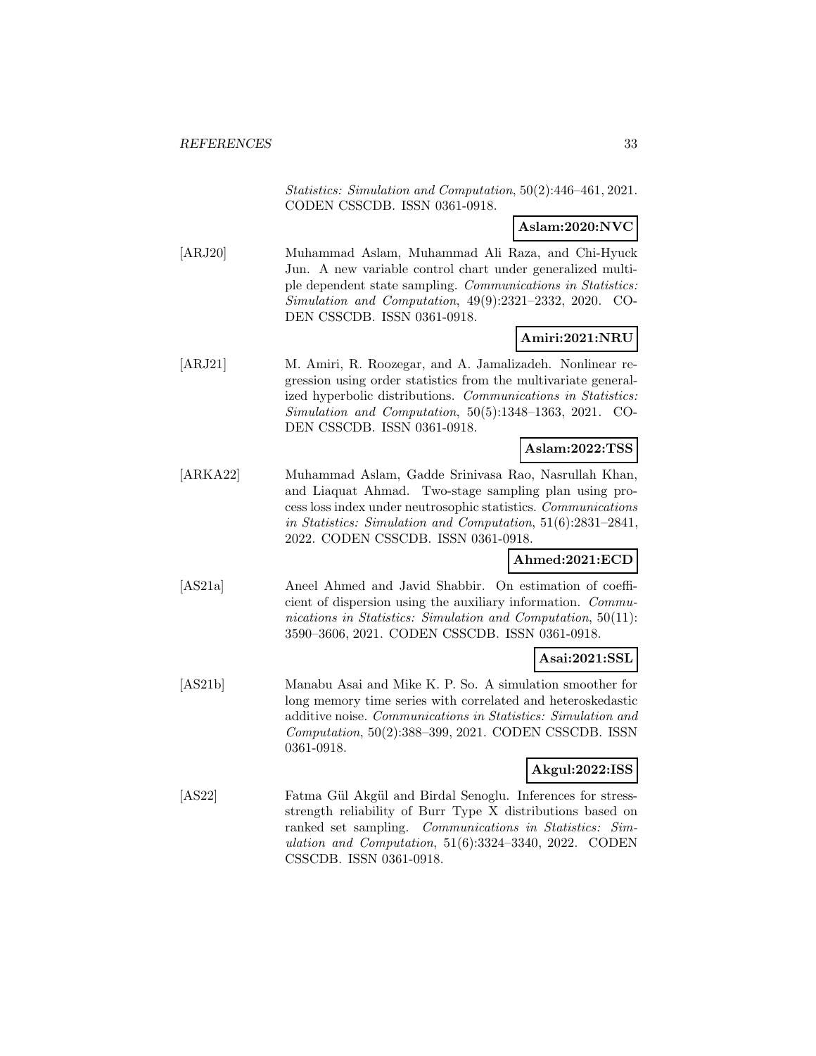*Statistics: Simulation and Computation*, 50(2):446–461, 2021. CODEN CSSCDB. ISSN 0361-0918.

**Aslam:2020:NVC**

[ARJ20] Muhammad Aslam, Muhammad Ali Raza, and Chi-Hyuck Jun. A new variable control chart under generalized multiple dependent state sampling. *Communications in Statistics: Simulation and Computation*, 49(9):2321–2332, 2020. CODEN CSSCDB. ISSN 0361-0918.

**Amiri:2021:NRU**

[ARJ21] M. Amiri, R. Roozegar, and A. Jamalizadeh. Nonlinear regression using order statistics from the multivariate generalized hyperbolic distributions. *Communications in Statistics: Simulation and Computation*, 50(5):1348–1363, 2021. CODEN CSSCDB. ISSN 0361-0918.

**Aslam:2022:TSS**

[ARKA22] Muhammad Aslam, Gadde Srinivasa Rao, Nasrullah Khan, and Liaquat Ahmad. Two-stage sampling plan using process loss index under neutrosophic statistics. *Communications in Statistics: Simulation and Computation*, 51(6):2831–2841, 2022. CODEN CSSCDB. ISSN 0361-0918.

**Ahmed:2021:ECD**

[AS21a] Aneel Ahmed and Javid Shabbir. On estimation of coefficient of dispersion using the auxiliary information. *Communications in Statistics: Simulation and Computation*, 50(11): 3590–3606, 2021. CODEN CSSCDB. ISSN 0361-0918.

**Asai:2021:SSL**

[AS21b] Manabu Asai and Mike K. P. So. A simulation smoother for long memory time series with correlated and heteroskedastic additive noise. *Communications in Statistics: Simulation and Computation*, 50(2):388–399, 2021. CODEN CSSCDB. ISSN 0361-0918.

**Akgul:2022:ISS**

[AS22] Fatma Gül Akgül and Birdal Senoglu. Inferences for stress-strength reliability of Burr Type X distributions based on ranked set sampling. *Communications in Statistics: Simulation and Computation*, 51(6):3324–3340, 2022. CODEN CSSCDB. ISSN 0361-0918.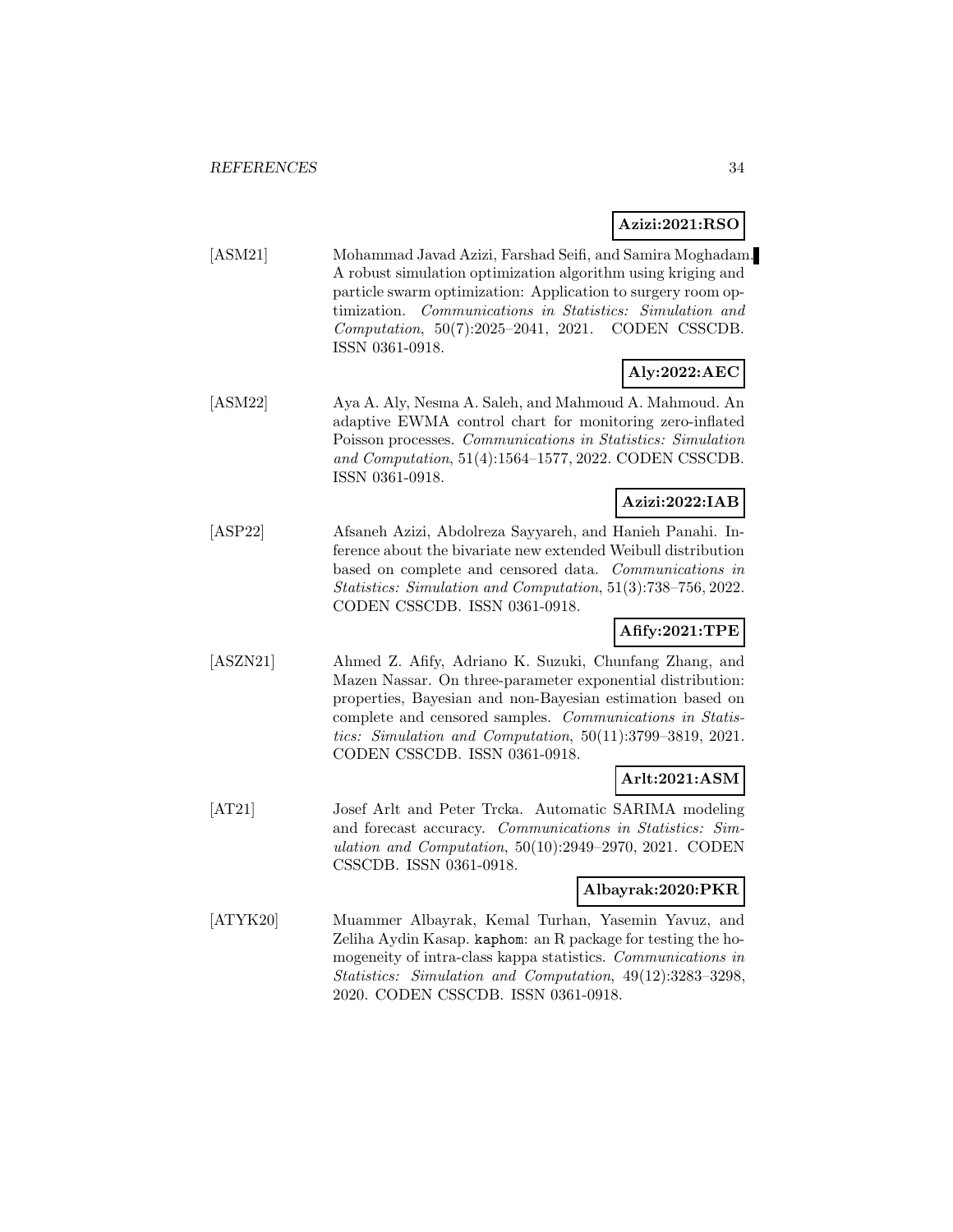**Azizi:2021:RSO**

[ASM21] Mohammad Javad Azizi, Farshad Seifi, and Samira Moghadam. A robust simulation optimization algorithm using kriging and particle swarm optimization: Application to surgery room optimization. *Communications in Statistics: Simulation and Computation*, 50(7):2025–2041, 2021. CODEN CSSCDB. ISSN 0361-0918.

**Aly:2022:AEC**

[ASM22] Aya A. Aly, Nesma A. Saleh, and Mahmoud A. Mahmoud. An adaptive EWMA control chart for monitoring zero-inflated Poisson processes. *Communications in Statistics: Simulation and Computation*, 51(4):1564–1577, 2022. CODEN CSSCDB. ISSN 0361-0918.

**Azizi:2022:IAB**

[ASP22] Afsaneh Azizi, Abdolreza Sayyareh, and Hanieh Panahi. Inference about the bivariate new extended Weibull distribution based on complete and censored data. *Communications in Statistics: Simulation and Computation*, 51(3):738–756, 2022. CODEN CSSCDB. ISSN 0361-0918.

**Afify:2021:TPE**

[ASZN21] Ahmed Z. Afify, Adriano K. Suzuki, Chunfang Zhang, and Mazen Nassar. On three-parameter exponential distribution: properties, Bayesian and non-Bayesian estimation based on complete and censored samples. *Communications in Statistics: Simulation and Computation*, 50(11):3799–3819, 2021. CODEN CSSCDB. ISSN 0361-0918.

**Arlt:2021:ASM**

[AT21] Josef Arlt and Peter Trcka. Automatic SARIMA modeling and forecast accuracy. *Communications in Statistics: Simulation and Computation*, 50(10):2949–2970, 2021. CODEN CSSCDB. ISSN 0361-0918.

**Albayrak:2020:PKR**

[ATYK20] Muammer Albayrak, Kemal Turhan, Yasemin Yavuz, and Zeliha Aydin Kasap. `kaphom`: an R package for testing the homogeneity of intra-class kappa statistics. *Communications in Statistics: Simulation and Computation*, 49(12):3283–3298, 2020. CODEN CSSCDB. ISSN 0361-0918.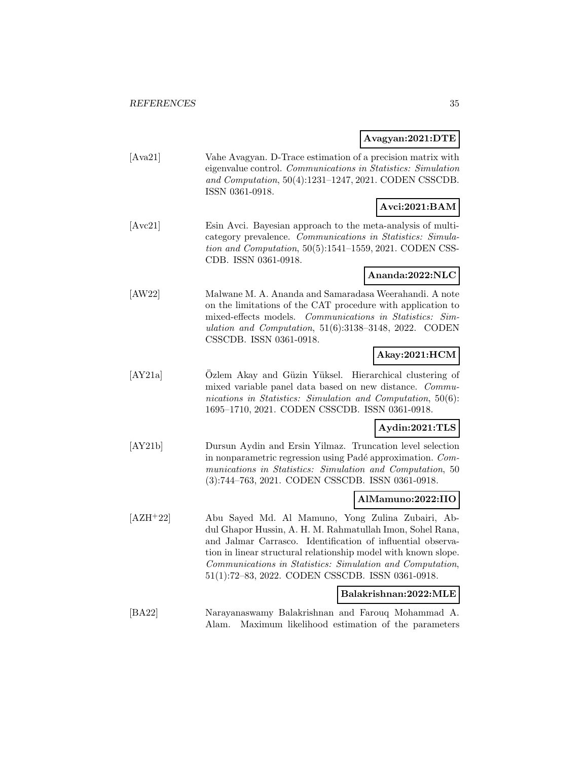**Avagyan:2021:DTE**

[Ava21] Vahe Avagyan. D-Trace estimation of a precision matrix with eigenvalue control. *Communications in Statistics: Simulation and Computation*, 50(4):1231–1247, 2021. CODEN CSSCDB. ISSN 0361-0918.

**Avci:2021:BAM**

[Avc21] Esin Avci. Bayesian approach to the meta-analysis of multi-category prevalence. *Communications in Statistics: Simulation and Computation*, 50(5):1541–1559, 2021. CODEN CSSCDB. ISSN 0361-0918.

**Ananda:2022:NLC**

[AW22] Malwane M. A. Ananda and Samaradasa Weerahandi. A note on the limitations of the CAT procedure with application to mixed-effects models. *Communications in Statistics: Simulation and Computation*, 51(6):3138–3148, 2022. CODEN CSSCDB. ISSN 0361-0918.

**Akay:2021:HCM**

[AY21a] Özlem Akay and Güzin Yüksel. Hierarchical clustering of mixed variable panel data based on new distance. *Communications in Statistics: Simulation and Computation*, 50(6): 1695–1710, 2021. CODEN CSSCDB. ISSN 0361-0918.

**Aydin:2021:TLS**

[AY21b] Dursun Aydin and Ersin Yilmaz. Truncation level selection in nonparametric regression using Padé approximation. *Communications in Statistics: Simulation and Computation*, 50 (3):744–763, 2021. CODEN CSSCDB. ISSN 0361-0918.

**AlMamuno:2022:IIO**

[AZH+22] Abu Sayed Md. Al Mamuno, Yong Zulina Zubairi, Abdul Ghapor Hussin, A. H. M. Rahmatullah Imon, Sohel Rana, and Jalmar Carrasco. Identification of influential observation in linear structural relationship model with known slope. *Communications in Statistics: Simulation and Computation*, 51(1):72–83, 2022. CODEN CSSCDB. ISSN 0361-0918.

**Balakrishnan:2022:MLE**

[BA22] Narayanaswamy Balakrishnan and Farouq Mohammad A. Alam. Maximum likelihood estimation of the parameters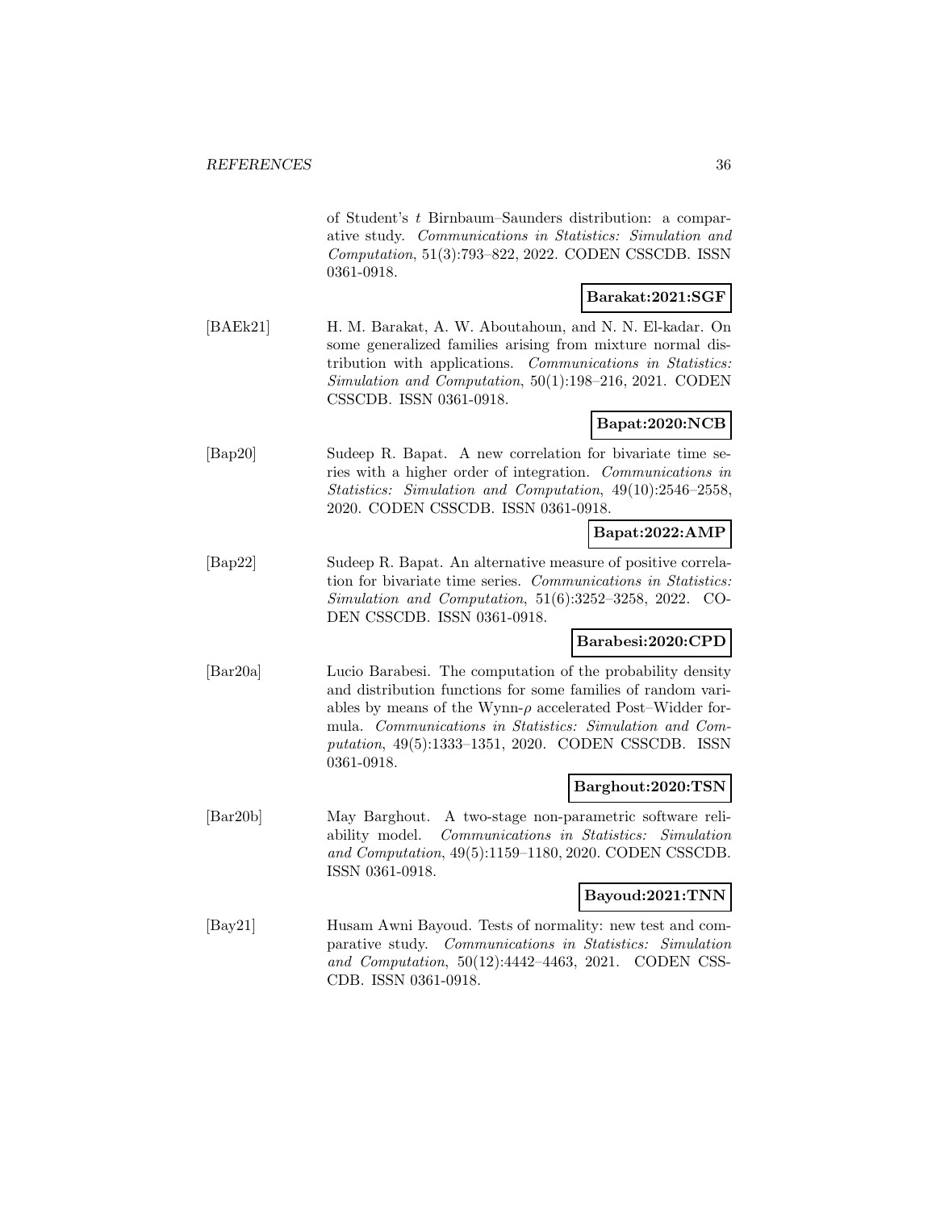of Student's $t$ Birnbaum–Saunders distribution: a comparative study. *Communications in Statistics: Simulation and Computation*, 51(3):793–822, 2022. CODEN CSSCDB. ISSN 0361-0918.

**Barakat:2021:SGF**

[BAEk21] H. M. Barakat, A. W. Aboutahoun, and N. N. El-kadar. On some generalized families arising from mixture normal distribution with applications. *Communications in Statistics: Simulation and Computation*, 50(1):198–216, 2021. CODEN CSSCDB. ISSN 0361-0918.

**Bapat:2020:NCB**

[Bap20] Sudeep R. Bapat. A new correlation for bivariate time series with a higher order of integration. *Communications in Statistics: Simulation and Computation*, 49(10):2546–2558, 2020. CODEN CSSCDB. ISSN 0361-0918.

**Bapat:2022:AMP**

[Bap22] Sudeep R. Bapat. An alternative measure of positive correlation for bivariate time series. *Communications in Statistics: Simulation and Computation*, 51(6):3252–3258, 2022. CODEN CSSCDB. ISSN 0361-0918.

**Barabesi:2020:CPD**

[Bar20a] Lucio Barabesi. The computation of the probability density and distribution functions for some families of random variables by means of the Wynn-$\rho$ accelerated Post–Widder formula. *Communications in Statistics: Simulation and Computation*, 49(5):1333–1351, 2020. CODEN CSSCDB. ISSN 0361-0918.

**Barghout:2020:TSN**

[Bar20b] May Barghout. A two-stage non-parametric software reliability model. *Communications in Statistics: Simulation and Computation*, 49(5):1159–1180, 2020. CODEN CSSCDB. ISSN 0361-0918.

**Bayoud:2021:TNN**

[Bay21] Husam Awni Bayoud. Tests of normality: new test and comparative study. *Communications in Statistics: Simulation and Computation*, 50(12):4442–4463, 2021. CODEN CSSCDB. ISSN 0361-0918.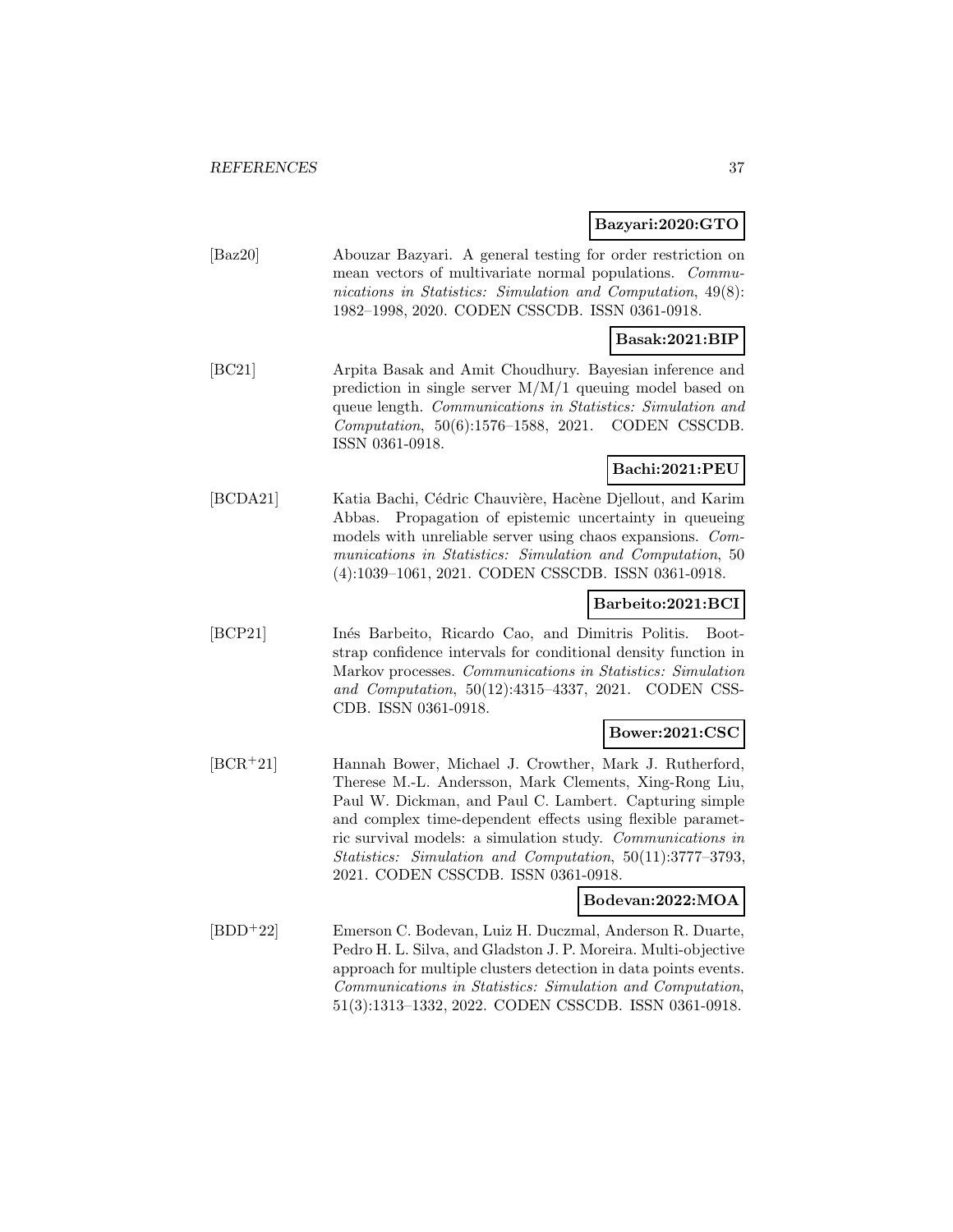**Bazyari:2020:GTO**

[Baz20] Abouzar Bazyari. A general testing for order restriction on mean vectors of multivariate normal populations. *Communications in Statistics: Simulation and Computation*, 49(8): 1982–1998, 2020. CODEN CSSCDB. ISSN 0361-0918.

**Basak:2021:BIP**

[BC21] Arpita Basak and Amit Choudhury. Bayesian inference and prediction in single server M/M/1 queuing model based on queue length. *Communications in Statistics: Simulation and Computation*, 50(6):1576–1588, 2021. CODEN CSSCDB. ISSN 0361-0918.

**Bachi:2021:PEU**

[BCDA21] Katia Bachi, Cédric Chauvière, Hacène Djellout, and Karim Abbas. Propagation of epistemic uncertainty in queueing models with unreliable server using chaos expansions. *Communications in Statistics: Simulation and Computation*, 50 (4):1039–1061, 2021. CODEN CSSCDB. ISSN 0361-0918.

**Barbeito:2021:BCI**

[BCP21] Inés Barbeito, Ricardo Cao, and Dimitris Politis. Bootstrap confidence intervals for conditional density function in Markov processes. *Communications in Statistics: Simulation and Computation*, 50(12):4315–4337, 2021. CODEN CSSCDB. ISSN 0361-0918.

**Bower:2021:CSC**

[BCR+21] Hannah Bower, Michael J. Crowther, Mark J. Rutherford, Therese M.-L. Andersson, Mark Clements, Xing-Rong Liu, Paul W. Dickman, and Paul C. Lambert. Capturing simple and complex time-dependent effects using flexible parametric survival models: a simulation study. *Communications in Statistics: Simulation and Computation*, 50(11):3777–3793, 2021. CODEN CSSCDB. ISSN 0361-0918.

**Bodevan:2022:MOA**

[BDD+22] Emerson C. Bodevan, Luiz H. Duczmal, Anderson R. Duarte, Pedro H. L. Silva, and Gladston J. P. Moreira. Multi-objective approach for multiple clusters detection in data points events. *Communications in Statistics: Simulation and Computation*, 51(3):1313–1332, 2022. CODEN CSSCDB. ISSN 0361-0918.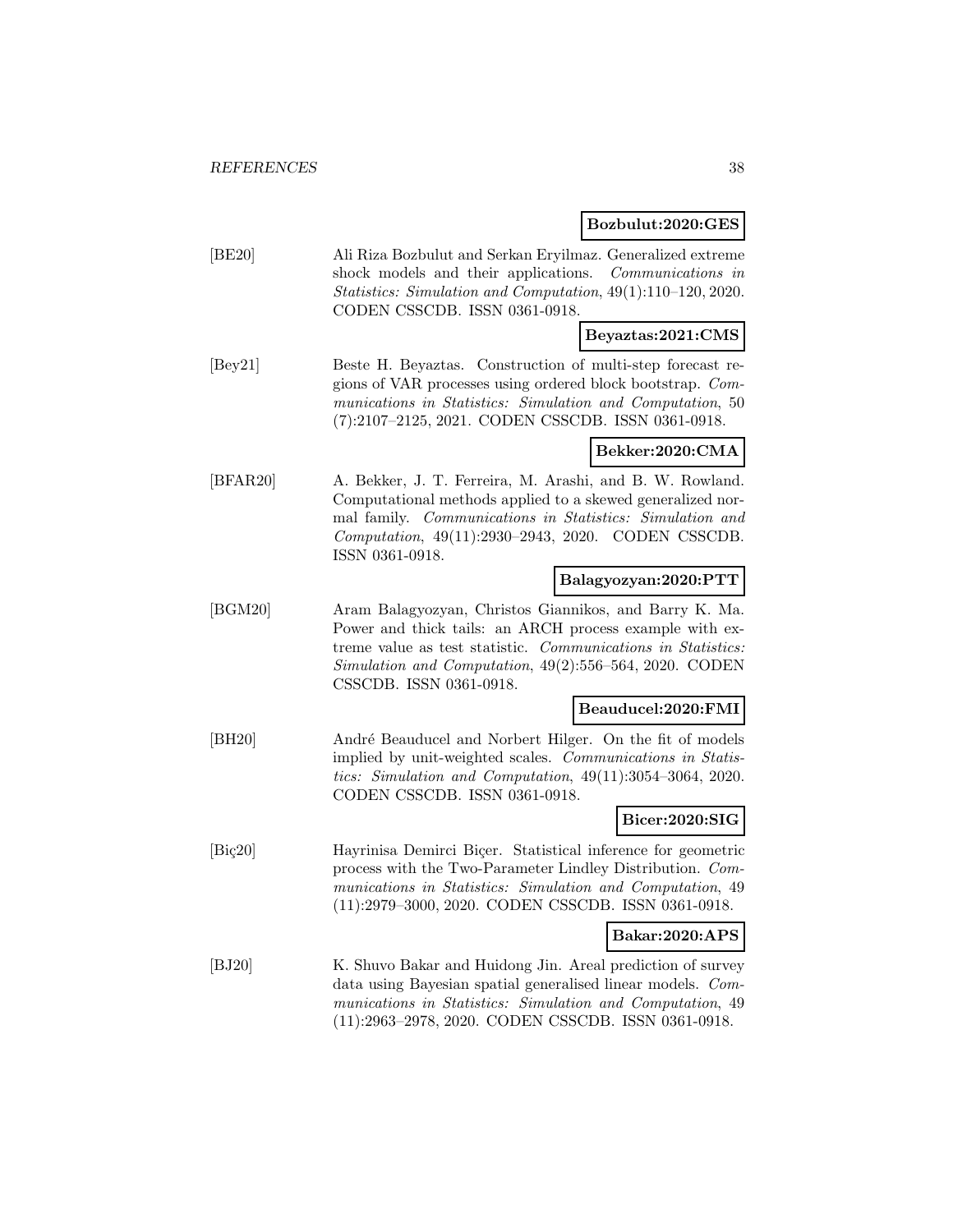**Bozbulut:2020:GES**

[BE20] Ali Riza Bozbulut and Serkan Eryilmaz. Generalized extreme shock models and their applications. *Communications in Statistics: Simulation and Computation*, 49(1):110–120, 2020. CODEN CSSCDB. ISSN 0361-0918.

**Beyaztas:2021:CMS**

[Bey21] Beste H. Beyaztas. Construction of multi-step forecast regions of VAR processes using ordered block bootstrap. *Communications in Statistics: Simulation and Computation*, 50 (7):2107–2125, 2021. CODEN CSSCDB. ISSN 0361-0918.

**Bekker:2020:CMA**

[BFAR20] A. Bekker, J. T. Ferreira, M. Arashi, and B. W. Rowland. Computational methods applied to a skewed generalized normal family. *Communications in Statistics: Simulation and Computation*, 49(11):2930–2943, 2020. CODEN CSSCDB. ISSN 0361-0918.

**Balagyozyan:2020:PTT**

[BGM20] Aram Balagyozyan, Christos Giannikos, and Barry K. Ma. Power and thick tails: an ARCH process example with extreme value as test statistic. *Communications in Statistics: Simulation and Computation*, 49(2):556–564, 2020. CODEN CSSCDB. ISSN 0361-0918.

**Beauducel:2020:FMI**

[BH20] André Beauducel and Norbert Hilger. On the fit of models implied by unit-weighted scales. *Communications in Statistics: Simulation and Computation*, 49(11):3054–3064, 2020. CODEN CSSCDB. ISSN 0361-0918.

**Bicer:2020:SIG**

[Biç20] Hayrinisa Demirci Biçer. Statistical inference for geometric process with the Two-Parameter Lindley Distribution. *Communications in Statistics: Simulation and Computation*, 49 (11):2979–3000, 2020. CODEN CSSCDB. ISSN 0361-0918.

**Bakar:2020:APS**

[BJ20] K. Shuvo Bakar and Huidong Jin. Areal prediction of survey data using Bayesian spatial generalised linear models. *Communications in Statistics: Simulation and Computation*, 49 (11):2963–2978, 2020. CODEN CSSCDB. ISSN 0361-0918.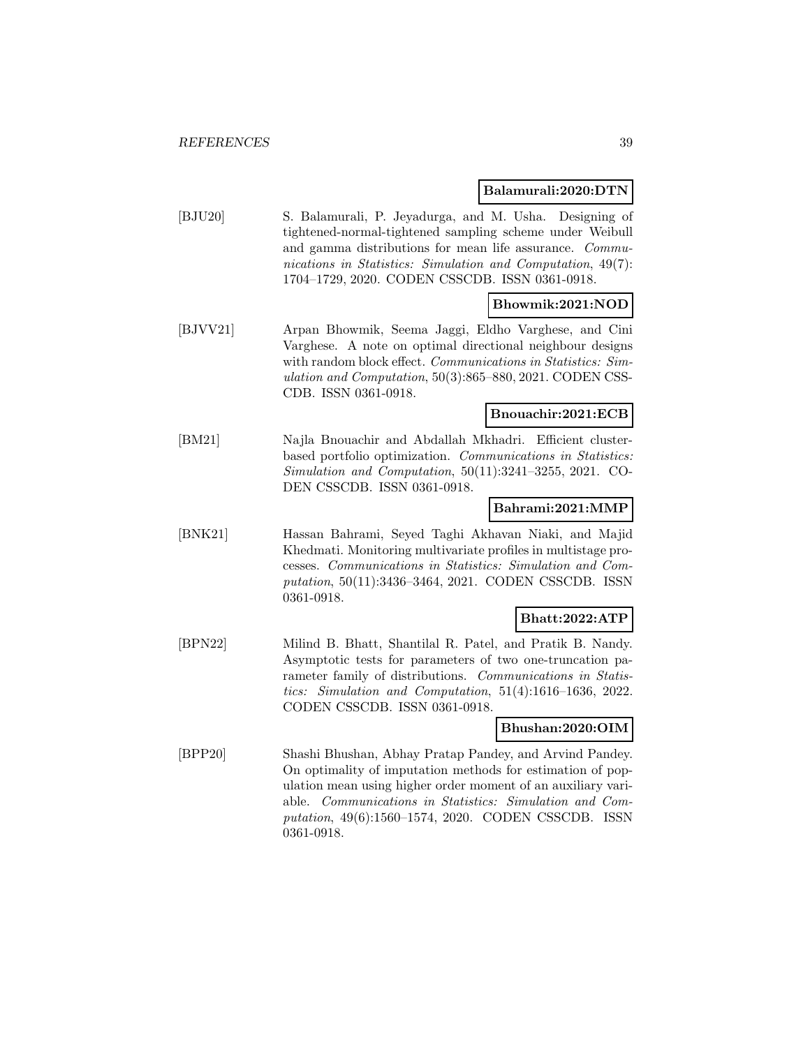**Balamurali:2020:DTN**

[BJU20] S. Balamurali, P. Jeyadurga, and M. Usha. Designing of tightened-normal-tightened sampling scheme under Weibull and gamma distributions for mean life assurance. *Communications in Statistics: Simulation and Computation*, 49(7): 1704–1729, 2020. CODEN CSSCDB. ISSN 0361-0918.

**Bhowmik:2021:NOD**

[BJVV21] Arpan Bhowmik, Seema Jaggi, Eldho Varghese, and Cini Varghese. A note on optimal directional neighbour designs with random block effect. *Communications in Statistics: Simulation and Computation*, 50(3):865–880, 2021. CODEN CSSCDB. ISSN 0361-0918.

**Bnouachir:2021:ECB**

[BM21] Najla Bnouachir and Abdallah Mkhadri. Efficient cluster-based portfolio optimization. *Communications in Statistics: Simulation and Computation*, 50(11):3241–3255, 2021. CODEN CSSCDB. ISSN 0361-0918.

**Bahrami:2021:MMP**

[BNK21] Hassan Bahrami, Seyed Taghi Akhavan Niaki, and Majid Khedmati. Monitoring multivariate profiles in multistage processes. *Communications in Statistics: Simulation and Computation*, 50(11):3436–3464, 2021. CODEN CSSCDB. ISSN 0361-0918.

**Bhatt:2022:ATP**

[BPN22] Milind B. Bhatt, Shantilal R. Patel, and Pratik B. Nandy. Asymptotic tests for parameters of two one-truncation parameter family of distributions. *Communications in Statistics: Simulation and Computation*, 51(4):1616–1636, 2022. CODEN CSSCDB. ISSN 0361-0918.

**Bhushan:2020:OIM**

[BPP20] Shashi Bhushan, Abhay Pratap Pandey, and Arvind Pandey. On optimality of imputation methods for estimation of population mean using higher order moment of an auxiliary variable. *Communications in Statistics: Simulation and Computation*, 49(6):1560–1574, 2020. CODEN CSSCDB. ISSN 0361-0918.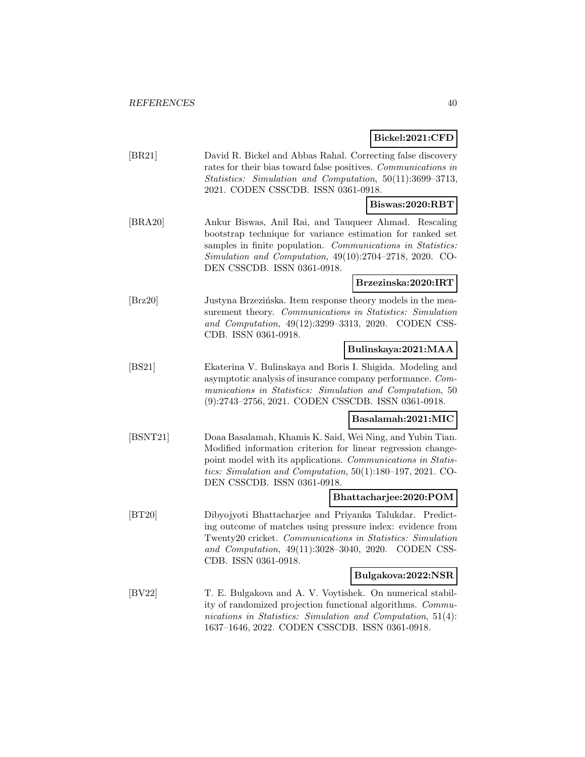**Bickel:2021:CFD**

[BR21] David R. Bickel and Abbas Rahal. Correcting false discovery rates for their bias toward false positives. *Communications in Statistics: Simulation and Computation*, 50(11):3699–3713, 2021. CODEN CSSCDB. ISSN 0361-0918.

**Biswas:2020:RBT**

[BRA20] Ankur Biswas, Anil Rai, and Tauqueer Ahmad. Rescaling bootstrap technique for variance estimation for ranked set samples in finite population. *Communications in Statistics: Simulation and Computation*, 49(10):2704–2718, 2020. CODEN CSSCDB. ISSN 0361-0918.

**Brzezinska:2020:IRT**

[Brz20] Justyna Brzezińska. Item response theory models in the measurement theory. *Communications in Statistics: Simulation and Computation*, 49(12):3299–3313, 2020. CODEN CSSCDB. ISSN 0361-0918.

**Bulinskaya:2021:MAA**

[BS21] Ekaterina V. Bulinskaya and Boris I. Shigida. Modeling and asymptotic analysis of insurance company performance. *Communications in Statistics: Simulation and Computation*, 50(9):2743–2756, 2021. CODEN CSSCDB. ISSN 0361-0918.

**Basalamah:2021:MIC**

[BSNT21] Doaa Basalamah, Khamis K. Said, Wei Ning, and Yubin Tian. Modified information criterion for linear regression changepoint model with its applications. *Communications in Statistics: Simulation and Computation*, 50(1):180–197, 2021. CODEN CSSCDB. ISSN 0361-0918.

**Bhattacharjee:2020:POM**

[BT20] Dibyojyoti Bhattacharjee and Priyanka Talukdar. Predicting outcome of matches using pressure index: evidence from Twenty20 cricket. *Communications in Statistics: Simulation and Computation*, 49(11):3028–3040, 2020. CODEN CSSCDB. ISSN 0361-0918.

**Bulgakova:2022:NSR**

[BV22] T. E. Bulgakova and A. V. Voytishek. On numerical stability of randomized projection functional algorithms. *Communications in Statistics: Simulation and Computation*, 51(4):1637–1646, 2022. CODEN CSSCDB. ISSN 0361-0918.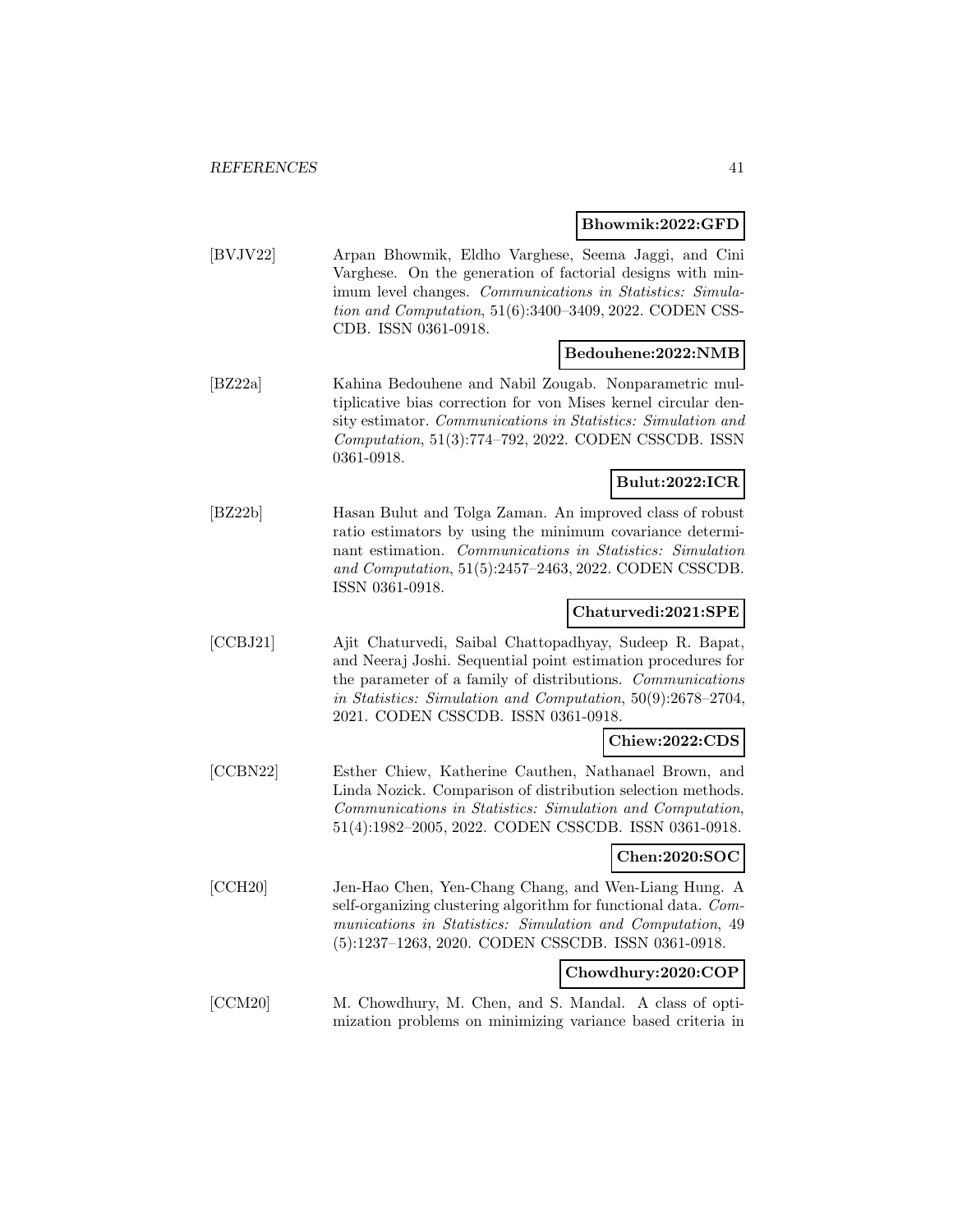**Bhowmik:2022:GFD**

[BVJV22] Arpan Bhowmik, Eldho Varghese, Seema Jaggi, and Cini Varghese. On the generation of factorial designs with minimum level changes. *Communications in Statistics: Simulation and Computation*, 51(6):3400–3409, 2022. CODEN CSSCDB. ISSN 0361-0918.

**Bedouhene:2022:NMB**

[BZ22a] Kahina Bedouhene and Nabil Zougab. Nonparametric multiplicative bias correction for von Mises kernel circular density estimator. *Communications in Statistics: Simulation and Computation*, 51(3):774–792, 2022. CODEN CSSCDB. ISSN 0361-0918.

**Bulut:2022:ICR**

[BZ22b] Hasan Bulut and Tolga Zaman. An improved class of robust ratio estimators by using the minimum covariance determinant estimation. *Communications in Statistics: Simulation and Computation*, 51(5):2457–2463, 2022. CODEN CSSCDB. ISSN 0361-0918.

**Chaturvedi:2021:SPE**

[CCBJ21] Ajit Chaturvedi, Saibal Chattopadhyay, Sudeep R. Bapat, and Neeraj Joshi. Sequential point estimation procedures for the parameter of a family of distributions. *Communications in Statistics: Simulation and Computation*, 50(9):2678–2704, 2021. CODEN CSSCDB. ISSN 0361-0918.

**Chiew:2022:CDS**

[CCBN22] Esther Chiew, Katherine Cauthen, Nathanael Brown, and Linda Nozick. Comparison of distribution selection methods. *Communications in Statistics: Simulation and Computation*, 51(4):1982–2005, 2022. CODEN CSSCDB. ISSN 0361-0918.

**Chen:2020:SOC**

[CCH20] Jen-Hao Chen, Yen-Chang Chang, and Wen-Liang Hung. A self-organizing clustering algorithm for functional data. *Communications in Statistics: Simulation and Computation*, 49 (5):1237–1263, 2020. CODEN CSSCDB. ISSN 0361-0918.

**Chowdhury:2020:COP**

[CCM20] M. Chowdhury, M. Chen, and S. Mandal. A class of optimization problems on minimizing variance based criteria in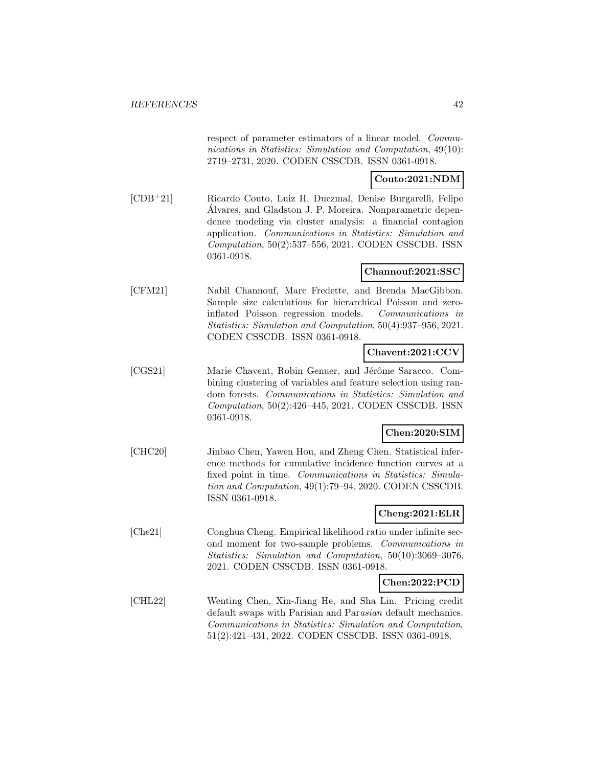respect of parameter estimators of a linear model. *Communications in Statistics: Simulation and Computation*, 49(10): 2719–2731, 2020. CODEN CSSCDB. ISSN 0361-0918.

**Couto:2021:NDM**

[CDB+21] Ricardo Couto, Luiz H. Duczmal, Denise Burgarelli, Felipe Álvares, and Gladston J. P. Moreira. Nonparametric dependence modeling via cluster analysis: a financial contagion application. *Communications in Statistics: Simulation and Computation*, 50(2):537–556, 2021. CODEN CSSCDB. ISSN 0361-0918.

**Channouf:2021:SSC**

[CFM21] Nabil Channouf, Marc Fredette, and Brenda MacGibbon. Sample size calculations for hierarchical Poisson and zero-inflated Poisson regression models. *Communications in Statistics: Simulation and Computation*, 50(4):937–956, 2021. CODEN CSSCDB. ISSN 0361-0918.

**Chavent:2021:CCV**

[CGS21] Marie Chavent, Robin Genuer, and Jérôme Saracco. Combining clustering of variables and feature selection using random forests. *Communications in Statistics: Simulation and Computation*, 50(2):426–445, 2021. CODEN CSSCDB. ISSN 0361-0918.

**Chen:2020:SIM**

[CHC20] Jinbao Chen, Yawen Hou, and Zheng Chen. Statistical inference methods for cumulative incidence function curves at a fixed point in time. *Communications in Statistics: Simulation and Computation*, 49(1):79–94, 2020. CODEN CSSCDB. ISSN 0361-0918.

**Cheng:2021:ELR**

[Che21] Conghua Cheng. Empirical likelihood ratio under infinite second moment for two-sample problems. *Communications in Statistics: Simulation and Computation*, 50(10):3069–3076, 2021. CODEN CSSCDB. ISSN 0361-0918.

**Chen:2022:PCD**

[CHL22] Wenting Chen, Xin-Jiang He, and Sha Lin. Pricing credit default swaps with Parisian and Par*asian* default mechanics. *Communications in Statistics: Simulation and Computation*, 51(2):421–431, 2022. CODEN CSSCDB. ISSN 0361-0918.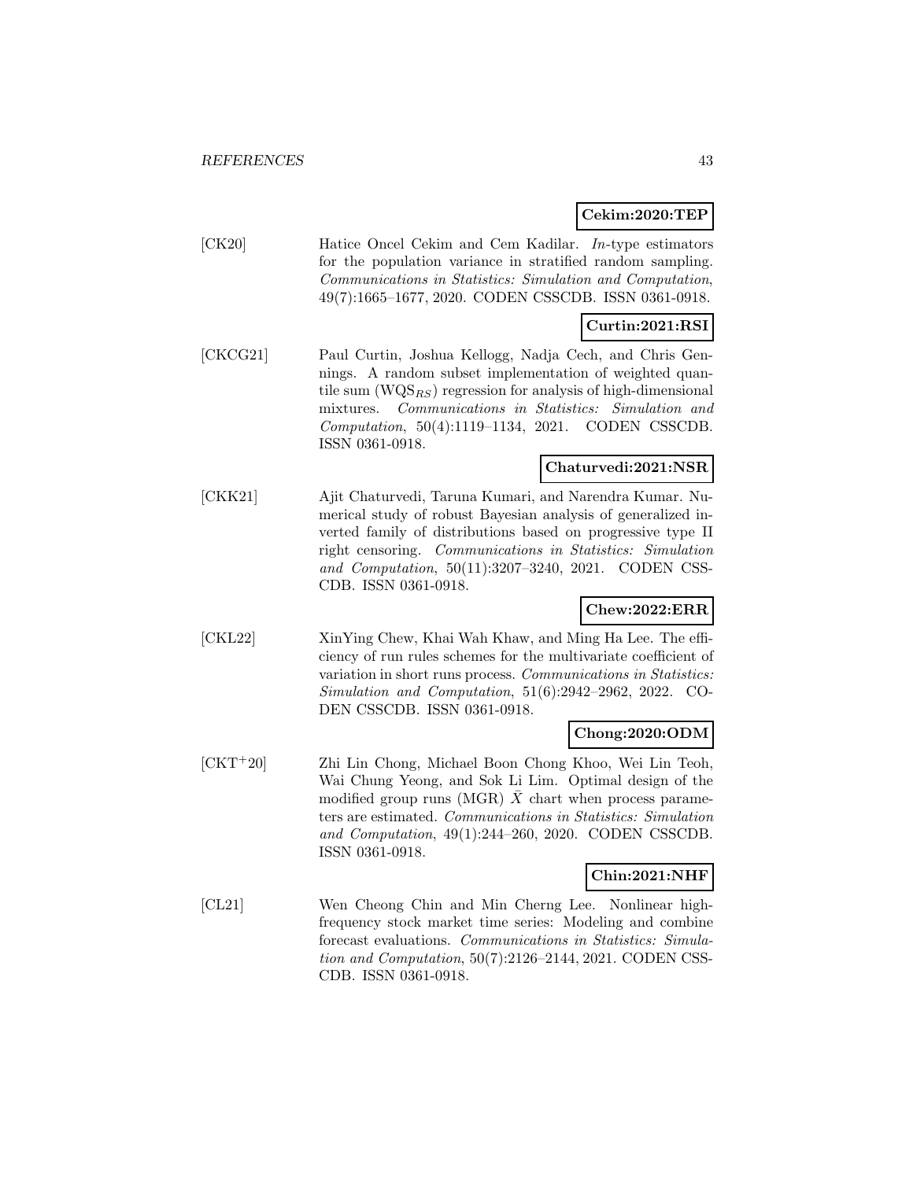**Cekim:2020:TEP**

[CK20] Hatice Oncel Cekim and Cem Kadilar. *In*-type estimators for the population variance in stratified random sampling. *Communications in Statistics: Simulation and Computation*, 49(7):1665–1677, 2020. CODEN CSSCDB. ISSN 0361-0918.

**Curtin:2021:RSI**

[CKCG21] Paul Curtin, Joshua Kellogg, Nadja Cech, and Chris Gennings. A random subset implementation of weighted quantile sum ($\mathrm{WQS}_{RS}$) regression for analysis of high-dimensional mixtures. *Communications in Statistics: Simulation and Computation*, 50(4):1119–1134, 2021. CODEN CSSCDB. ISSN 0361-0918.

**Chaturvedi:2021:NSR**

[CKK21] Ajit Chaturvedi, Taruna Kumari, and Narendra Kumar. Numerical study of robust Bayesian analysis of generalized inverted family of distributions based on progressive type II right censoring. *Communications in Statistics: Simulation and Computation*, 50(11):3207–3240, 2021. CODEN CSSCDB. ISSN 0361-0918.

**Chew:2022:ERR**

[CKL22] XinYing Chew, Khai Wah Khaw, and Ming Ha Lee. The efficiency of run rules schemes for the multivariate coefficient of variation in short runs process. *Communications in Statistics: Simulation and Computation*, 51(6):2942–2962, 2022. CODEN CSSCDB. ISSN 0361-0918.

**Chong:2020:ODM**

[CKT+20] Zhi Lin Chong, Michael Boon Chong Khoo, Wei Lin Teoh, Wai Chung Yeong, and Sok Li Lim. Optimal design of the modified group runs (MGR) $\bar{X}$ chart when process parameters are estimated. *Communications in Statistics: Simulation and Computation*, 49(1):244–260, 2020. CODEN CSSCDB. ISSN 0361-0918.

**Chin:2021:NHF**

[CL21] Wen Cheong Chin and Min Cherng Lee. Nonlinear high-frequency stock market time series: Modeling and combine forecast evaluations. *Communications in Statistics: Simulation and Computation*, 50(7):2126–2144, 2021. CODEN CSSCDB. ISSN 0361-0918.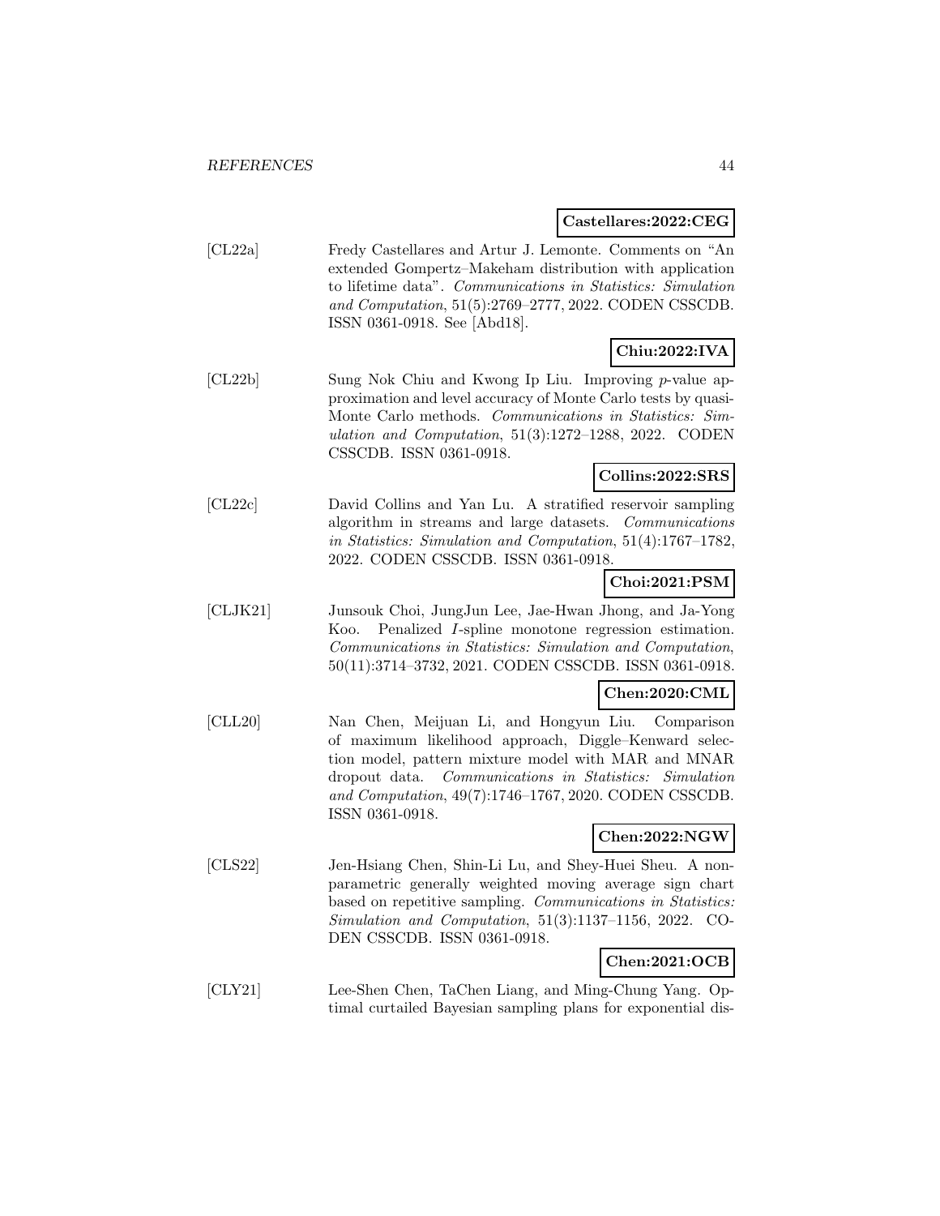**Castellares:2022:CEG**

[CL22a] Fredy Castellares and Artur J. Lemonte. Comments on "An extended Gompertz–Makeham distribution with application to lifetime data". *Communications in Statistics: Simulation and Computation*, 51(5):2769–2777, 2022. CODEN CSSCDB. ISSN 0361-0918. See [Abd18].

**Chiu:2022:IVA**

[CL22b] Sung Nok Chiu and Kwong Ip Liu. Improving $p$-value approximation and level accuracy of Monte Carlo tests by quasi-Monte Carlo methods. *Communications in Statistics: Simulation and Computation*, 51(3):1272–1288, 2022. CODEN CSSCDB. ISSN 0361-0918.

**Collins:2022:SRS**

[CL22c] David Collins and Yan Lu. A stratified reservoir sampling algorithm in streams and large datasets. *Communications in Statistics: Simulation and Computation*, 51(4):1767–1782, 2022. CODEN CSSCDB. ISSN 0361-0918.

**Choi:2021:PSM**

[CLJK21] Junsouk Choi, JungJun Lee, Jae-Hwan Jhong, and Ja-Yong Koo. Penalized $I$-spline monotone regression estimation. *Communications in Statistics: Simulation and Computation*, 50(11):3714–3732, 2021. CODEN CSSCDB. ISSN 0361-0918.

**Chen:2020:CML**

[CLL20] Nan Chen, Meijuan Li, and Hongyun Liu. Comparison of maximum likelihood approach, Diggle–Kenward selection model, pattern mixture model with MAR and MNAR dropout data. *Communications in Statistics: Simulation and Computation*, 49(7):1746–1767, 2020. CODEN CSSCDB. ISSN 0361-0918.

**Chen:2022:NGW**

[CLS22] Jen-Hsiang Chen, Shin-Li Lu, and Shey-Huei Sheu. A non-parametric generally weighted moving average sign chart based on repetitive sampling. *Communications in Statistics: Simulation and Computation*, 51(3):1137–1156, 2022. CODEN CSSCDB. ISSN 0361-0918.

**Chen:2021:OCB**

[CLY21] Lee-Shen Chen, TaChen Liang, and Ming-Chung Yang. Optimal curtailed Bayesian sampling plans for exponential dis-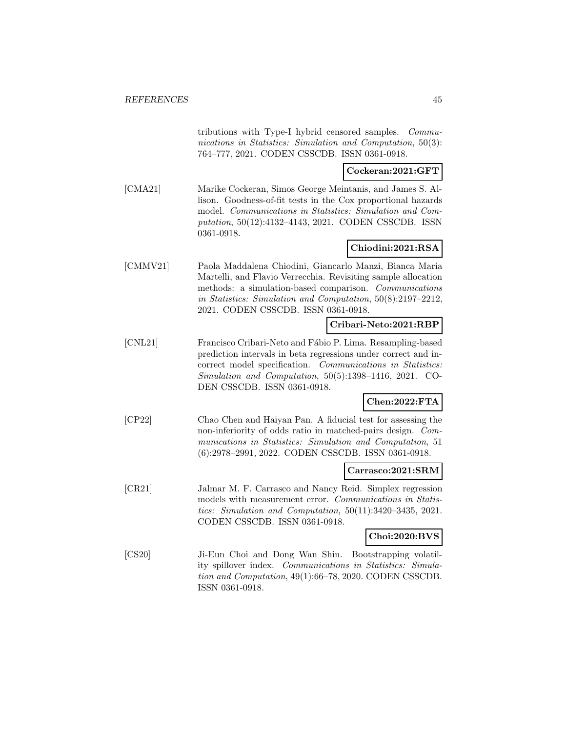tributions with Type-I hybrid censored samples. *Communications in Statistics: Simulation and Computation*, 50(3): 764–777, 2021. CODEN CSSCDB. ISSN 0361-0918.

**Cockeran:2021:GFT**

[CMA21] Marike Cockeran, Simos George Meintanis, and James S. Allison. Goodness-of-fit tests in the Cox proportional hazards model. *Communications in Statistics: Simulation and Computation*, 50(12):4132–4143, 2021. CODEN CSSCDB. ISSN 0361-0918.

**Chiodini:2021:RSA**

[CMMV21] Paola Maddalena Chiodini, Giancarlo Manzi, Bianca Maria Martelli, and Flavio Verrecchia. Revisiting sample allocation methods: a simulation-based comparison. *Communications in Statistics: Simulation and Computation*, 50(8):2197–2212, 2021. CODEN CSSCDB. ISSN 0361-0918.

**Cribari-Neto:2021:RBP**

[CNL21] Francisco Cribari-Neto and Fábio P. Lima. Resampling-based prediction intervals in beta regressions under correct and incorrect model specification. *Communications in Statistics: Simulation and Computation*, 50(5):1398–1416, 2021. CODEN CSSCDB. ISSN 0361-0918.

**Chen:2022:FTA**

[CP22] Chao Chen and Haiyan Pan. A fiducial test for assessing the non-inferiority of odds ratio in matched-pairs design. *Communications in Statistics: Simulation and Computation*, 51 (6):2978–2991, 2022. CODEN CSSCDB. ISSN 0361-0918.

**Carrasco:2021:SRM**

[CR21] Jalmar M. F. Carrasco and Nancy Reid. Simplex regression models with measurement error. *Communications in Statistics: Simulation and Computation*, 50(11):3420–3435, 2021. CODEN CSSCDB. ISSN 0361-0918.

**Choi:2020:BVS**

[CS20] Ji-Eun Choi and Dong Wan Shin. Bootstrapping volatility spillover index. *Communications in Statistics: Simulation and Computation*, 49(1):66–78, 2020. CODEN CSSCDB. ISSN 0361-0918.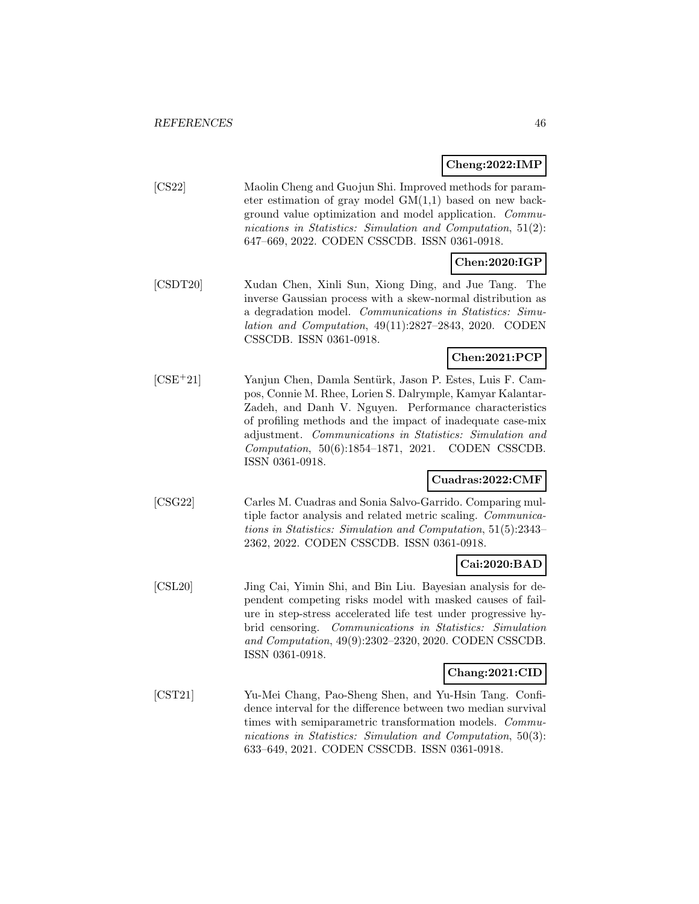**Cheng:2022:IMP**

[CS22] Maolin Cheng and Guojun Shi. Improved methods for parameter estimation of gray model GM(1,1) based on new background value optimization and model application. *Communications in Statistics: Simulation and Computation*, 51(2): 647–669, 2022. CODEN CSSCDB. ISSN 0361-0918.

**Chen:2020:IGP**

[CSDT20] Xudan Chen, Xinli Sun, Xiong Ding, and Jue Tang. The inverse Gaussian process with a skew-normal distribution as a degradation model. *Communications in Statistics: Simulation and Computation*, 49(11):2827–2843, 2020. CODEN CSSCDB. ISSN 0361-0918.

**Chen:2021:PCP**

[CSE+21] Yanjun Chen, Damla Sentürk, Jason P. Estes, Luis F. Campos, Connie M. Rhee, Lorien S. Dalrymple, Kamyar Kalantar-Zadeh, and Danh V. Nguyen. Performance characteristics of profiling methods and the impact of inadequate case-mix adjustment. *Communications in Statistics: Simulation and Computation*, 50(6):1854–1871, 2021. CODEN CSSCDB. ISSN 0361-0918.

**Cuadras:2022:CMF**

[CSG22] Carles M. Cuadras and Sonia Salvo-Garrido. Comparing multiple factor analysis and related metric scaling. *Communications in Statistics: Simulation and Computation*, 51(5):2343–2362, 2022. CODEN CSSCDB. ISSN 0361-0918.

**Cai:2020:BAD**

[CSL20] Jing Cai, Yimin Shi, and Bin Liu. Bayesian analysis for dependent competing risks model with masked causes of failure in step-stress accelerated life test under progressive hybrid censoring. *Communications in Statistics: Simulation and Computation*, 49(9):2302–2320, 2020. CODEN CSSCDB. ISSN 0361-0918.

**Chang:2021:CID**

[CST21] Yu-Mei Chang, Pao-Sheng Shen, and Yu-Hsin Tang. Confidence interval for the difference between two median survival times with semiparametric transformation models. *Communications in Statistics: Simulation and Computation*, 50(3): 633–649, 2021. CODEN CSSCDB. ISSN 0361-0918.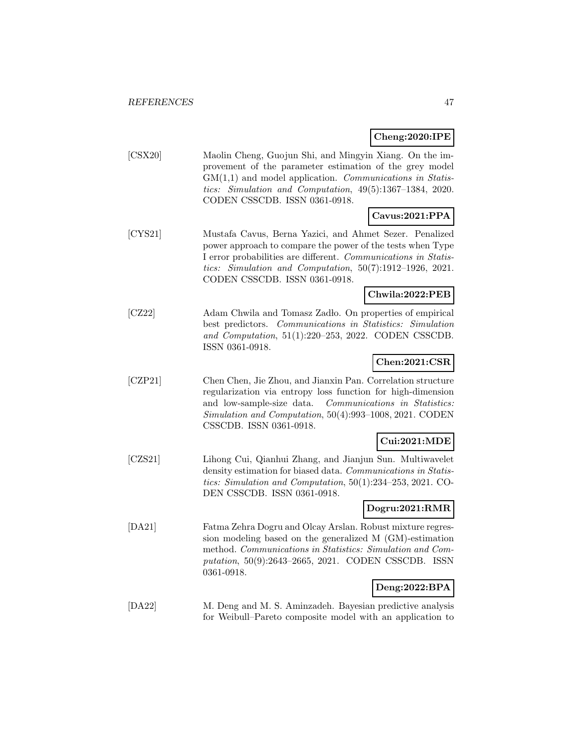**Cheng:2020:IPE**

[CSX20] Maolin Cheng, Guojun Shi, and Mingyin Xiang. On the improvement of the parameter estimation of the grey model GM(1,1) and model application. *Communications in Statistics: Simulation and Computation*, 49(5):1367–1384, 2020. CODEN CSSCDB. ISSN 0361-0918.

**Cavus:2021:PPA**

[CYS21] Mustafa Cavus, Berna Yazici, and Ahmet Sezer. Penalized power approach to compare the power of the tests when Type I error probabilities are different. *Communications in Statistics: Simulation and Computation*, 50(7):1912–1926, 2021. CODEN CSSCDB. ISSN 0361-0918.

**Chwila:2022:PEB**

[CZ22] Adam Chwila and Tomasz Żądło. On properties of empirical best predictors. *Communications in Statistics: Simulation and Computation*, 51(1):220–253, 2022. CODEN CSSCDB. ISSN 0361-0918.

**Chen:2021:CSR**

[CZP21] Chen Chen, Jie Zhou, and Jianxin Pan. Correlation structure regularization via entropy loss function for high-dimension and low-sample-size data. *Communications in Statistics: Simulation and Computation*, 50(4):993–1008, 2021. CODEN CSSCDB. ISSN 0361-0918.

**Cui:2021:MDE**

[CZS21] Lihong Cui, Qianhui Zhang, and Jianjun Sun. Multiwavelet density estimation for biased data. *Communications in Statistics: Simulation and Computation*, 50(1):234–253, 2021. CODEN CSSCDB. ISSN 0361-0918.

**Dogru:2021:RMR**

[DA21] Fatma Zehra Dogru and Olcay Arslan. Robust mixture regression modeling based on the generalized M (GM)-estimation method. *Communications in Statistics: Simulation and Computation*, 50(9):2643–2665, 2021. CODEN CSSCDB. ISSN 0361-0918.

**Deng:2022:BPA**

[DA22] M. Deng and M. S. Aminzadeh. Bayesian predictive analysis for Weibull–Pareto composite model with an application to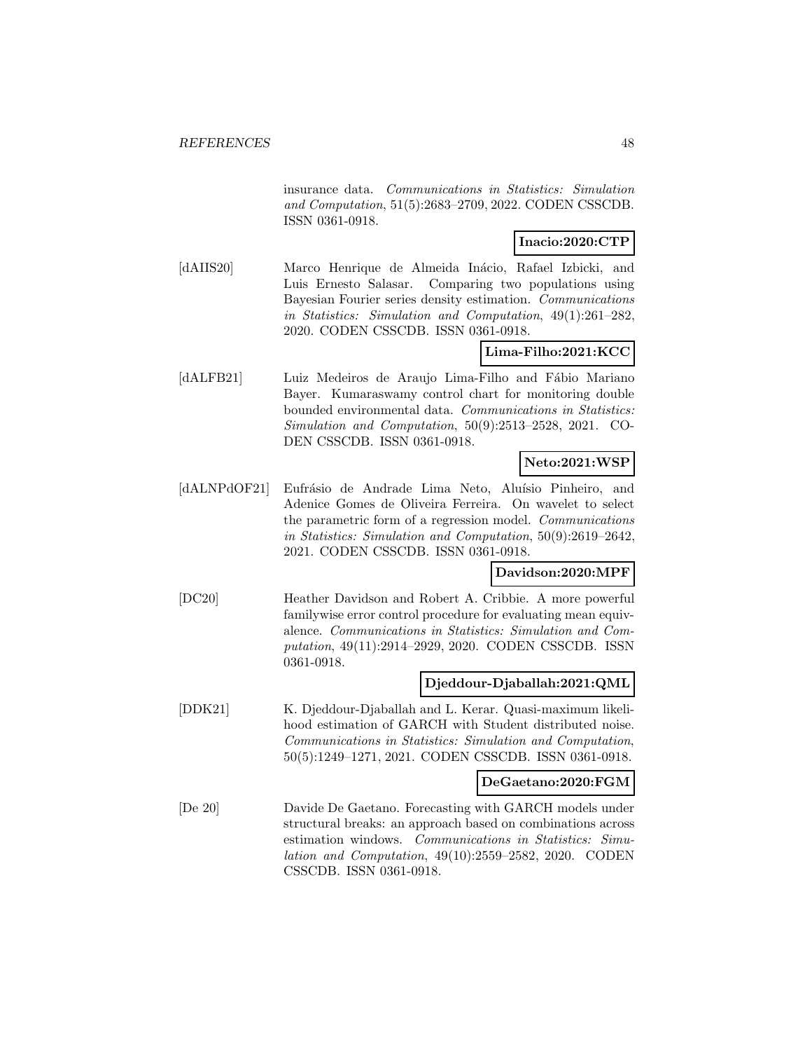insurance data. *Communications in Statistics: Simulation and Computation*, 51(5):2683–2709, 2022. CODEN CSSCDB. ISSN 0361-0918.

**Inacio:2020:CTP**

[dAIIS20] Marco Henrique de Almeida Inácio, Rafael Izbicki, and Luis Ernesto Salasar. Comparing two populations using Bayesian Fourier series density estimation. *Communications in Statistics: Simulation and Computation*, 49(1):261–282, 2020. CODEN CSSCDB. ISSN 0361-0918.

**Lima-Filho:2021:KCC**

[dALFB21] Luiz Medeiros de Araujo Lima-Filho and Fábio Mariano Bayer. Kumaraswamy control chart for monitoring double bounded environmental data. *Communications in Statistics: Simulation and Computation*, 50(9):2513–2528, 2021. CODEN CSSCDB. ISSN 0361-0918.

**Neto:2021:WSP**

[dALNPdOF21] Eufrásio de Andrade Lima Neto, Aluísio Pinheiro, and Adenice Gomes de Oliveira Ferreira. On wavelet to select the parametric form of a regression model. *Communications in Statistics: Simulation and Computation*, 50(9):2619–2642, 2021. CODEN CSSCDB. ISSN 0361-0918.

**Davidson:2020:MPF**

[DC20] Heather Davidson and Robert A. Cribbie. A more powerful familywise error control procedure for evaluating mean equivalence. *Communications in Statistics: Simulation and Computation*, 49(11):2914–2929, 2020. CODEN CSSCDB. ISSN 0361-0918.

**Djeddour-Djaballah:2021:QML**

[DDK21] K. Djeddour-Djaballah and L. Kerar. Quasi-maximum likelihood estimation of GARCH with Student distributed noise. *Communications in Statistics: Simulation and Computation*, 50(5):1249–1271, 2021. CODEN CSSCDB. ISSN 0361-0918.

**DeGaetano:2020:FGM**

[De 20] Davide De Gaetano. Forecasting with GARCH models under structural breaks: an approach based on combinations across estimation windows. *Communications in Statistics: Simulation and Computation*, 49(10):2559–2582, 2020. CODEN CSSCDB. ISSN 0361-0918.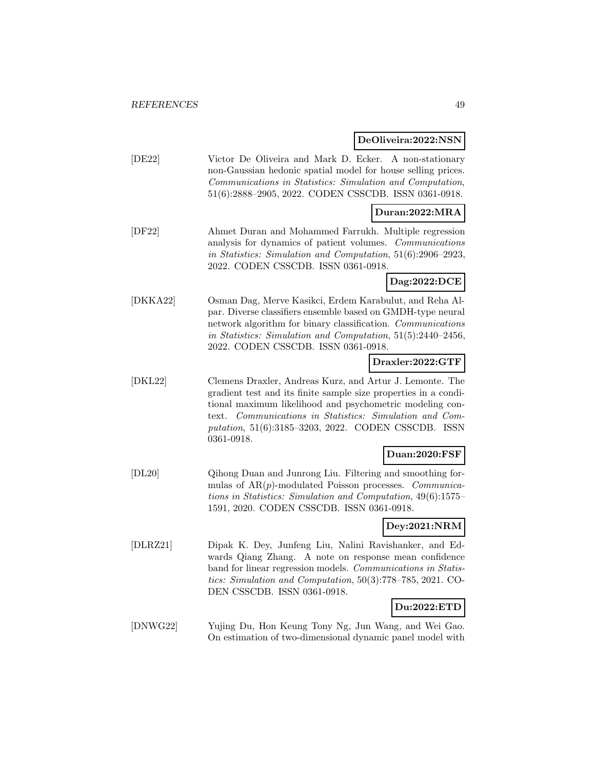**DeOliveira:2022:NSN**

[DE22] Victor De Oliveira and Mark D. Ecker. A non-stationary non-Gaussian hedonic spatial model for house selling prices. *Communications in Statistics: Simulation and Computation*, 51(6):2888–2905, 2022. CODEN CSSCDB. ISSN 0361-0918.

**Duran:2022:MRA**

[DF22] Ahmet Duran and Mohammed Farrukh. Multiple regression analysis for dynamics of patient volumes. *Communications in Statistics: Simulation and Computation*, 51(6):2906–2923, 2022. CODEN CSSCDB. ISSN 0361-0918.

**Dag:2022:DCE**

[DKKA22] Osman Dag, Merve Kasikci, Erdem Karabulut, and Reha Alpar. Diverse classifiers ensemble based on GMDH-type neural network algorithm for binary classification. *Communications in Statistics: Simulation and Computation*, 51(5):2440–2456, 2022. CODEN CSSCDB. ISSN 0361-0918.

**Draxler:2022:GTF**

[DKL22] Clemens Draxler, Andreas Kurz, and Artur J. Lemonte. The gradient test and its finite sample size properties in a conditional maximum likelihood and psychometric modeling context. *Communications in Statistics: Simulation and Computation*, 51(6):3185–3203, 2022. CODEN CSSCDB. ISSN 0361-0918.

**Duan:2020:FSF**

[DL20] Qihong Duan and Junrong Liu. Filtering and smoothing formulas of AR($p$)-modulated Poisson processes. *Communications in Statistics: Simulation and Computation*, 49(6):1575–1591, 2020. CODEN CSSCDB. ISSN 0361-0918.

**Dey:2021:NRM**

[DLRZ21] Dipak K. Dey, Junfeng Liu, Nalini Ravishanker, and Edwards Qiang Zhang. A note on response mean confidence band for linear regression models. *Communications in Statistics: Simulation and Computation*, 50(3):778–785, 2021. CODEN CSSCDB. ISSN 0361-0918.

**Du:2022:ETD**

[DNWG22] Yujing Du, Hon Keung Tony Ng, Jun Wang, and Wei Gao. On estimation of two-dimensional dynamic panel model with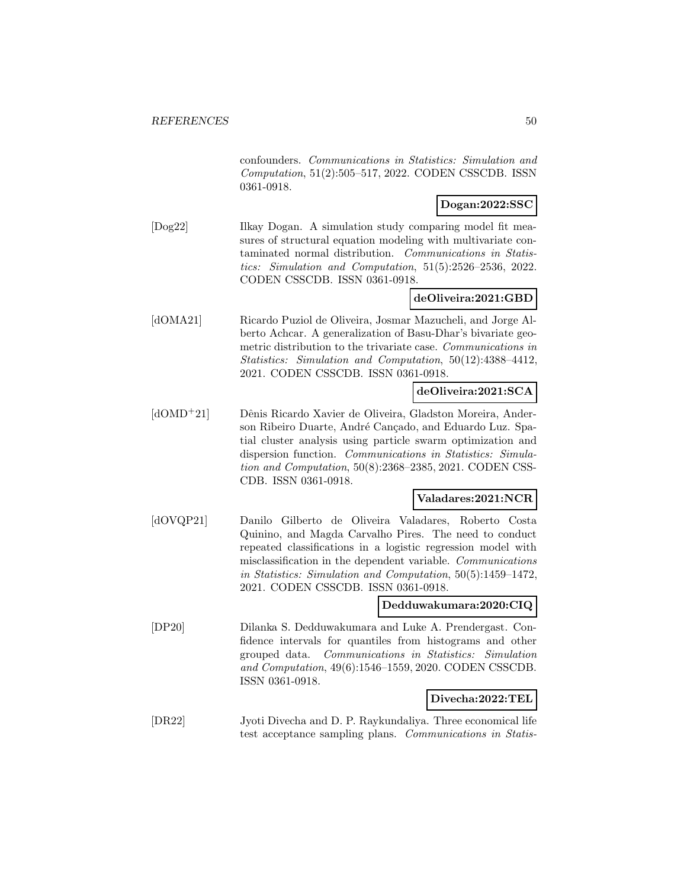confounders. *Communications in Statistics: Simulation and Computation*, 51(2):505–517, 2022. CODEN CSSCDB. ISSN 0361-0918.

**Dogan:2022:SSC**

[Dog22] Ilkay Dogan. A simulation study comparing model fit measures of structural equation modeling with multivariate contaminated normal distribution. *Communications in Statistics: Simulation and Computation*, 51(5):2526–2536, 2022. CODEN CSSCDB. ISSN 0361-0918.

**deOliveira:2021:GBD**

[dOMA21] Ricardo Puziol de Oliveira, Josmar Mazucheli, and Jorge Alberto Achcar. A generalization of Basu-Dhar's bivariate geometric distribution to the trivariate case. *Communications in Statistics: Simulation and Computation*, 50(12):4388–4412, 2021. CODEN CSSCDB. ISSN 0361-0918.

**deOliveira:2021:SCA**

[dOMD+21] Dênis Ricardo Xavier de Oliveira, Gladston Moreira, Anderson Ribeiro Duarte, André Cançado, and Eduardo Luz. Spatial cluster analysis using particle swarm optimization and dispersion function. *Communications in Statistics: Simulation and Computation*, 50(8):2368–2385, 2021. CODEN CSSCDB. ISSN 0361-0918.

**Valadares:2021:NCR**

[dOVQP21] Danilo Gilberto de Oliveira Valadares, Roberto Costa Quinino, and Magda Carvalho Pires. The need to conduct repeated classifications in a logistic regression model with misclassification in the dependent variable. *Communications in Statistics: Simulation and Computation*, 50(5):1459–1472, 2021. CODEN CSSCDB. ISSN 0361-0918.

**Dedduwakumara:2020:CIQ**

[DP20] Dilanka S. Dedduwakumara and Luke A. Prendergast. Confidence intervals for quantiles from histograms and other grouped data. *Communications in Statistics: Simulation and Computation*, 49(6):1546–1559, 2020. CODEN CSSCDB. ISSN 0361-0918.

**Divecha:2022:TEL**

[DR22] Jyoti Divecha and D. P. Raykundaliya. Three economical life test acceptance sampling plans. *Communications in Statis-*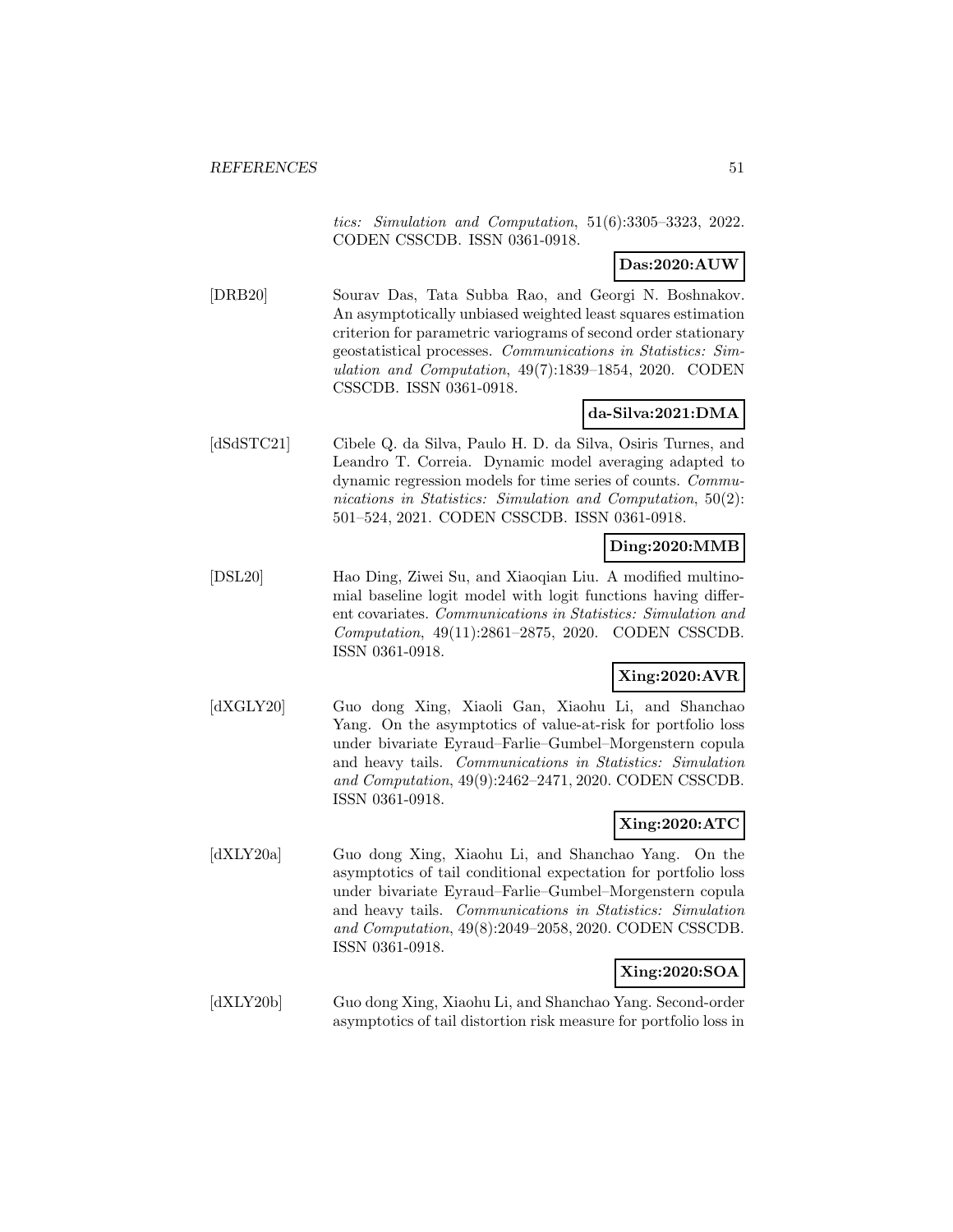*tics: Simulation and Computation*, 51(6):3305–3323, 2022. CODEN CSSCDB. ISSN 0361-0918.

**Das:2020:AUW**

[DRB20] Sourav Das, Tata Subba Rao, and Georgi N. Boshnakov. An asymptotically unbiased weighted least squares estimation criterion for parametric variograms of second order stationary geostatistical processes. *Communications in Statistics: Simulation and Computation*, 49(7):1839–1854, 2020. CODEN CSSCDB. ISSN 0361-0918.

**da-Silva:2021:DMA**

[dSdSTC21] Cibele Q. da Silva, Paulo H. D. da Silva, Osiris Turnes, and Leandro T. Correia. Dynamic model averaging adapted to dynamic regression models for time series of counts. *Communications in Statistics: Simulation and Computation*, 50(2): 501–524, 2021. CODEN CSSCDB. ISSN 0361-0918.

**Ding:2020:MMB**

[DSL20] Hao Ding, Ziwei Su, and Xiaoqian Liu. A modified multinomial baseline logit model with logit functions having different covariates. *Communications in Statistics: Simulation and Computation*, 49(11):2861–2875, 2020. CODEN CSSCDB. ISSN 0361-0918.

**Xing:2020:AVR**

[dXGLY20] Guo dong Xing, Xiaoli Gan, Xiaohu Li, and Shanchao Yang. On the asymptotics of value-at-risk for portfolio loss under bivariate Eyraud–Farlie–Gumbel–Morgenstern copula and heavy tails. *Communications in Statistics: Simulation and Computation*, 49(9):2462–2471, 2020. CODEN CSSCDB. ISSN 0361-0918.

**Xing:2020:ATC**

[dXLY20a] Guo dong Xing, Xiaohu Li, and Shanchao Yang. On the asymptotics of tail conditional expectation for portfolio loss under bivariate Eyraud–Farlie–Gumbel–Morgenstern copula and heavy tails. *Communications in Statistics: Simulation and Computation*, 49(8):2049–2058, 2020. CODEN CSSCDB. ISSN 0361-0918.

**Xing:2020:SOA**

[dXLY20b] Guo dong Xing, Xiaohu Li, and Shanchao Yang. Second-order asymptotics of tail distortion risk measure for portfolio loss in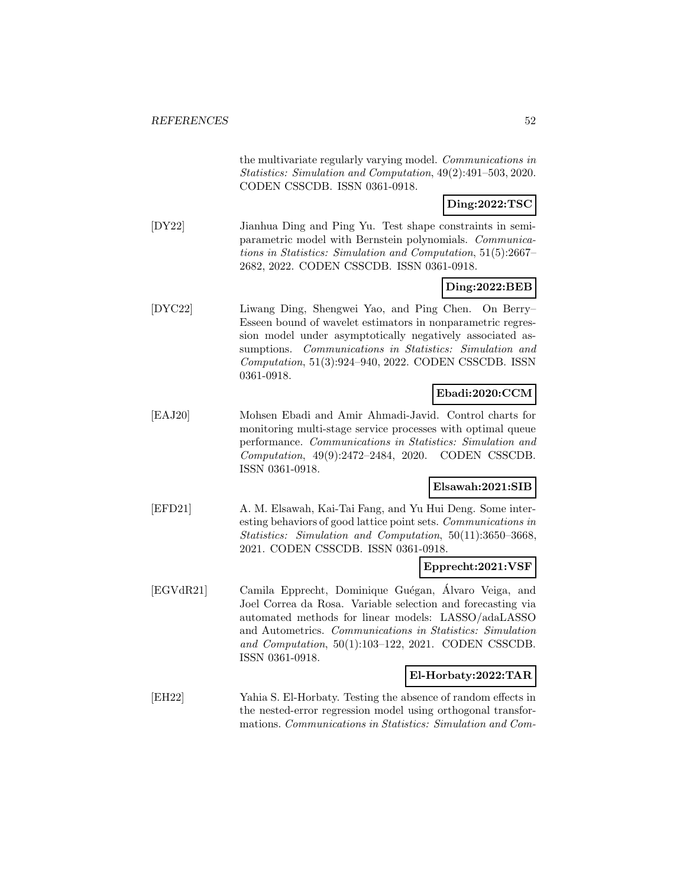the multivariate regularly varying model. *Communications in Statistics: Simulation and Computation*, 49(2):491–503, 2020. CODEN CSSCDB. ISSN 0361-0918.

**Ding:2022:TSC**

[DY22] Jianhua Ding and Ping Yu. Test shape constraints in semiparametric model with Bernstein polynomials. *Communications in Statistics: Simulation and Computation*, 51(5):2667–2682, 2022. CODEN CSSCDB. ISSN 0361-0918.

**Ding:2022:BEB**

[DYC22] Liwang Ding, Shengwei Yao, and Ping Chen. On Berry–Esseen bound of wavelet estimators in nonparametric regression model under asymptotically negatively associated assumptions. *Communications in Statistics: Simulation and Computation*, 51(3):924–940, 2022. CODEN CSSCDB. ISSN 0361-0918.

**Ebadi:2020:CCM**

[EAJ20] Mohsen Ebadi and Amir Ahmadi-Javid. Control charts for monitoring multi-stage service processes with optimal queue performance. *Communications in Statistics: Simulation and Computation*, 49(9):2472–2484, 2020. CODEN CSSCDB. ISSN 0361-0918.

**Elsawah:2021:SIB**

[EFD21] A. M. Elsawah, Kai-Tai Fang, and Yu Hui Deng. Some interesting behaviors of good lattice point sets. *Communications in Statistics: Simulation and Computation*, 50(11):3650–3668, 2021. CODEN CSSCDB. ISSN 0361-0918.

**Epprecht:2021:VSF**

[EGVdR21] Camila Epprecht, Dominique Guégan, Álvaro Veiga, and Joel Correa da Rosa. Variable selection and forecasting via automated methods for linear models: LASSO/adaLASSO and Autometrics. *Communications in Statistics: Simulation and Computation*, 50(1):103–122, 2021. CODEN CSSCDB. ISSN 0361-0918.

**El-Horbaty:2022:TAR**

[EH22] Yahia S. El-Horbaty. Testing the absence of random effects in the nested-error regression model using orthogonal transformations. *Communications in Statistics: Simulation and Com-*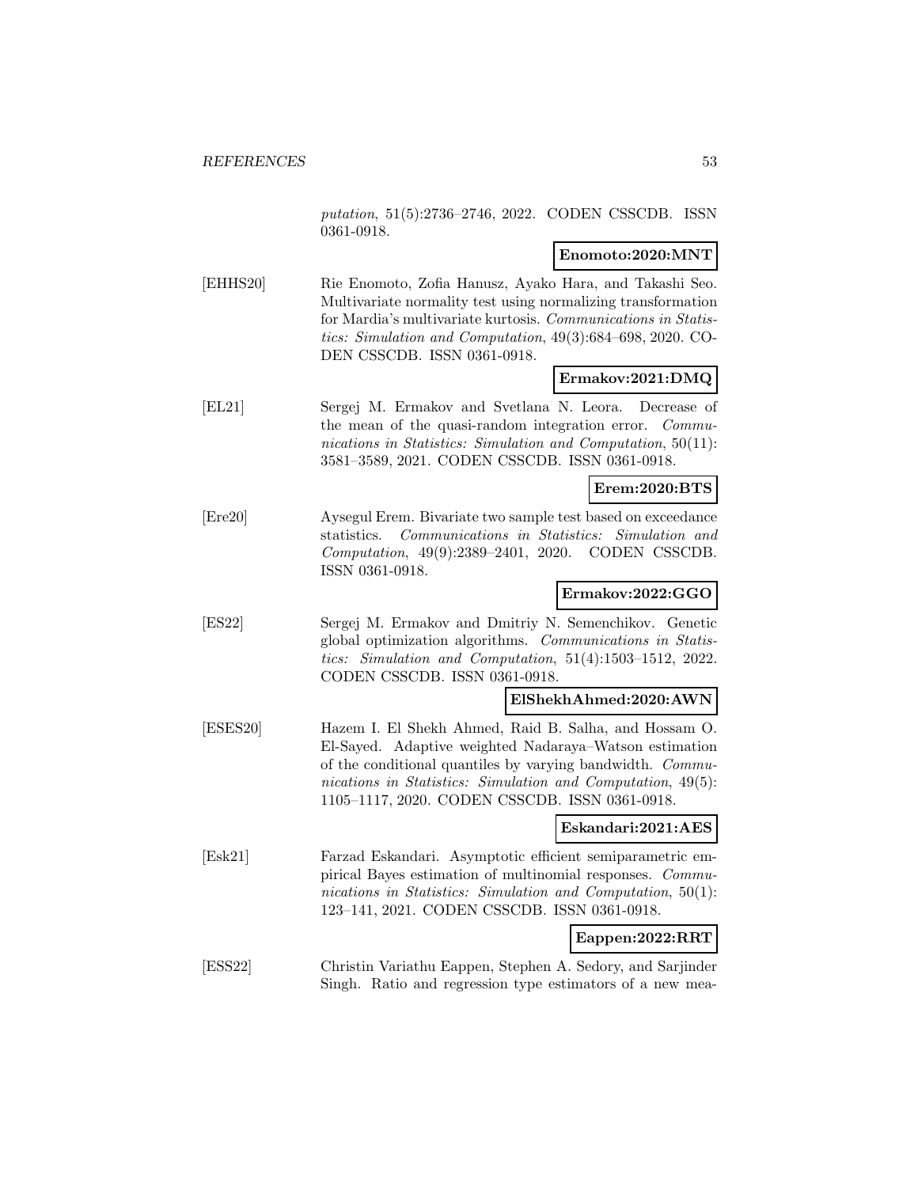*putation*, 51(5):2736–2746, 2022. CODEN CSSCDB. ISSN 0361-0918.

**Enomoto:2020:MNT**

[EHHS20] Rie Enomoto, Zofia Hanusz, Ayako Hara, and Takashi Seo. Multivariate normality test using normalizing transformation for Mardia's multivariate kurtosis. *Communications in Statistics: Simulation and Computation*, 49(3):684–698, 2020. CODEN CSSCDB. ISSN 0361-0918.

**Ermakov:2021:DMQ**

[EL21] Sergej M. Ermakov and Svetlana N. Leora. Decrease of the mean of the quasi-random integration error. *Communications in Statistics: Simulation and Computation*, 50(11): 3581–3589, 2021. CODEN CSSCDB. ISSN 0361-0918.

**Erem:2020:BTS**

[Ere20] Aysegul Erem. Bivariate two sample test based on exceedance statistics. *Communications in Statistics: Simulation and Computation*, 49(9):2389–2401, 2020. CODEN CSSCDB. ISSN 0361-0918.

**Ermakov:2022:GGO**

[ES22] Sergej M. Ermakov and Dmitriy N. Semenchikov. Genetic global optimization algorithms. *Communications in Statistics: Simulation and Computation*, 51(4):1503–1512, 2022. CODEN CSSCDB. ISSN 0361-0918.

**ElShekhAhmed:2020:AWN**

[ESES20] Hazem I. El Shekh Ahmed, Raid B. Salha, and Hossam O. El-Sayed. Adaptive weighted Nadaraya–Watson estimation of the conditional quantiles by varying bandwidth. *Communications in Statistics: Simulation and Computation*, 49(5): 1105–1117, 2020. CODEN CSSCDB. ISSN 0361-0918.

**Eskandari:2021:AES**

[Esk21] Farzad Eskandari. Asymptotic efficient semiparametric empirical Bayes estimation of multinomial responses. *Communications in Statistics: Simulation and Computation*, 50(1): 123–141, 2021. CODEN CSSCDB. ISSN 0361-0918.

**Eappen:2022:RRT**

[ESS22] Christin Variathu Eappen, Stephen A. Sedory, and Sarjinder Singh. Ratio and regression type estimators of a new mea-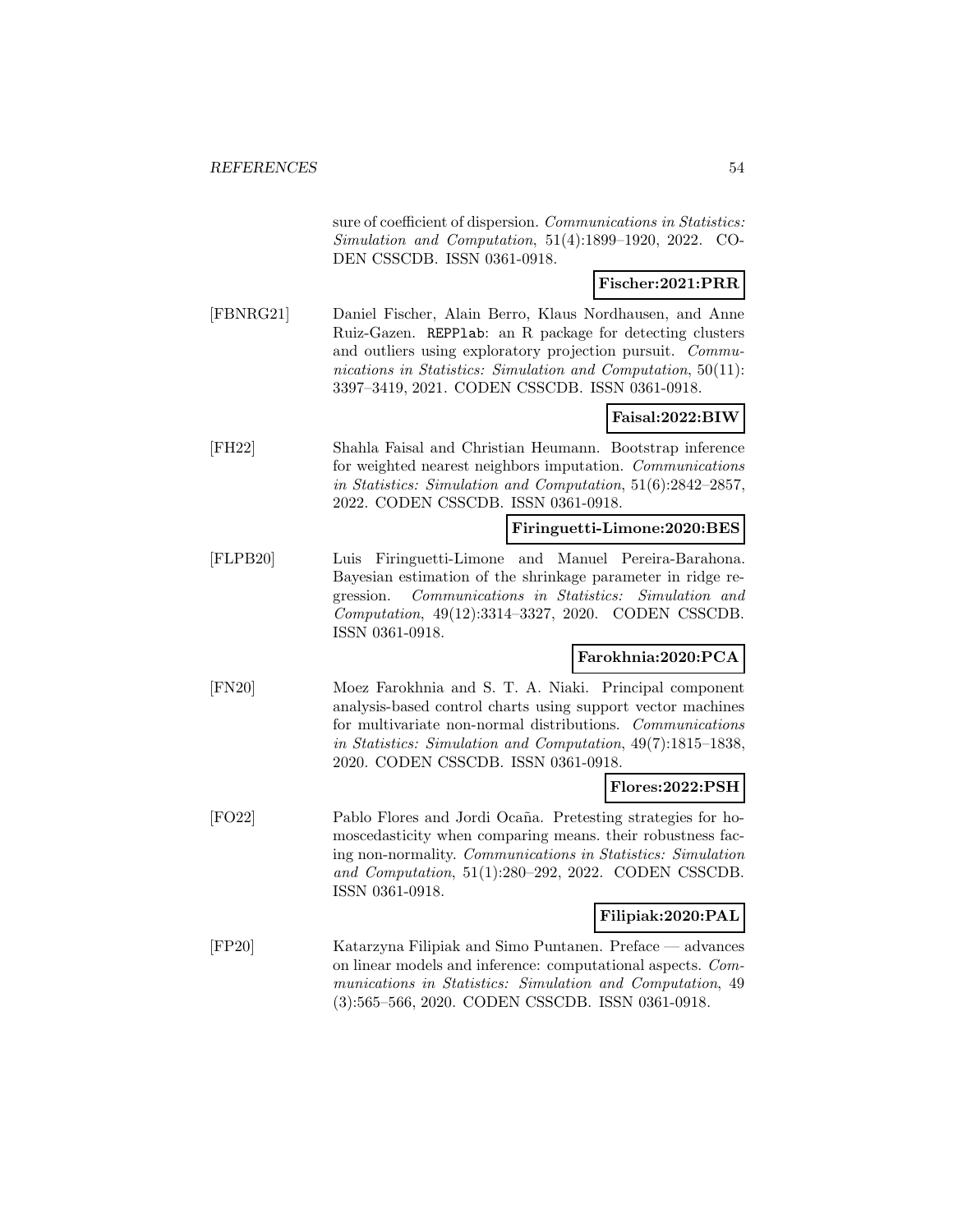sure of coefficient of dispersion. *Communications in Statistics: Simulation and Computation*, 51(4):1899–1920, 2022. CODEN CSSCDB. ISSN 0361-0918.

**Fischer:2021:PRR**

[FBNRG21] Daniel Fischer, Alain Berro, Klaus Nordhausen, and Anne Ruiz-Gazen. `REPPlab`: an R package for detecting clusters and outliers using exploratory projection pursuit. *Communications in Statistics: Simulation and Computation*, 50(11): 3397–3419, 2021. CODEN CSSCDB. ISSN 0361-0918.

**Faisal:2022:BIW**

[FH22] Shahla Faisal and Christian Heumann. Bootstrap inference for weighted nearest neighbors imputation. *Communications in Statistics: Simulation and Computation*, 51(6):2842–2857, 2022. CODEN CSSCDB. ISSN 0361-0918.

**Firinguetti-Limone:2020:BES**

[FLPB20] Luis Firinguetti-Limone and Manuel Pereira-Barahona. Bayesian estimation of the shrinkage parameter in ridge regression. *Communications in Statistics: Simulation and Computation*, 49(12):3314–3327, 2020. CODEN CSSCDB. ISSN 0361-0918.

**Farokhnia:2020:PCA**

[FN20] Moez Farokhnia and S. T. A. Niaki. Principal component analysis-based control charts using support vector machines for multivariate non-normal distributions. *Communications in Statistics: Simulation and Computation*, 49(7):1815–1838, 2020. CODEN CSSCDB. ISSN 0361-0918.

**Flores:2022:PSH**

[FO22] Pablo Flores and Jordi Ocaña. Pretesting strategies for homoscedasticity when comparing means. their robustness facing non-normality. *Communications in Statistics: Simulation and Computation*, 51(1):280–292, 2022. CODEN CSSCDB. ISSN 0361-0918.

**Filipiak:2020:PAL**

[FP20] Katarzyna Filipiak and Simo Puntanen. Preface — advances on linear models and inference: computational aspects. *Communications in Statistics: Simulation and Computation*, 49 (3):565–566, 2020. CODEN CSSCDB. ISSN 0361-0918.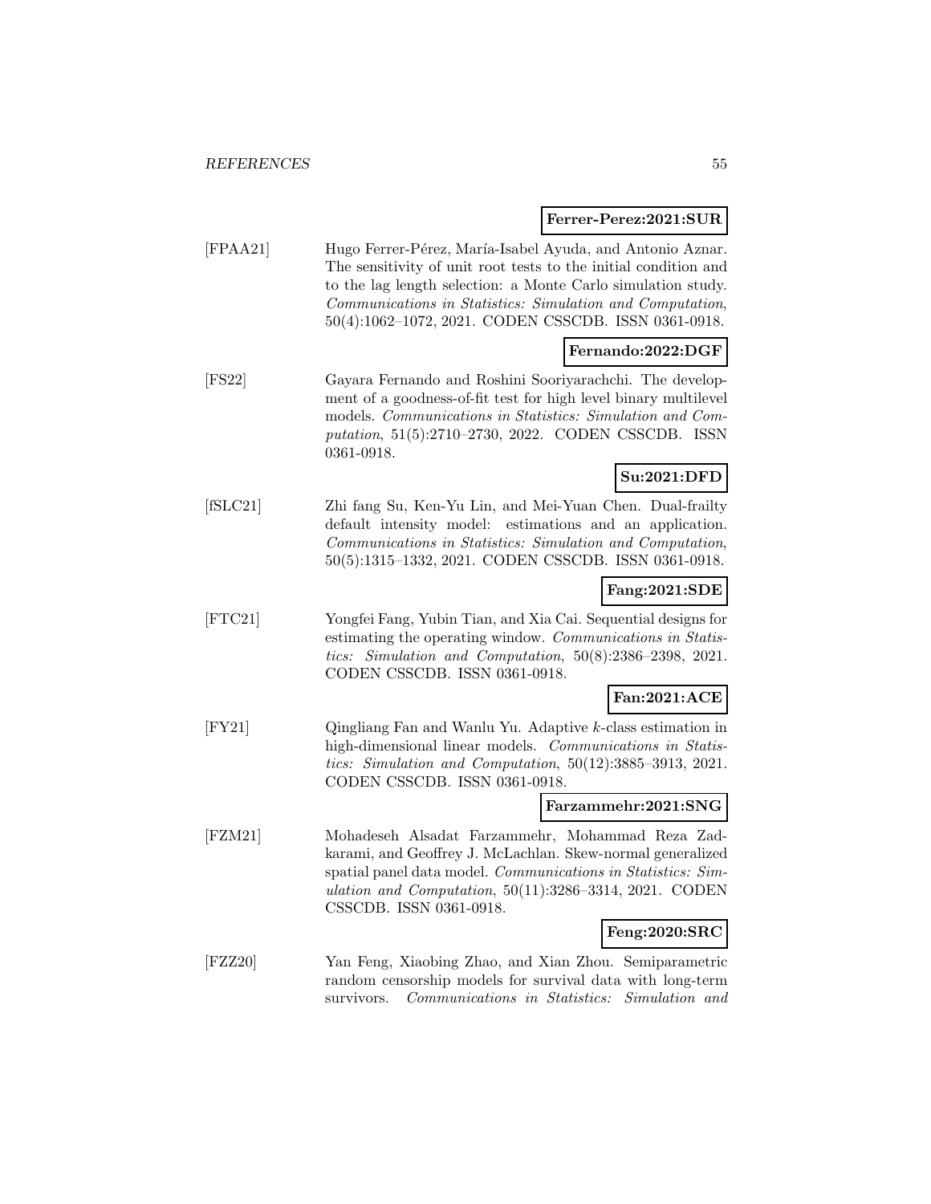**Ferrer-Perez:2021:SUR**

[FPAA21] Hugo Ferrer-Pérez, María-Isabel Ayuda, and Antonio Aznar. The sensitivity of unit root tests to the initial condition and to the lag length selection: a Monte Carlo simulation study. *Communications in Statistics: Simulation and Computation*, 50(4):1062–1072, 2021. CODEN CSSCDB. ISSN 0361-0918.

**Fernando:2022:DGF**

[FS22] Gayara Fernando and Roshini Sooriyarachchi. The development of a goodness-of-fit test for high level binary multilevel models. *Communications in Statistics: Simulation and Computation*, 51(5):2710–2730, 2022. CODEN CSSCDB. ISSN 0361-0918.

**Su:2021:DFD**

[fSLC21] Zhi fang Su, Ken-Yu Lin, and Mei-Yuan Chen. Dual-frailty default intensity model: estimations and an application. *Communications in Statistics: Simulation and Computation*, 50(5):1315–1332, 2021. CODEN CSSCDB. ISSN 0361-0918.

**Fang:2021:SDE**

[FTC21] Yongfei Fang, Yubin Tian, and Xia Cai. Sequential designs for estimating the operating window. *Communications in Statistics: Simulation and Computation*, 50(8):2386–2398, 2021. CODEN CSSCDB. ISSN 0361-0918.

**Fan:2021:ACE**

[FY21] Qingliang Fan and Wanlu Yu. Adaptive $k$-class estimation in high-dimensional linear models. *Communications in Statistics: Simulation and Computation*, 50(12):3885–3913, 2021. CODEN CSSCDB. ISSN 0361-0918.

**Farzammehr:2021:SNG**

[FZM21] Mohadeseh Alsadat Farzammehr, Mohammad Reza Zadkarami, and Geoffrey J. McLachlan. Skew-normal generalized spatial panel data model. *Communications in Statistics: Simulation and Computation*, 50(11):3286–3314, 2021. CODEN CSSCDB. ISSN 0361-0918.

**Feng:2020:SRC**

[FZZ20] Yan Feng, Xiaobing Zhao, and Xian Zhou. Semiparametric random censorship models for survival data with long-term survivors. *Communications in Statistics: Simulation and*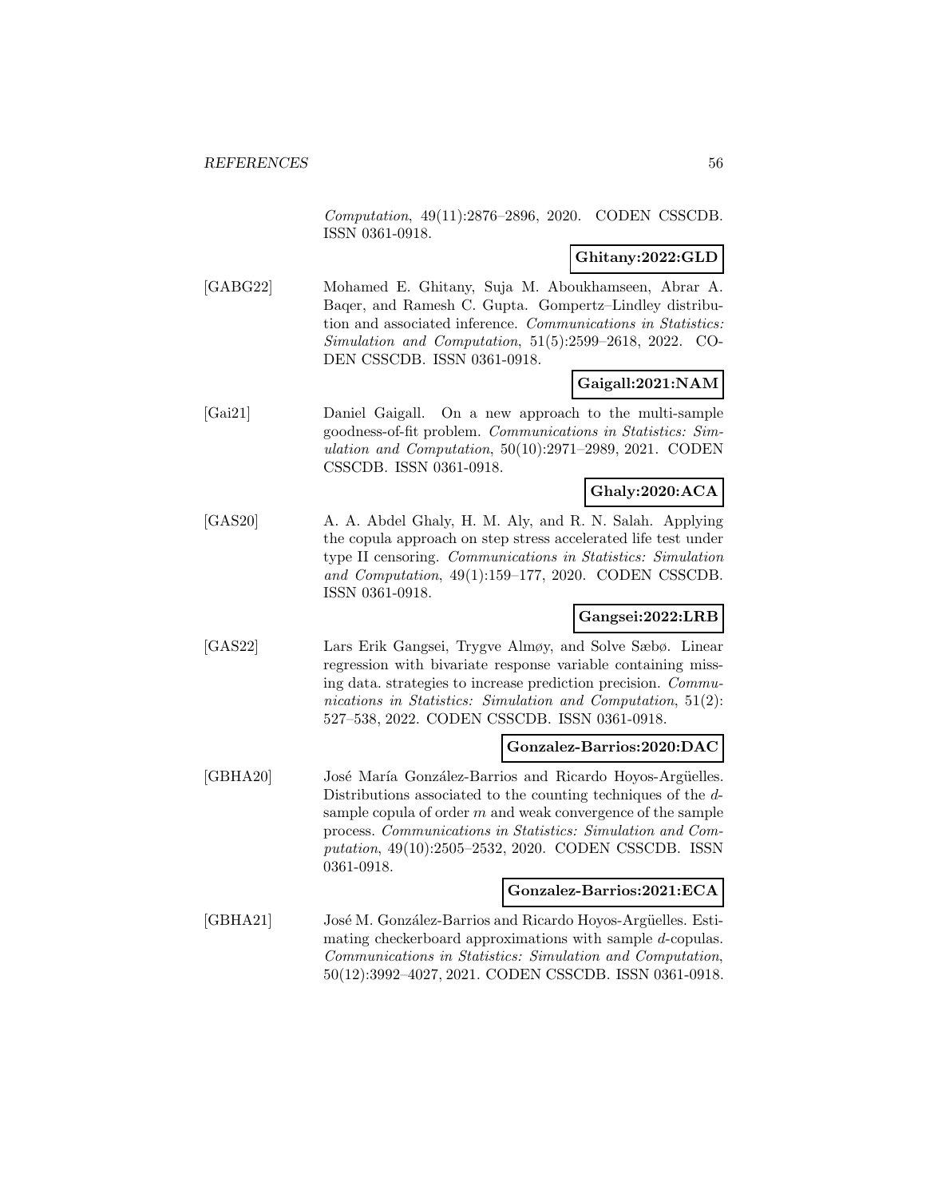*Computation*, 49(11):2876–2896, 2020. CODEN CSSCDB. ISSN 0361-0918.

**Ghitany:2022:GLD**

[GABG22] Mohamed E. Ghitany, Suja M. Aboukhamseen, Abrar A. Baqer, and Ramesh C. Gupta. Gompertz–Lindley distribution and associated inference. *Communications in Statistics: Simulation and Computation*, 51(5):2599–2618, 2022. CODEN CSSCDB. ISSN 0361-0918.

**Gaigall:2021:NAM**

[Gai21] Daniel Gaigall. On a new approach to the multi-sample goodness-of-fit problem. *Communications in Statistics: Simulation and Computation*, 50(10):2971–2989, 2021. CODEN CSSCDB. ISSN 0361-0918.

**Ghaly:2020:ACA**

[GAS20] A. A. Abdel Ghaly, H. M. Aly, and R. N. Salah. Applying the copula approach on step stress accelerated life test under type II censoring. *Communications in Statistics: Simulation and Computation*, 49(1):159–177, 2020. CODEN CSSCDB. ISSN 0361-0918.

**Gangsei:2022:LRB**

[GAS22] Lars Erik Gangsei, Trygve Almøy, and Solve Sæbø. Linear regression with bivariate response variable containing missing data. strategies to increase prediction precision. *Communications in Statistics: Simulation and Computation*, 51(2): 527–538, 2022. CODEN CSSCDB. ISSN 0361-0918.

**Gonzalez-Barrios:2020:DAC**

[GBHA20] José María González-Barrios and Ricardo Hoyos-Argüelles. Distributions associated to the counting techniques of the $d$-sample copula of order $m$ and weak convergence of the sample process. *Communications in Statistics: Simulation and Computation*, 49(10):2505–2532, 2020. CODEN CSSCDB. ISSN 0361-0918.

**Gonzalez-Barrios:2021:ECA**

[GBHA21] José M. González-Barrios and Ricardo Hoyos-Argüelles. Estimating checkerboard approximations with sample $d$-copulas. *Communications in Statistics: Simulation and Computation*, 50(12):3992–4027, 2021. CODEN CSSCDB. ISSN 0361-0918.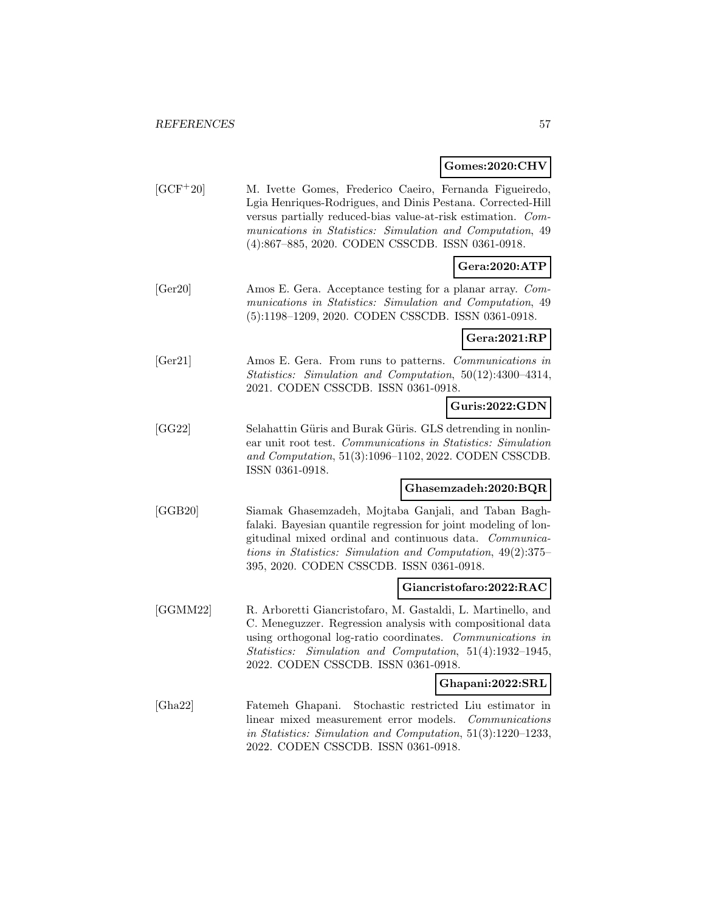**Gomes:2020:CHV**

[GCF+20] M. Ivette Gomes, Frederico Caeiro, Fernanda Figueiredo, Lgia Henriques-Rodrigues, and Dinis Pestana. Corrected-Hill versus partially reduced-bias value-at-risk estimation. *Communications in Statistics: Simulation and Computation*, 49 (4):867–885, 2020. CODEN CSSCDB. ISSN 0361-0918.

**Gera:2020:ATP**

[Ger20] Amos E. Gera. Acceptance testing for a planar array. *Communications in Statistics: Simulation and Computation*, 49 (5):1198–1209, 2020. CODEN CSSCDB. ISSN 0361-0918.

**Gera:2021:RP**

[Ger21] Amos E. Gera. From runs to patterns. *Communications in Statistics: Simulation and Computation*, 50(12):4300–4314, 2021. CODEN CSSCDB. ISSN 0361-0918.

**Guris:2022:GDN**

[GG22] Selahattin Güris and Burak Güris. GLS detrending in nonlinear unit root test. *Communications in Statistics: Simulation and Computation*, 51(3):1096–1102, 2022. CODEN CSSCDB. ISSN 0361-0918.

**Ghasemzadeh:2020:BQR**

[GGB20] Siamak Ghasemzadeh, Mojtaba Ganjali, and Taban Baghfalaki. Bayesian quantile regression for joint modeling of longitudinal mixed ordinal and continuous data. *Communications in Statistics: Simulation and Computation*, 49(2):375–395, 2020. CODEN CSSCDB. ISSN 0361-0918.

**Giancristofaro:2022:RAC**

[GGMM22] R. Arboretti Giancristofaro, M. Gastaldi, L. Martinello, and C. Meneguzzer. Regression analysis with compositional data using orthogonal log-ratio coordinates. *Communications in Statistics: Simulation and Computation*, 51(4):1932–1945, 2022. CODEN CSSCDB. ISSN 0361-0918.

**Ghapani:2022:SRL**

[Gha22] Fatemeh Ghapani. Stochastic restricted Liu estimator in linear mixed measurement error models. *Communications in Statistics: Simulation and Computation*, 51(3):1220–1233, 2022. CODEN CSSCDB. ISSN 0361-0918.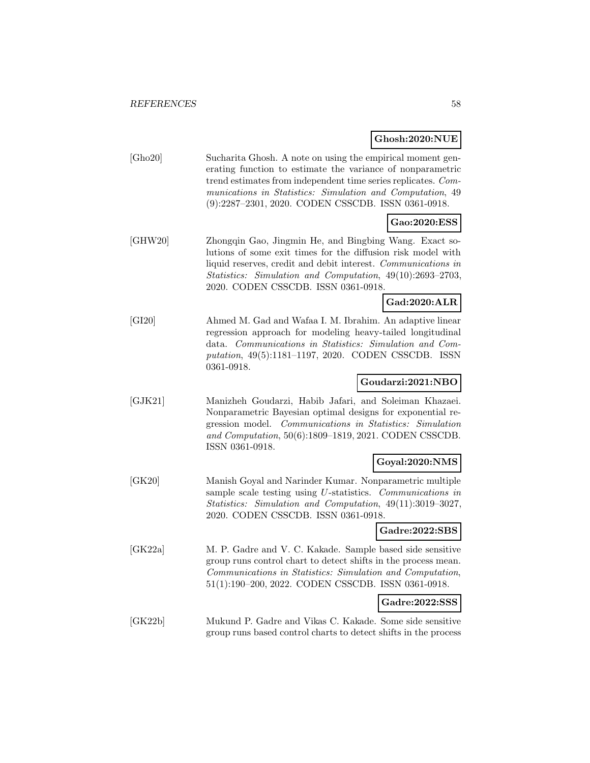**Ghosh:2020:NUE**

[Gho20] Sucharita Ghosh. A note on using the empirical moment generating function to estimate the variance of nonparametric trend estimates from independent time series replicates. *Communications in Statistics: Simulation and Computation*, 49 (9):2287–2301, 2020. CODEN CSSCDB. ISSN 0361-0918.

**Gao:2020:ESS**

[GHW20] Zhongqin Gao, Jingmin He, and Bingbing Wang. Exact solutions of some exit times for the diffusion risk model with liquid reserves, credit and debit interest. *Communications in Statistics: Simulation and Computation*, 49(10):2693–2703, 2020. CODEN CSSCDB. ISSN 0361-0918.

**Gad:2020:ALR**

[GI20] Ahmed M. Gad and Wafaa I. M. Ibrahim. An adaptive linear regression approach for modeling heavy-tailed longitudinal data. *Communications in Statistics: Simulation and Computation*, 49(5):1181–1197, 2020. CODEN CSSCDB. ISSN 0361-0918.

**Goudarzi:2021:NBO**

[GJK21] Manizheh Goudarzi, Habib Jafari, and Soleiman Khazaei. Nonparametric Bayesian optimal designs for exponential regression model. *Communications in Statistics: Simulation and Computation*, 50(6):1809–1819, 2021. CODEN CSSCDB. ISSN 0361-0918.

**Goyal:2020:NMS**

[GK20] Manish Goyal and Narinder Kumar. Nonparametric multiple sample scale testing using $U$-statistics. *Communications in Statistics: Simulation and Computation*, 49(11):3019–3027, 2020. CODEN CSSCDB. ISSN 0361-0918.

**Gadre:2022:SBS**

[GK22a] M. P. Gadre and V. C. Kakade. Sample based side sensitive group runs control chart to detect shifts in the process mean. *Communications in Statistics: Simulation and Computation*, 51(1):190–200, 2022. CODEN CSSCDB. ISSN 0361-0918.

**Gadre:2022:SSS**

[GK22b] Mukund P. Gadre and Vikas C. Kakade. Some side sensitive group runs based control charts to detect shifts in the process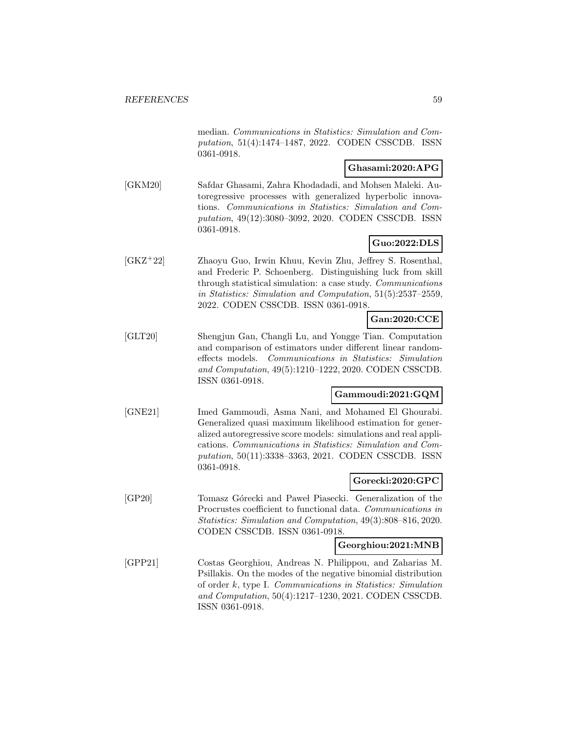median. *Communications in Statistics: Simulation and Computation*, 51(4):1474–1487, 2022. CODEN CSSCDB. ISSN 0361-0918.

**Ghasami:2020:APG**

[GKM20] Safdar Ghasami, Zahra Khodadadi, and Mohsen Maleki. Autoregressive processes with generalized hyperbolic innovations. *Communications in Statistics: Simulation and Computation*, 49(12):3080–3092, 2020. CODEN CSSCDB. ISSN 0361-0918.

**Guo:2022:DLS**

[GKZ+22] Zhaoyu Guo, Irwin Khuu, Kevin Zhu, Jeffrey S. Rosenthal, and Frederic P. Schoenberg. Distinguishing luck from skill through statistical simulation: a case study. *Communications in Statistics: Simulation and Computation*, 51(5):2537–2559, 2022. CODEN CSSCDB. ISSN 0361-0918.

**Gan:2020:CCE**

[GLT20] Shengjun Gan, Changli Lu, and Yongge Tian. Computation and comparison of estimators under different linear random-effects models. *Communications in Statistics: Simulation and Computation*, 49(5):1210–1222, 2020. CODEN CSSCDB. ISSN 0361-0918.

**Gammoudi:2021:GQM**

[GNE21] Imed Gammoudi, Asma Nani, and Mohamed El Ghourabi. Generalized quasi maximum likelihood estimation for generalized autoregressive score models: simulations and real applications. *Communications in Statistics: Simulation and Computation*, 50(11):3338–3363, 2021. CODEN CSSCDB. ISSN 0361-0918.

**Gorecki:2020:GPC**

[GP20] Tomasz Górecki and Paweł Piasecki. Generalization of the Procrustes coefficient to functional data. *Communications in Statistics: Simulation and Computation*, 49(3):808–816, 2020. CODEN CSSCDB. ISSN 0361-0918.

**Georghiou:2021:MNB**

[GPP21] Costas Georghiou, Andreas N. Philippou, and Zaharias M. Psillakis. On the modes of the negative binomial distribution of order $k$, type I. *Communications in Statistics: Simulation and Computation*, 50(4):1217–1230, 2021. CODEN CSSCDB. ISSN 0361-0918.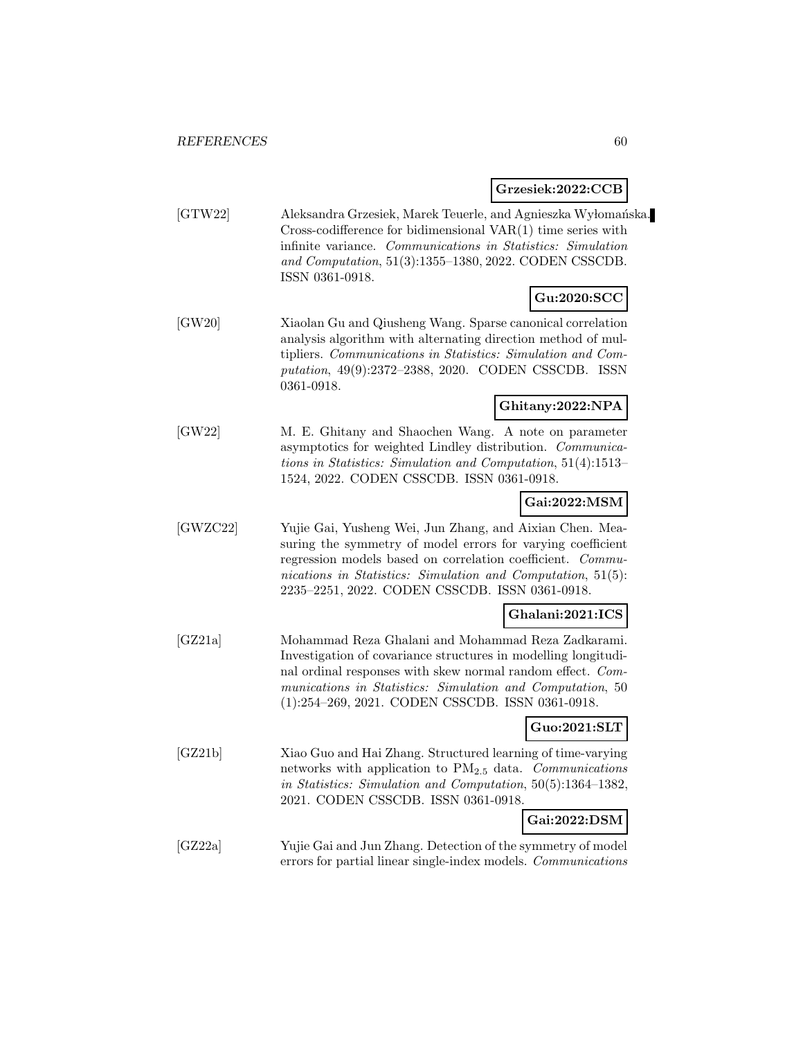**Grzesiek:2022:CCB**

[GTW22] Aleksandra Grzesiek, Marek Teuerle, and Agnieszka Wyłomańska. Cross-codifference for bidimensional VAR(1) time series with infinite variance. *Communications in Statistics: Simulation and Computation*, 51(3):1355–1380, 2022. CODEN CSSCDB. ISSN 0361-0918.

**Gu:2020:SCC**

[GW20] Xiaolan Gu and Qiusheng Wang. Sparse canonical correlation analysis algorithm with alternating direction method of multipliers. *Communications in Statistics: Simulation and Computation*, 49(9):2372–2388, 2020. CODEN CSSCDB. ISSN 0361-0918.

**Ghitany:2022:NPA**

[GW22] M. E. Ghitany and Shaochen Wang. A note on parameter asymptotics for weighted Lindley distribution. *Communications in Statistics: Simulation and Computation*, 51(4):1513–1524, 2022. CODEN CSSCDB. ISSN 0361-0918.

**Gai:2022:MSM**

[GWZC22] Yujie Gai, Yusheng Wei, Jun Zhang, and Aixian Chen. Measuring the symmetry of model errors for varying coefficient regression models based on correlation coefficient. *Communications in Statistics: Simulation and Computation*, 51(5): 2235–2251, 2022. CODEN CSSCDB. ISSN 0361-0918.

**Ghalani:2021:ICS**

[GZ21a] Mohammad Reza Ghalani and Mohammad Reza Zadkarami. Investigation of covariance structures in modelling longitudinal ordinal responses with skew normal random effect. *Communications in Statistics: Simulation and Computation*, 50 (1):254–269, 2021. CODEN CSSCDB. ISSN 0361-0918.

**Guo:2021:SLT**

[GZ21b] Xiao Guo and Hai Zhang. Structured learning of time-varying networks with application to $PM_{2.5}$ data. *Communications in Statistics: Simulation and Computation*, 50(5):1364–1382, 2021. CODEN CSSCDB. ISSN 0361-0918.

**Gai:2022:DSM**

[GZ22a] Yujie Gai and Jun Zhang. Detection of the symmetry of model errors for partial linear single-index models. *Communications*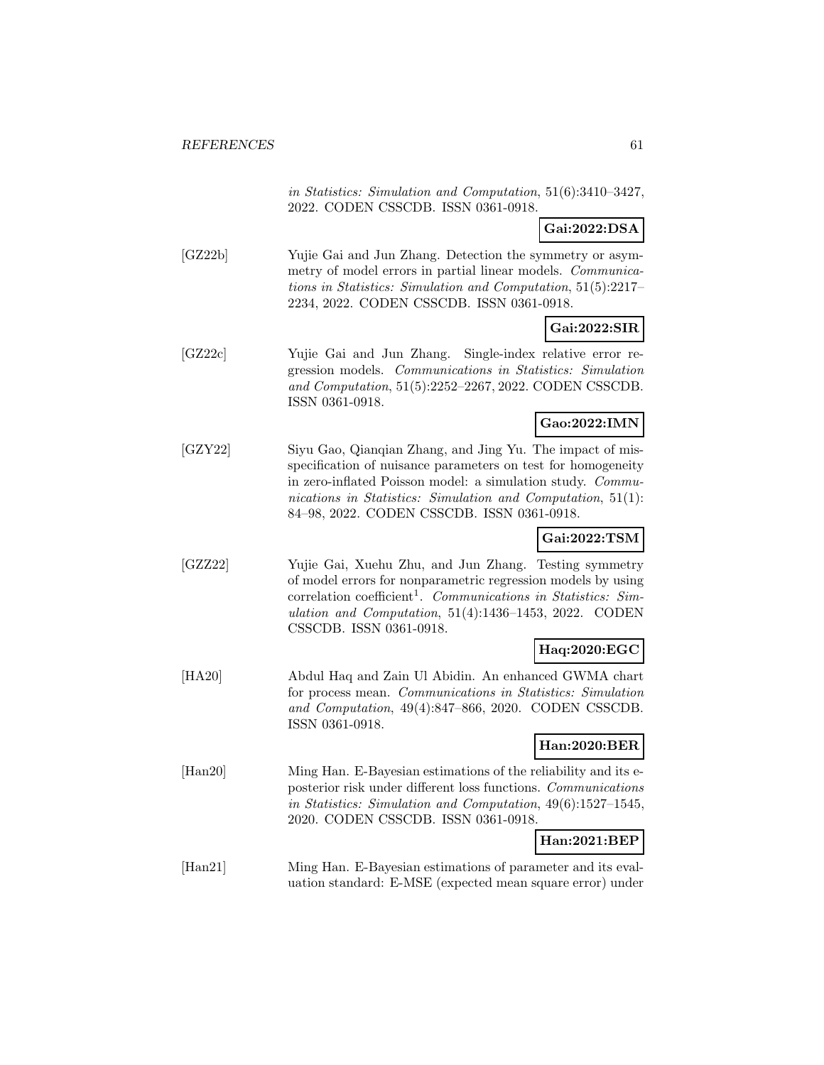*in Statistics: Simulation and Computation*, 51(6):3410–3427, 2022. CODEN CSSCDB. ISSN 0361-0918.

**Gai:2022:DSA**

[GZ22b] Yujie Gai and Jun Zhang. Detection the symmetry or asymmetry of model errors in partial linear models. *Communications in Statistics: Simulation and Computation*, 51(5):2217–2234, 2022. CODEN CSSCDB. ISSN 0361-0918.

**Gai:2022:SIR**

[GZ22c] Yujie Gai and Jun Zhang. Single-index relative error regression models. *Communications in Statistics: Simulation and Computation*, 51(5):2252–2267, 2022. CODEN CSSCDB. ISSN 0361-0918.

**Gao:2022:IMN**

[GZY22] Siyu Gao, Qianqian Zhang, and Jing Yu. The impact of misspecification of nuisance parameters on test for homogeneity in zero-inflated Poisson model: a simulation study. *Communications in Statistics: Simulation and Computation*, 51(1): 84–98, 2022. CODEN CSSCDB. ISSN 0361-0918.

**Gai:2022:TSM**

[GZZ22] Yujie Gai, Xuehu Zhu, and Jun Zhang. Testing symmetry of model errors for nonparametric regression models by using correlation coefficient[1]. *Communications in Statistics: Simulation and Computation*, 51(4):1436–1453, 2022. CODEN CSSCDB. ISSN 0361-0918.

**Haq:2020:EGC**

[HA20] Abdul Haq and Zain Ul Abidin. An enhanced GWMA chart for process mean. *Communications in Statistics: Simulation and Computation*, 49(4):847–866, 2020. CODEN CSSCDB. ISSN 0361-0918.

**Han:2020:BER**

[Han20] Ming Han. E-Bayesian estimations of the reliability and its e-posterior risk under different loss functions. *Communications in Statistics: Simulation and Computation*, 49(6):1527–1545, 2020. CODEN CSSCDB. ISSN 0361-0918.

**Han:2021:BEP**

[Han21] Ming Han. E-Bayesian estimations of parameter and its evaluation standard: E-MSE (expected mean square error) under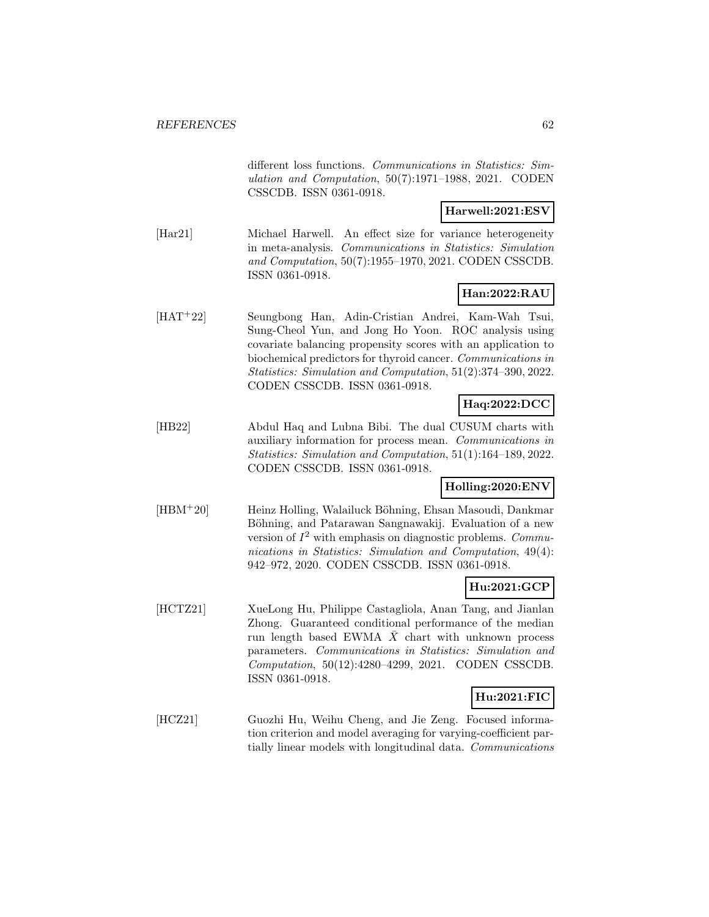different loss functions. *Communications in Statistics: Simulation and Computation*, 50(7):1971–1988, 2021. CODEN CSSCDB. ISSN 0361-0918.

**Harwell:2021:ESV**

[Har21] Michael Harwell. An effect size for variance heterogeneity in meta-analysis. *Communications in Statistics: Simulation and Computation*, 50(7):1955–1970, 2021. CODEN CSSCDB. ISSN 0361-0918.

**Han:2022:RAU**

[HAT+22] Seungbong Han, Adin-Cristian Andrei, Kam-Wah Tsui, Sung-Cheol Yun, and Jong Ho Yoon. ROC analysis using covariate balancing propensity scores with an application to biochemical predictors for thyroid cancer. *Communications in Statistics: Simulation and Computation*, 51(2):374–390, 2022. CODEN CSSCDB. ISSN 0361-0918.

**Haq:2022:DCC**

[HB22] Abdul Haq and Lubna Bibi. The dual CUSUM charts with auxiliary information for process mean. *Communications in Statistics: Simulation and Computation*, 51(1):164–189, 2022. CODEN CSSCDB. ISSN 0361-0918.

**Holling:2020:ENV**

[HBM+20] Heinz Holling, Walailuck Böhning, Ehsan Masoudi, Dankmar Böhning, and Patarawan Sangnawakij. Evaluation of a new version of $I^2$ with emphasis on diagnostic problems. *Communications in Statistics: Simulation and Computation*, 49(4): 942–972, 2020. CODEN CSSCDB. ISSN 0361-0918.

**Hu:2021:GCP**

[HCTZ21] XueLong Hu, Philippe Castagliola, Anan Tang, and Jianlan Zhong. Guaranteed conditional performance of the median run length based EWMA $\bar{X}$ chart with unknown process parameters. *Communications in Statistics: Simulation and Computation*, 50(12):4280–4299, 2021. CODEN CSSCDB. ISSN 0361-0918.

**Hu:2021:FIC**

[HCZ21] Guozhi Hu, Weihu Cheng, and Jie Zeng. Focused information criterion and model averaging for varying-coefficient partially linear models with longitudinal data. *Communications*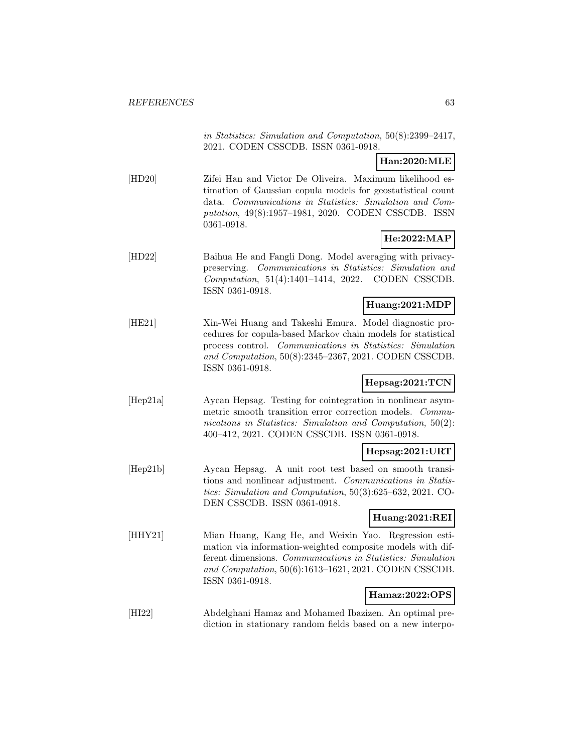*in Statistics: Simulation and Computation*, 50(8):2399–2417, 2021. CODEN CSSCDB. ISSN 0361-0918.

**Han:2020:MLE**

[HD20] Zifei Han and Victor De Oliveira. Maximum likelihood estimation of Gaussian copula models for geostatistical count data. *Communications in Statistics: Simulation and Computation*, 49(8):1957–1981, 2020. CODEN CSSCDB. ISSN 0361-0918.

**He:2022:MAP**

[HD22] Baihua He and Fangli Dong. Model averaging with privacy-preserving. *Communications in Statistics: Simulation and Computation*, 51(4):1401–1414, 2022. CODEN CSSCDB. ISSN 0361-0918.

**Huang:2021:MDP**

[HE21] Xin-Wei Huang and Takeshi Emura. Model diagnostic procedures for copula-based Markov chain models for statistical process control. *Communications in Statistics: Simulation and Computation*, 50(8):2345–2367, 2021. CODEN CSSCDB. ISSN 0361-0918.

**Hepsag:2021:TCN**

[Hep21a] Aycan Hepsag. Testing for cointegration in nonlinear asymmetric smooth transition error correction models. *Communications in Statistics: Simulation and Computation*, 50(2): 400–412, 2021. CODEN CSSCDB. ISSN 0361-0918.

**Hepsag:2021:URT**

[Hep21b] Aycan Hepsag. A unit root test based on smooth transitions and nonlinear adjustment. *Communications in Statistics: Simulation and Computation*, 50(3):625–632, 2021. CODEN CSSCDB. ISSN 0361-0918.

**Huang:2021:REI**

[HHY21] Mian Huang, Kang He, and Weixin Yao. Regression estimation via information-weighted composite models with different dimensions. *Communications in Statistics: Simulation and Computation*, 50(6):1613–1621, 2021. CODEN CSSCDB. ISSN 0361-0918.

**Hamaz:2022:OPS**

[HI22] Abdelghani Hamaz and Mohamed Ibazizen. An optimal prediction in stationary random fields based on a new interpo-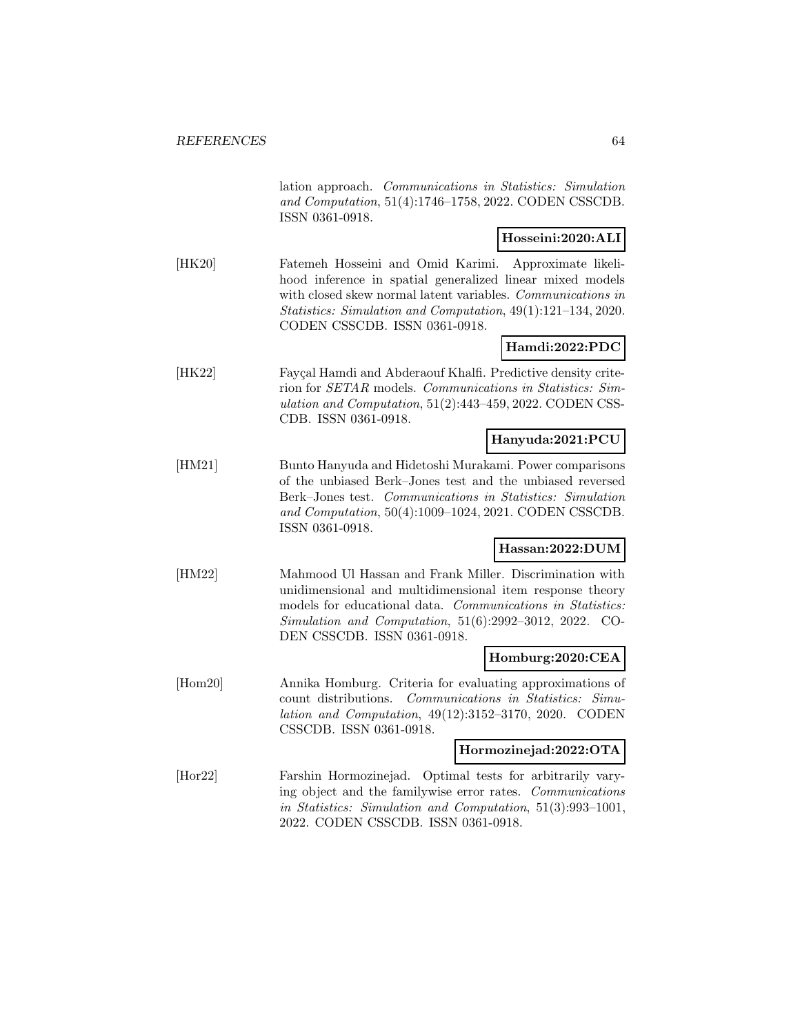lation approach. *Communications in Statistics: Simulation and Computation*, 51(4):1746–1758, 2022. CODEN CSSCDB. ISSN 0361-0918.

**Hosseini:2020:ALI**

[HK20] Fatemeh Hosseini and Omid Karimi. Approximate likelihood inference in spatial generalized linear mixed models with closed skew normal latent variables. *Communications in Statistics: Simulation and Computation*, 49(1):121–134, 2020. CODEN CSSCDB. ISSN 0361-0918.

**Hamdi:2022:PDC**

[HK22] Fayçal Hamdi and Abderaouf Khalfi. Predictive density criterion for *SETAR* models. *Communications in Statistics: Simulation and Computation*, 51(2):443–459, 2022. CODEN CSSCDB. ISSN 0361-0918.

**Hanyuda:2021:PCU**

[HM21] Bunto Hanyuda and Hidetoshi Murakami. Power comparisons of the unbiased Berk–Jones test and the unbiased reversed Berk–Jones test. *Communications in Statistics: Simulation and Computation*, 50(4):1009–1024, 2021. CODEN CSSCDB. ISSN 0361-0918.

**Hassan:2022:DUM**

[HM22] Mahmood Ul Hassan and Frank Miller. Discrimination with unidimensional and multidimensional item response theory models for educational data. *Communications in Statistics: Simulation and Computation*, 51(6):2992–3012, 2022. CODEN CSSCDB. ISSN 0361-0918.

**Homburg:2020:CEA**

[Hom20] Annika Homburg. Criteria for evaluating approximations of count distributions. *Communications in Statistics: Simulation and Computation*, 49(12):3152–3170, 2020. CODEN CSSCDB. ISSN 0361-0918.

**Hormozinejad:2022:OTA**

[Hor22] Farshin Hormozinejad. Optimal tests for arbitrarily varying object and the familywise error rates. *Communications in Statistics: Simulation and Computation*, 51(3):993–1001, 2022. CODEN CSSCDB. ISSN 0361-0918.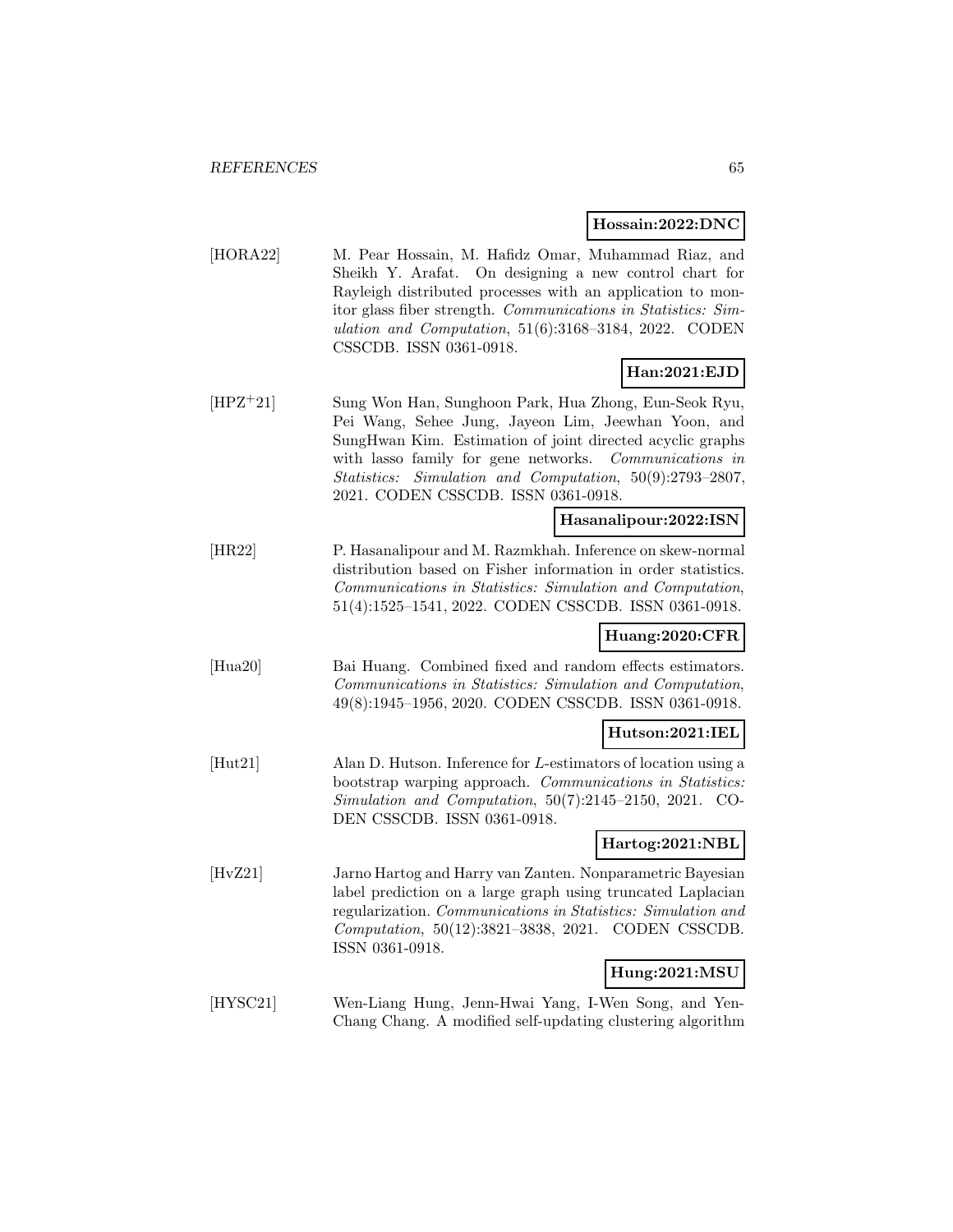**Hossain:2022:DNC**

[HORA22] M. Pear Hossain, M. Hafidz Omar, Muhammad Riaz, and Sheikh Y. Arafat. On designing a new control chart for Rayleigh distributed processes with an application to monitor glass fiber strength. *Communications in Statistics: Simulation and Computation*, 51(6):3168–3184, 2022. CODEN CSSCDB. ISSN 0361-0918.

**Han:2021:EJD**

[HPZ+21] Sung Won Han, Sunghoon Park, Hua Zhong, Eun-Seok Ryu, Pei Wang, Sehee Jung, Jayeon Lim, Jeewhan Yoon, and SungHwan Kim. Estimation of joint directed acyclic graphs with lasso family for gene networks. *Communications in Statistics: Simulation and Computation*, 50(9):2793–2807, 2021. CODEN CSSCDB. ISSN 0361-0918.

**Hasanalipour:2022:ISN**

[HR22] P. Hasanalipour and M. Razmkhah. Inference on skew-normal distribution based on Fisher information in order statistics. *Communications in Statistics: Simulation and Computation*, 51(4):1525–1541, 2022. CODEN CSSCDB. ISSN 0361-0918.

**Huang:2020:CFR**

[Hua20] Bai Huang. Combined fixed and random effects estimators. *Communications in Statistics: Simulation and Computation*, 49(8):1945–1956, 2020. CODEN CSSCDB. ISSN 0361-0918.

**Hutson:2021:IEL**

[Hut21] Alan D. Hutson. Inference for $L$-estimators of location using a bootstrap warping approach. *Communications in Statistics: Simulation and Computation*, 50(7):2145–2150, 2021. CODEN CSSCDB. ISSN 0361-0918.

**Hartog:2021:NBL**

[HvZ21] Jarno Hartog and Harry van Zanten. Nonparametric Bayesian label prediction on a large graph using truncated Laplacian regularization. *Communications in Statistics: Simulation and Computation*, 50(12):3821–3838, 2021. CODEN CSSCDB. ISSN 0361-0918.

**Hung:2021:MSU**

[HYSC21] Wen-Liang Hung, Jenn-Hwai Yang, I-Wen Song, and Yen-Chang Chang. A modified self-updating clustering algorithm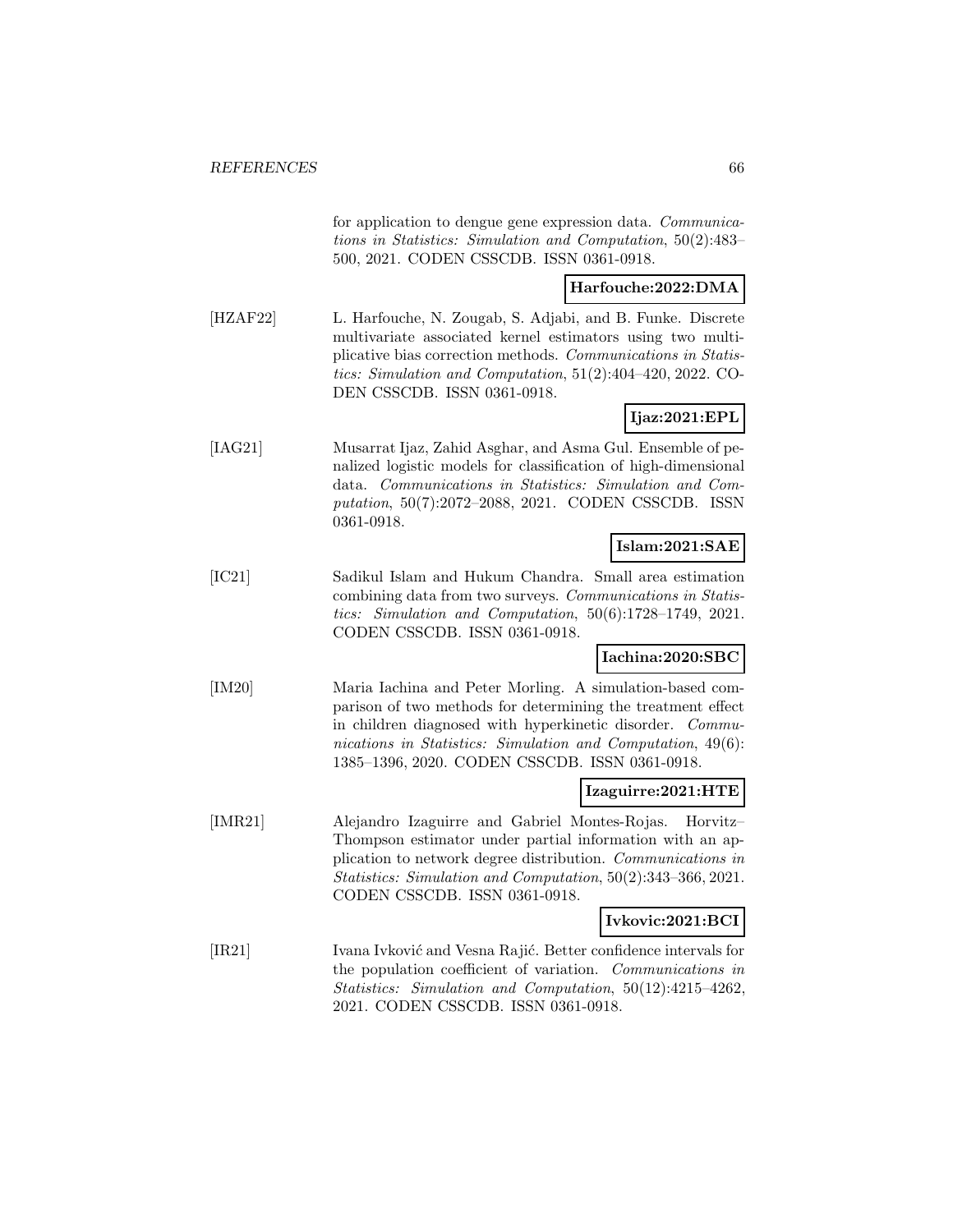for application to dengue gene expression data. *Communications in Statistics: Simulation and Computation*, 50(2):483–500, 2021. CODEN CSSCDB. ISSN 0361-0918.

**Harfouche:2022:DMA**

[HZAF22] L. Harfouche, N. Zougab, S. Adjabi, and B. Funke. Discrete multivariate associated kernel estimators using two multiplicative bias correction methods. *Communications in Statistics: Simulation and Computation*, 51(2):404–420, 2022. CODEN CSSCDB. ISSN 0361-0918.

**Ijaz:2021:EPL**

[IAG21] Musarrat Ijaz, Zahid Asghar, and Asma Gul. Ensemble of penalized logistic models for classification of high-dimensional data. *Communications in Statistics: Simulation and Computation*, 50(7):2072–2088, 2021. CODEN CSSCDB. ISSN 0361-0918.

**Islam:2021:SAE**

[IC21] Sadikul Islam and Hukum Chandra. Small area estimation combining data from two surveys. *Communications in Statistics: Simulation and Computation*, 50(6):1728–1749, 2021. CODEN CSSCDB. ISSN 0361-0918.

**Iachina:2020:SBC**

[IM20] Maria Iachina and Peter Morling. A simulation-based comparison of two methods for determining the treatment effect in children diagnosed with hyperkinetic disorder. *Communications in Statistics: Simulation and Computation*, 49(6): 1385–1396, 2020. CODEN CSSCDB. ISSN 0361-0918.

**Izaguirre:2021:HTE**

[IMR21] Alejandro Izaguirre and Gabriel Montes-Rojas. Horvitz–Thompson estimator under partial information with an application to network degree distribution. *Communications in Statistics: Simulation and Computation*, 50(2):343–366, 2021. CODEN CSSCDB. ISSN 0361-0918.

**Ivkovic:2021:BCI**

[IR21] Ivana Ivković and Vesna Rajić. Better confidence intervals for the population coefficient of variation. *Communications in Statistics: Simulation and Computation*, 50(12):4215–4262, 2021. CODEN CSSCDB. ISSN 0361-0918.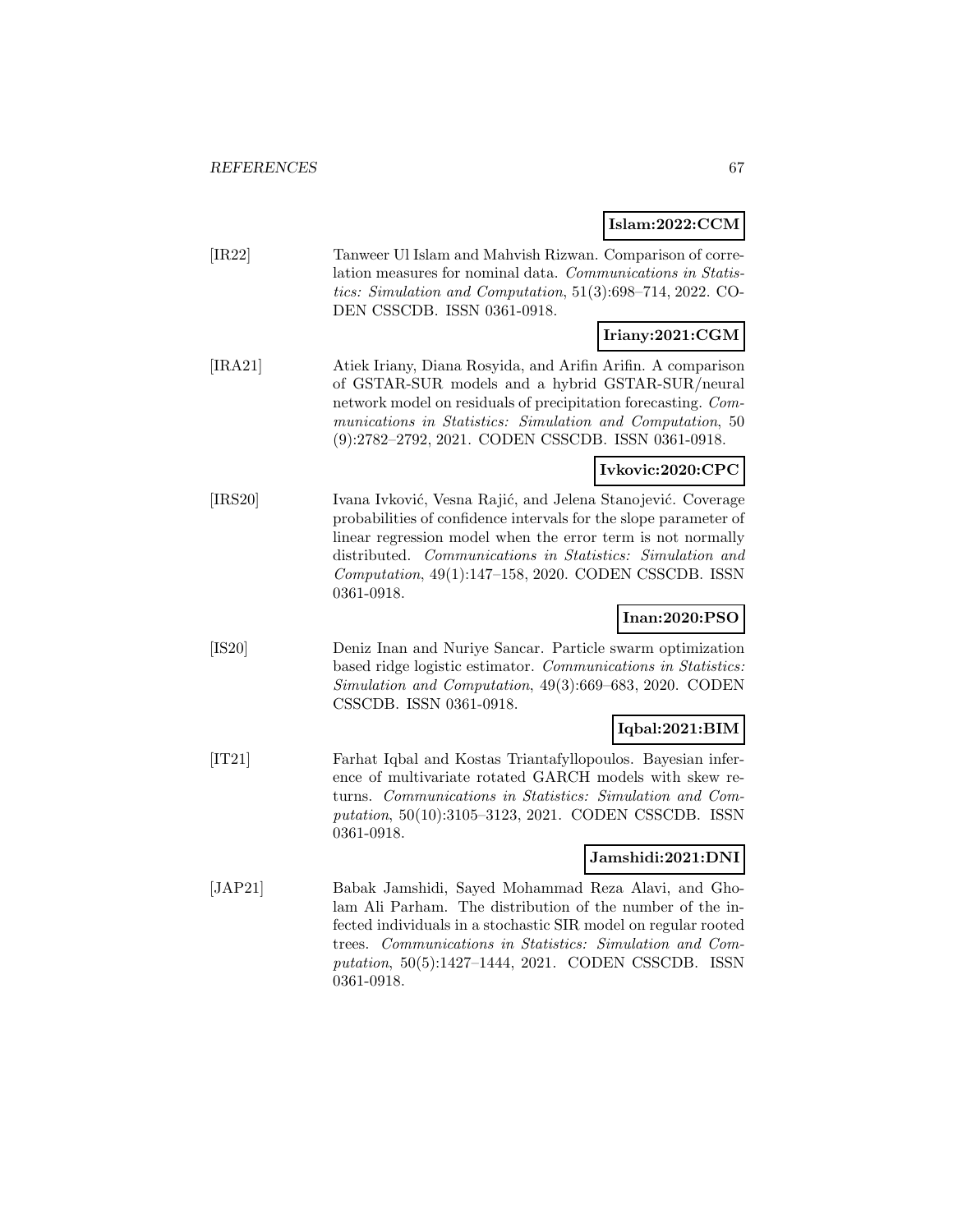**Islam:2022:CCM**

[IR22] Tanweer Ul Islam and Mahvish Rizwan. Comparison of correlation measures for nominal data. *Communications in Statistics: Simulation and Computation*, 51(3):698–714, 2022. CODEN CSSCDB. ISSN 0361-0918.

**Iriany:2021:CGM**

[IRA21] Atiek Iriany, Diana Rosyida, and Arifin Arifin. A comparison of GSTAR-SUR models and a hybrid GSTAR-SUR/neural network model on residuals of precipitation forecasting. *Communications in Statistics: Simulation and Computation*, 50 (9):2782–2792, 2021. CODEN CSSCDB. ISSN 0361-0918.

**Ivkovic:2020:CPC**

[IRS20] Ivana Ivković, Vesna Rajić, and Jelena Stanojević. Coverage probabilities of confidence intervals for the slope parameter of linear regression model when the error term is not normally distributed. *Communications in Statistics: Simulation and Computation*, 49(1):147–158, 2020. CODEN CSSCDB. ISSN 0361-0918.

**Inan:2020:PSO**

[IS20] Deniz Inan and Nuriye Sancar. Particle swarm optimization based ridge logistic estimator. *Communications in Statistics: Simulation and Computation*, 49(3):669–683, 2020. CODEN CSSCDB. ISSN 0361-0918.

**Iqbal:2021:BIM**

[IT21] Farhat Iqbal and Kostas Triantafyllopoulos. Bayesian inference of multivariate rotated GARCH models with skew returns. *Communications in Statistics: Simulation and Computation*, 50(10):3105–3123, 2021. CODEN CSSCDB. ISSN 0361-0918.

**Jamshidi:2021:DNI**

[JAP21] Babak Jamshidi, Sayed Mohammad Reza Alavi, and Gholam Ali Parham. The distribution of the number of the infected individuals in a stochastic SIR model on regular rooted trees. *Communications in Statistics: Simulation and Computation*, 50(5):1427–1444, 2021. CODEN CSSCDB. ISSN 0361-0918.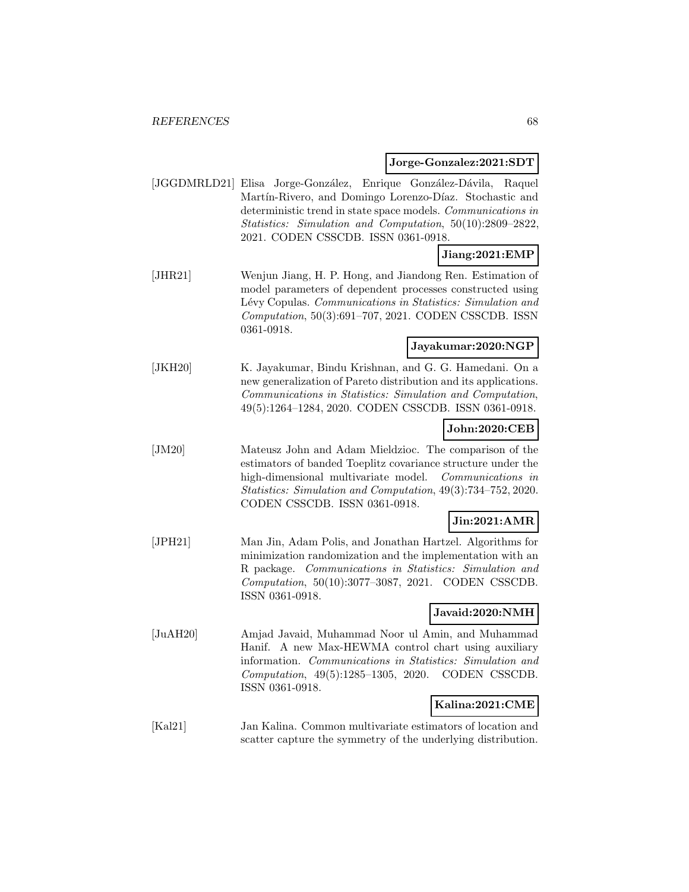**Jorge-Gonzalez:2021:SDT**

[JGGDMRLD21] Elisa Jorge-González, Enrique González-Dávila, Raquel Martín-Rivero, and Domingo Lorenzo-Díaz. Stochastic and deterministic trend in state space models. *Communications in Statistics: Simulation and Computation*, 50(10):2809–2822, 2021. CODEN CSSCDB. ISSN 0361-0918.

**Jiang:2021:EMP**

[JHR21] Wenjun Jiang, H. P. Hong, and Jiandong Ren. Estimation of model parameters of dependent processes constructed using Lévy Copulas. *Communications in Statistics: Simulation and Computation*, 50(3):691–707, 2021. CODEN CSSCDB. ISSN 0361-0918.

**Jayakumar:2020:NGP**

[JKH20] K. Jayakumar, Bindu Krishnan, and G. G. Hamedani. On a new generalization of Pareto distribution and its applications. *Communications in Statistics: Simulation and Computation*, 49(5):1264–1284, 2020. CODEN CSSCDB. ISSN 0361-0918.

**John:2020:CEB**

[JM20] Mateusz John and Adam Mieldzioc. The comparison of the estimators of banded Toeplitz covariance structure under the high-dimensional multivariate model. *Communications in Statistics: Simulation and Computation*, 49(3):734–752, 2020. CODEN CSSCDB. ISSN 0361-0918.

**Jin:2021:AMR**

[JPH21] Man Jin, Adam Polis, and Jonathan Hartzel. Algorithms for minimization randomization and the implementation with an R package. *Communications in Statistics: Simulation and Computation*, 50(10):3077–3087, 2021. CODEN CSSCDB. ISSN 0361-0918.

**Javaid:2020:NMH**

[JuAH20] Amjad Javaid, Muhammad Noor ul Amin, and Muhammad Hanif. A new Max-HEWMA control chart using auxiliary information. *Communications in Statistics: Simulation and Computation*, 49(5):1285–1305, 2020. CODEN CSSCDB. ISSN 0361-0918.

**Kalina:2021:CME**

[Kal21] Jan Kalina. Common multivariate estimators of location and scatter capture the symmetry of the underlying distribution.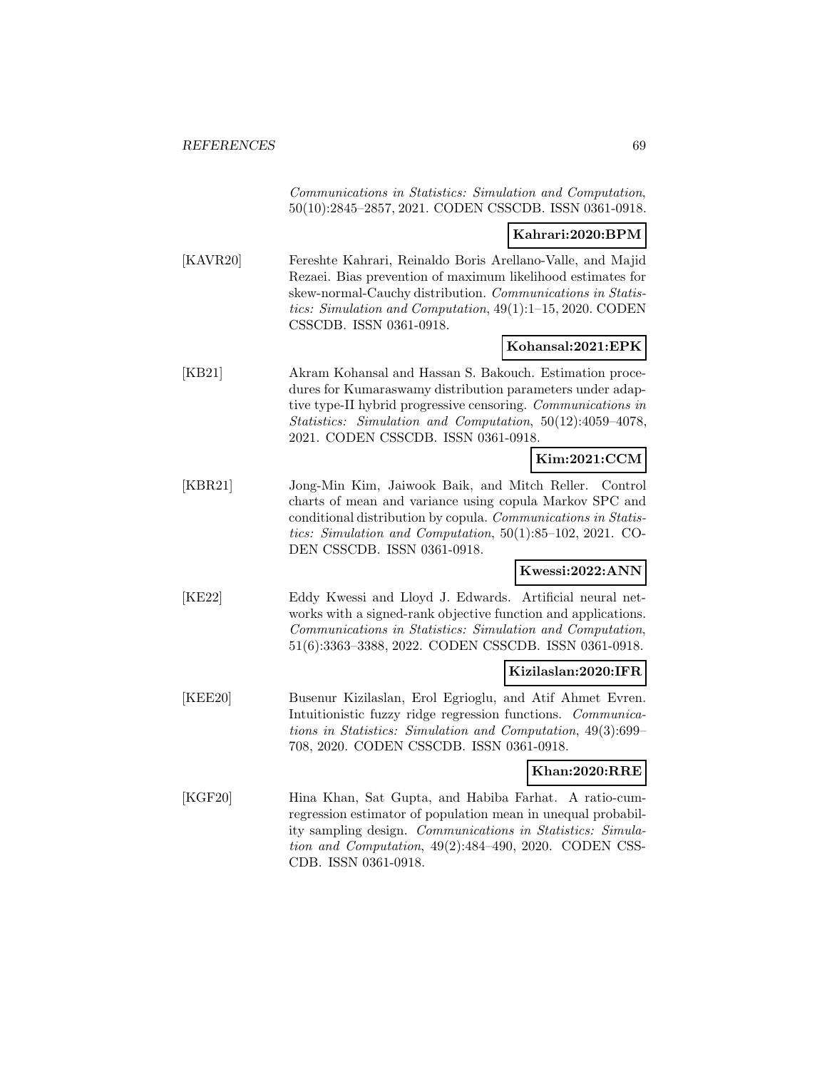*Communications in Statistics: Simulation and Computation*, 50(10):2845–2857, 2021. CODEN CSSCDB. ISSN 0361-0918.

**Kahrari:2020:BPM**

[KAVR20] Fereshte Kahrari, Reinaldo Boris Arellano-Valle, and Majid Rezaei. Bias prevention of maximum likelihood estimates for skew-normal-Cauchy distribution. *Communications in Statistics: Simulation and Computation*, 49(1):1–15, 2020. CODEN CSSCDB. ISSN 0361-0918.

**Kohansal:2021:EPK**

[KB21] Akram Kohansal and Hassan S. Bakouch. Estimation procedures for Kumaraswamy distribution parameters under adaptive type-II hybrid progressive censoring. *Communications in Statistics: Simulation and Computation*, 50(12):4059–4078, 2021. CODEN CSSCDB. ISSN 0361-0918.

**Kim:2021:CCM**

[KBR21] Jong-Min Kim, Jaiwook Baik, and Mitch Reller. Control charts of mean and variance using copula Markov SPC and conditional distribution by copula. *Communications in Statistics: Simulation and Computation*, 50(1):85–102, 2021. CODEN CSSCDB. ISSN 0361-0918.

**Kwessi:2022:ANN**

[KE22] Eddy Kwessi and Lloyd J. Edwards. Artificial neural networks with a signed-rank objective function and applications. *Communications in Statistics: Simulation and Computation*, 51(6):3363–3388, 2022. CODEN CSSCDB. ISSN 0361-0918.

**Kizilaslan:2020:IFR**

[KEE20] Busenur Kizilaslan, Erol Egrioglu, and Atif Ahmet Evren. Intuitionistic fuzzy ridge regression functions. *Communications in Statistics: Simulation and Computation*, 49(3):699–708, 2020. CODEN CSSCDB. ISSN 0361-0918.

**Khan:2020:RRE**

[KGF20] Hina Khan, Sat Gupta, and Habiba Farhat. A ratio-cum-regression estimator of population mean in unequal probability sampling design. *Communications in Statistics: Simulation and Computation*, 49(2):484–490, 2020. CODEN CSSCDB. ISSN 0361-0918.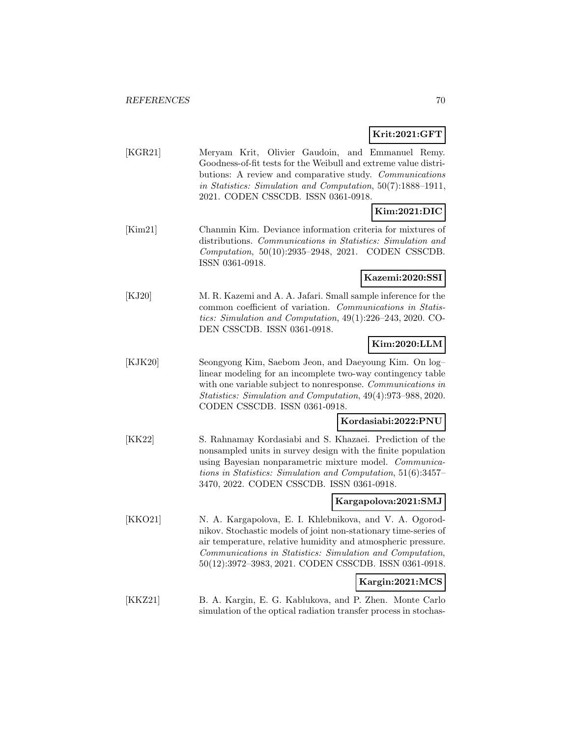**Krit:2021:GFT**

[KGR21] Meryam Krit, Olivier Gaudoin, and Emmanuel Remy. Goodness-of-fit tests for the Weibull and extreme value distributions: A review and comparative study. *Communications in Statistics: Simulation and Computation*, 50(7):1888–1911, 2021. CODEN CSSCDB. ISSN 0361-0918.

**Kim:2021:DIC**

[Kim21] Chanmin Kim. Deviance information criteria for mixtures of distributions. *Communications in Statistics: Simulation and Computation*, 50(10):2935–2948, 2021. CODEN CSSCDB. ISSN 0361-0918.

**Kazemi:2020:SSI**

[KJ20] M. R. Kazemi and A. A. Jafari. Small sample inference for the common coefficient of variation. *Communications in Statistics: Simulation and Computation*, 49(1):226–243, 2020. CODEN CSSCDB. ISSN 0361-0918.

**Kim:2020:LLM**

[KJK20] Seongyong Kim, Saebom Jeon, and Daeyoung Kim. On log–linear modeling for an incomplete two-way contingency table with one variable subject to nonresponse. *Communications in Statistics: Simulation and Computation*, 49(4):973–988, 2020. CODEN CSSCDB. ISSN 0361-0918.

**Kordasiabi:2022:PNU**

[KK22] S. Rahnamay Kordasiabi and S. Khazaei. Prediction of the nonsampled units in survey design with the finite population using Bayesian nonparametric mixture model. *Communications in Statistics: Simulation and Computation*, 51(6):3457–3470, 2022. CODEN CSSCDB. ISSN 0361-0918.

**Kargapolova:2021:SMJ**

[KKO21] N. A. Kargapolova, E. I. Khlebnikova, and V. A. Ogorodnikov. Stochastic models of joint non-stationary time-series of air temperature, relative humidity and atmospheric pressure. *Communications in Statistics: Simulation and Computation*, 50(12):3972–3983, 2021. CODEN CSSCDB. ISSN 0361-0918.

**Kargin:2021:MCS**

[KKZ21] B. A. Kargin, E. G. Kablukova, and P. Zhen. Monte Carlo simulation of the optical radiation transfer process in stochas-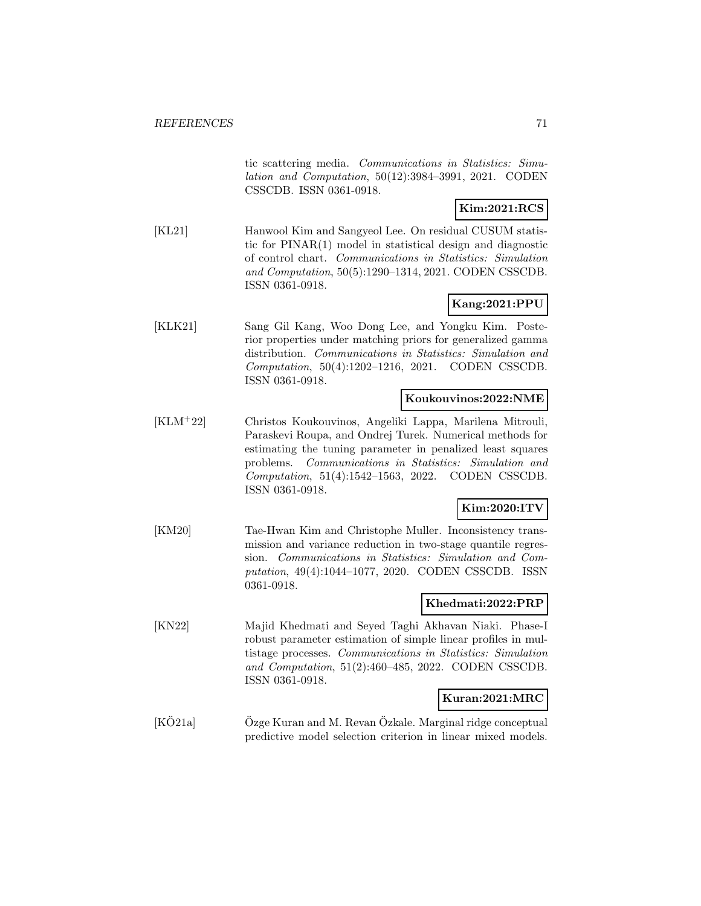tic scattering media. *Communications in Statistics: Simulation and Computation*, 50(12):3984–3991, 2021. CODEN CSSCDB. ISSN 0361-0918.

**Kim:2021:RCS**

[KL21] Hanwool Kim and Sangyeol Lee. On residual CUSUM statistic for PINAR(1) model in statistical design and diagnostic of control chart. *Communications in Statistics: Simulation and Computation*, 50(5):1290–1314, 2021. CODEN CSSCDB. ISSN 0361-0918.

**Kang:2021:PPU**

[KLK21] Sang Gil Kang, Woo Dong Lee, and Yongku Kim. Posterior properties under matching priors for generalized gamma distribution. *Communications in Statistics: Simulation and Computation*, 50(4):1202–1216, 2021. CODEN CSSCDB. ISSN 0361-0918.

**Koukouvinos:2022:NME**

[KLM+22] Christos Koukouvinos, Angeliki Lappa, Marilena Mitrouli, Paraskevi Roupa, and Ondrej Turek. Numerical methods for estimating the tuning parameter in penalized least squares problems. *Communications in Statistics: Simulation and Computation*, 51(4):1542–1563, 2022. CODEN CSSCDB. ISSN 0361-0918.

**Kim:2020:ITV**

[KM20] Tae-Hwan Kim and Christophe Muller. Inconsistency transmission and variance reduction in two-stage quantile regression. *Communications in Statistics: Simulation and Computation*, 49(4):1044–1077, 2020. CODEN CSSCDB. ISSN 0361-0918.

**Khedmati:2022:PRP**

[KN22] Majid Khedmati and Seyed Taghi Akhavan Niaki. Phase-I robust parameter estimation of simple linear profiles in multistage processes. *Communications in Statistics: Simulation and Computation*, 51(2):460–485, 2022. CODEN CSSCDB. ISSN 0361-0918.

**Kuran:2021:MRC**

[KÖ21a] Özge Kuran and M. Revan Özkale. Marginal ridge conceptual predictive model selection criterion in linear mixed models.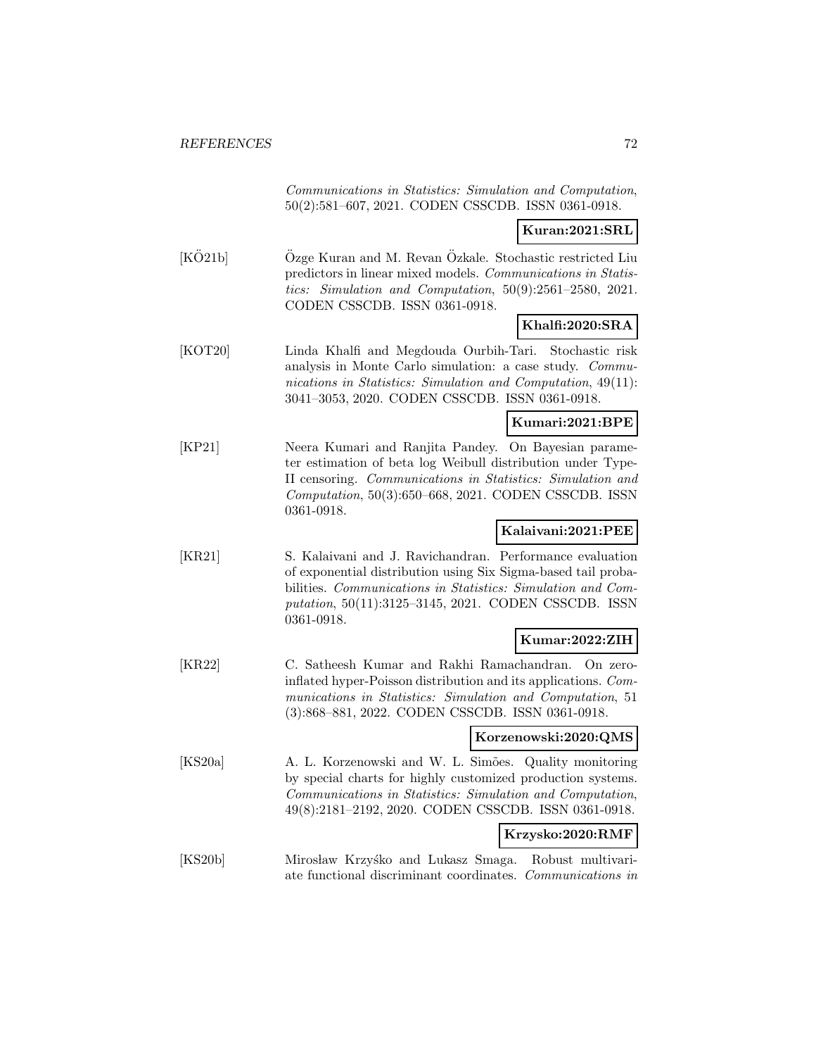*Communications in Statistics: Simulation and Computation*, 50(2):581–607, 2021. CODEN CSSCDB. ISSN 0361-0918.

**Kuran:2021:SRL**

[KÖ21b] Özge Kuran and M. Revan Özkale. Stochastic restricted Liu predictors in linear mixed models. *Communications in Statistics: Simulation and Computation*, 50(9):2561–2580, 2021. CODEN CSSCDB. ISSN 0361-0918.

**Khalfi:2020:SRA**

[KOT20] Linda Khalfi and Megdouda Ourbih-Tari. Stochastic risk analysis in Monte Carlo simulation: a case study. *Communications in Statistics: Simulation and Computation*, 49(11): 3041–3053, 2020. CODEN CSSCDB. ISSN 0361-0918.

**Kumari:2021:BPE**

[KP21] Neera Kumari and Ranjita Pandey. On Bayesian parameter estimation of beta log Weibull distribution under Type-II censoring. *Communications in Statistics: Simulation and Computation*, 50(3):650–668, 2021. CODEN CSSCDB. ISSN 0361-0918.

**Kalaivani:2021:PEE**

[KR21] S. Kalaivani and J. Ravichandran. Performance evaluation of exponential distribution using Six Sigma-based tail probabilities. *Communications in Statistics: Simulation and Computation*, 50(11):3125–3145, 2021. CODEN CSSCDB. ISSN 0361-0918.

**Kumar:2022:ZIH**

[KR22] C. Satheesh Kumar and Rakhi Ramachandran. On zero-inflated hyper-Poisson distribution and its applications. *Communications in Statistics: Simulation and Computation*, 51 (3):868–881, 2022. CODEN CSSCDB. ISSN 0361-0918.

**Korzenowski:2020:QMS**

[KS20a] A. L. Korzenowski and W. L. Simões. Quality monitoring by special charts for highly customized production systems. *Communications in Statistics: Simulation and Computation*, 49(8):2181–2192, 2020. CODEN CSSCDB. ISSN 0361-0918.

**Krzysko:2020:RMF**

[KS20b] Mirosław Krzyśko and Lukasz Smaga. Robust multivariate functional discriminant coordinates. *Communications in*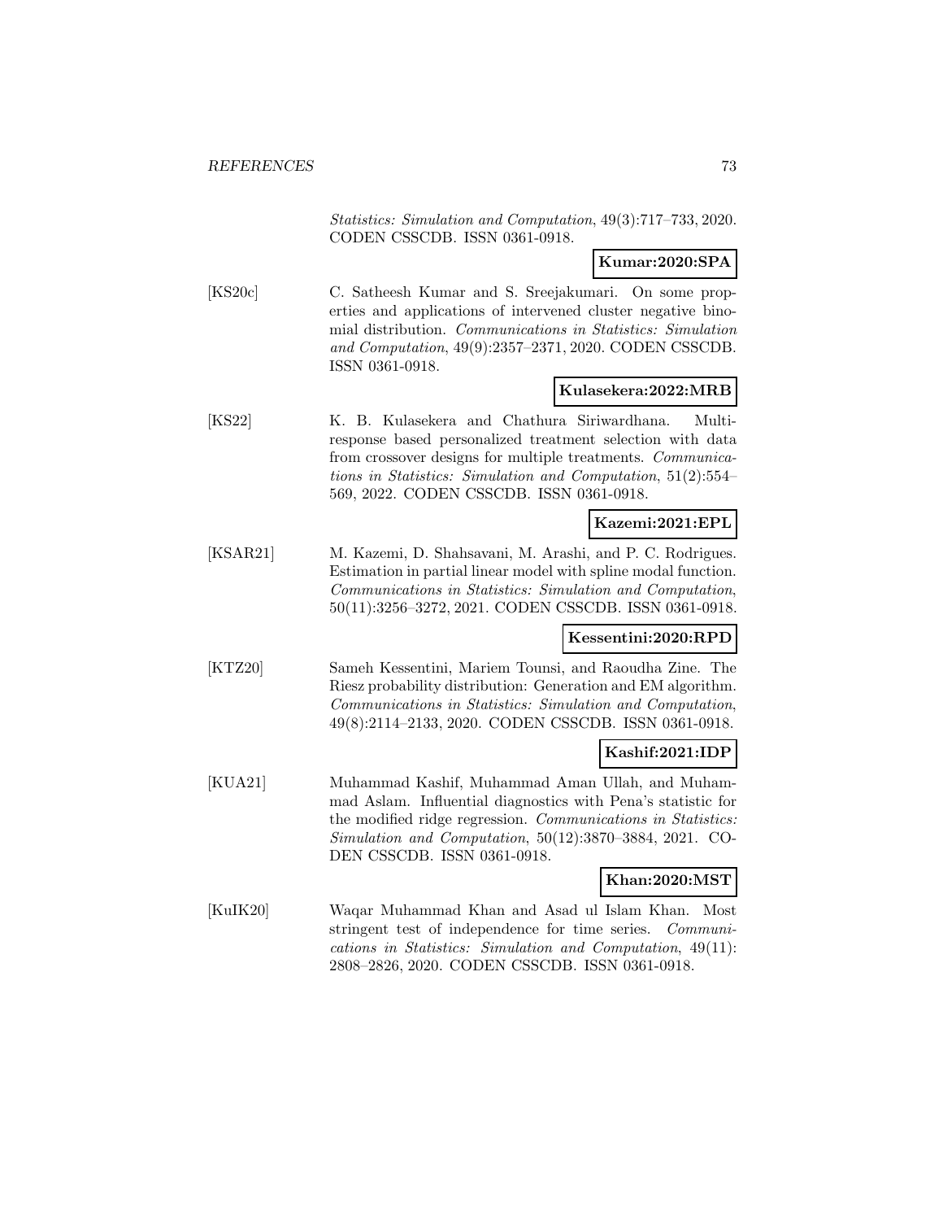*Statistics: Simulation and Computation*, 49(3):717–733, 2020. CODEN CSSCDB. ISSN 0361-0918.

**Kumar:2020:SPA**

[KS20c] C. Satheesh Kumar and S. Sreejakumari. On some properties and applications of intervened cluster negative binomial distribution. *Communications in Statistics: Simulation and Computation*, 49(9):2357–2371, 2020. CODEN CSSCDB. ISSN 0361-0918.

**Kulasekera:2022:MRB**

[KS22] K. B. Kulasekera and Chathura Siriwardhana. Multi-response based personalized treatment selection with data from crossover designs for multiple treatments. *Communications in Statistics: Simulation and Computation*, 51(2):554–569, 2022. CODEN CSSCDB. ISSN 0361-0918.

**Kazemi:2021:EPL**

[KSAR21] M. Kazemi, D. Shahsavani, M. Arashi, and P. C. Rodrigues. Estimation in partial linear model with spline modal function. *Communications in Statistics: Simulation and Computation*, 50(11):3256–3272, 2021. CODEN CSSCDB. ISSN 0361-0918.

**Kessentini:2020:RPD**

[KTZ20] Sameh Kessentini, Mariem Tounsi, and Raoudha Zine. The Riesz probability distribution: Generation and EM algorithm. *Communications in Statistics: Simulation and Computation*, 49(8):2114–2133, 2020. CODEN CSSCDB. ISSN 0361-0918.

**Kashif:2021:IDP**

[KUA21] Muhammad Kashif, Muhammad Aman Ullah, and Muhammad Aslam. Influential diagnostics with Pena's statistic for the modified ridge regression. *Communications in Statistics: Simulation and Computation*, 50(12):3870–3884, 2021. CODEN CSSCDB. ISSN 0361-0918.

**Khan:2020:MST**

[KuIK20] Waqar Muhammad Khan and Asad ul Islam Khan. Most stringent test of independence for time series. *Communications in Statistics: Simulation and Computation*, 49(11): 2808–2826, 2020. CODEN CSSCDB. ISSN 0361-0918.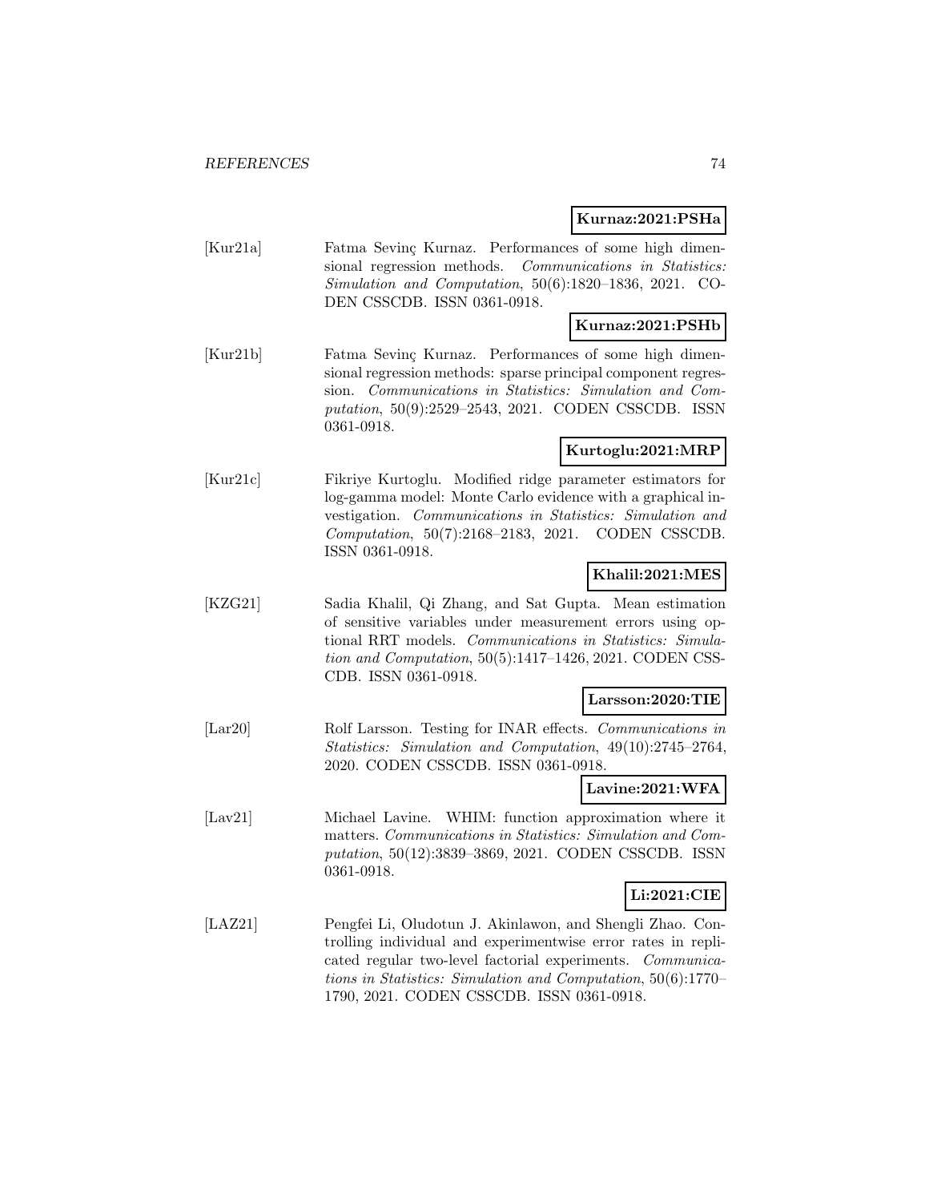**Kurnaz:2021:PSHa**

[Kur21a] Fatma Sevinç Kurnaz. Performances of some high dimensional regression methods. *Communications in Statistics: Simulation and Computation*, 50(6):1820–1836, 2021. CODEN CSSCDB. ISSN 0361-0918.

**Kurnaz:2021:PSHb**

[Kur21b] Fatma Sevinç Kurnaz. Performances of some high dimensional regression methods: sparse principal component regression. *Communications in Statistics: Simulation and Computation*, 50(9):2529–2543, 2021. CODEN CSSCDB. ISSN 0361-0918.

**Kurtoglu:2021:MRP**

[Kur21c] Fikriye Kurtoglu. Modified ridge parameter estimators for log-gamma model: Monte Carlo evidence with a graphical investigation. *Communications in Statistics: Simulation and Computation*, 50(7):2168–2183, 2021. CODEN CSSCDB. ISSN 0361-0918.

**Khalil:2021:MES**

[KZG21] Sadia Khalil, Qi Zhang, and Sat Gupta. Mean estimation of sensitive variables under measurement errors using optional RRT models. *Communications in Statistics: Simulation and Computation*, 50(5):1417–1426, 2021. CODEN CSSCDB. ISSN 0361-0918.

**Larsson:2020:TIE**

[Lar20] Rolf Larsson. Testing for INAR effects. *Communications in Statistics: Simulation and Computation*, 49(10):2745–2764, 2020. CODEN CSSCDB. ISSN 0361-0918.

**Lavine:2021:WFA**

[Lav21] Michael Lavine. WHIM: function approximation where it matters. *Communications in Statistics: Simulation and Computation*, 50(12):3839–3869, 2021. CODEN CSSCDB. ISSN 0361-0918.

**Li:2021:CIE**

[LAZ21] Pengfei Li, Oludotun J. Akinlawon, and Shengli Zhao. Controlling individual and experimentwise error rates in replicated regular two-level factorial experiments. *Communications in Statistics: Simulation and Computation*, 50(6):1770–1790, 2021. CODEN CSSCDB. ISSN 0361-0918.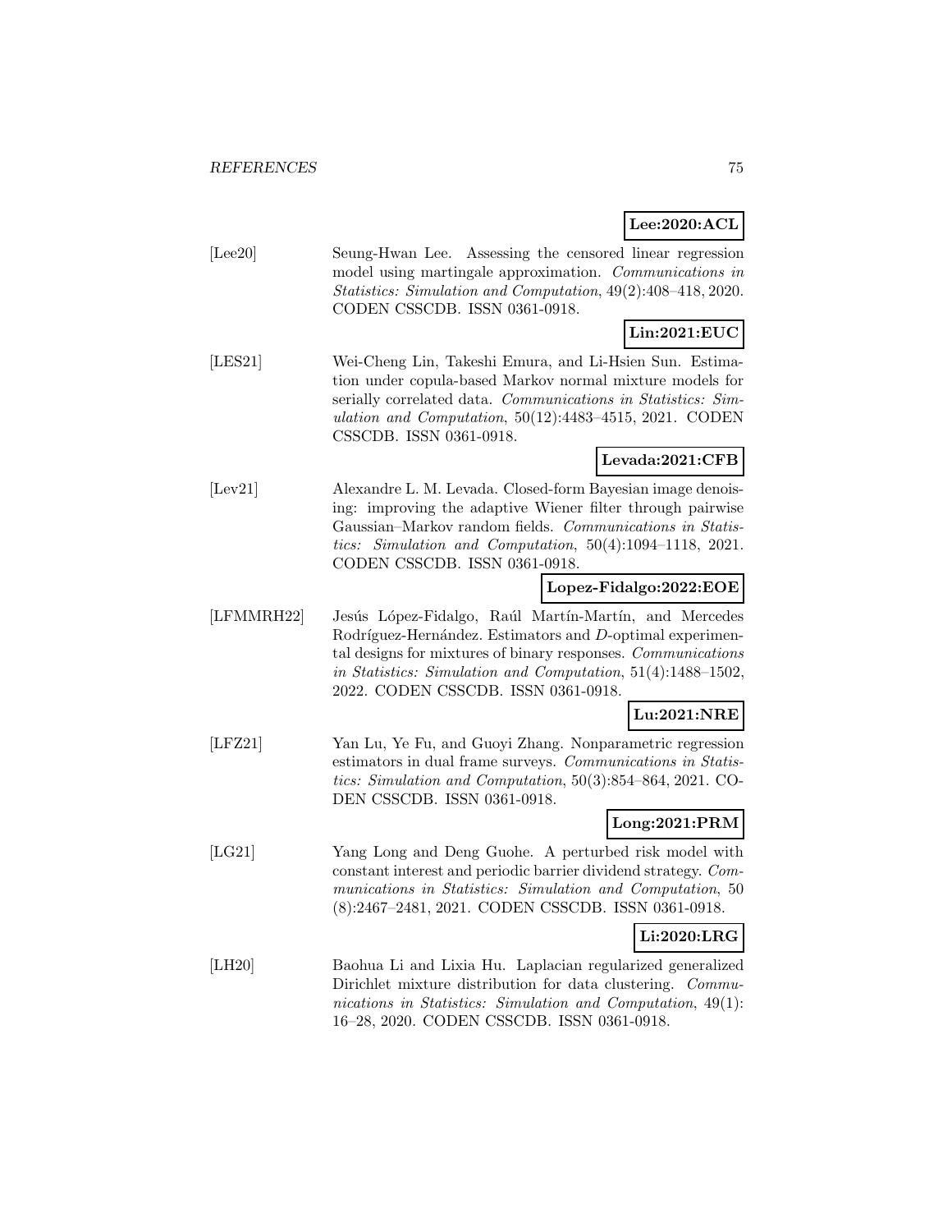**Lee:2020:ACL**

[Lee20] Seung-Hwan Lee. Assessing the censored linear regression model using martingale approximation. *Communications in Statistics: Simulation and Computation*, 49(2):408–418, 2020. CODEN CSSCDB. ISSN 0361-0918.

**Lin:2021:EUC**

[LES21] Wei-Cheng Lin, Takeshi Emura, and Li-Hsien Sun. Estimation under copula-based Markov normal mixture models for serially correlated data. *Communications in Statistics: Simulation and Computation*, 50(12):4483–4515, 2021. CODEN CSSCDB. ISSN 0361-0918.

**Levada:2021:CFB**

[Lev21] Alexandre L. M. Levada. Closed-form Bayesian image denoising: improving the adaptive Wiener filter through pairwise Gaussian–Markov random fields. *Communications in Statistics: Simulation and Computation*, 50(4):1094–1118, 2021. CODEN CSSCDB. ISSN 0361-0918.

**Lopez-Fidalgo:2022:EOE**

[LFMMRH22] Jesús López-Fidalgo, Raúl Martín-Martín, and Mercedes Rodríguez-Hernández. Estimators and $D$-optimal experimental designs for mixtures of binary responses. *Communications in Statistics: Simulation and Computation*, 51(4):1488–1502, 2022. CODEN CSSCDB. ISSN 0361-0918.

**Lu:2021:NRE**

[LFZ21] Yan Lu, Ye Fu, and Guoyi Zhang. Nonparametric regression estimators in dual frame surveys. *Communications in Statistics: Simulation and Computation*, 50(3):854–864, 2021. CODEN CSSCDB. ISSN 0361-0918.

**Long:2021:PRM**

[LG21] Yang Long and Deng Guohe. A perturbed risk model with constant interest and periodic barrier dividend strategy. *Communications in Statistics: Simulation and Computation*, 50 (8):2467–2481, 2021. CODEN CSSCDB. ISSN 0361-0918.

**Li:2020:LRG**

[LH20] Baohua Li and Lixia Hu. Laplacian regularized generalized Dirichlet mixture distribution for data clustering. *Communications in Statistics: Simulation and Computation*, 49(1): 16–28, 2020. CODEN CSSCDB. ISSN 0361-0918.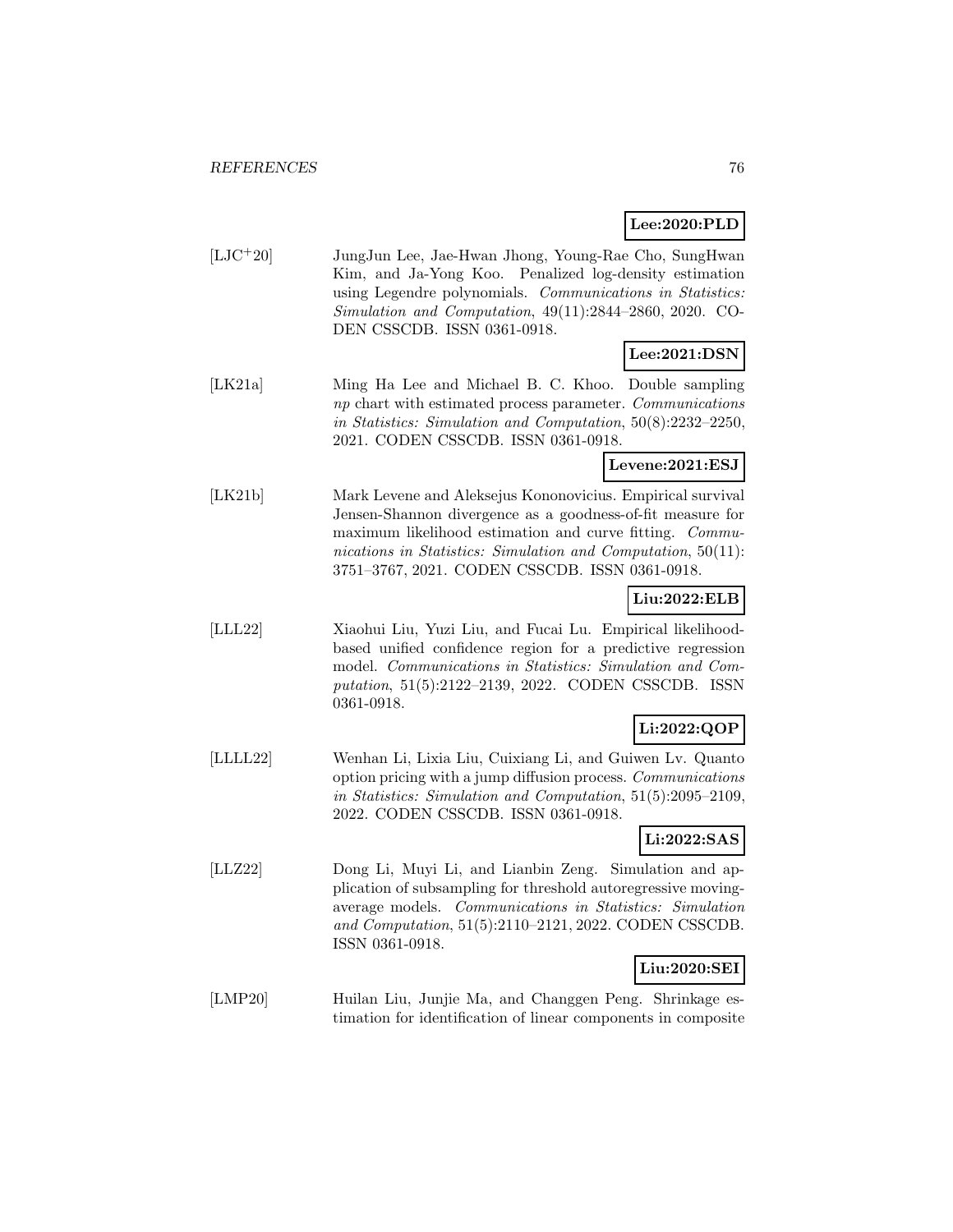**Lee:2020:PLD**

[LJC[+]20] JungJun Lee, Jae-Hwan Jhong, Young-Rae Cho, SungHwan Kim, and Ja-Yong Koo. Penalized log-density estimation using Legendre polynomials. *Communications in Statistics: Simulation and Computation*, 49(11):2844–2860, 2020. CODEN CSSCDB. ISSN 0361-0918.

**Lee:2021:DSN**

[LK21a] Ming Ha Lee and Michael B. C. Khoo. Double sampling *np* chart with estimated process parameter. *Communications in Statistics: Simulation and Computation*, 50(8):2232–2250, 2021. CODEN CSSCDB. ISSN 0361-0918.

**Levene:2021:ESJ**

[LK21b] Mark Levene and Aleksejus Kononovicius. Empirical survival Jensen-Shannon divergence as a goodness-of-fit measure for maximum likelihood estimation and curve fitting. *Communications in Statistics: Simulation and Computation*, 50(11): 3751–3767, 2021. CODEN CSSCDB. ISSN 0361-0918.

**Liu:2022:ELB**

[LLL22] Xiaohui Liu, Yuzi Liu, and Fucai Lu. Empirical likelihood-based unified confidence region for a predictive regression model. *Communications in Statistics: Simulation and Computation*, 51(5):2122–2139, 2022. CODEN CSSCDB. ISSN 0361-0918.

**Li:2022:QOP**

[LLLL22] Wenhan Li, Lixia Liu, Cuixiang Li, and Guiwen Lv. Quanto option pricing with a jump diffusion process. *Communications in Statistics: Simulation and Computation*, 51(5):2095–2109, 2022. CODEN CSSCDB. ISSN 0361-0918.

**Li:2022:SAS**

[LLZ22] Dong Li, Muyi Li, and Lianbin Zeng. Simulation and application of subsampling for threshold autoregressive moving-average models. *Communications in Statistics: Simulation and Computation*, 51(5):2110–2121, 2022. CODEN CSSCDB. ISSN 0361-0918.

**Liu:2020:SEI**

[LMP20] Huilan Liu, Junjie Ma, and Changgen Peng. Shrinkage estimation for identification of linear components in composite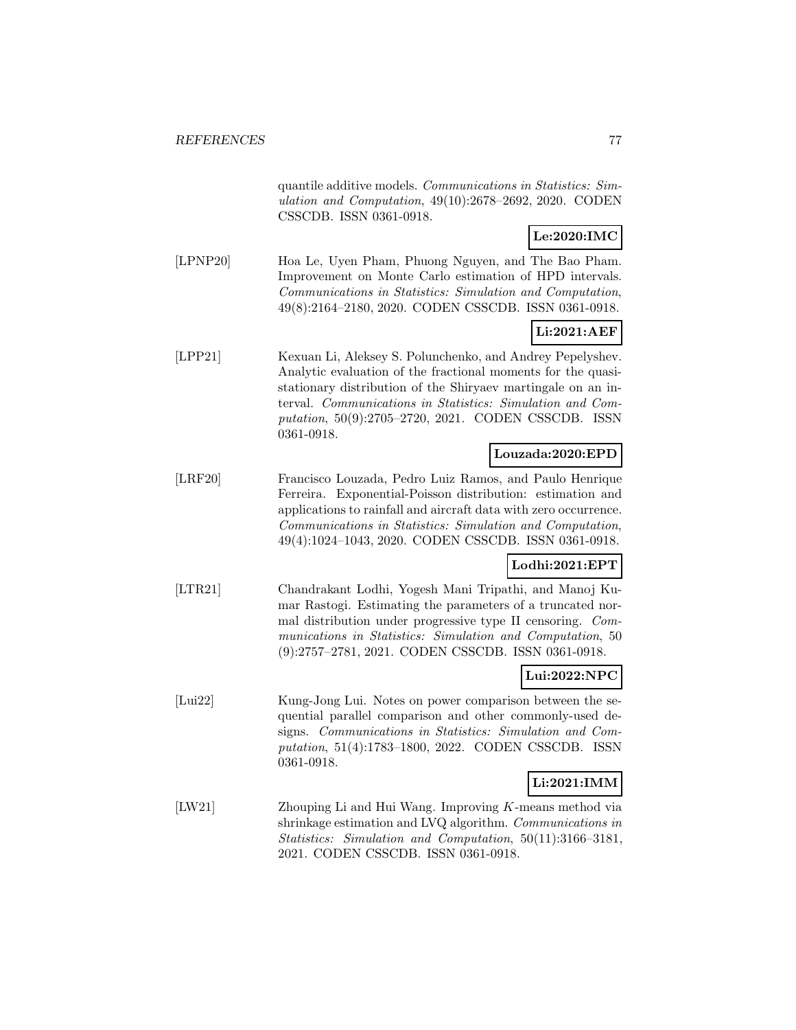quantile additive models. *Communications in Statistics: Simulation and Computation*, 49(10):2678–2692, 2020. CODEN CSSCDB. ISSN 0361-0918.

**Le:2020:IMC**

[LPNP20] Hoa Le, Uyen Pham, Phuong Nguyen, and The Bao Pham. Improvement on Monte Carlo estimation of HPD intervals. *Communications in Statistics: Simulation and Computation*, 49(8):2164–2180, 2020. CODEN CSSCDB. ISSN 0361-0918.

**Li:2021:AEF**

[LPP21] Kexuan Li, Aleksey S. Polunchenko, and Andrey Pepelyshev. Analytic evaluation of the fractional moments for the quasi-stationary distribution of the Shiryaev martingale on an interval. *Communications in Statistics: Simulation and Computation*, 50(9):2705–2720, 2021. CODEN CSSCDB. ISSN 0361-0918.

**Louzada:2020:EPD**

[LRF20] Francisco Louzada, Pedro Luiz Ramos, and Paulo Henrique Ferreira. Exponential-Poisson distribution: estimation and applications to rainfall and aircraft data with zero occurrence. *Communications in Statistics: Simulation and Computation*, 49(4):1024–1043, 2020. CODEN CSSCDB. ISSN 0361-0918.

**Lodhi:2021:EPT**

[LTR21] Chandrakant Lodhi, Yogesh Mani Tripathi, and Manoj Kumar Rastogi. Estimating the parameters of a truncated normal distribution under progressive type II censoring. *Communications in Statistics: Simulation and Computation*, 50 (9):2757–2781, 2021. CODEN CSSCDB. ISSN 0361-0918.

**Lui:2022:NPC**

[Lui22] Kung-Jong Lui. Notes on power comparison between the sequential parallel comparison and other commonly-used designs. *Communications in Statistics: Simulation and Computation*, 51(4):1783–1800, 2022. CODEN CSSCDB. ISSN 0361-0918.

**Li:2021:IMM**

[LW21] Zhouping Li and Hui Wang. Improving $K$-means method via shrinkage estimation and LVQ algorithm. *Communications in Statistics: Simulation and Computation*, 50(11):3166–3181, 2021. CODEN CSSCDB. ISSN 0361-0918.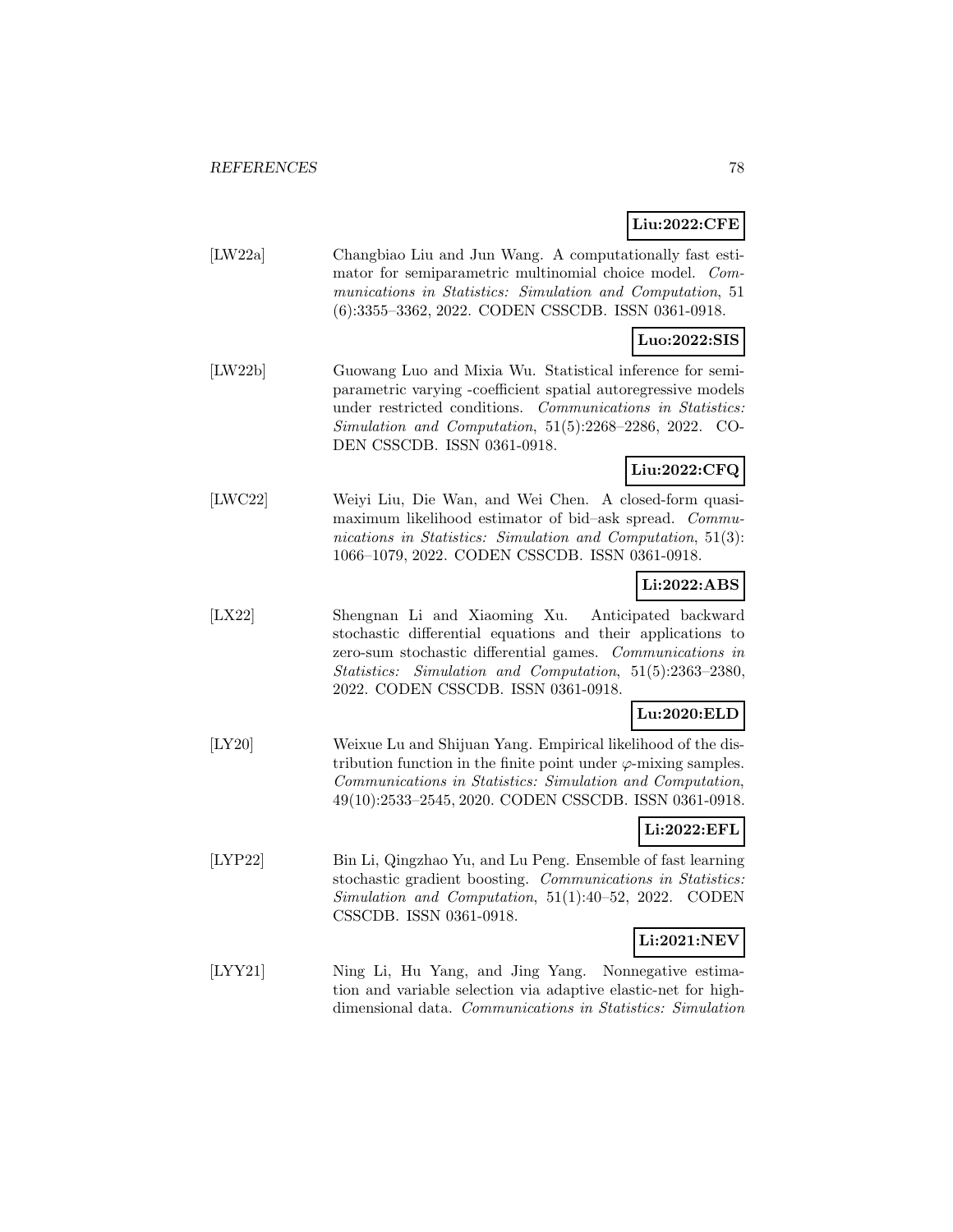**Liu:2022:CFE**

[LW22a] Changbiao Liu and Jun Wang. A computationally fast estimator for semiparametric multinomial choice model. *Communications in Statistics: Simulation and Computation*, 51 (6):3355–3362, 2022. CODEN CSSCDB. ISSN 0361-0918.

**Luo:2022:SIS**

[LW22b] Guowang Luo and Mixia Wu. Statistical inference for semiparametric varying -coefficient spatial autoregressive models under restricted conditions. *Communications in Statistics: Simulation and Computation*, 51(5):2268–2286, 2022. CODEN CSSCDB. ISSN 0361-0918.

**Liu:2022:CFQ**

[LWC22] Weiyi Liu, Die Wan, and Wei Chen. A closed-form quasi-maximum likelihood estimator of bid–ask spread. *Communications in Statistics: Simulation and Computation*, 51(3): 1066–1079, 2022. CODEN CSSCDB. ISSN 0361-0918.

**Li:2022:ABS**

[LX22] Shengnan Li and Xiaoming Xu. Anticipated backward stochastic differential equations and their applications to zero-sum stochastic differential games. *Communications in Statistics: Simulation and Computation*, 51(5):2363–2380, 2022. CODEN CSSCDB. ISSN 0361-0918.

**Lu:2020:ELD**

[LY20] Weixue Lu and Shijuan Yang. Empirical likelihood of the distribution function in the finite point under $\varphi$-mixing samples. *Communications in Statistics: Simulation and Computation*, 49(10):2533–2545, 2020. CODEN CSSCDB. ISSN 0361-0918.

**Li:2022:EFL**

[LYP22] Bin Li, Qingzhao Yu, and Lu Peng. Ensemble of fast learning stochastic gradient boosting. *Communications in Statistics: Simulation and Computation*, 51(1):40–52, 2022. CODEN CSSCDB. ISSN 0361-0918.

**Li:2021:NEV**

[LYY21] Ning Li, Hu Yang, and Jing Yang. Nonnegative estimation and variable selection via adaptive elastic-net for high-dimensional data. *Communications in Statistics: Simulation*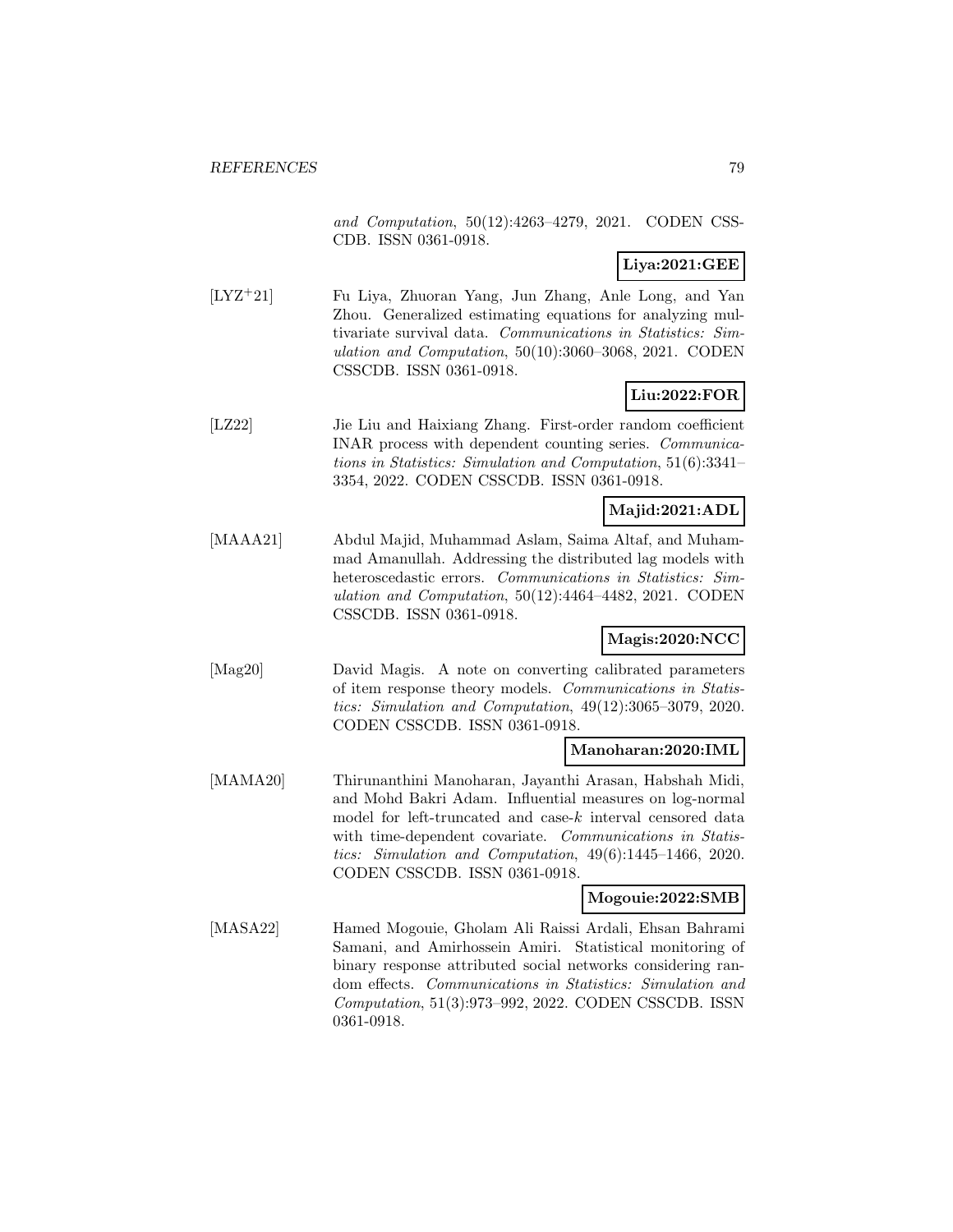*and Computation*, 50(12):4263–4279, 2021. CODEN CSSCDB. ISSN 0361-0918.

**Liya:2021:GEE**

[LYZ+21] Fu Liya, Zhuoran Yang, Jun Zhang, Anle Long, and Yan Zhou. Generalized estimating equations for analyzing multivariate survival data. *Communications in Statistics: Simulation and Computation*, 50(10):3060–3068, 2021. CODEN CSSCDB. ISSN 0361-0918.

**Liu:2022:FOR**

[LZ22] Jie Liu and Haixiang Zhang. First-order random coefficient INAR process with dependent counting series. *Communications in Statistics: Simulation and Computation*, 51(6):3341–3354, 2022. CODEN CSSCDB. ISSN 0361-0918.

**Majid:2021:ADL**

[MAAA21] Abdul Majid, Muhammad Aslam, Saima Altaf, and Muhammad Amanullah. Addressing the distributed lag models with heteroscedastic errors. *Communications in Statistics: Simulation and Computation*, 50(12):4464–4482, 2021. CODEN CSSCDB. ISSN 0361-0918.

**Magis:2020:NCC**

[Mag20] David Magis. A note on converting calibrated parameters of item response theory models. *Communications in Statistics: Simulation and Computation*, 49(12):3065–3079, 2020. CODEN CSSCDB. ISSN 0361-0918.

**Manoharan:2020:IML**

[MAMA20] Thirunanthini Manoharan, Jayanthi Arasan, Habshah Midi, and Mohd Bakri Adam. Influential measures on log-normal model for left-truncated and case-$k$ interval censored data with time-dependent covariate. *Communications in Statistics: Simulation and Computation*, 49(6):1445–1466, 2020. CODEN CSSCDB. ISSN 0361-0918.

**Mogouie:2022:SMB**

[MASA22] Hamed Mogouie, Gholam Ali Raissi Ardali, Ehsan Bahrami Samani, and Amirhossein Amiri. Statistical monitoring of binary response attributed social networks considering random effects. *Communications in Statistics: Simulation and Computation*, 51(3):973–992, 2022. CODEN CSSCDB. ISSN 0361-0918.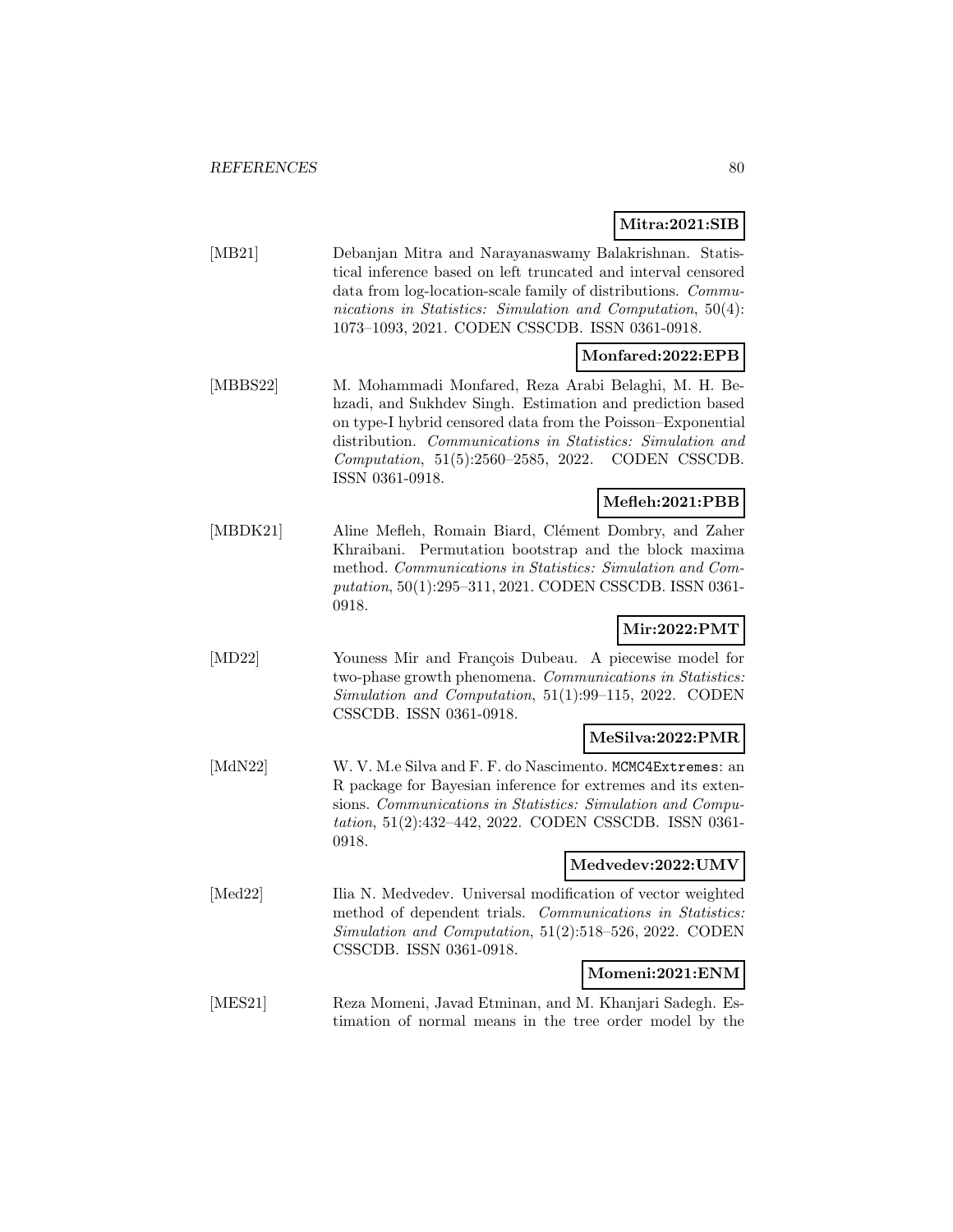**Mitra:2021:SIB**

[MB21] Debanjan Mitra and Narayanaswamy Balakrishnan. Statistical inference based on left truncated and interval censored data from log-location-scale family of distributions. *Communications in Statistics: Simulation and Computation*, 50(4): 1073–1093, 2021. CODEN CSSCDB. ISSN 0361-0918.

**Monfared:2022:EPB**

[MBBS22] M. Mohammadi Monfared, Reza Arabi Belaghi, M. H. Behzadi, and Sukhdev Singh. Estimation and prediction based on type-I hybrid censored data from the Poisson–Exponential distribution. *Communications in Statistics: Simulation and Computation*, 51(5):2560–2585, 2022. CODEN CSSCDB. ISSN 0361-0918.

**Mefleh:2021:PBB**

[MBDK21] Aline Mefleh, Romain Biard, Clément Dombry, and Zaher Khraibani. Permutation bootstrap and the block maxima method. *Communications in Statistics: Simulation and Computation*, 50(1):295–311, 2021. CODEN CSSCDB. ISSN 0361-0918.

**Mir:2022:PMT**

[MD22] Youness Mir and François Dubeau. A piecewise model for two-phase growth phenomena. *Communications in Statistics: Simulation and Computation*, 51(1):99–115, 2022. CODEN CSSCDB. ISSN 0361-0918.

**MeSilva:2022:PMR**

[MdN22] W. V. M.e Silva and F. F. do Nascimento. `MCMC4Extremes`: an R package for Bayesian inference for extremes and its extensions. *Communications in Statistics: Simulation and Computation*, 51(2):432–442, 2022. CODEN CSSCDB. ISSN 0361-0918.

**Medvedev:2022:UMV**

[Med22] Ilia N. Medvedev. Universal modification of vector weighted method of dependent trials. *Communications in Statistics: Simulation and Computation*, 51(2):518–526, 2022. CODEN CSSCDB. ISSN 0361-0918.

**Momeni:2021:ENM**

[MES21] Reza Momeni, Javad Etminan, and M. Khanjari Sadegh. Estimation of normal means in the tree order model by the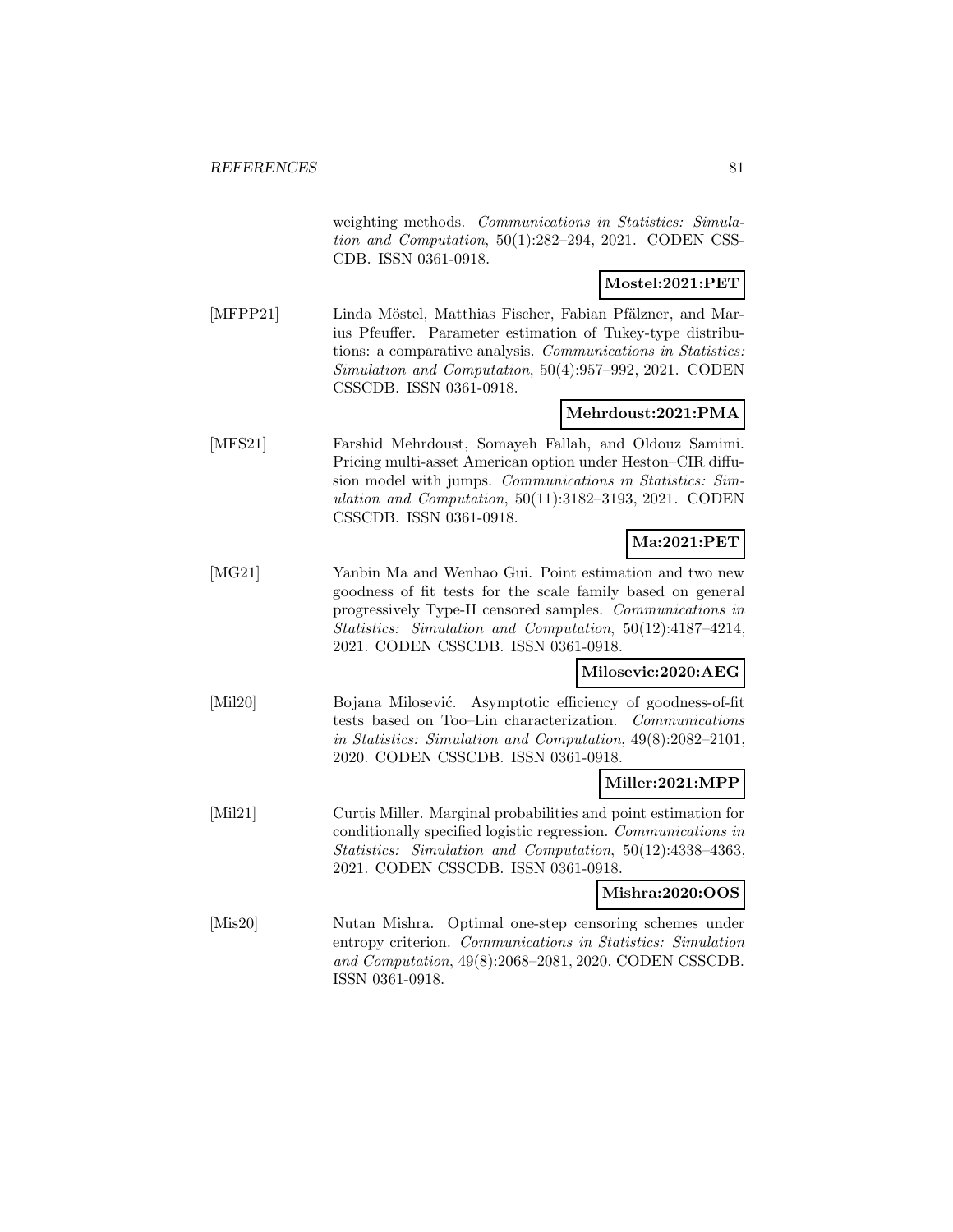weighting methods. *Communications in Statistics: Simulation and Computation*, 50(1):282–294, 2021. CODEN CSSCDB. ISSN 0361-0918.

**Mostel:2021:PET**

[MFPP21] Linda Möstel, Matthias Fischer, Fabian Pfälzner, and Marius Pfeuffer. Parameter estimation of Tukey-type distributions: a comparative analysis. *Communications in Statistics: Simulation and Computation*, 50(4):957–992, 2021. CODEN CSSCDB. ISSN 0361-0918.

**Mehrdoust:2021:PMA**

[MFS21] Farshid Mehrdoust, Somayeh Fallah, and Oldouz Samimi. Pricing multi-asset American option under Heston–CIR diffusion model with jumps. *Communications in Statistics: Simulation and Computation*, 50(11):3182–3193, 2021. CODEN CSSCDB. ISSN 0361-0918.

**Ma:2021:PET**

[MG21] Yanbin Ma and Wenhao Gui. Point estimation and two new goodness of fit tests for the scale family based on general progressively Type-II censored samples. *Communications in Statistics: Simulation and Computation*, 50(12):4187–4214, 2021. CODEN CSSCDB. ISSN 0361-0918.

**Milosevic:2020:AEG**

[Mil20] Bojana Milosević. Asymptotic efficiency of goodness-of-fit tests based on Too–Lin characterization. *Communications in Statistics: Simulation and Computation*, 49(8):2082–2101, 2020. CODEN CSSCDB. ISSN 0361-0918.

**Miller:2021:MPP**

[Mil21] Curtis Miller. Marginal probabilities and point estimation for conditionally specified logistic regression. *Communications in Statistics: Simulation and Computation*, 50(12):4338–4363, 2021. CODEN CSSCDB. ISSN 0361-0918.

**Mishra:2020:OOS**

[Mis20] Nutan Mishra. Optimal one-step censoring schemes under entropy criterion. *Communications in Statistics: Simulation and Computation*, 49(8):2068–2081, 2020. CODEN CSSCDB. ISSN 0361-0918.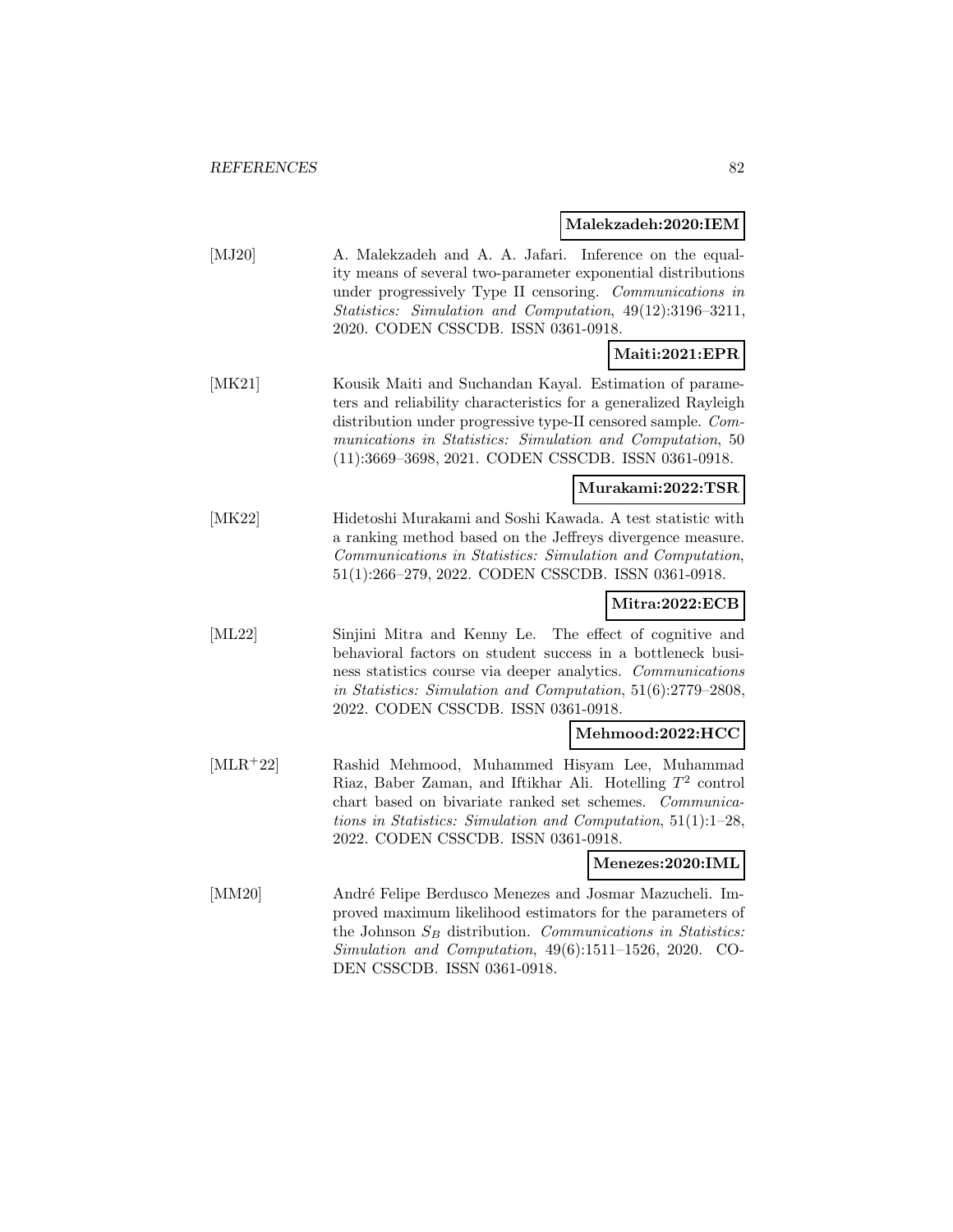**Malekzadeh:2020:IEM**

[MJ20] A. Malekzadeh and A. A. Jafari. Inference on the equality means of several two-parameter exponential distributions under progressively Type II censoring. *Communications in Statistics: Simulation and Computation*, 49(12):3196–3211, 2020. CODEN CSSCDB. ISSN 0361-0918.

**Maiti:2021:EPR**

[MK21] Kousik Maiti and Suchandan Kayal. Estimation of parameters and reliability characteristics for a generalized Rayleigh distribution under progressive type-II censored sample. *Communications in Statistics: Simulation and Computation*, 50 (11):3669–3698, 2021. CODEN CSSCDB. ISSN 0361-0918.

**Murakami:2022:TSR**

[MK22] Hidetoshi Murakami and Soshi Kawada. A test statistic with a ranking method based on the Jeffreys divergence measure. *Communications in Statistics: Simulation and Computation*, 51(1):266–279, 2022. CODEN CSSCDB. ISSN 0361-0918.

**Mitra:2022:ECB**

[ML22] Sinjini Mitra and Kenny Le. The effect of cognitive and behavioral factors on student success in a bottleneck business statistics course via deeper analytics. *Communications in Statistics: Simulation and Computation*, 51(6):2779–2808, 2022. CODEN CSSCDB. ISSN 0361-0918.

**Mehmood:2022:HCC**

[MLR+22] Rashid Mehmood, Muhammed Hisyam Lee, Muhammad Riaz, Baber Zaman, and Iftikhar Ali. Hotelling $T^2$ control chart based on bivariate ranked set schemes. *Communications in Statistics: Simulation and Computation*, 51(1):1–28, 2022. CODEN CSSCDB. ISSN 0361-0918.

**Menezes:2020:IML**

[MM20] André Felipe Berdusco Menezes and Josmar Mazucheli. Improved maximum likelihood estimators for the parameters of the Johnson $S_B$ distribution. *Communications in Statistics: Simulation and Computation*, 49(6):1511–1526, 2020. CODEN CSSCDB. ISSN 0361-0918.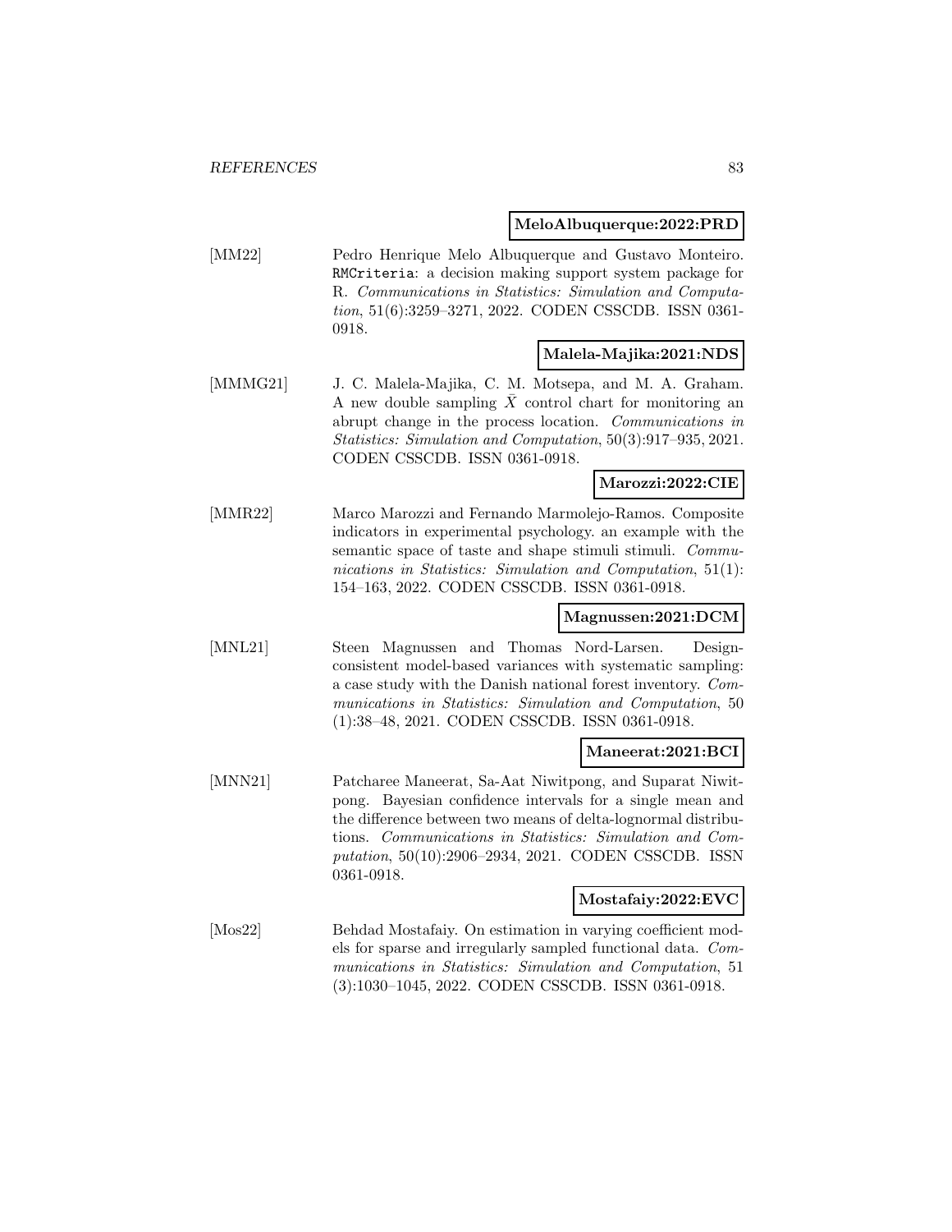**MeloAlbuquerque:2022:PRD**

[MM22] Pedro Henrique Melo Albuquerque and Gustavo Monteiro. `RMCriteria`: a decision making support system package for R. *Communications in Statistics: Simulation and Computation*, 51(6):3259–3271, 2022. CODEN CSSCDB. ISSN 0361-0918.

**Malela-Majika:2021:NDS**

[MMMG21] J. C. Malela-Majika, C. M. Motsepa, and M. A. Graham. A new double sampling $\bar{X}$ control chart for monitoring an abrupt change in the process location. *Communications in Statistics: Simulation and Computation*, 50(3):917–935, 2021. CODEN CSSCDB. ISSN 0361-0918.

**Marozzi:2022:CIE**

[MMR22] Marco Marozzi and Fernando Marmolejo-Ramos. Composite indicators in experimental psychology. an example with the semantic space of taste and shape stimuli stimuli. *Communications in Statistics: Simulation and Computation*, 51(1): 154–163, 2022. CODEN CSSCDB. ISSN 0361-0918.

**Magnussen:2021:DCM**

[MNL21] Steen Magnussen and Thomas Nord-Larsen. Design-consistent model-based variances with systematic sampling: a case study with the Danish national forest inventory. *Communications in Statistics: Simulation and Computation*, 50 (1):38–48, 2021. CODEN CSSCDB. ISSN 0361-0918.

**Maneerat:2021:BCI**

[MNN21] Patcharee Maneerat, Sa-Aat Niwitpong, and Suparat Niwitpong. Bayesian confidence intervals for a single mean and the difference between two means of delta-lognormal distributions. *Communications in Statistics: Simulation and Computation*, 50(10):2906–2934, 2021. CODEN CSSCDB. ISSN 0361-0918.

**Mostafaiy:2022:EVC**

[Mos22] Behdad Mostafaiy. On estimation in varying coefficient models for sparse and irregularly sampled functional data. *Communications in Statistics: Simulation and Computation*, 51 (3):1030–1045, 2022. CODEN CSSCDB. ISSN 0361-0918.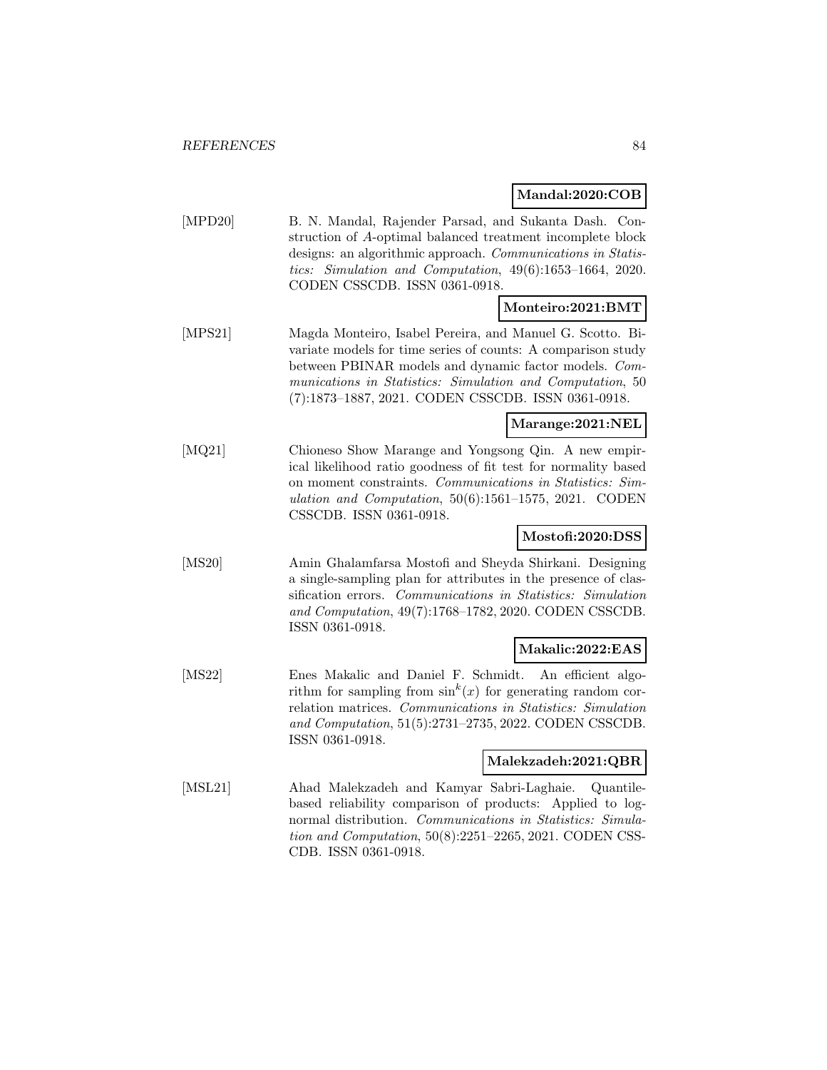**Mandal:2020:COB**

[MPD20] B. N. Mandal, Rajender Parsad, and Sukanta Dash. Construction of *A*-optimal balanced treatment incomplete block designs: an algorithmic approach. *Communications in Statistics: Simulation and Computation*, 49(6):1653–1664, 2020. CODEN CSSCDB. ISSN 0361-0918.

**Monteiro:2021:BMT**

[MPS21] Magda Monteiro, Isabel Pereira, and Manuel G. Scotto. Bivariate models for time series of counts: A comparison study between PBINAR models and dynamic factor models. *Communications in Statistics: Simulation and Computation*, 50 (7):1873–1887, 2021. CODEN CSSCDB. ISSN 0361-0918.

**Marange:2021:NEL**

[MQ21] Chioneso Show Marange and Yongsong Qin. A new empirical likelihood ratio goodness of fit test for normality based on moment constraints. *Communications in Statistics: Simulation and Computation*, 50(6):1561–1575, 2021. CODEN CSSCDB. ISSN 0361-0918.

**Mostofi:2020:DSS**

[MS20] Amin Ghalamfarsa Mostofi and Sheyda Shirkani. Designing a single-sampling plan for attributes in the presence of classification errors. *Communications in Statistics: Simulation and Computation*, 49(7):1768–1782, 2020. CODEN CSSCDB. ISSN 0361-0918.

**Makalic:2022:EAS**

[MS22] Enes Makalic and Daniel F. Schmidt. An efficient algorithm for sampling from $\sin^k(x)$ for generating random correlation matrices. *Communications in Statistics: Simulation and Computation*, 51(5):2731–2735, 2022. CODEN CSSCDB. ISSN 0361-0918.

**Malekzadeh:2021:QBR**

[MSL21] Ahad Malekzadeh and Kamyar Sabri-Laghaie. Quantile-based reliability comparison of products: Applied to log-normal distribution. *Communications in Statistics: Simulation and Computation*, 50(8):2251–2265, 2021. CODEN CSSCDB. ISSN 0361-0918.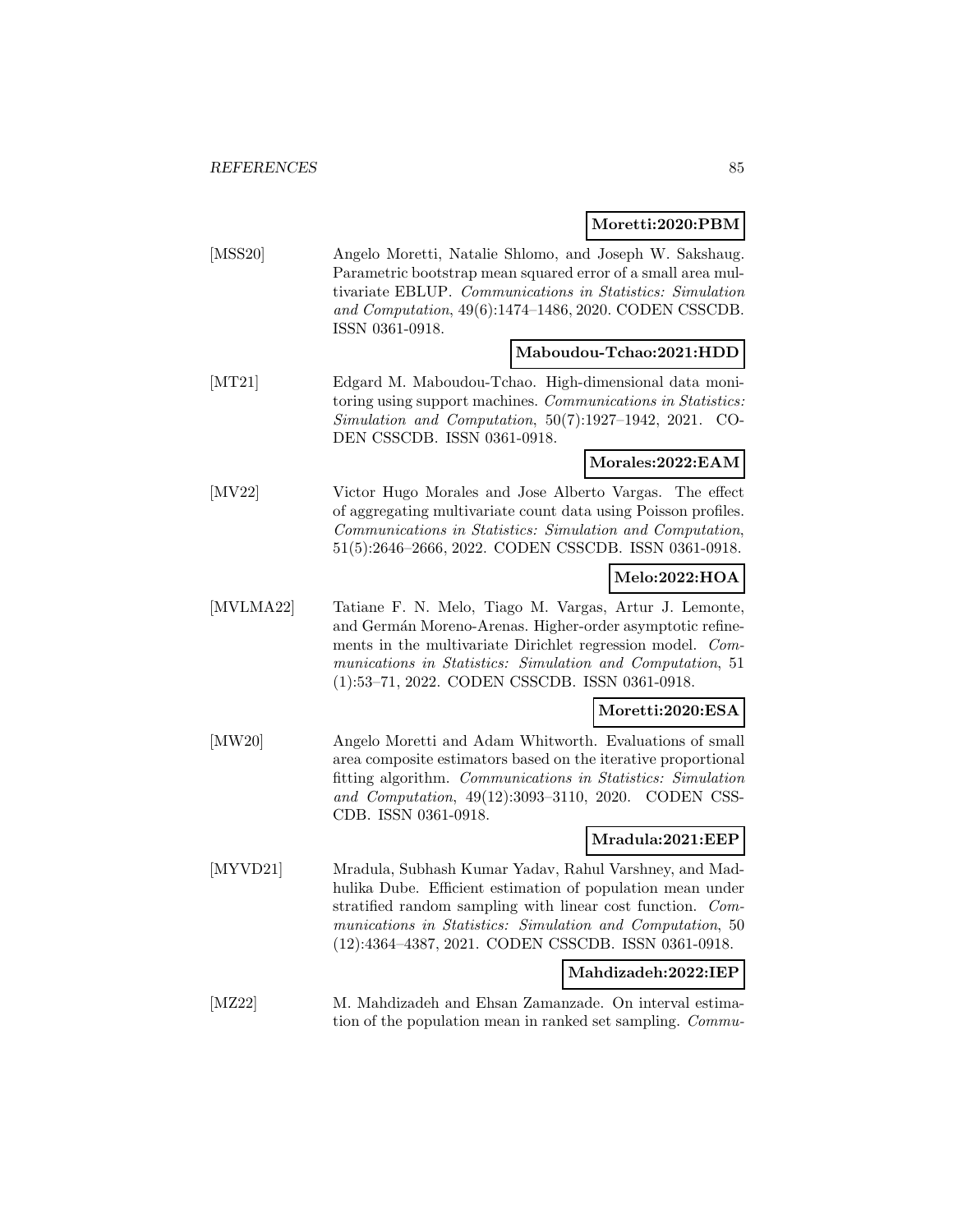**Moretti:2020:PBM**

[MSS20] Angelo Moretti, Natalie Shlomo, and Joseph W. Sakshaug. Parametric bootstrap mean squared error of a small area multivariate EBLUP. *Communications in Statistics: Simulation and Computation*, 49(6):1474–1486, 2020. CODEN CSSCDB. ISSN 0361-0918.

**Maboudou-Tchao:2021:HDD**

[MT21] Edgard M. Maboudou-Tchao. High-dimensional data monitoring using support machines. *Communications in Statistics: Simulation and Computation*, 50(7):1927–1942, 2021. CODEN CSSCDB. ISSN 0361-0918.

**Morales:2022:EAM**

[MV22] Victor Hugo Morales and Jose Alberto Vargas. The effect of aggregating multivariate count data using Poisson profiles. *Communications in Statistics: Simulation and Computation*, 51(5):2646–2666, 2022. CODEN CSSCDB. ISSN 0361-0918.

**Melo:2022:HOA**

[MVLMA22] Tatiane F. N. Melo, Tiago M. Vargas, Artur J. Lemonte, and Germán Moreno-Arenas. Higher-order asymptotic refinements in the multivariate Dirichlet regression model. *Communications in Statistics: Simulation and Computation*, 51 (1):53–71, 2022. CODEN CSSCDB. ISSN 0361-0918.

**Moretti:2020:ESA**

[MW20] Angelo Moretti and Adam Whitworth. Evaluations of small area composite estimators based on the iterative proportional fitting algorithm. *Communications in Statistics: Simulation and Computation*, 49(12):3093–3110, 2020. CODEN CSSCDB. ISSN 0361-0918.

**Mradula:2021:EEP**

[MYVD21] Mradula, Subhash Kumar Yadav, Rahul Varshney, and Madhulika Dube. Efficient estimation of population mean under stratified random sampling with linear cost function. *Communications in Statistics: Simulation and Computation*, 50 (12):4364–4387, 2021. CODEN CSSCDB. ISSN 0361-0918.

**Mahdizadeh:2022:IEP**

[MZ22] M. Mahdizadeh and Ehsan Zamanzade. On interval estimation of the population mean in ranked set sampling. *Commu-*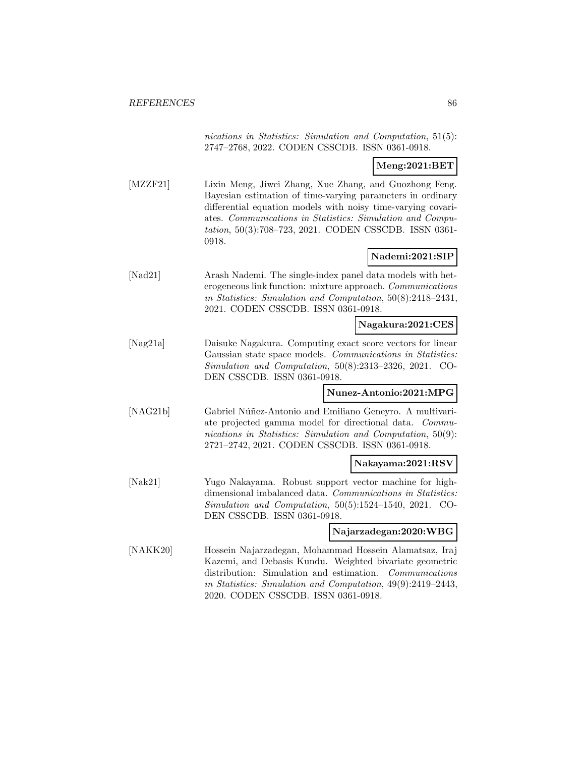*nications in Statistics: Simulation and Computation*, 51(5): 2747–2768, 2022. CODEN CSSCDB. ISSN 0361-0918.

**Meng:2021:BET**

[MZZF21] Lixin Meng, Jiwei Zhang, Xue Zhang, and Guozhong Feng. Bayesian estimation of time-varying parameters in ordinary differential equation models with noisy time-varying covariates. *Communications in Statistics: Simulation and Computation*, 50(3):708–723, 2021. CODEN CSSCDB. ISSN 0361-0918.

**Nademi:2021:SIP**

[Nad21] Arash Nademi. The single-index panel data models with heterogeneous link function: mixture approach. *Communications in Statistics: Simulation and Computation*, 50(8):2418–2431, 2021. CODEN CSSCDB. ISSN 0361-0918.

**Nagakura:2021:CES**

[Nag21a] Daisuke Nagakura. Computing exact score vectors for linear Gaussian state space models. *Communications in Statistics: Simulation and Computation*, 50(8):2313–2326, 2021. CODEN CSSCDB. ISSN 0361-0918.

**Nunez-Antonio:2021:MPG**

[NAG21b] Gabriel Núñez-Antonio and Emiliano Geneyro. A multivariate projected gamma model for directional data. *Communications in Statistics: Simulation and Computation*, 50(9): 2721–2742, 2021. CODEN CSSCDB. ISSN 0361-0918.

**Nakayama:2021:RSV**

[Nak21] Yugo Nakayama. Robust support vector machine for high-dimensional imbalanced data. *Communications in Statistics: Simulation and Computation*, 50(5):1524–1540, 2021. CODEN CSSCDB. ISSN 0361-0918.

**Najarzadegan:2020:WBG**

[NAKK20] Hossein Najarzadegan, Mohammad Hossein Alamatsaz, Iraj Kazemi, and Debasis Kundu. Weighted bivariate geometric distribution: Simulation and estimation. *Communications in Statistics: Simulation and Computation*, 49(9):2419–2443, 2020. CODEN CSSCDB. ISSN 0361-0918.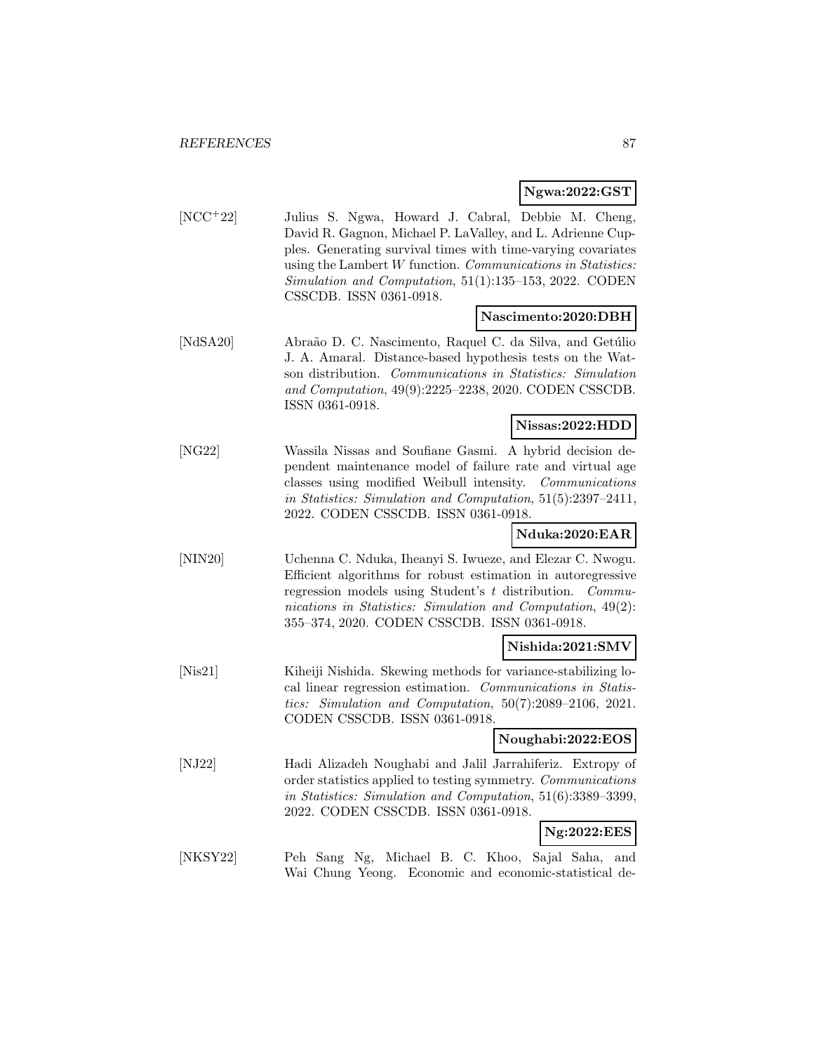**Ngwa:2022:GST**

[NCC+22] Julius S. Ngwa, Howard J. Cabral, Debbie M. Cheng, David R. Gagnon, Michael P. LaValley, and L. Adrienne Cupples. Generating survival times with time-varying covariates using the Lambert $W$ function. *Communications in Statistics: Simulation and Computation*, 51(1):135–153, 2022. CODEN CSSCDB. ISSN 0361-0918.

**Nascimento:2020:DBH**

[NdSA20] Abraão D. C. Nascimento, Raquel C. da Silva, and Getúlio J. A. Amaral. Distance-based hypothesis tests on the Watson distribution. *Communications in Statistics: Simulation and Computation*, 49(9):2225–2238, 2020. CODEN CSSCDB. ISSN 0361-0918.

**Nissas:2022:HDD**

[NG22] Wassila Nissas and Soufiane Gasmi. A hybrid decision dependent maintenance model of failure rate and virtual age classes using modified Weibull intensity. *Communications in Statistics: Simulation and Computation*, 51(5):2397–2411, 2022. CODEN CSSCDB. ISSN 0361-0918.

**Nduka:2020:EAR**

[NIN20] Uchenna C. Nduka, Iheanyi S. Iwueze, and Elezar C. Nwogu. Efficient algorithms for robust estimation in autoregressive regression models using Student's $t$ distribution. *Communications in Statistics: Simulation and Computation*, 49(2): 355–374, 2020. CODEN CSSCDB. ISSN 0361-0918.

**Nishida:2021:SMV**

[Nis21] Kiheiji Nishida. Skewing methods for variance-stabilizing local linear regression estimation. *Communications in Statistics: Simulation and Computation*, 50(7):2089–2106, 2021. CODEN CSSCDB. ISSN 0361-0918.

**Noughabi:2022:EOS**

[NJ22] Hadi Alizadeh Noughabi and Jalil Jarrahiferiz. Extropy of order statistics applied to testing symmetry. *Communications in Statistics: Simulation and Computation*, 51(6):3389–3399, 2022. CODEN CSSCDB. ISSN 0361-0918.

**Ng:2022:EES**

[NKSY22] Peh Sang Ng, Michael B. C. Khoo, Sajal Saha, and Wai Chung Yeong. Economic and economic-statistical de-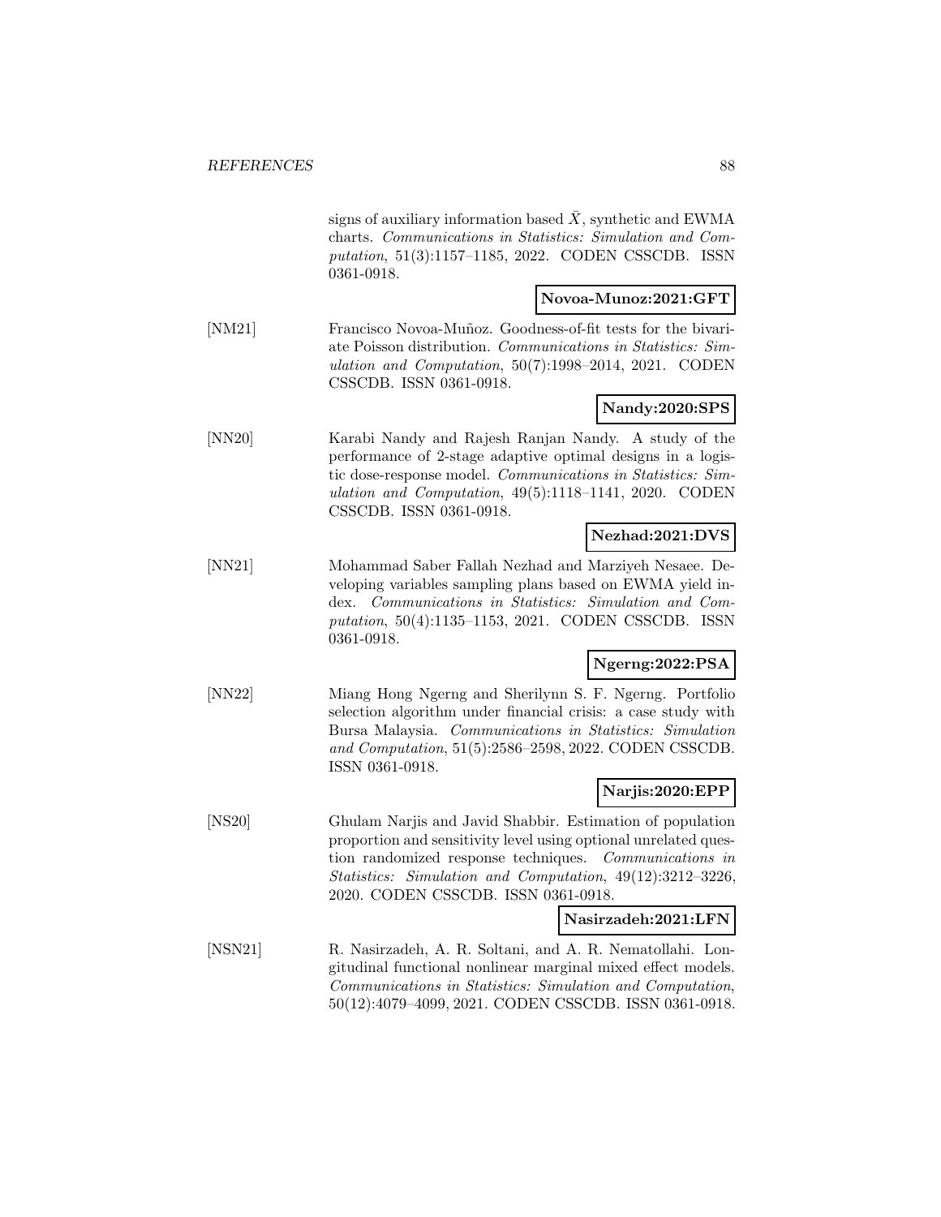signs of auxiliary information based $\bar{X}$, synthetic and EWMA charts. *Communications in Statistics: Simulation and Computation*, 51(3):1157–1185, 2022. CODEN CSSCDB. ISSN 0361-0918.

**Novoa-Munoz:2021:GFT**

[NM21] Francisco Novoa-Muñoz. Goodness-of-fit tests for the bivariate Poisson distribution. *Communications in Statistics: Simulation and Computation*, 50(7):1998–2014, 2021. CODEN CSSCDB. ISSN 0361-0918.

**Nandy:2020:SPS**

[NN20] Karabi Nandy and Rajesh Ranjan Nandy. A study of the performance of 2-stage adaptive optimal designs in a logistic dose-response model. *Communications in Statistics: Simulation and Computation*, 49(5):1118–1141, 2020. CODEN CSSCDB. ISSN 0361-0918.

**Nezhad:2021:DVS**

[NN21] Mohammad Saber Fallah Nezhad and Marziyeh Nesaee. Developing variables sampling plans based on EWMA yield index. *Communications in Statistics: Simulation and Computation*, 50(4):1135–1153, 2021. CODEN CSSCDB. ISSN 0361-0918.

**Ngerng:2022:PSA**

[NN22] Miang Hong Ngerng and Sherilynn S. F. Ngerng. Portfolio selection algorithm under financial crisis: a case study with Bursa Malaysia. *Communications in Statistics: Simulation and Computation*, 51(5):2586–2598, 2022. CODEN CSSCDB. ISSN 0361-0918.

**Narjis:2020:EPP**

[NS20] Ghulam Narjis and Javid Shabbir. Estimation of population proportion and sensitivity level using optional unrelated question randomized response techniques. *Communications in Statistics: Simulation and Computation*, 49(12):3212–3226, 2020. CODEN CSSCDB. ISSN 0361-0918.

**Nasirzadeh:2021:LFN**

[NSN21] R. Nasirzadeh, A. R. Soltani, and A. R. Nematollahi. Longitudinal functional nonlinear marginal mixed effect models. *Communications in Statistics: Simulation and Computation*, 50(12):4079–4099, 2021. CODEN CSSCDB. ISSN 0361-0918.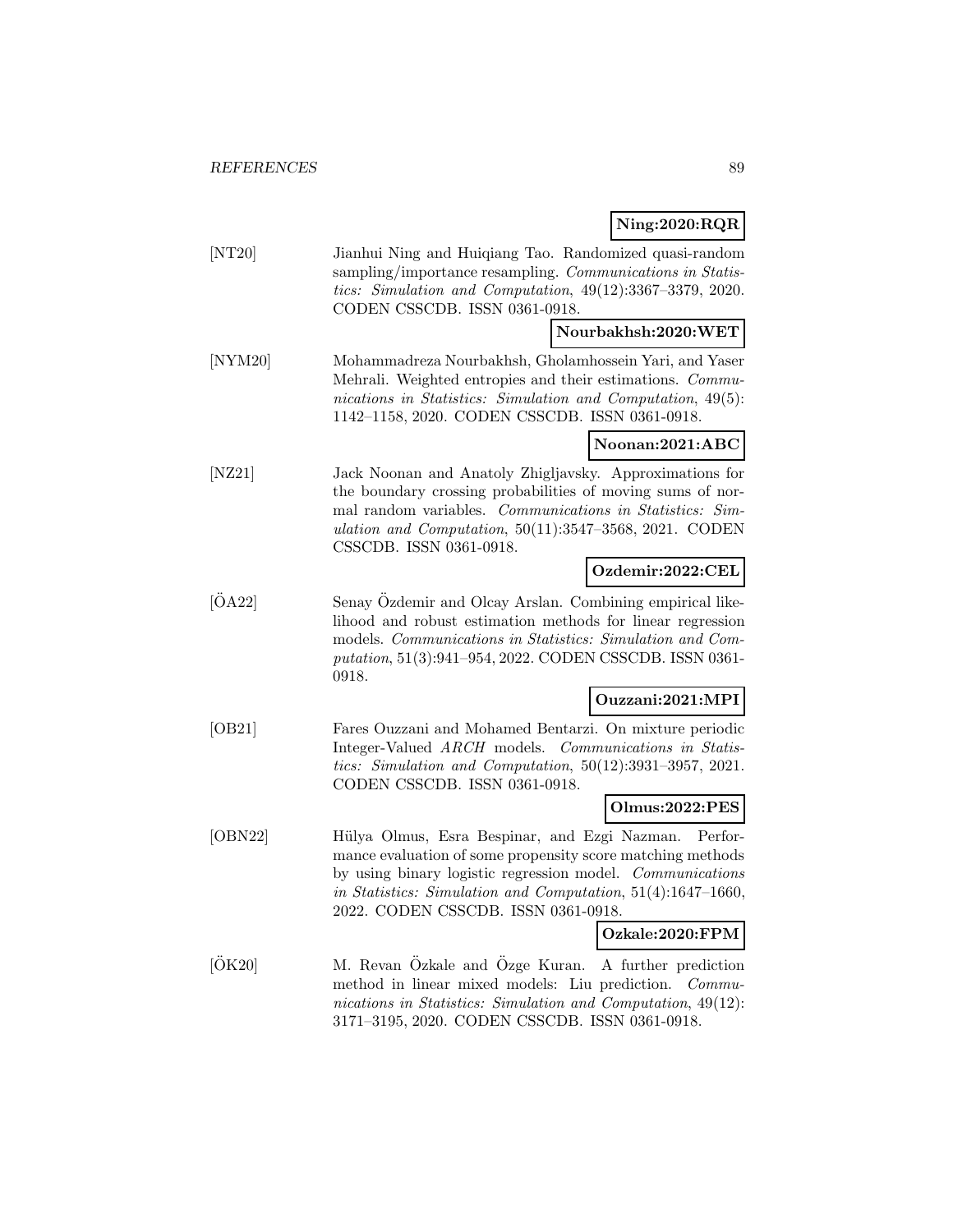**Ning:2020:RQR**

[NT20] Jianhui Ning and Huiqiang Tao. Randomized quasi-random sampling/importance resampling. *Communications in Statistics: Simulation and Computation*, 49(12):3367–3379, 2020. CODEN CSSCDB. ISSN 0361-0918.

**Nourbakhsh:2020:WET**

[NYM20] Mohammadreza Nourbakhsh, Gholamhossein Yari, and Yaser Mehrali. Weighted entropies and their estimations. *Communications in Statistics: Simulation and Computation*, 49(5): 1142–1158, 2020. CODEN CSSCDB. ISSN 0361-0918.

**Noonan:2021:ABC**

[NZ21] Jack Noonan and Anatoly Zhigljavsky. Approximations for the boundary crossing probabilities of moving sums of normal random variables. *Communications in Statistics: Simulation and Computation*, 50(11):3547–3568, 2021. CODEN CSSCDB. ISSN 0361-0918.

**Ozdemir:2022:CEL**

[ÖA22] Senay Özdemir and Olcay Arslan. Combining empirical likelihood and robust estimation methods for linear regression models. *Communications in Statistics: Simulation and Computation*, 51(3):941–954, 2022. CODEN CSSCDB. ISSN 0361-0918.

**Ouzzani:2021:MPI**

[OB21] Fares Ouzzani and Mohamed Bentarzi. On mixture periodic Integer-Valued *ARCH* models. *Communications in Statistics: Simulation and Computation*, 50(12):3931–3957, 2021. CODEN CSSCDB. ISSN 0361-0918.

**Olmus:2022:PES**

[OBN22] Hülya Olmus, Esra Bespinar, and Ezgi Nazman. Performance evaluation of some propensity score matching methods by using binary logistic regression model. *Communications in Statistics: Simulation and Computation*, 51(4):1647–1660, 2022. CODEN CSSCDB. ISSN 0361-0918.

**Ozkale:2020:FPM**

[ÖK20] M. Revan Özkale and Özge Kuran. A further prediction method in linear mixed models: Liu prediction. *Communications in Statistics: Simulation and Computation*, 49(12): 3171–3195, 2020. CODEN CSSCDB. ISSN 0361-0918.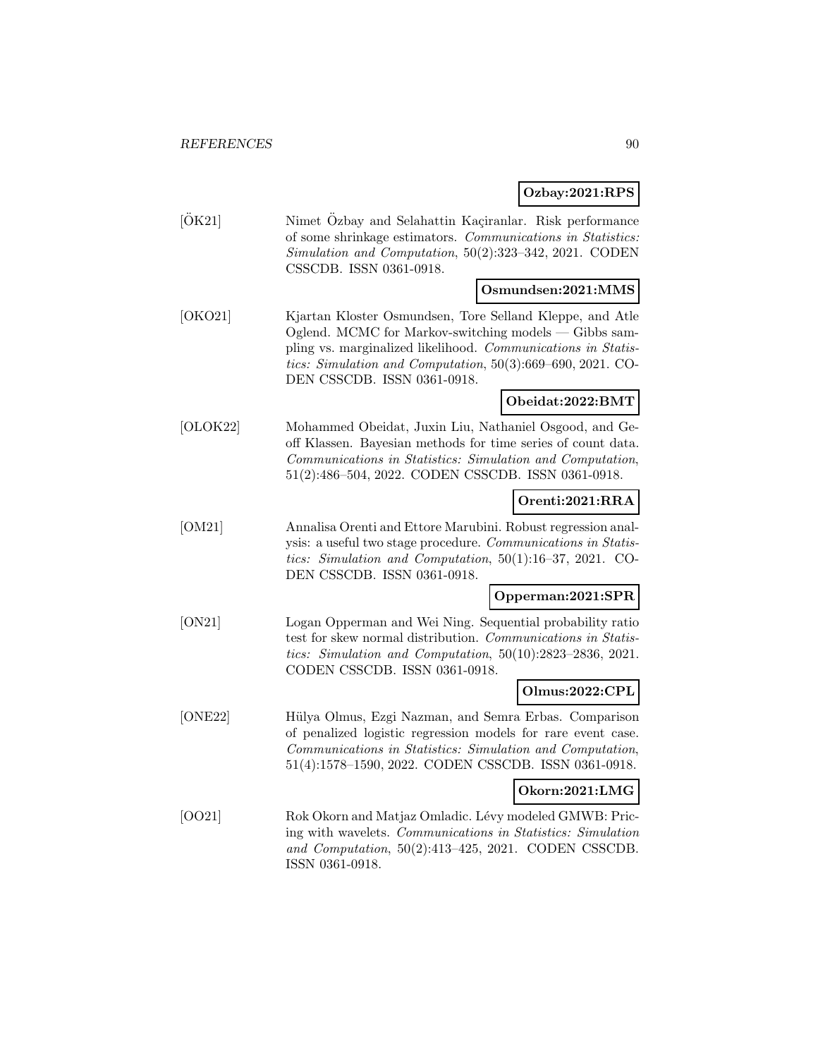**Ozbay:2021:RPS**

[ÖK21] Nimet Özbay and Selahattin Kaçiranlar. Risk performance of some shrinkage estimators. *Communications in Statistics: Simulation and Computation*, 50(2):323–342, 2021. CODEN CSSCDB. ISSN 0361-0918.

**Osmundsen:2021:MMS**

[OKO21] Kjartan Kloster Osmundsen, Tore Selland Kleppe, and Atle Oglend. MCMC for Markov-switching models — Gibbs sampling vs. marginalized likelihood. *Communications in Statistics: Simulation and Computation*, 50(3):669–690, 2021. CODEN CSSCDB. ISSN 0361-0918.

**Obeidat:2022:BMT**

[OLOK22] Mohammed Obeidat, Juxin Liu, Nathaniel Osgood, and Geoff Klassen. Bayesian methods for time series of count data. *Communications in Statistics: Simulation and Computation*, 51(2):486–504, 2022. CODEN CSSCDB. ISSN 0361-0918.

**Orenti:2021:RRA**

[OM21] Annalisa Orenti and Ettore Marubini. Robust regression analysis: a useful two stage procedure. *Communications in Statistics: Simulation and Computation*, 50(1):16–37, 2021. CODEN CSSCDB. ISSN 0361-0918.

**Opperman:2021:SPR**

[ON21] Logan Opperman and Wei Ning. Sequential probability ratio test for skew normal distribution. *Communications in Statistics: Simulation and Computation*, 50(10):2823–2836, 2021. CODEN CSSCDB. ISSN 0361-0918.

**Olmus:2022:CPL**

[ONE22] Hülya Olmus, Ezgi Nazman, and Semra Erbas. Comparison of penalized logistic regression models for rare event case. *Communications in Statistics: Simulation and Computation*, 51(4):1578–1590, 2022. CODEN CSSCDB. ISSN 0361-0918.

**Okorn:2021:LMG**

[OO21] Rok Okorn and Matjaz Omladic. Lévy modeled GMWB: Pricing with wavelets. *Communications in Statistics: Simulation and Computation*, 50(2):413–425, 2021. CODEN CSSCDB. ISSN 0361-0918.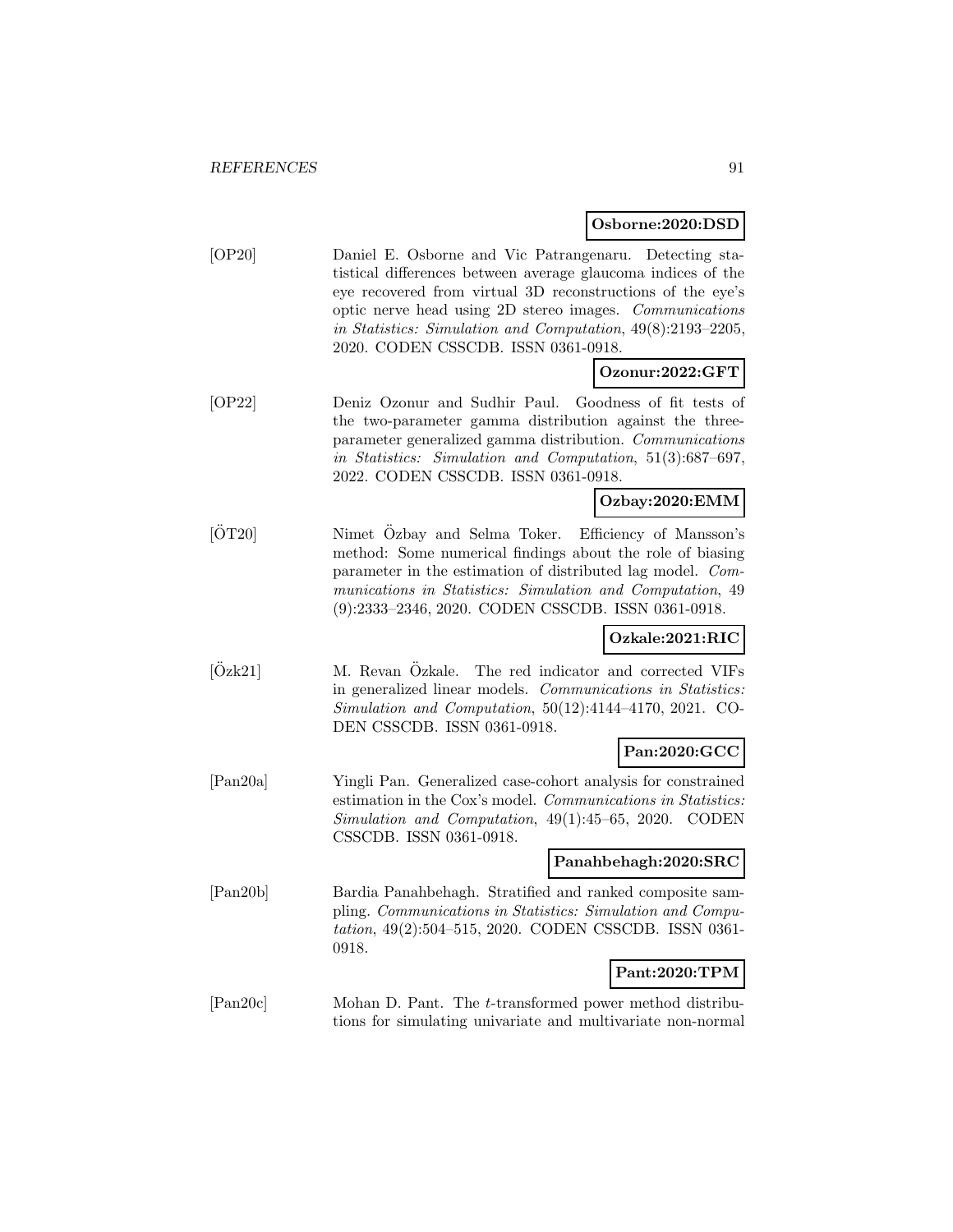**Osborne:2020:DSD**

[OP20] Daniel E. Osborne and Vic Patrangenaru. Detecting statistical differences between average glaucoma indices of the eye recovered from virtual 3D reconstructions of the eye's optic nerve head using 2D stereo images. *Communications in Statistics: Simulation and Computation*, 49(8):2193–2205, 2020. CODEN CSSCDB. ISSN 0361-0918.

**Ozonur:2022:GFT**

[OP22] Deniz Ozonur and Sudhir Paul. Goodness of fit tests of the two-parameter gamma distribution against the three-parameter generalized gamma distribution. *Communications in Statistics: Simulation and Computation*, 51(3):687–697, 2022. CODEN CSSCDB. ISSN 0361-0918.

**Ozbay:2020:EMM**

[ÖT20] Nimet Özbay and Selma Toker. Efficiency of Mansson's method: Some numerical findings about the role of biasing parameter in the estimation of distributed lag model. *Communications in Statistics: Simulation and Computation*, 49 (9):2333–2346, 2020. CODEN CSSCDB. ISSN 0361-0918.

**Ozkale:2021:RIC**

[Özk21] M. Revan Özkale. The red indicator and corrected VIFs in generalized linear models. *Communications in Statistics: Simulation and Computation*, 50(12):4144–4170, 2021. CODEN CSSCDB. ISSN 0361-0918.

**Pan:2020:GCC**

[Pan20a] Yingli Pan. Generalized case-cohort analysis for constrained estimation in the Cox's model. *Communications in Statistics: Simulation and Computation*, 49(1):45–65, 2020. CODEN CSSCDB. ISSN 0361-0918.

**Panahbehagh:2020:SRC**

[Pan20b] Bardia Panahbehagh. Stratified and ranked composite sampling. *Communications in Statistics: Simulation and Computation*, 49(2):504–515, 2020. CODEN CSSCDB. ISSN 0361-0918.

**Pant:2020:TPM**

[Pan20c] Mohan D. Pant. The $t$-transformed power method distributions for simulating univariate and multivariate non-normal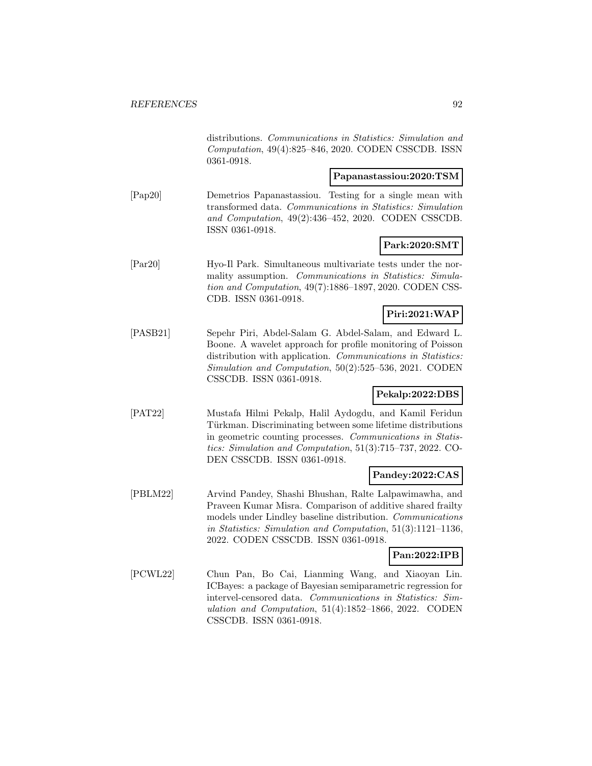distributions. *Communications in Statistics: Simulation and Computation*, 49(4):825–846, 2020. CODEN CSSCDB. ISSN 0361-0918.

**Papanastassiou:2020:TSM**

[Pap20] Demetrios Papanastassiou. Testing for a single mean with transformed data. *Communications in Statistics: Simulation and Computation*, 49(2):436–452, 2020. CODEN CSSCDB. ISSN 0361-0918.

**Park:2020:SMT**

[Par20] Hyo-Il Park. Simultaneous multivariate tests under the normality assumption. *Communications in Statistics: Simulation and Computation*, 49(7):1886–1897, 2020. CODEN CSSCDB. ISSN 0361-0918.

**Piri:2021:WAP**

[PASB21] Sepehr Piri, Abdel-Salam G. Abdel-Salam, and Edward L. Boone. A wavelet approach for profile monitoring of Poisson distribution with application. *Communications in Statistics: Simulation and Computation*, 50(2):525–536, 2021. CODEN CSSCDB. ISSN 0361-0918.

**Pekalp:2022:DBS**

[PAT22] Mustafa Hilmi Pekalp, Halil Aydogdu, and Kamil Feridun Türkman. Discriminating between some lifetime distributions in geometric counting processes. *Communications in Statistics: Simulation and Computation*, 51(3):715–737, 2022. CODEN CSSCDB. ISSN 0361-0918.

**Pandey:2022:CAS**

[PBLM22] Arvind Pandey, Shashi Bhushan, Ralte Lalpawimawha, and Praveen Kumar Misra. Comparison of additive shared frailty models under Lindley baseline distribution. *Communications in Statistics: Simulation and Computation*, 51(3):1121–1136, 2022. CODEN CSSCDB. ISSN 0361-0918.

**Pan:2022:IPB**

[PCWL22] Chun Pan, Bo Cai, Lianming Wang, and Xiaoyan Lin. ICBayes: a package of Bayesian semiparametric regression for intervel-censored data. *Communications in Statistics: Simulation and Computation*, 51(4):1852–1866, 2022. CODEN CSSCDB. ISSN 0361-0918.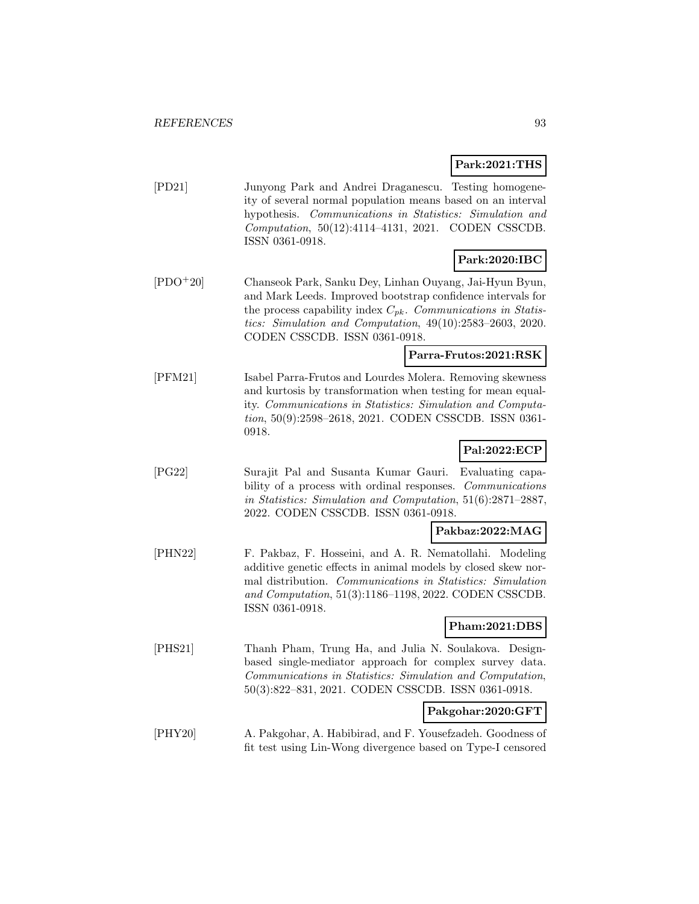**Park:2021:THS**

[PD21] Junyong Park and Andrei Draganescu. Testing homogeneity of several normal population means based on an interval hypothesis. *Communications in Statistics: Simulation and Computation*, 50(12):4114–4131, 2021. CODEN CSSCDB. ISSN 0361-0918.

**Park:2020:IBC**

[PDO+20] Chanseok Park, Sanku Dey, Linhan Ouyang, Jai-Hyun Byun, and Mark Leeds. Improved bootstrap confidence intervals for the process capability index $C_{pk}$. *Communications in Statistics: Simulation and Computation*, 49(10):2583–2603, 2020. CODEN CSSCDB. ISSN 0361-0918.

**Parra-Frutos:2021:RSK**

[PFM21] Isabel Parra-Frutos and Lourdes Molera. Removing skewness and kurtosis by transformation when testing for mean equality. *Communications in Statistics: Simulation and Computation*, 50(9):2598–2618, 2021. CODEN CSSCDB. ISSN 0361-0918.

**Pal:2022:ECP**

[PG22] Surajit Pal and Susanta Kumar Gauri. Evaluating capability of a process with ordinal responses. *Communications in Statistics: Simulation and Computation*, 51(6):2871–2887, 2022. CODEN CSSCDB. ISSN 0361-0918.

**Pakbaz:2022:MAG**

[PHN22] F. Pakbaz, F. Hosseini, and A. R. Nematollahi. Modeling additive genetic effects in animal models by closed skew normal distribution. *Communications in Statistics: Simulation and Computation*, 51(3):1186–1198, 2022. CODEN CSSCDB. ISSN 0361-0918.

**Pham:2021:DBS**

[PHS21] Thanh Pham, Trung Ha, and Julia N. Soulakova. Design-based single-mediator approach for complex survey data. *Communications in Statistics: Simulation and Computation*, 50(3):822–831, 2021. CODEN CSSCDB. ISSN 0361-0918.

**Pakgohar:2020:GFT**

[PHY20] A. Pakgohar, A. Habibirad, and F. Yousefzadeh. Goodness of fit test using Lin-Wong divergence based on Type-I censored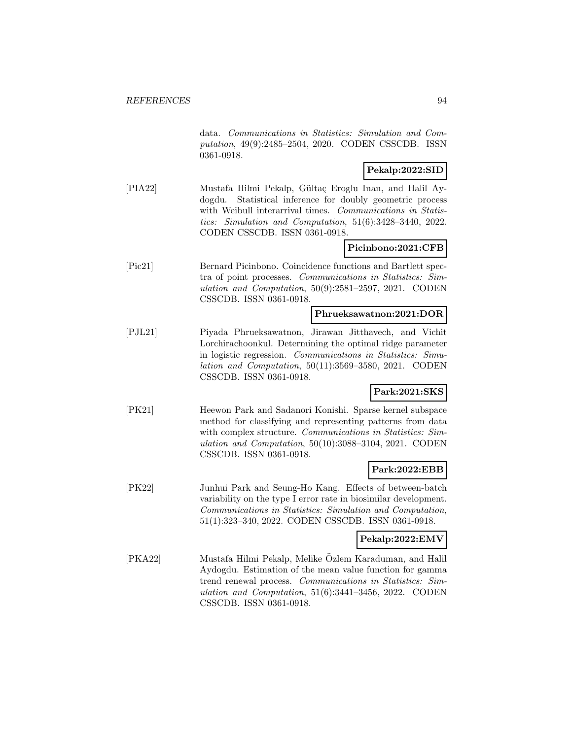data. *Communications in Statistics: Simulation and Computation*, 49(9):2485–2504, 2020. CODEN CSSCDB. ISSN 0361-0918.

**Pekalp:2022:SID**

[PIA22] Mustafa Hilmi Pekalp, Gültaç Eroglu Inan, and Halil Aydogdu. Statistical inference for doubly geometric process with Weibull interarrival times. *Communications in Statistics: Simulation and Computation*, 51(6):3428–3440, 2022. CODEN CSSCDB. ISSN 0361-0918.

**Picinbono:2021:CFB**

[Pic21] Bernard Picinbono. Coincidence functions and Bartlett spectra of point processes. *Communications in Statistics: Simulation and Computation*, 50(9):2581–2597, 2021. CODEN CSSCDB. ISSN 0361-0918.

**Phrueksawatnon:2021:DOR**

[PJL21] Piyada Phrueksawatnon, Jirawan Jitthavech, and Vichit Lorchirachoonkul. Determining the optimal ridge parameter in logistic regression. *Communications in Statistics: Simulation and Computation*, 50(11):3569–3580, 2021. CODEN CSSCDB. ISSN 0361-0918.

**Park:2021:SKS**

[PK21] Heewon Park and Sadanori Konishi. Sparse kernel subspace method for classifying and representing patterns from data with complex structure. *Communications in Statistics: Simulation and Computation*, 50(10):3088–3104, 2021. CODEN CSSCDB. ISSN 0361-0918.

**Park:2022:EBB**

[PK22] Junhui Park and Seung-Ho Kang. Effects of between-batch variability on the type I error rate in biosimilar development. *Communications in Statistics: Simulation and Computation*, 51(1):323–340, 2022. CODEN CSSCDB. ISSN 0361-0918.

**Pekalp:2022:EMV**

[PKA22] Mustafa Hilmi Pekalp, Melike Özlem Karaduman, and Halil Aydogdu. Estimation of the mean value function for gamma trend renewal process. *Communications in Statistics: Simulation and Computation*, 51(6):3441–3456, 2022. CODEN CSSCDB. ISSN 0361-0918.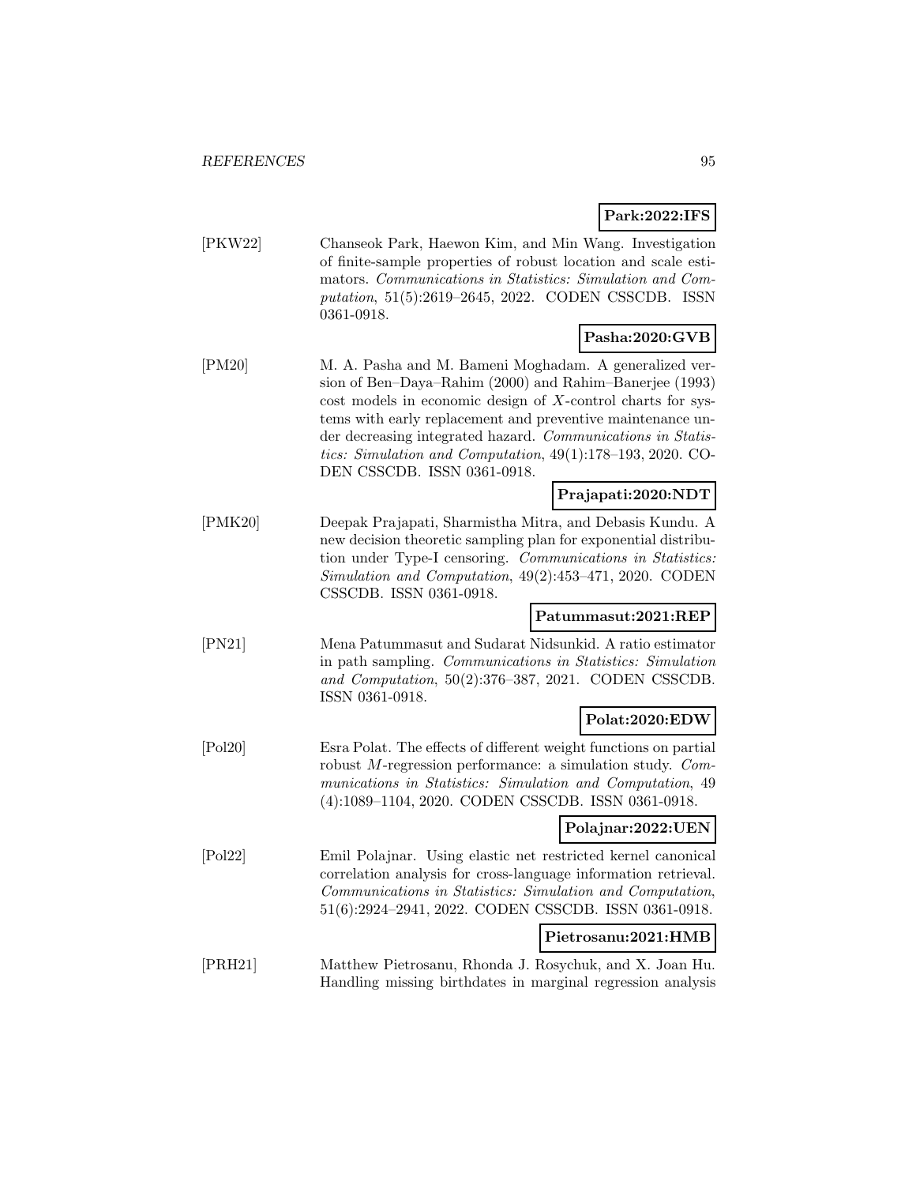**Park:2022:IFS**

[PKW22] Chanseok Park, Haewon Kim, and Min Wang. Investigation of finite-sample properties of robust location and scale estimators. *Communications in Statistics: Simulation and Computation*, 51(5):2619–2645, 2022. CODEN CSSCDB. ISSN 0361-0918.

**Pasha:2020:GVB**

[PM20] M. A. Pasha and M. Bameni Moghadam. A generalized version of Ben–Daya–Rahim (2000) and Rahim–Banerjee (1993) cost models in economic design of $X$-control charts for systems with early replacement and preventive maintenance under decreasing integrated hazard. *Communications in Statistics: Simulation and Computation*, 49(1):178–193, 2020. CODEN CSSCDB. ISSN 0361-0918.

**Prajapati:2020:NDT**

[PMK20] Deepak Prajapati, Sharmistha Mitra, and Debasis Kundu. A new decision theoretic sampling plan for exponential distribution under Type-I censoring. *Communications in Statistics: Simulation and Computation*, 49(2):453–471, 2020. CODEN CSSCDB. ISSN 0361-0918.

**Patummasut:2021:REP**

[PN21] Mena Patummasut and Sudarat Nidsunkid. A ratio estimator in path sampling. *Communications in Statistics: Simulation and Computation*, 50(2):376–387, 2021. CODEN CSSCDB. ISSN 0361-0918.

**Polat:2020:EDW**

[Pol20] Esra Polat. The effects of different weight functions on partial robust $M$-regression performance: a simulation study. *Communications in Statistics: Simulation and Computation*, 49 (4):1089–1104, 2020. CODEN CSSCDB. ISSN 0361-0918.

**Polajnar:2022:UEN**

[Pol22] Emil Polajnar. Using elastic net restricted kernel canonical correlation analysis for cross-language information retrieval. *Communications in Statistics: Simulation and Computation*, 51(6):2924–2941, 2022. CODEN CSSCDB. ISSN 0361-0918.

**Pietrosanu:2021:HMB**

[PRH21] Matthew Pietrosanu, Rhonda J. Rosychuk, and X. Joan Hu. Handling missing birthdates in marginal regression analysis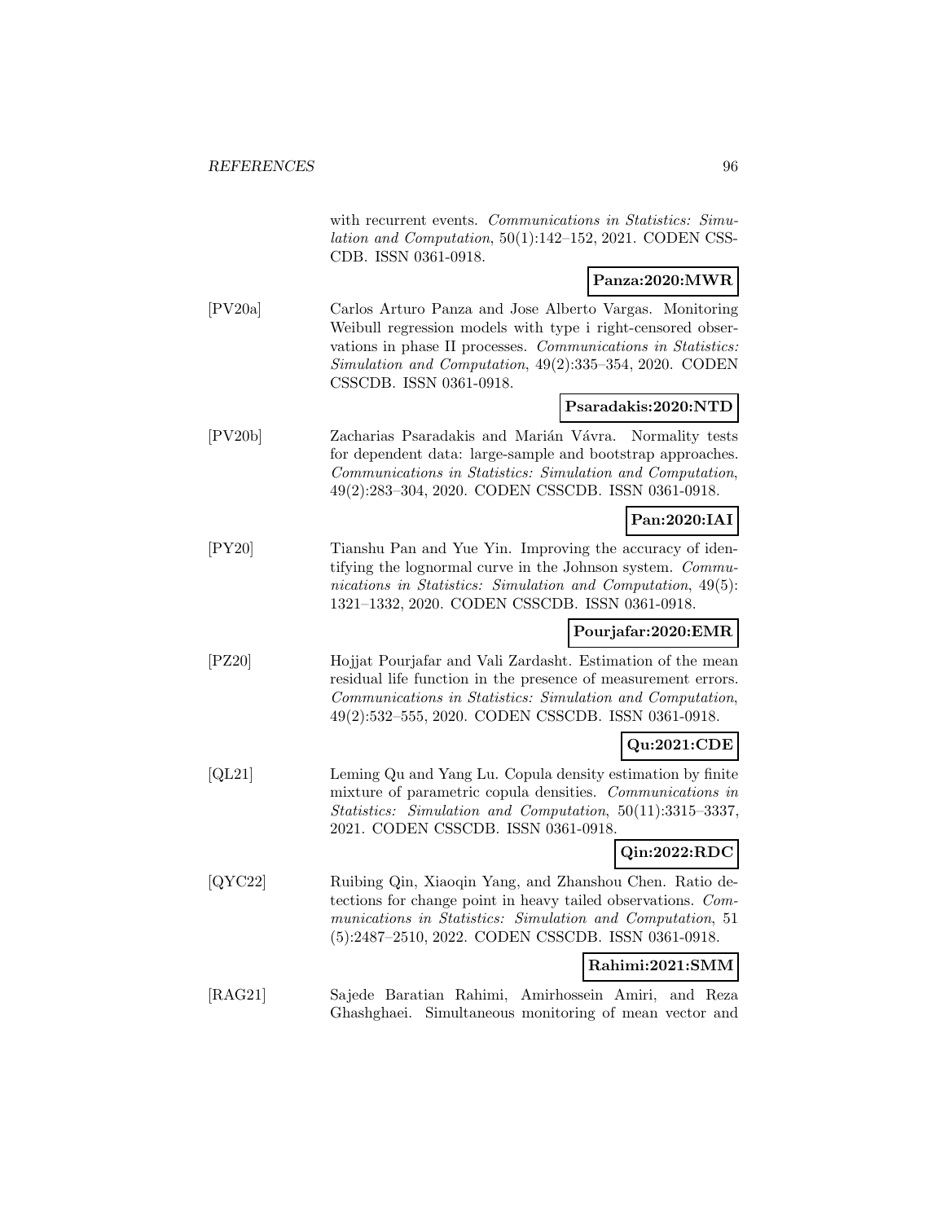with recurrent events. *Communications in Statistics: Simulation and Computation*, 50(1):142–152, 2021. CODEN CSSCDB. ISSN 0361-0918.

**Panza:2020:MWR**

[PV20a] Carlos Arturo Panza and Jose Alberto Vargas. Monitoring Weibull regression models with type i right-censored observations in phase II processes. *Communications in Statistics: Simulation and Computation*, 49(2):335–354, 2020. CODEN CSSCDB. ISSN 0361-0918.

**Psaradakis:2020:NTD**

[PV20b] Zacharias Psaradakis and Marián Vávra. Normality tests for dependent data: large-sample and bootstrap approaches. *Communications in Statistics: Simulation and Computation*, 49(2):283–304, 2020. CODEN CSSCDB. ISSN 0361-0918.

**Pan:2020:IAI**

[PY20] Tianshu Pan and Yue Yin. Improving the accuracy of identifying the lognormal curve in the Johnson system. *Communications in Statistics: Simulation and Computation*, 49(5): 1321–1332, 2020. CODEN CSSCDB. ISSN 0361-0918.

**Pourjafar:2020:EMR**

[PZ20] Hojjat Pourjafar and Vali Zardasht. Estimation of the mean residual life function in the presence of measurement errors. *Communications in Statistics: Simulation and Computation*, 49(2):532–555, 2020. CODEN CSSCDB. ISSN 0361-0918.

**Qu:2021:CDE**

[QL21] Leming Qu and Yang Lu. Copula density estimation by finite mixture of parametric copula densities. *Communications in Statistics: Simulation and Computation*, 50(11):3315–3337, 2021. CODEN CSSCDB. ISSN 0361-0918.

**Qin:2022:RDC**

[QYC22] Ruibing Qin, Xiaoqin Yang, and Zhanshou Chen. Ratio detections for change point in heavy tailed observations. *Communications in Statistics: Simulation and Computation*, 51 (5):2487–2510, 2022. CODEN CSSCDB. ISSN 0361-0918.

**Rahimi:2021:SMM**

[RAG21] Sajede Baratian Rahimi, Amirhossein Amiri, and Reza Ghashghaei. Simultaneous monitoring of mean vector and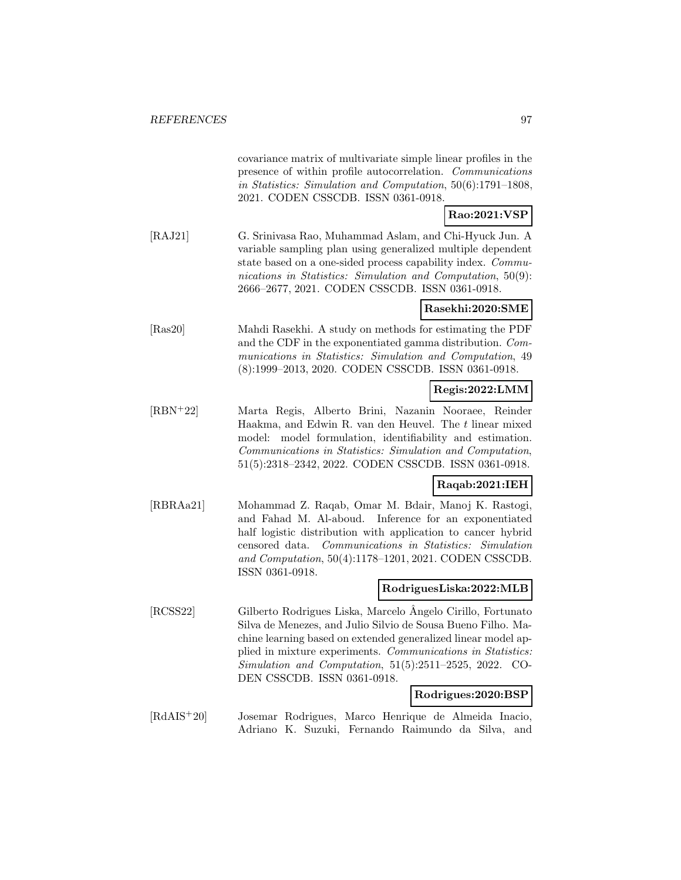covariance matrix of multivariate simple linear profiles in the presence of within profile autocorrelation. *Communications in Statistics: Simulation and Computation*, 50(6):1791–1808, 2021. CODEN CSSCDB. ISSN 0361-0918.

**Rao:2021:VSP**

[RAJ21] G. Srinivasa Rao, Muhammad Aslam, and Chi-Hyuck Jun. A variable sampling plan using generalized multiple dependent state based on a one-sided process capability index. *Communications in Statistics: Simulation and Computation*, 50(9): 2666–2677, 2021. CODEN CSSCDB. ISSN 0361-0918.

**Rasekhi:2020:SME**

[Ras20] Mahdi Rasekhi. A study on methods for estimating the PDF and the CDF in the exponentiated gamma distribution. *Communications in Statistics: Simulation and Computation*, 49 (8):1999–2013, 2020. CODEN CSSCDB. ISSN 0361-0918.

**Regis:2022:LMM**

[RBN+22] Marta Regis, Alberto Brini, Nazanin Nooraee, Reinder Haakma, and Edwin R. van den Heuvel. The $t$ linear mixed model: model formulation, identifiability and estimation. *Communications in Statistics: Simulation and Computation*, 51(5):2318–2342, 2022. CODEN CSSCDB. ISSN 0361-0918.

**Raqab:2021:IEH**

[RBRAa21] Mohammad Z. Raqab, Omar M. Bdair, Manoj K. Rastogi, and Fahad M. Al-aboud. Inference for an exponentiated half logistic distribution with application to cancer hybrid censored data. *Communications in Statistics: Simulation and Computation*, 50(4):1178–1201, 2021. CODEN CSSCDB. ISSN 0361-0918.

**RodriguesLiska:2022:MLB**

[RCSS22] Gilberto Rodrigues Liska, Marcelo Ângelo Cirillo, Fortunato Silva de Menezes, and Julio Silvio de Sousa Bueno Filho. Machine learning based on extended generalized linear model applied in mixture experiments. *Communications in Statistics: Simulation and Computation*, 51(5):2511–2525, 2022. CODEN CSSCDB. ISSN 0361-0918.

**Rodrigues:2020:BSP**

[RdAIS+20] Josemar Rodrigues, Marco Henrique de Almeida Inacio, Adriano K. Suzuki, Fernando Raimundo da Silva, and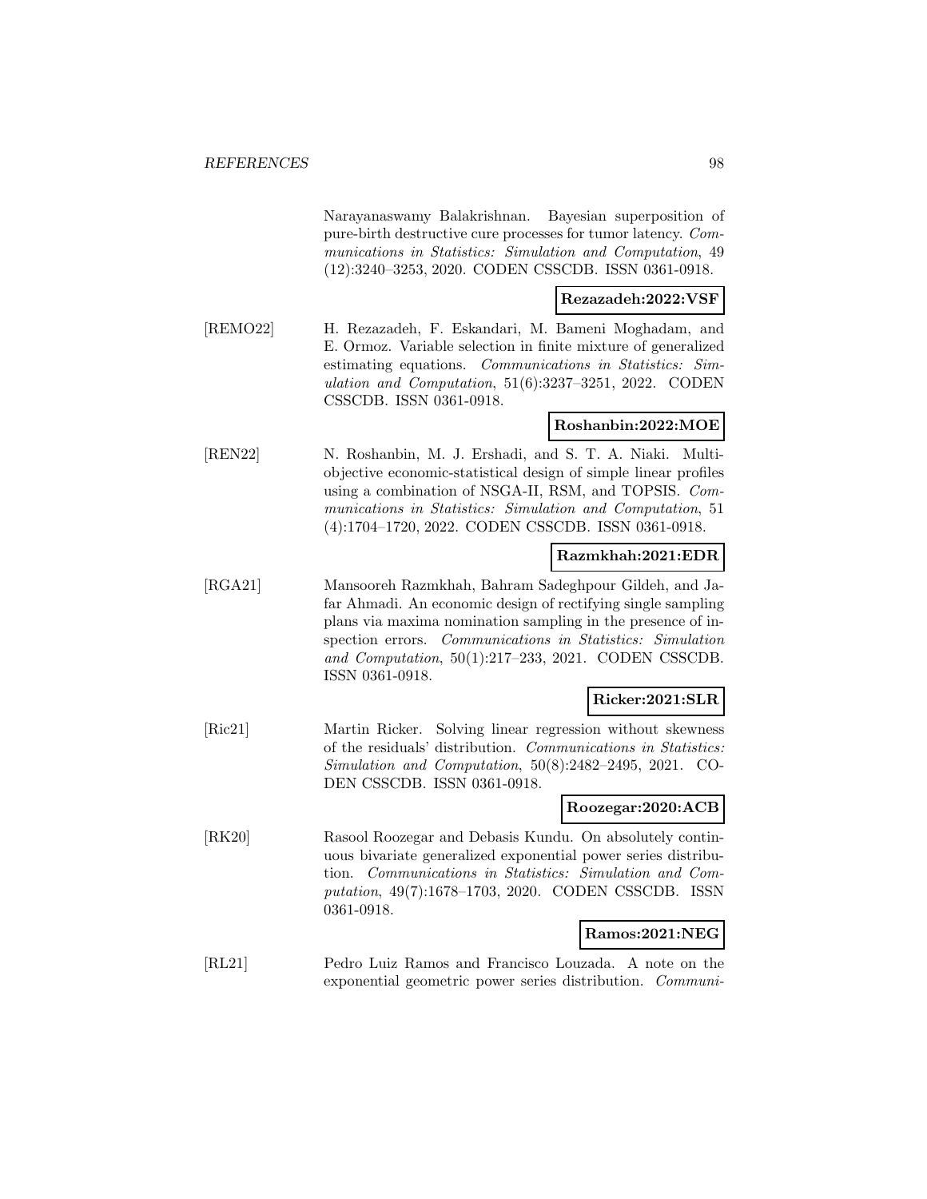Narayanaswamy Balakrishnan. Bayesian superposition of pure-birth destructive cure processes for tumor latency. *Communications in Statistics: Simulation and Computation*, 49 (12):3240–3253, 2020. CODEN CSSCDB. ISSN 0361-0918.

**Rezazadeh:2022:VSF**

[REMO22] H. Rezazadeh, F. Eskandari, M. Bameni Moghadam, and E. Ormoz. Variable selection in finite mixture of generalized estimating equations. *Communications in Statistics: Simulation and Computation*, 51(6):3237–3251, 2022. CODEN CSSCDB. ISSN 0361-0918.

**Roshanbin:2022:MOE**

[REN22] N. Roshanbin, M. J. Ershadi, and S. T. A. Niaki. Multi-objective economic-statistical design of simple linear profiles using a combination of NSGA-II, RSM, and TOPSIS. *Communications in Statistics: Simulation and Computation*, 51 (4):1704–1720, 2022. CODEN CSSCDB. ISSN 0361-0918.

**Razmkhah:2021:EDR**

[RGA21] Mansooreh Razmkhah, Bahram Sadeghpour Gildeh, and Jafar Ahmadi. An economic design of rectifying single sampling plans via maxima nomination sampling in the presence of inspection errors. *Communications in Statistics: Simulation and Computation*, 50(1):217–233, 2021. CODEN CSSCDB. ISSN 0361-0918.

**Ricker:2021:SLR**

[Ric21] Martin Ricker. Solving linear regression without skewness of the residuals' distribution. *Communications in Statistics: Simulation and Computation*, 50(8):2482–2495, 2021. CODEN CSSCDB. ISSN 0361-0918.

**Roozegar:2020:ACB**

[RK20] Rasool Roozegar and Debasis Kundu. On absolutely continuous bivariate generalized exponential power series distribution. *Communications in Statistics: Simulation and Computation*, 49(7):1678–1703, 2020. CODEN CSSCDB. ISSN 0361-0918.

**Ramos:2021:NEG**

[RL21] Pedro Luiz Ramos and Francisco Louzada. A note on the exponential geometric power series distribution. *Communi-*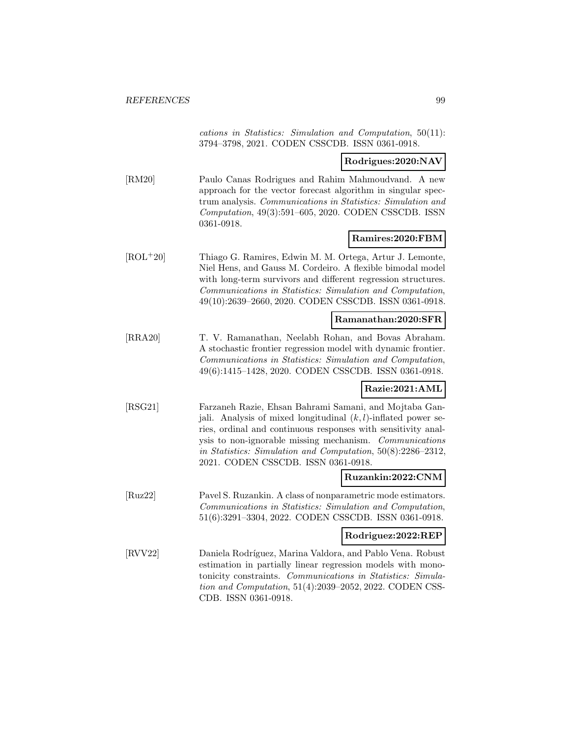*cations in Statistics: Simulation and Computation*, 50(11): 3794–3798, 2021. CODEN CSSCDB. ISSN 0361-0918.

**Rodrigues:2020:NAV**

[RM20] Paulo Canas Rodrigues and Rahim Mahmoudvand. A new approach for the vector forecast algorithm in singular spectrum analysis. *Communications in Statistics: Simulation and Computation*, 49(3):591–605, 2020. CODEN CSSCDB. ISSN 0361-0918.

**Ramires:2020:FBM**

[ROL+20] Thiago G. Ramires, Edwin M. M. Ortega, Artur J. Lemonte, Niel Hens, and Gauss M. Cordeiro. A flexible bimodal model with long-term survivors and different regression structures. *Communications in Statistics: Simulation and Computation*, 49(10):2639–2660, 2020. CODEN CSSCDB. ISSN 0361-0918.

**Ramanathan:2020:SFR**

[RRA20] T. V. Ramanathan, Neelabh Rohan, and Bovas Abraham. A stochastic frontier regression model with dynamic frontier. *Communications in Statistics: Simulation and Computation*, 49(6):1415–1428, 2020. CODEN CSSCDB. ISSN 0361-0918.

**Razie:2021:AML**

[RSG21] Farzaneh Razie, Ehsan Bahrami Samani, and Mojtaba Ganjali. Analysis of mixed longitudinal $(k, l)$-inflated power series, ordinal and continuous responses with sensitivity analysis to non-ignorable missing mechanism. *Communications in Statistics: Simulation and Computation*, 50(8):2286–2312, 2021. CODEN CSSCDB. ISSN 0361-0918.

**Ruzankin:2022:CNM**

[Ruz22] Pavel S. Ruzankin. A class of nonparametric mode estimators. *Communications in Statistics: Simulation and Computation*, 51(6):3291–3304, 2022. CODEN CSSCDB. ISSN 0361-0918.

**Rodriguez:2022:REP**

[RVV22] Daniela Rodríguez, Marina Valdora, and Pablo Vena. Robust estimation in partially linear regression models with monotonicity constraints. *Communications in Statistics: Simulation and Computation*, 51(4):2039–2052, 2022. CODEN CSSCDB. ISSN 0361-0918.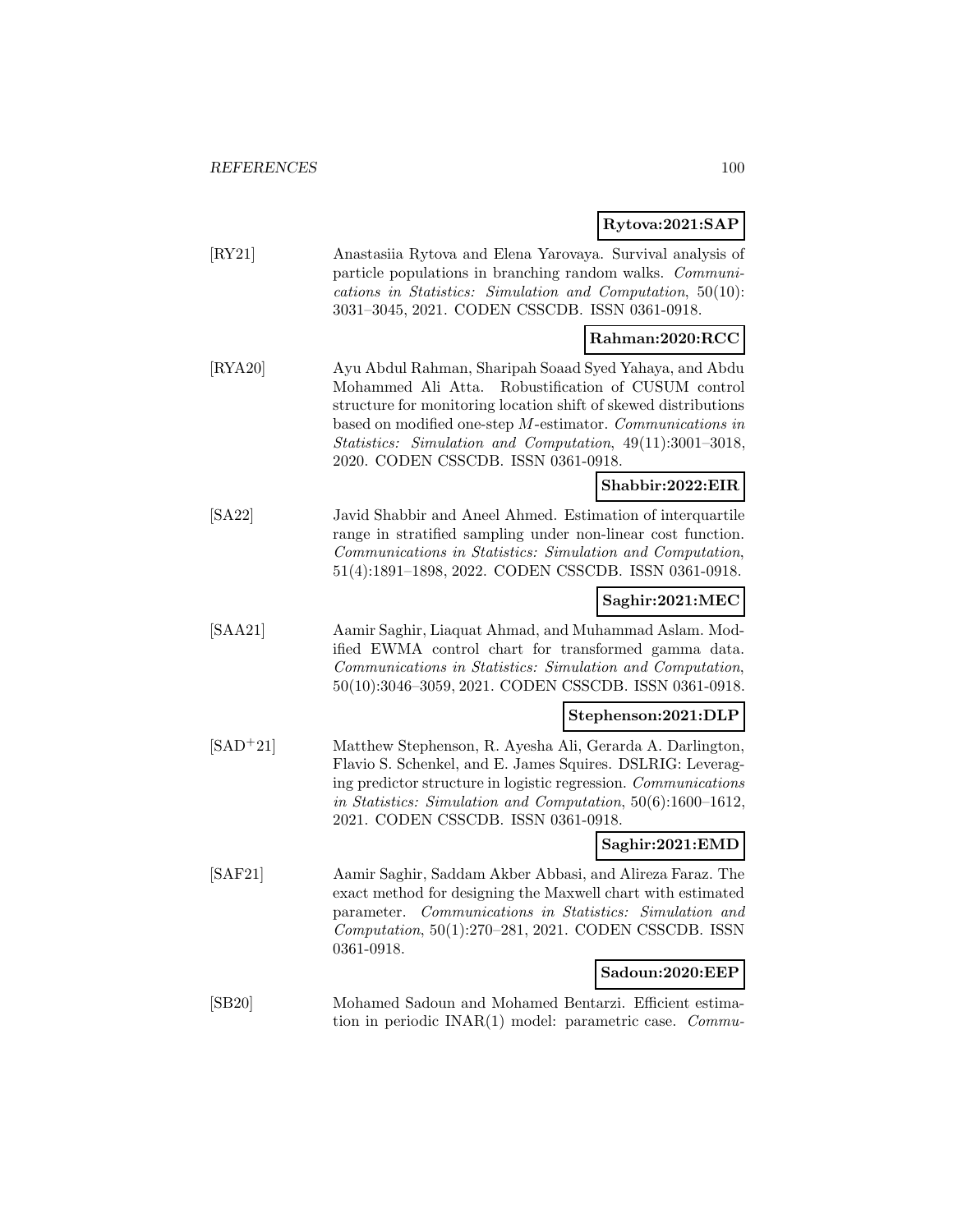**Rytova:2021:SAP**

[RY21] Anastasiia Rytova and Elena Yarovaya. Survival analysis of particle populations in branching random walks. *Communications in Statistics: Simulation and Computation*, 50(10): 3031–3045, 2021. CODEN CSSCDB. ISSN 0361-0918.

**Rahman:2020:RCC**

[RYA20] Ayu Abdul Rahman, Sharipah Soaad Syed Yahaya, and Abdu Mohammed Ali Atta. Robustification of CUSUM control structure for monitoring location shift of skewed distributions based on modified one-step $M$-estimator. *Communications in Statistics: Simulation and Computation*, 49(11):3001–3018, 2020. CODEN CSSCDB. ISSN 0361-0918.

**Shabbir:2022:EIR**

[SA22] Javid Shabbir and Aneel Ahmed. Estimation of interquartile range in stratified sampling under non-linear cost function. *Communications in Statistics: Simulation and Computation*, 51(4):1891–1898, 2022. CODEN CSSCDB. ISSN 0361-0918.

**Saghir:2021:MEC**

[SAA21] Aamir Saghir, Liaquat Ahmad, and Muhammad Aslam. Modified EWMA control chart for transformed gamma data. *Communications in Statistics: Simulation and Computation*, 50(10):3046–3059, 2021. CODEN CSSCDB. ISSN 0361-0918.

**Stephenson:2021:DLP**

[SAD+21] Matthew Stephenson, R. Ayesha Ali, Gerarda A. Darlington, Flavio S. Schenkel, and E. James Squires. DSLRIG: Leveraging predictor structure in logistic regression. *Communications in Statistics: Simulation and Computation*, 50(6):1600–1612, 2021. CODEN CSSCDB. ISSN 0361-0918.

**Saghir:2021:EMD**

[SAF21] Aamir Saghir, Saddam Akber Abbasi, and Alireza Faraz. The exact method for designing the Maxwell chart with estimated parameter. *Communications in Statistics: Simulation and Computation*, 50(1):270–281, 2021. CODEN CSSCDB. ISSN 0361-0918.

**Sadoun:2020:EEP**

[SB20] Mohamed Sadoun and Mohamed Bentarzi. Efficient estimation in periodic INAR(1) model: parametric case. *Commu-*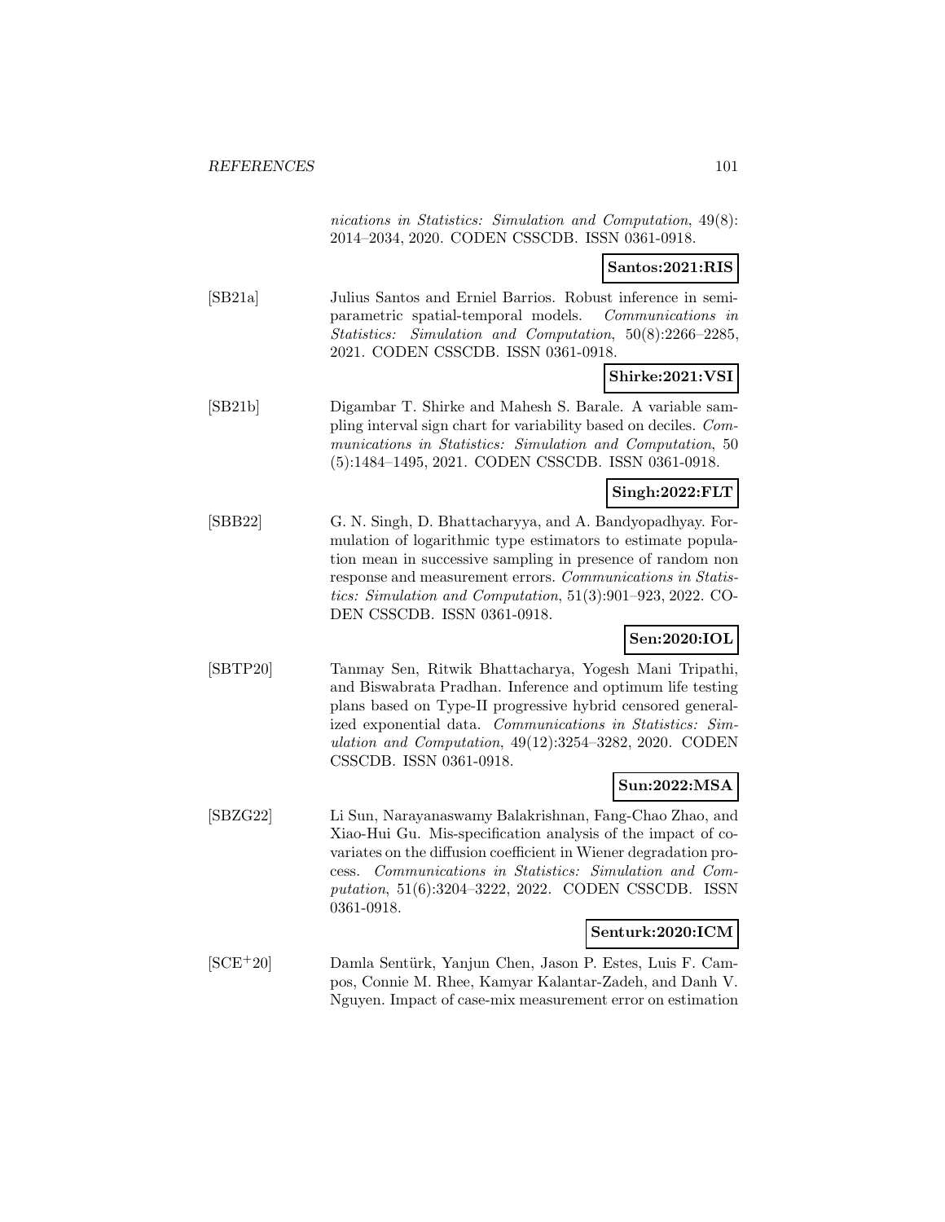*nications in Statistics: Simulation and Computation*, 49(8): 2014–2034, 2020. CODEN CSSCDB. ISSN 0361-0918.

**Santos:2021:RIS**

[SB21a] Julius Santos and Erniel Barrios. Robust inference in semiparametric spatial-temporal models. *Communications in Statistics: Simulation and Computation*, 50(8):2266–2285, 2021. CODEN CSSCDB. ISSN 0361-0918.

**Shirke:2021:VSI**

[SB21b] Digambar T. Shirke and Mahesh S. Barale. A variable sampling interval sign chart for variability based on deciles. *Communications in Statistics: Simulation and Computation*, 50 (5):1484–1495, 2021. CODEN CSSCDB. ISSN 0361-0918.

**Singh:2022:FLT**

[SBB22] G. N. Singh, D. Bhattacharyya, and A. Bandyopadhyay. Formulation of logarithmic type estimators to estimate population mean in successive sampling in presence of random non response and measurement errors. *Communications in Statistics: Simulation and Computation*, 51(3):901–923, 2022. CODEN CSSCDB. ISSN 0361-0918.

**Sen:2020:IOL**

[SBTP20] Tanmay Sen, Ritwik Bhattacharya, Yogesh Mani Tripathi, and Biswabrata Pradhan. Inference and optimum life testing plans based on Type-II progressive hybrid censored generalized exponential data. *Communications in Statistics: Simulation and Computation*, 49(12):3254–3282, 2020. CODEN CSSCDB. ISSN 0361-0918.

**Sun:2022:MSA**

[SBZG22] Li Sun, Narayanaswamy Balakrishnan, Fang-Chao Zhao, and Xiao-Hui Gu. Mis-specification analysis of the impact of covariates on the diffusion coefficient in Wiener degradation process. *Communications in Statistics: Simulation and Computation*, 51(6):3204–3222, 2022. CODEN CSSCDB. ISSN 0361-0918.

**Senturk:2020:ICM**

[SCE+20] Damla Sentürk, Yanjun Chen, Jason P. Estes, Luis F. Campos, Connie M. Rhee, Kamyar Kalantar-Zadeh, and Danh V. Nguyen. Impact of case-mix measurement error on estimation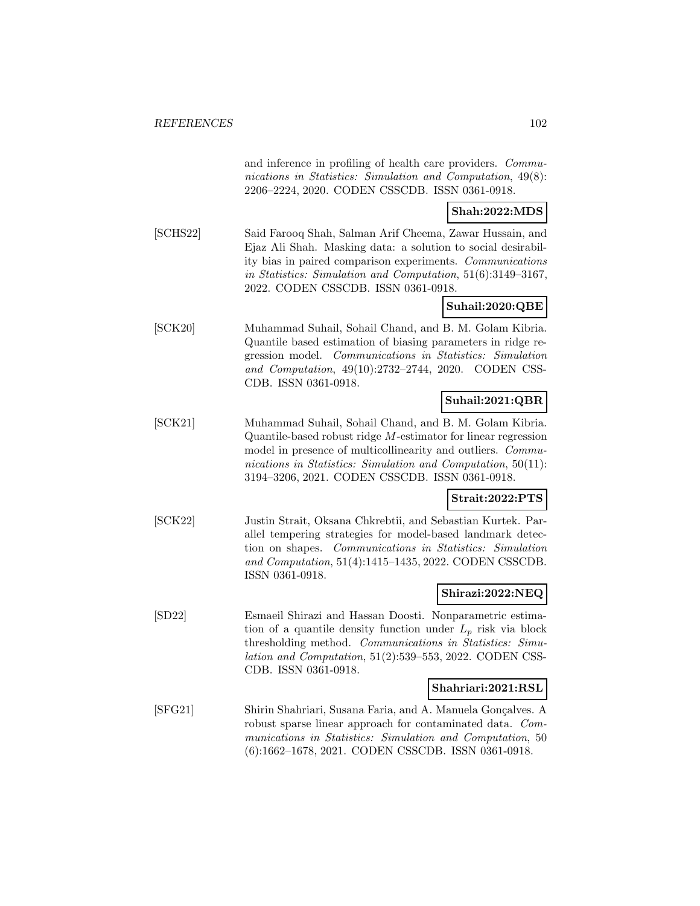and inference in profiling of health care providers. *Communications in Statistics: Simulation and Computation*, 49(8): 2206–2224, 2020. CODEN CSSCDB. ISSN 0361-0918.

**Shah:2022:MDS**

[SCHS22] Said Farooq Shah, Salman Arif Cheema, Zawar Hussain, and Ejaz Ali Shah. Masking data: a solution to social desirability bias in paired comparison experiments. *Communications in Statistics: Simulation and Computation*, 51(6):3149–3167, 2022. CODEN CSSCDB. ISSN 0361-0918.

**Suhail:2020:QBE**

[SCK20] Muhammad Suhail, Sohail Chand, and B. M. Golam Kibria. Quantile based estimation of biasing parameters in ridge regression model. *Communications in Statistics: Simulation and Computation*, 49(10):2732–2744, 2020. CODEN CSSCDB. ISSN 0361-0918.

**Suhail:2021:QBR**

[SCK21] Muhammad Suhail, Sohail Chand, and B. M. Golam Kibria. Quantile-based robust ridge $M$-estimator for linear regression model in presence of multicollinearity and outliers. *Communications in Statistics: Simulation and Computation*, 50(11): 3194–3206, 2021. CODEN CSSCDB. ISSN 0361-0918.

**Strait:2022:PTS**

[SCK22] Justin Strait, Oksana Chkrebtii, and Sebastian Kurtek. Parallel tempering strategies for model-based landmark detection on shapes. *Communications in Statistics: Simulation and Computation*, 51(4):1415–1435, 2022. CODEN CSSCDB. ISSN 0361-0918.

**Shirazi:2022:NEQ**

[SD22] Esmaeil Shirazi and Hassan Doosti. Nonparametric estimation of a quantile density function under $L_p$ risk via block thresholding method. *Communications in Statistics: Simulation and Computation*, 51(2):539–553, 2022. CODEN CSSCDB. ISSN 0361-0918.

**Shahriari:2021:RSL**

[SFG21] Shirin Shahriari, Susana Faria, and A. Manuela Gonçalves. A robust sparse linear approach for contaminated data. *Communications in Statistics: Simulation and Computation*, 50 (6):1662–1678, 2021. CODEN CSSCDB. ISSN 0361-0918.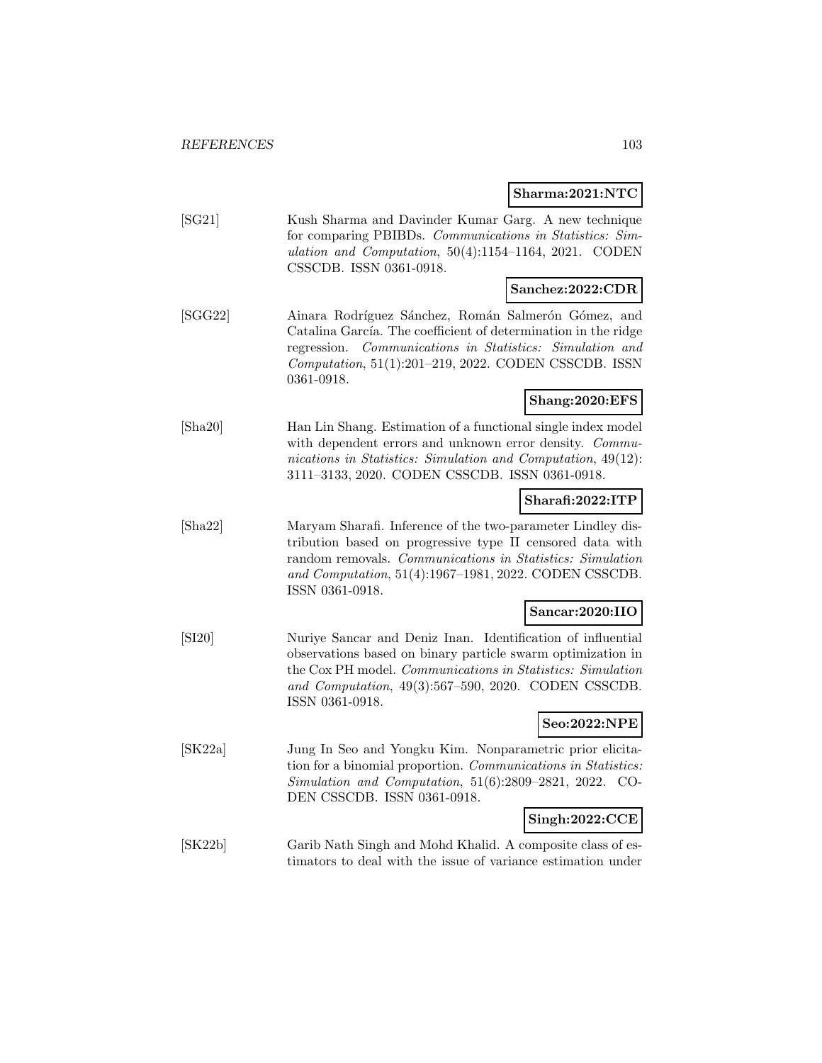**Sharma:2021:NTC**

[SG21] Kush Sharma and Davinder Kumar Garg. A new technique for comparing PBIBDs. *Communications in Statistics: Simulation and Computation*, 50(4):1154–1164, 2021. CODEN CSSCDB. ISSN 0361-0918.

**Sanchez:2022:CDR**

[SGG22] Ainara Rodríguez Sánchez, Román Salmerón Gómez, and Catalina García. The coefficient of determination in the ridge regression. *Communications in Statistics: Simulation and Computation*, 51(1):201–219, 2022. CODEN CSSCDB. ISSN 0361-0918.

**Shang:2020:EFS**

[Sha20] Han Lin Shang. Estimation of a functional single index model with dependent errors and unknown error density. *Communications in Statistics: Simulation and Computation*, 49(12): 3111–3133, 2020. CODEN CSSCDB. ISSN 0361-0918.

**Sharafi:2022:ITP**

[Sha22] Maryam Sharafi. Inference of the two-parameter Lindley distribution based on progressive type II censored data with random removals. *Communications in Statistics: Simulation and Computation*, 51(4):1967–1981, 2022. CODEN CSSCDB. ISSN 0361-0918.

**Sancar:2020:IIO**

[SI20] Nuriye Sancar and Deniz Inan. Identification of influential observations based on binary particle swarm optimization in the Cox PH model. *Communications in Statistics: Simulation and Computation*, 49(3):567–590, 2020. CODEN CSSCDB. ISSN 0361-0918.

**Seo:2022:NPE**

[SK22a] Jung In Seo and Yongku Kim. Nonparametric prior elicitation for a binomial proportion. *Communications in Statistics: Simulation and Computation*, 51(6):2809–2821, 2022. CODEN CSSCDB. ISSN 0361-0918.

**Singh:2022:CCE**

[SK22b] Garib Nath Singh and Mohd Khalid. A composite class of estimators to deal with the issue of variance estimation under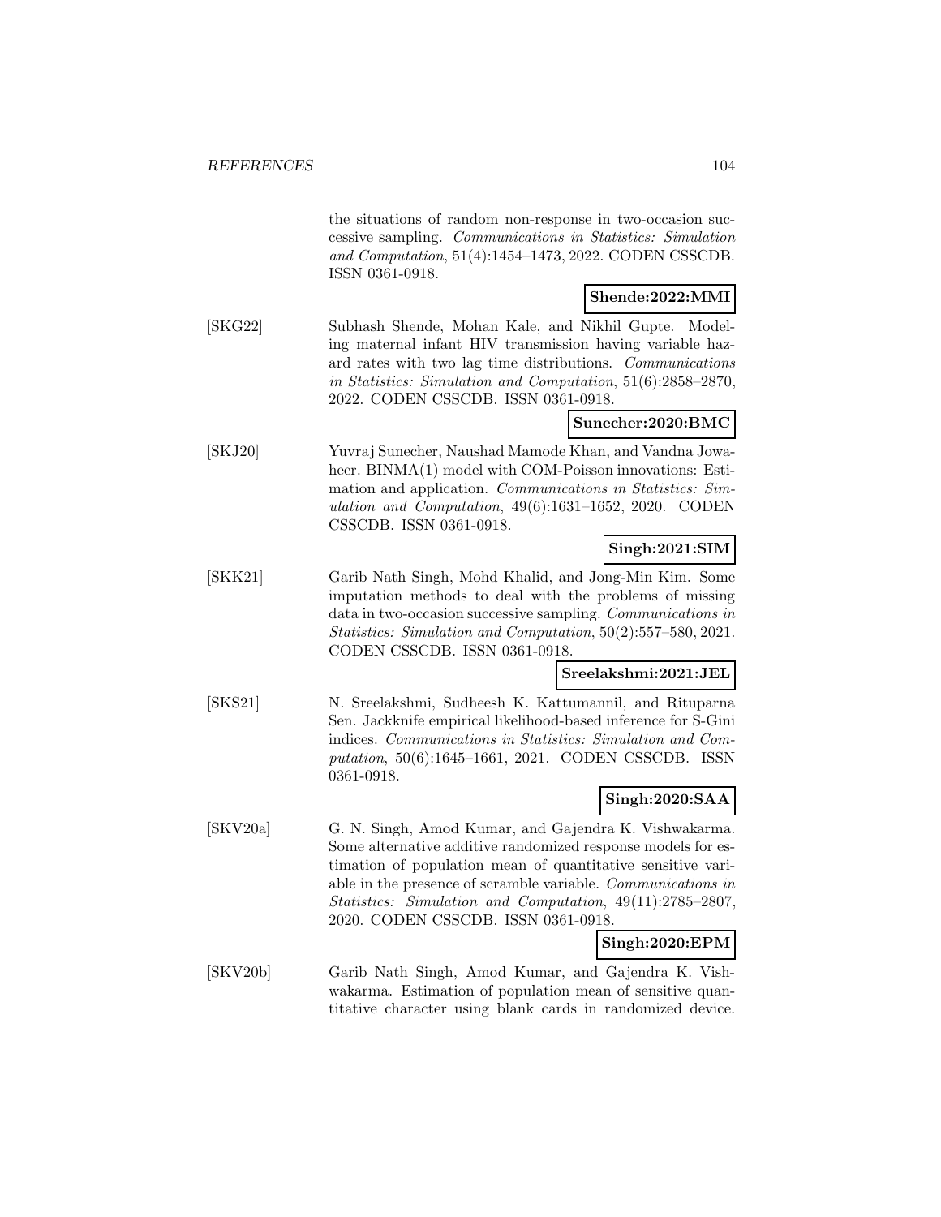the situations of random non-response in two-occasion successive sampling. *Communications in Statistics: Simulation and Computation*, 51(4):1454–1473, 2022. CODEN CSSCDB. ISSN 0361-0918.

**Shende:2022:MMI**

[SKG22] Subhash Shende, Mohan Kale, and Nikhil Gupte. Modeling maternal infant HIV transmission having variable hazard rates with two lag time distributions. *Communications in Statistics: Simulation and Computation*, 51(6):2858–2870, 2022. CODEN CSSCDB. ISSN 0361-0918.

**Sunecher:2020:BMC**

[SKJ20] Yuvraj Sunecher, Naushad Mamode Khan, and Vandna Jowaheer. BINMA(1) model with COM-Poisson innovations: Estimation and application. *Communications in Statistics: Simulation and Computation*, 49(6):1631–1652, 2020. CODEN CSSCDB. ISSN 0361-0918.

**Singh:2021:SIM**

[SKK21] Garib Nath Singh, Mohd Khalid, and Jong-Min Kim. Some imputation methods to deal with the problems of missing data in two-occasion successive sampling. *Communications in Statistics: Simulation and Computation*, 50(2):557–580, 2021. CODEN CSSCDB. ISSN 0361-0918.

**Sreelakshmi:2021:JEL**

[SKS21] N. Sreelakshmi, Sudheesh K. Kattumannil, and Rituparna Sen. Jackknife empirical likelihood-based inference for S-Gini indices. *Communications in Statistics: Simulation and Computation*, 50(6):1645–1661, 2021. CODEN CSSCDB. ISSN 0361-0918.

**Singh:2020:SAA**

[SKV20a] G. N. Singh, Amod Kumar, and Gajendra K. Vishwakarma. Some alternative additive randomized response models for estimation of population mean of quantitative sensitive variable in the presence of scramble variable. *Communications in Statistics: Simulation and Computation*, 49(11):2785–2807, 2020. CODEN CSSCDB. ISSN 0361-0918.

**Singh:2020:EPM**

[SKV20b] Garib Nath Singh, Amod Kumar, and Gajendra K. Vishwakarma. Estimation of population mean of sensitive quantitative character using blank cards in randomized device.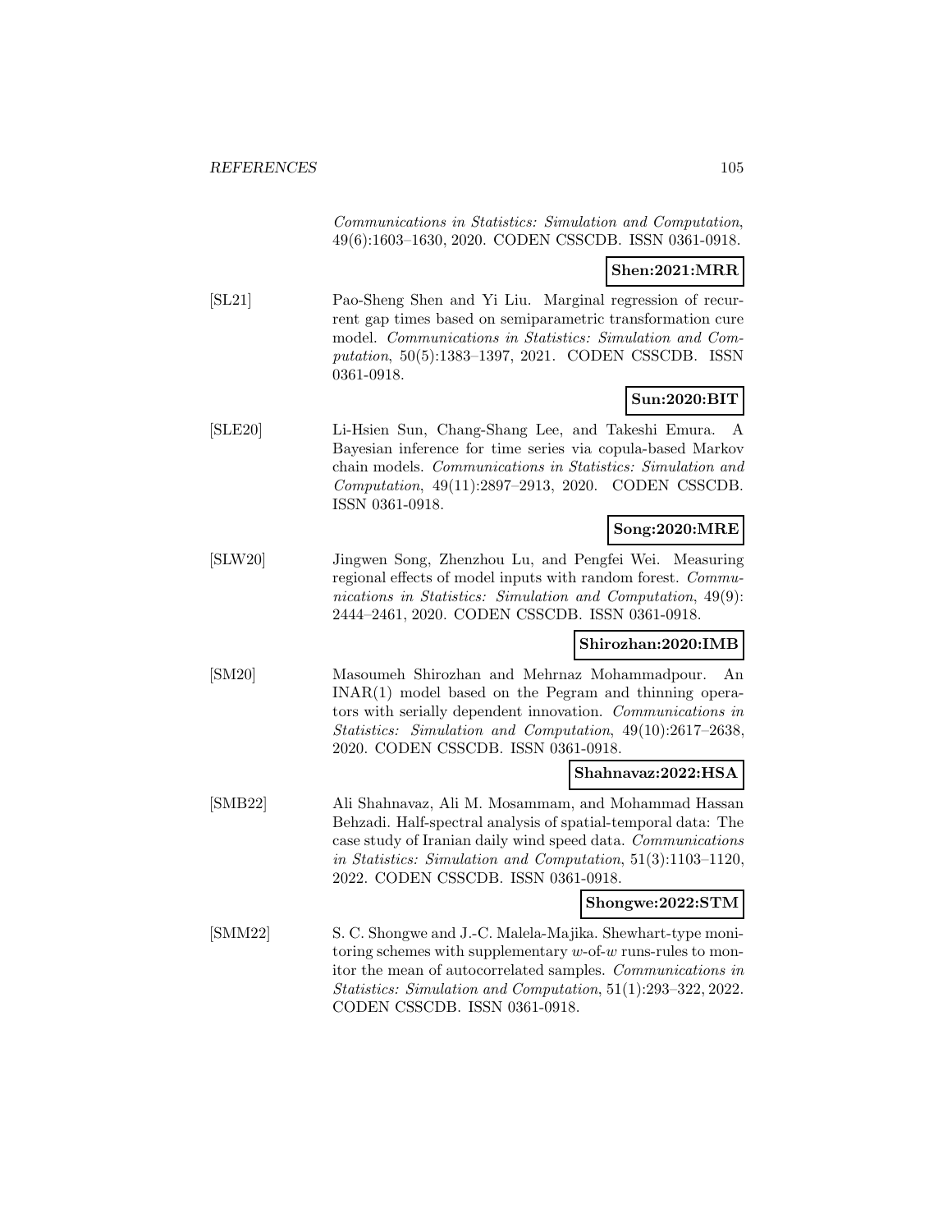*Communications in Statistics: Simulation and Computation*, 49(6):1603–1630, 2020. CODEN CSSCDB. ISSN 0361-0918.

**Shen:2021:MRR**

[SL21] Pao-Sheng Shen and Yi Liu. Marginal regression of recurrent gap times based on semiparametric transformation cure model. *Communications in Statistics: Simulation and Computation*, 50(5):1383–1397, 2021. CODEN CSSCDB. ISSN 0361-0918.

**Sun:2020:BIT**

[SLE20] Li-Hsien Sun, Chang-Shang Lee, and Takeshi Emura. A Bayesian inference for time series via copula-based Markov chain models. *Communications in Statistics: Simulation and Computation*, 49(11):2897–2913, 2020. CODEN CSSCDB. ISSN 0361-0918.

**Song:2020:MRE**

[SLW20] Jingwen Song, Zhenzhou Lu, and Pengfei Wei. Measuring regional effects of model inputs with random forest. *Communications in Statistics: Simulation and Computation*, 49(9): 2444–2461, 2020. CODEN CSSCDB. ISSN 0361-0918.

**Shirozhan:2020:IMB**

[SM20] Masoumeh Shirozhan and Mehrnaz Mohammadpour. An INAR(1) model based on the Pegram and thinning operators with serially dependent innovation. *Communications in Statistics: Simulation and Computation*, 49(10):2617–2638, 2020. CODEN CSSCDB. ISSN 0361-0918.

**Shahnavaz:2022:HSA**

[SMB22] Ali Shahnavaz, Ali M. Mosammam, and Mohammad Hassan Behzadi. Half-spectral analysis of spatial-temporal data: The case study of Iranian daily wind speed data. *Communications in Statistics: Simulation and Computation*, 51(3):1103–1120, 2022. CODEN CSSCDB. ISSN 0361-0918.

**Shongwe:2022:STM**

[SMM22] S. C. Shongwe and J.-C. Malela-Majika. Shewhart-type monitoring schemes with supplementary $w$-of-$w$ runs-rules to monitor the mean of autocorrelated samples. *Communications in Statistics: Simulation and Computation*, 51(1):293–322, 2022. CODEN CSSCDB. ISSN 0361-0918.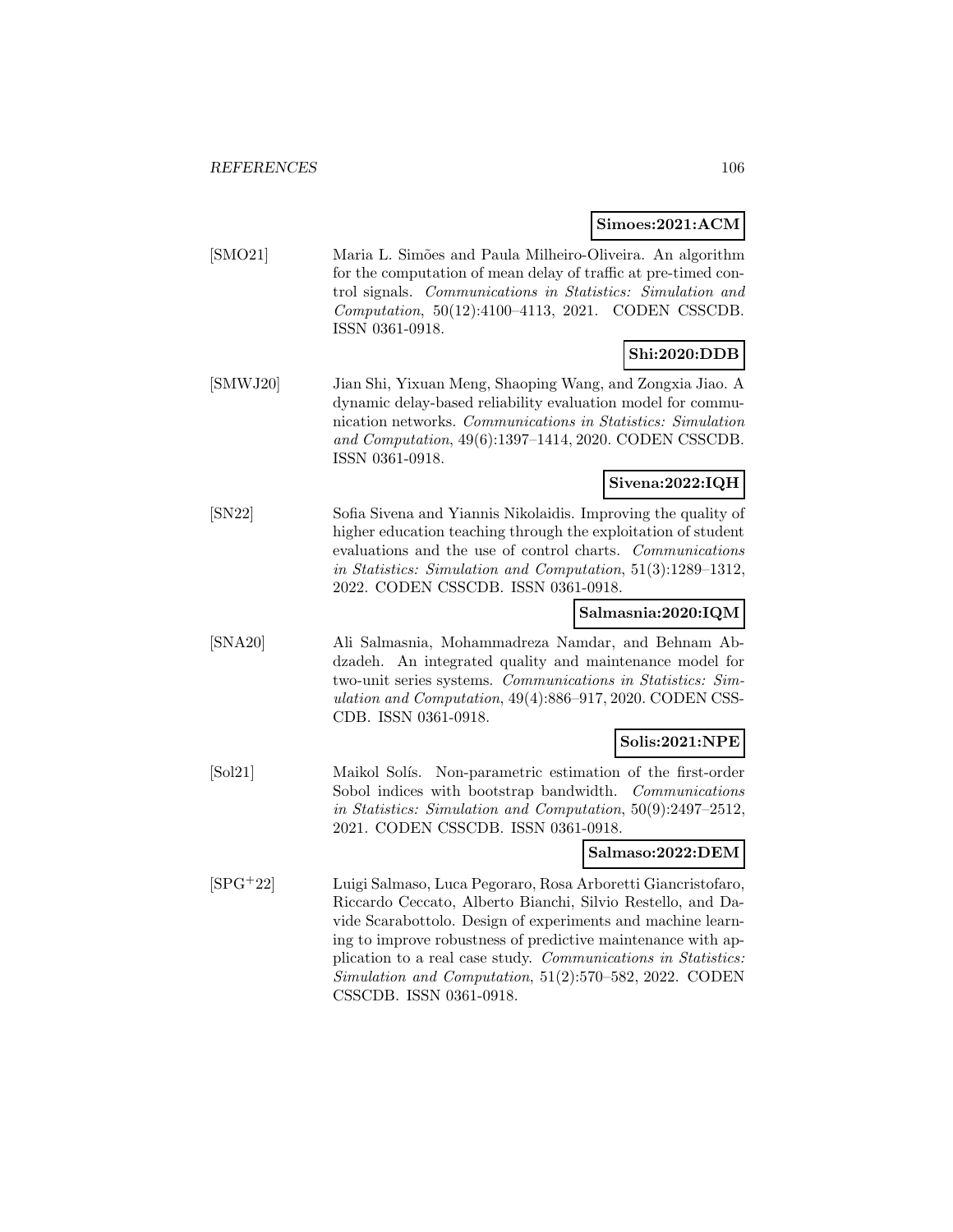**Simoes:2021:ACM**

[SMO21] Maria L. Simões and Paula Milheiro-Oliveira. An algorithm for the computation of mean delay of traffic at pre-timed control signals. *Communications in Statistics: Simulation and Computation*, 50(12):4100–4113, 2021. CODEN CSSCDB. ISSN 0361-0918.

**Shi:2020:DDB**

[SMWJ20] Jian Shi, Yixuan Meng, Shaoping Wang, and Zongxia Jiao. A dynamic delay-based reliability evaluation model for communication networks. *Communications in Statistics: Simulation and Computation*, 49(6):1397–1414, 2020. CODEN CSSCDB. ISSN 0361-0918.

**Sivena:2022:IQH**

[SN22] Sofia Sivena and Yiannis Nikolaidis. Improving the quality of higher education teaching through the exploitation of student evaluations and the use of control charts. *Communications in Statistics: Simulation and Computation*, 51(3):1289–1312, 2022. CODEN CSSCDB. ISSN 0361-0918.

**Salmasnia:2020:IQM**

[SNA20] Ali Salmasnia, Mohammadreza Namdar, and Behnam Abdzadeh. An integrated quality and maintenance model for two-unit series systems. *Communications in Statistics: Simulation and Computation*, 49(4):886–917, 2020. CODEN CSSCDB. ISSN 0361-0918.

**Solis:2021:NPE**

[Sol21] Maikol Solís. Non-parametric estimation of the first-order Sobol indices with bootstrap bandwidth. *Communications in Statistics: Simulation and Computation*, 50(9):2497–2512, 2021. CODEN CSSCDB. ISSN 0361-0918.

**Salmaso:2022:DEM**

[SPG+22] Luigi Salmaso, Luca Pegoraro, Rosa Arboretti Giancristofaro, Riccardo Ceccato, Alberto Bianchi, Silvio Restello, and Davide Scarabottolo. Design of experiments and machine learning to improve robustness of predictive maintenance with application to a real case study. *Communications in Statistics: Simulation and Computation*, 51(2):570–582, 2022. CODEN CSSCDB. ISSN 0361-0918.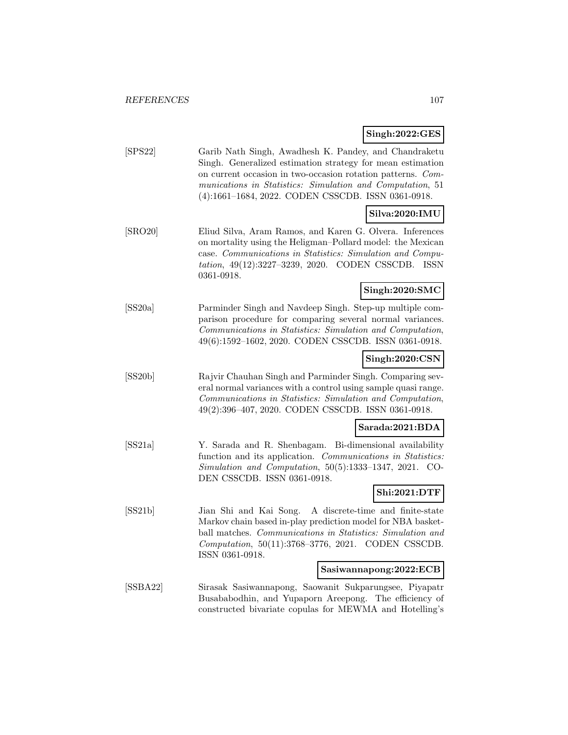**Singh:2022:GES**

[SPS22] Garib Nath Singh, Awadhesh K. Pandey, and Chandraketu Singh. Generalized estimation strategy for mean estimation on current occasion in two-occasion rotation patterns. *Communications in Statistics: Simulation and Computation*, 51 (4):1661–1684, 2022. CODEN CSSCDB. ISSN 0361-0918.

**Silva:2020:IMU**

[SRO20] Eliud Silva, Aram Ramos, and Karen G. Olvera. Inferences on mortality using the Heligman–Pollard model: the Mexican case. *Communications in Statistics: Simulation and Computation*, 49(12):3227–3239, 2020. CODEN CSSCDB. ISSN 0361-0918.

**Singh:2020:SMC**

[SS20a] Parminder Singh and Navdeep Singh. Step-up multiple comparison procedure for comparing several normal variances. *Communications in Statistics: Simulation and Computation*, 49(6):1592–1602, 2020. CODEN CSSCDB. ISSN 0361-0918.

**Singh:2020:CSN**

[SS20b] Rajvir Chauhan Singh and Parminder Singh. Comparing several normal variances with a control using sample quasi range. *Communications in Statistics: Simulation and Computation*, 49(2):396–407, 2020. CODEN CSSCDB. ISSN 0361-0918.

**Sarada:2021:BDA**

[SS21a] Y. Sarada and R. Shenbagam. Bi-dimensional availability function and its application. *Communications in Statistics: Simulation and Computation*, 50(5):1333–1347, 2021. CODEN CSSCDB. ISSN 0361-0918.

**Shi:2021:DTF**

[SS21b] Jian Shi and Kai Song. A discrete-time and finite-state Markov chain based in-play prediction model for NBA basketball matches. *Communications in Statistics: Simulation and Computation*, 50(11):3768–3776, 2021. CODEN CSSCDB. ISSN 0361-0918.

**Sasiwannapong:2022:ECB**

[SSBA22] Sirasak Sasiwannapong, Saowanit Sukparungsee, Piyapatr Busababodhin, and Yupaporn Areepong. The efficiency of constructed bivariate copulas for MEWMA and Hotelling's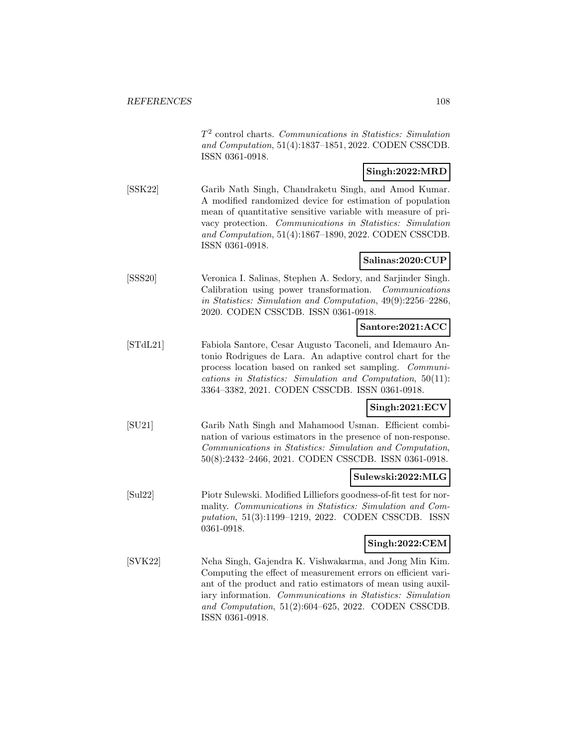$T^2$ control charts. *Communications in Statistics: Simulation and Computation*, 51(4):1837–1851, 2022. CODEN CSSCDB. ISSN 0361-0918.

**Singh:2022:MRD**

[SSK22] Garib Nath Singh, Chandraketu Singh, and Amod Kumar. A modified randomized device for estimation of population mean of quantitative sensitive variable with measure of privacy protection. *Communications in Statistics: Simulation and Computation*, 51(4):1867–1890, 2022. CODEN CSSCDB. ISSN 0361-0918.

**Salinas:2020:CUP**

[SSS20] Veronica I. Salinas, Stephen A. Sedory, and Sarjinder Singh. Calibration using power transformation. *Communications in Statistics: Simulation and Computation*, 49(9):2256–2286, 2020. CODEN CSSCDB. ISSN 0361-0918.

**Santore:2021:ACC**

[STdL21] Fabiola Santore, Cesar Augusto Taconeli, and Idemauro Antonio Rodrigues de Lara. An adaptive control chart for the process location based on ranked set sampling. *Communications in Statistics: Simulation and Computation*, 50(11): 3364–3382, 2021. CODEN CSSCDB. ISSN 0361-0918.

**Singh:2021:ECV**

[SU21] Garib Nath Singh and Mahamood Usman. Efficient combination of various estimators in the presence of non-response. *Communications in Statistics: Simulation and Computation*, 50(8):2432–2466, 2021. CODEN CSSCDB. ISSN 0361-0918.

**Sulewski:2022:MLG**

[Sul22] Piotr Sulewski. Modified Lilliefors goodness-of-fit test for normality. *Communications in Statistics: Simulation and Computation*, 51(3):1199–1219, 2022. CODEN CSSCDB. ISSN 0361-0918.

**Singh:2022:CEM**

[SVK22] Neha Singh, Gajendra K. Vishwakarma, and Jong Min Kim. Computing the effect of measurement errors on efficient variant of the product and ratio estimators of mean using auxiliary information. *Communications in Statistics: Simulation and Computation*, 51(2):604–625, 2022. CODEN CSSCDB. ISSN 0361-0918.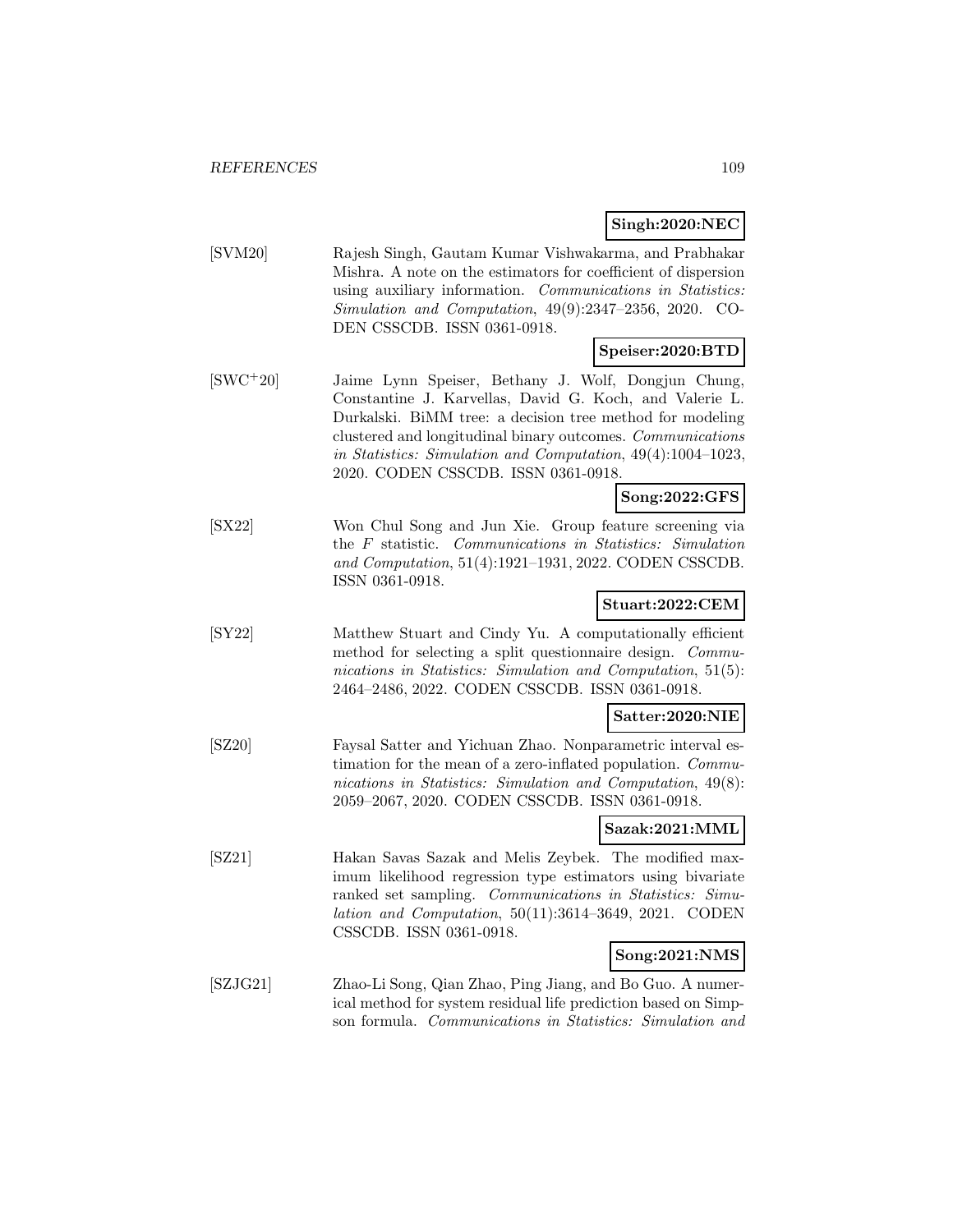**Singh:2020:NEC**

[SVM20] Rajesh Singh, Gautam Kumar Vishwakarma, and Prabhakar Mishra. A note on the estimators for coefficient of dispersion using auxiliary information. *Communications in Statistics: Simulation and Computation*, 49(9):2347–2356, 2020. CODEN CSSCDB. ISSN 0361-0918.

**Speiser:2020:BTD**

[SWC+20] Jaime Lynn Speiser, Bethany J. Wolf, Dongjun Chung, Constantine J. Karvellas, David G. Koch, and Valerie L. Durkalski. BiMM tree: a decision tree method for modeling clustered and longitudinal binary outcomes. *Communications in Statistics: Simulation and Computation*, 49(4):1004–1023, 2020. CODEN CSSCDB. ISSN 0361-0918.

**Song:2022:GFS**

[SX22] Won Chul Song and Jun Xie. Group feature screening via the $F$ statistic. *Communications in Statistics: Simulation and Computation*, 51(4):1921–1931, 2022. CODEN CSSCDB. ISSN 0361-0918.

**Stuart:2022:CEM**

[SY22] Matthew Stuart and Cindy Yu. A computationally efficient method for selecting a split questionnaire design. *Communications in Statistics: Simulation and Computation*, 51(5): 2464–2486, 2022. CODEN CSSCDB. ISSN 0361-0918.

**Satter:2020:NIE**

[SZ20] Faysal Satter and Yichuan Zhao. Nonparametric interval estimation for the mean of a zero-inflated population. *Communications in Statistics: Simulation and Computation*, 49(8): 2059–2067, 2020. CODEN CSSCDB. ISSN 0361-0918.

**Sazak:2021:MML**

[SZ21] Hakan Savas Sazak and Melis Zeybek. The modified maximum likelihood regression type estimators using bivariate ranked set sampling. *Communications in Statistics: Simulation and Computation*, 50(11):3614–3649, 2021. CODEN CSSCDB. ISSN 0361-0918.

**Song:2021:NMS**

[SZJG21] Zhao-Li Song, Qian Zhao, Ping Jiang, and Bo Guo. A numerical method for system residual life prediction based on Simpson formula. *Communications in Statistics: Simulation and*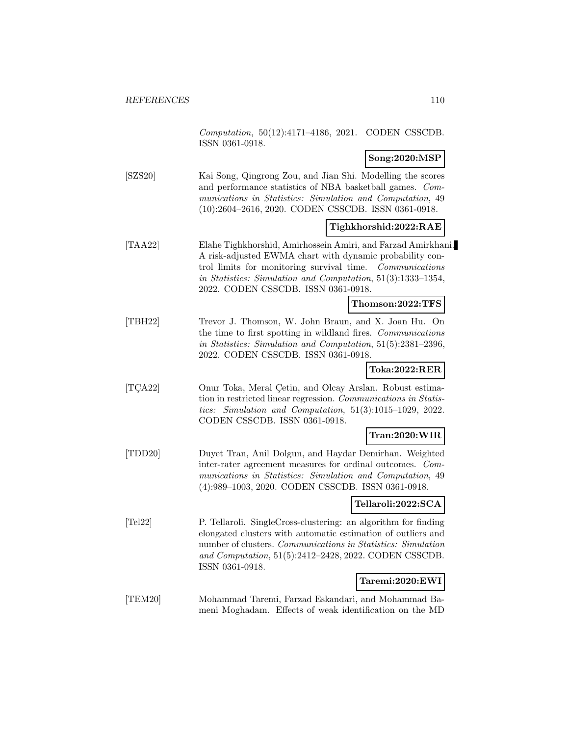*Computation*, 50(12):4171–4186, 2021. CODEN CSSCDB. ISSN 0361-0918.

**Song:2020:MSP**

[SZS20] Kai Song, Qingrong Zou, and Jian Shi. Modelling the scores and performance statistics of NBA basketball games. *Communications in Statistics: Simulation and Computation*, 49 (10):2604–2616, 2020. CODEN CSSCDB. ISSN 0361-0918.

**Tighkhorshid:2022:RAE**

[TAA22] Elahe Tighkhorshid, Amirhossein Amiri, and Farzad Amirkhani. A risk-adjusted EWMA chart with dynamic probability control limits for monitoring survival time. *Communications in Statistics: Simulation and Computation*, 51(3):1333–1354, 2022. CODEN CSSCDB. ISSN 0361-0918.

**Thomson:2022:TFS**

[TBH22] Trevor J. Thomson, W. John Braun, and X. Joan Hu. On the time to first spotting in wildland fires. *Communications in Statistics: Simulation and Computation*, 51(5):2381–2396, 2022. CODEN CSSCDB. ISSN 0361-0918.

**Toka:2022:RER**

[TÇA22] Onur Toka, Meral Çetin, and Olcay Arslan. Robust estimation in restricted linear regression. *Communications in Statistics: Simulation and Computation*, 51(3):1015–1029, 2022. CODEN CSSCDB. ISSN 0361-0918.

**Tran:2020:WIR**

[TDD20] Duyet Tran, Anil Dolgun, and Haydar Demirhan. Weighted inter-rater agreement measures for ordinal outcomes. *Communications in Statistics: Simulation and Computation*, 49 (4):989–1003, 2020. CODEN CSSCDB. ISSN 0361-0918.

**Tellaroli:2022:SCA**

[Tel22] P. Tellaroli. SingleCross-clustering: an algorithm for finding elongated clusters with automatic estimation of outliers and number of clusters. *Communications in Statistics: Simulation and Computation*, 51(5):2412–2428, 2022. CODEN CSSCDB. ISSN 0361-0918.

**Taremi:2020:EWI**

[TEM20] Mohammad Taremi, Farzad Eskandari, and Mohammad Bameni Moghadam. Effects of weak identification on the MD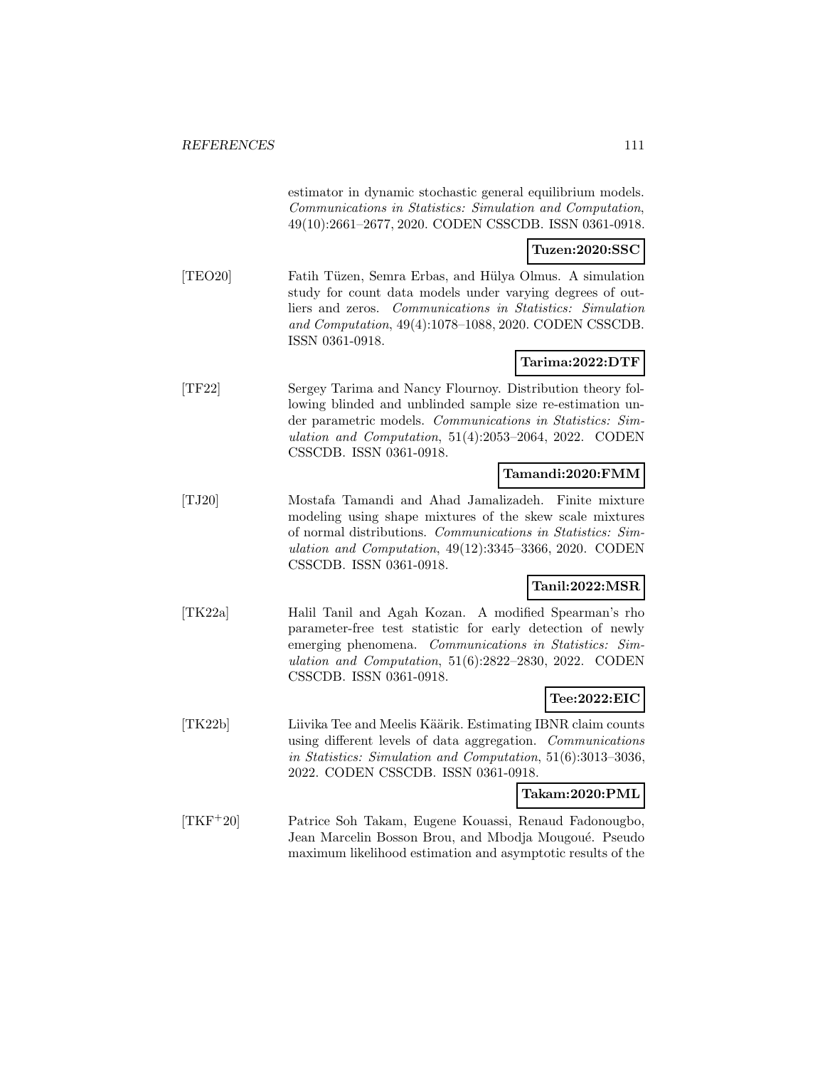estimator in dynamic stochastic general equilibrium models. *Communications in Statistics: Simulation and Computation*, 49(10):2661–2677, 2020. CODEN CSSCDB. ISSN 0361-0918.

**Tuzen:2020:SSC**

[TEO20] Fatih Tüzen, Semra Erbas, and Hülya Olmus. A simulation study for count data models under varying degrees of outliers and zeros. *Communications in Statistics: Simulation and Computation*, 49(4):1078–1088, 2020. CODEN CSSCDB. ISSN 0361-0918.

**Tarima:2022:DTF**

[TF22] Sergey Tarima and Nancy Flournoy. Distribution theory following blinded and unblinded sample size re-estimation under parametric models. *Communications in Statistics: Simulation and Computation*, 51(4):2053–2064, 2022. CODEN CSSCDB. ISSN 0361-0918.

**Tamandi:2020:FMM**

[TJ20] Mostafa Tamandi and Ahad Jamalizadeh. Finite mixture modeling using shape mixtures of the skew scale mixtures of normal distributions. *Communications in Statistics: Simulation and Computation*, 49(12):3345–3366, 2020. CODEN CSSCDB. ISSN 0361-0918.

**Tanil:2022:MSR**

[TK22a] Halil Tanil and Agah Kozan. A modified Spearman's rho parameter-free test statistic for early detection of newly emerging phenomena. *Communications in Statistics: Simulation and Computation*, 51(6):2822–2830, 2022. CODEN CSSCDB. ISSN 0361-0918.

**Tee:2022:EIC**

[TK22b] Liivika Tee and Meelis Käärik. Estimating IBNR claim counts using different levels of data aggregation. *Communications in Statistics: Simulation and Computation*, 51(6):3013–3036, 2022. CODEN CSSCDB. ISSN 0361-0918.

**Takam:2020:PML**

[TKF+20] Patrice Soh Takam, Eugene Kouassi, Renaud Fadonougbo, Jean Marcelin Bosson Brou, and Mbodja Mougoué. Pseudo maximum likelihood estimation and asymptotic results of the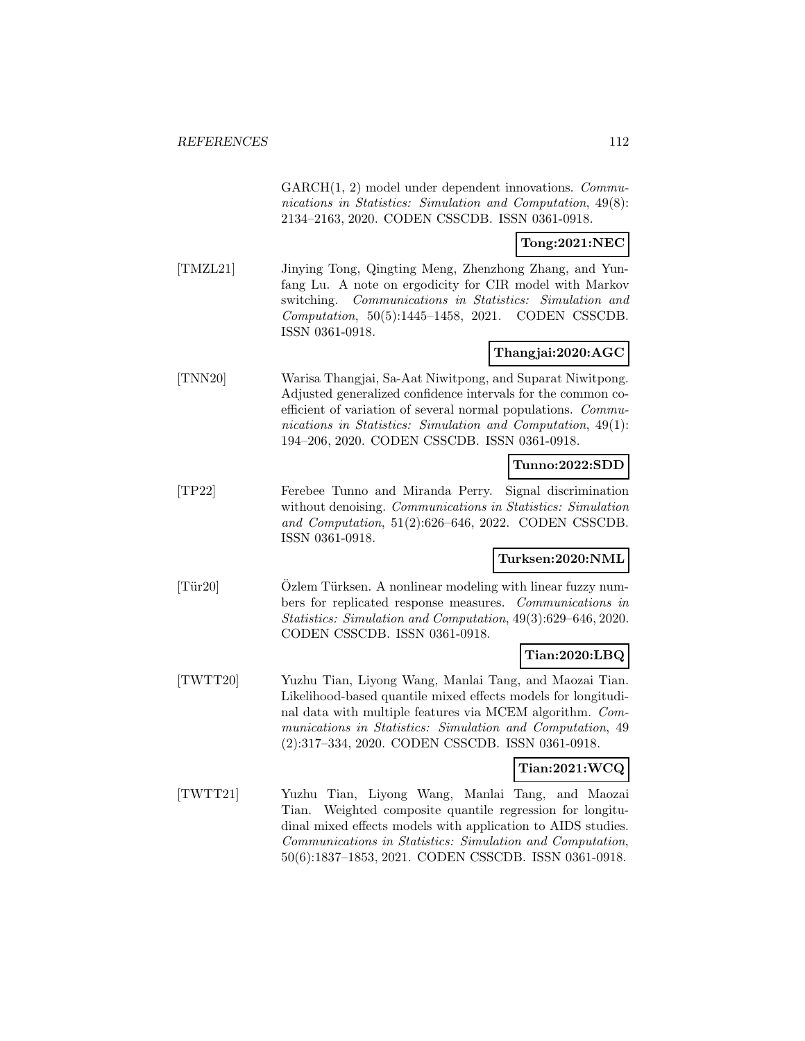GARCH(1, 2) model under dependent innovations. *Communications in Statistics: Simulation and Computation*, 49(8): 2134–2163, 2020. CODEN CSSCDB. ISSN 0361-0918.

**Tong:2021:NEC**

[TMZL21] Jinying Tong, Qingting Meng, Zhenzhong Zhang, and Yunfang Lu. A note on ergodicity for CIR model with Markov switching. *Communications in Statistics: Simulation and Computation*, 50(5):1445–1458, 2021. CODEN CSSCDB. ISSN 0361-0918.

**Thangjai:2020:AGC**

[TNN20] Warisa Thangjai, Sa-Aat Niwitpong, and Suparat Niwitpong. Adjusted generalized confidence intervals for the common coefficient of variation of several normal populations. *Communications in Statistics: Simulation and Computation*, 49(1): 194–206, 2020. CODEN CSSCDB. ISSN 0361-0918.

**Tunno:2022:SDD**

[TP22] Ferebee Tunno and Miranda Perry. Signal discrimination without denoising. *Communications in Statistics: Simulation and Computation*, 51(2):626–646, 2022. CODEN CSSCDB. ISSN 0361-0918.

**Turksen:2020:NML**

[Tür20] Özlem Türksen. A nonlinear modeling with linear fuzzy numbers for replicated response measures. *Communications in Statistics: Simulation and Computation*, 49(3):629–646, 2020. CODEN CSSCDB. ISSN 0361-0918.

**Tian:2020:LBQ**

[TWTT20] Yuzhu Tian, Liyong Wang, Manlai Tang, and Maozai Tian. Likelihood-based quantile mixed effects models for longitudinal data with multiple features via MCEM algorithm. *Communications in Statistics: Simulation and Computation*, 49 (2):317–334, 2020. CODEN CSSCDB. ISSN 0361-0918.

**Tian:2021:WCQ**

[TWTT21] Yuzhu Tian, Liyong Wang, Manlai Tang, and Maozai Tian. Weighted composite quantile regression for longitudinal mixed effects models with application to AIDS studies. *Communications in Statistics: Simulation and Computation*, 50(6):1837–1853, 2021. CODEN CSSCDB. ISSN 0361-0918.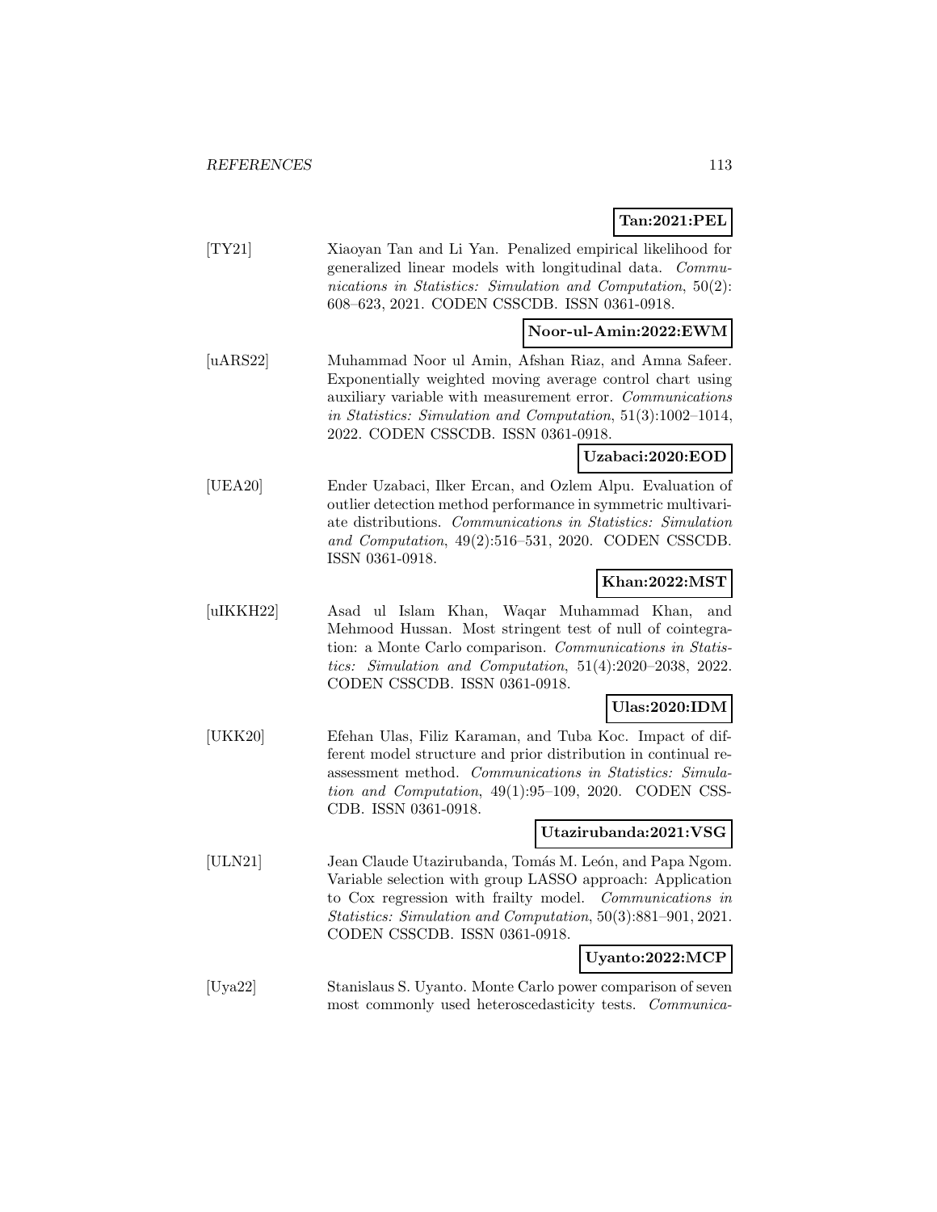**Tan:2021:PEL**

[TY21] Xiaoyan Tan and Li Yan. Penalized empirical likelihood for generalized linear models with longitudinal data. *Communications in Statistics: Simulation and Computation*, 50(2): 608–623, 2021. CODEN CSSCDB. ISSN 0361-0918.

**Noor-ul-Amin:2022:EWM**

[uARS22] Muhammad Noor ul Amin, Afshan Riaz, and Amna Safeer. Exponentially weighted moving average control chart using auxiliary variable with measurement error. *Communications in Statistics: Simulation and Computation*, 51(3):1002–1014, 2022. CODEN CSSCDB. ISSN 0361-0918.

**Uzabaci:2020:EOD**

[UEA20] Ender Uzabaci, Ilker Ercan, and Ozlem Alpu. Evaluation of outlier detection method performance in symmetric multivariate distributions. *Communications in Statistics: Simulation and Computation*, 49(2):516–531, 2020. CODEN CSSCDB. ISSN 0361-0918.

**Khan:2022:MST**

[uIKKH22] Asad ul Islam Khan, Waqar Muhammad Khan, and Mehmood Hussan. Most stringent test of null of cointegration: a Monte Carlo comparison. *Communications in Statistics: Simulation and Computation*, 51(4):2020–2038, 2022. CODEN CSSCDB. ISSN 0361-0918.

**Ulas:2020:IDM**

[UKK20] Efehan Ulas, Filiz Karaman, and Tuba Koc. Impact of different model structure and prior distribution in continual reassessment method. *Communications in Statistics: Simulation and Computation*, 49(1):95–109, 2020. CODEN CSSCDB. ISSN 0361-0918.

**Utazirubanda:2021:VSG**

[ULN21] Jean Claude Utazirubanda, Tomás M. León, and Papa Ngom. Variable selection with group LASSO approach: Application to Cox regression with frailty model. *Communications in Statistics: Simulation and Computation*, 50(3):881–901, 2021. CODEN CSSCDB. ISSN 0361-0918.

**Uyanto:2022:MCP**

[Uya22] Stanislaus S. Uyanto. Monte Carlo power comparison of seven most commonly used heteroscedasticity tests. *Communica-*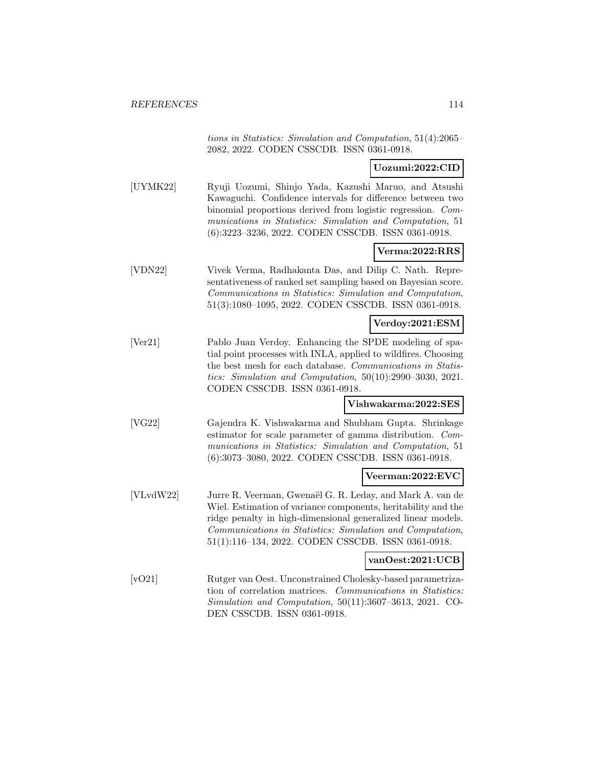*tions in Statistics: Simulation and Computation*, 51(4):2065–2082, 2022. CODEN CSSCDB. ISSN 0361-0918.

**Uozumi:2022:CID**

[UYMK22] Ryuji Uozumi, Shinjo Yada, Kazushi Maruo, and Atsushi Kawaguchi. Confidence intervals for difference between two binomial proportions derived from logistic regression. *Communications in Statistics: Simulation and Computation*, 51 (6):3223–3236, 2022. CODEN CSSCDB. ISSN 0361-0918.

**Verma:2022:RRS**

[VDN22] Vivek Verma, Radhakanta Das, and Dilip C. Nath. Representativeness of ranked set sampling based on Bayesian score. *Communications in Statistics: Simulation and Computation*, 51(3):1080–1095, 2022. CODEN CSSCDB. ISSN 0361-0918.

**Verdoy:2021:ESM**

[Ver21] Pablo Juan Verdoy. Enhancing the SPDE modeling of spatial point processes with INLA, applied to wildfires. Choosing the best mesh for each database. *Communications in Statistics: Simulation and Computation*, 50(10):2990–3030, 2021. CODEN CSSCDB. ISSN 0361-0918.

**Vishwakarma:2022:SES**

[VG22] Gajendra K. Vishwakarma and Shubham Gupta. Shrinkage estimator for scale parameter of gamma distribution. *Communications in Statistics: Simulation and Computation*, 51 (6):3073–3080, 2022. CODEN CSSCDB. ISSN 0361-0918.

**Veerman:2022:EVC**

[VLvdW22] Jurre R. Veerman, Gwenaël G. R. Leday, and Mark A. van de Wiel. Estimation of variance components, heritability and the ridge penalty in high-dimensional generalized linear models. *Communications in Statistics: Simulation and Computation*, 51(1):116–134, 2022. CODEN CSSCDB. ISSN 0361-0918.

**vanOest:2021:UCB**

[vO21] Rutger van Oest. Unconstrained Cholesky-based parametrization of correlation matrices. *Communications in Statistics: Simulation and Computation*, 50(11):3607–3613, 2021. CODEN CSSCDB. ISSN 0361-0918.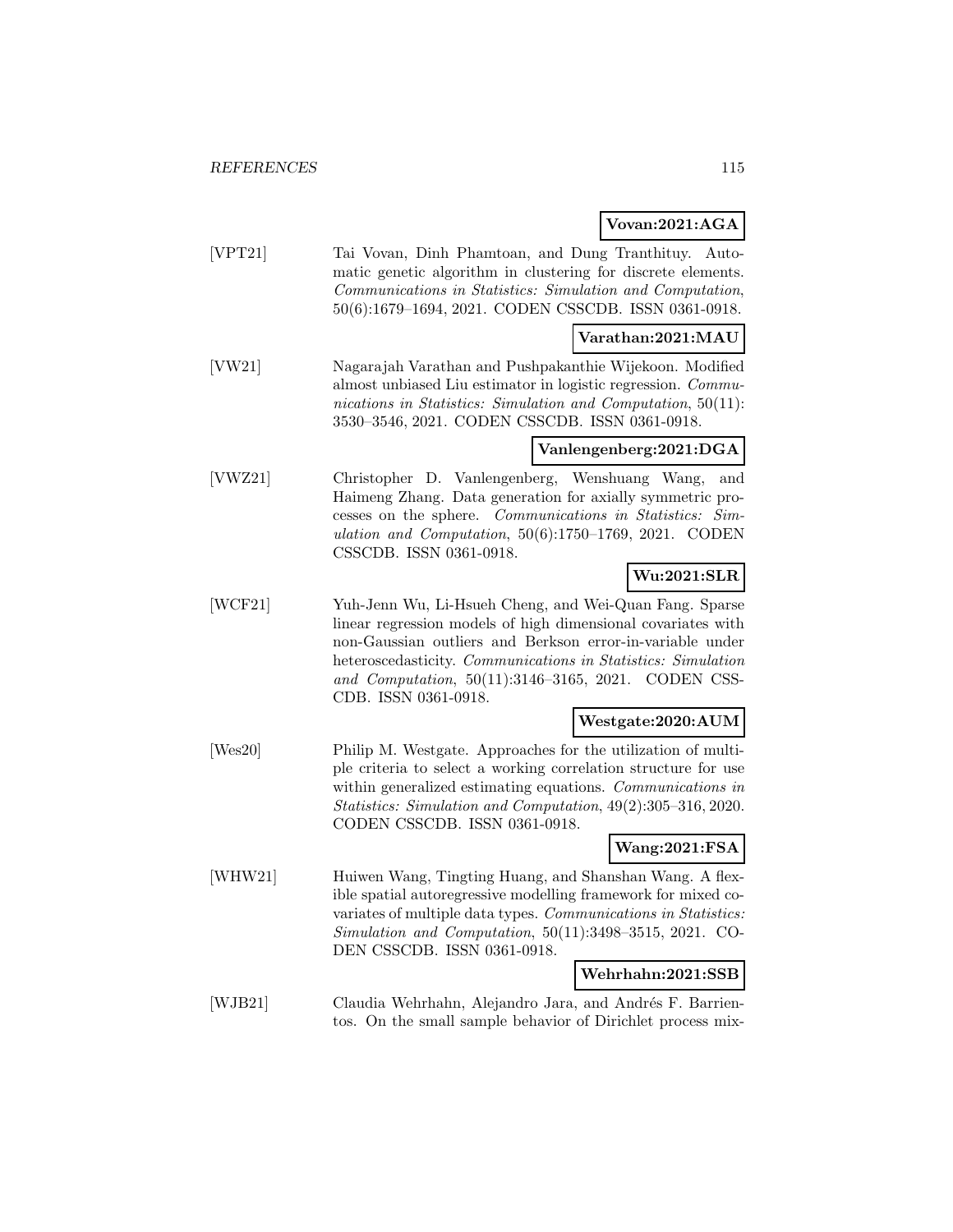**Vovan:2021:AGA**

[VPT21] Tai Vovan, Dinh Phamtoan, and Dung Tranthituy. Automatic genetic algorithm in clustering for discrete elements. *Communications in Statistics: Simulation and Computation*, 50(6):1679–1694, 2021. CODEN CSSCDB. ISSN 0361-0918.

**Varathan:2021:MAU**

[VW21] Nagarajah Varathan and Pushpakanthie Wijekoon. Modified almost unbiased Liu estimator in logistic regression. *Communications in Statistics: Simulation and Computation*, 50(11): 3530–3546, 2021. CODEN CSSCDB. ISSN 0361-0918.

**Vanlengenberg:2021:DGA**

[VWZ21] Christopher D. Vanlengenberg, Wenshuang Wang, and Haimeng Zhang. Data generation for axially symmetric processes on the sphere. *Communications in Statistics: Simulation and Computation*, 50(6):1750–1769, 2021. CODEN CSSCDB. ISSN 0361-0918.

**Wu:2021:SLR**

[WCF21] Yuh-Jenn Wu, Li-Hsueh Cheng, and Wei-Quan Fang. Sparse linear regression models of high dimensional covariates with non-Gaussian outliers and Berkson error-in-variable under heteroscedasticity. *Communications in Statistics: Simulation and Computation*, 50(11):3146–3165, 2021. CODEN CSSCDB. ISSN 0361-0918.

**Westgate:2020:AUM**

[Wes20] Philip M. Westgate. Approaches for the utilization of multiple criteria to select a working correlation structure for use within generalized estimating equations. *Communications in Statistics: Simulation and Computation*, 49(2):305–316, 2020. CODEN CSSCDB. ISSN 0361-0918.

**Wang:2021:FSA**

[WHW21] Huiwen Wang, Tingting Huang, and Shanshan Wang. A flexible spatial autoregressive modelling framework for mixed covariates of multiple data types. *Communications in Statistics: Simulation and Computation*, 50(11):3498–3515, 2021. CODEN CSSCDB. ISSN 0361-0918.

**Wehrhahn:2021:SSB**

[WJB21] Claudia Wehrhahn, Alejandro Jara, and Andrés F. Barrientos. On the small sample behavior of Dirichlet process mix-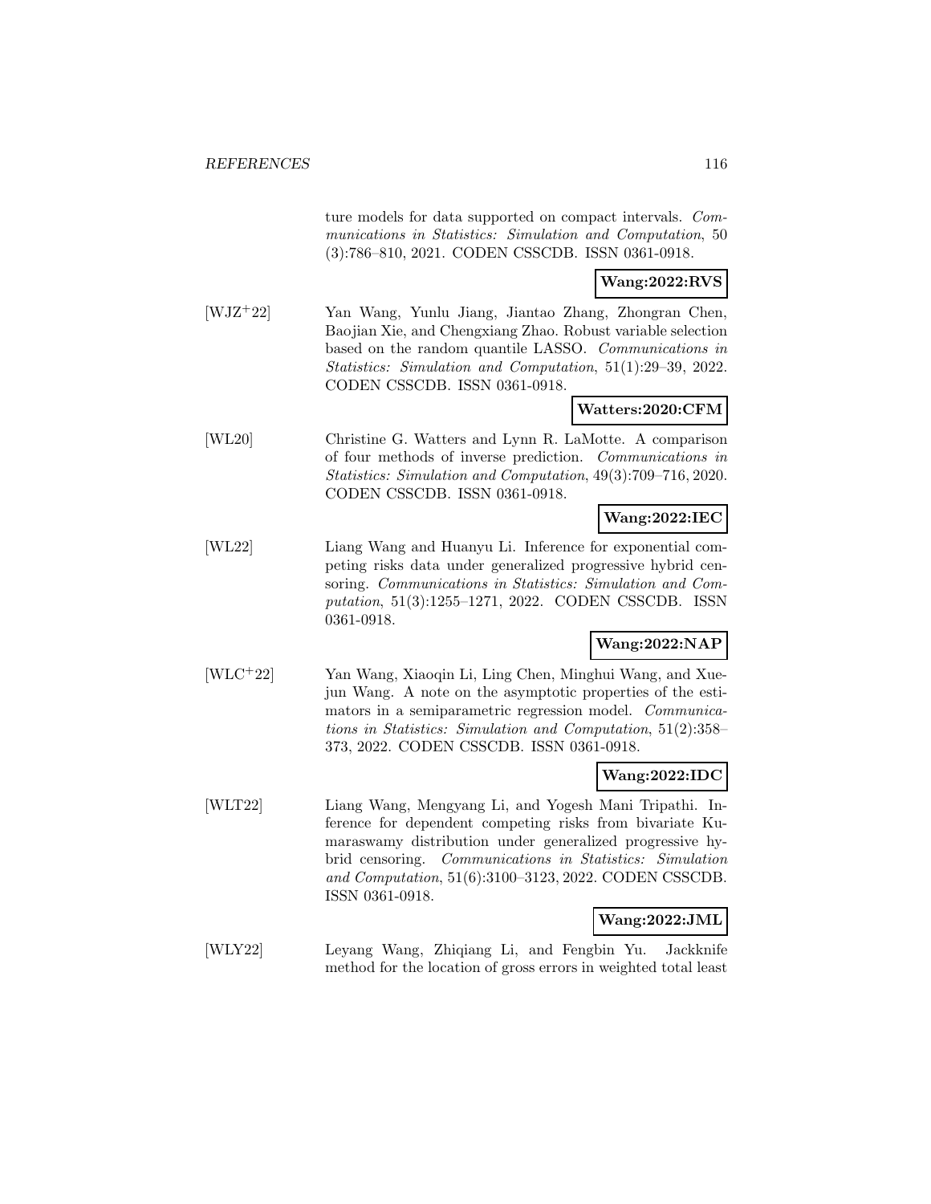ture models for data supported on compact intervals. *Communications in Statistics: Simulation and Computation*, 50 (3):786–810, 2021. CODEN CSSCDB. ISSN 0361-0918.

**Wang:2022:RVS**

[WJZ+22] Yan Wang, Yunlu Jiang, Jiantao Zhang, Zhongran Chen, Baojian Xie, and Chengxiang Zhao. Robust variable selection based on the random quantile LASSO. *Communications in Statistics: Simulation and Computation*, 51(1):29–39, 2022. CODEN CSSCDB. ISSN 0361-0918.

**Watters:2020:CFM**

[WL20] Christine G. Watters and Lynn R. LaMotte. A comparison of four methods of inverse prediction. *Communications in Statistics: Simulation and Computation*, 49(3):709–716, 2020. CODEN CSSCDB. ISSN 0361-0918.

**Wang:2022:IEC**

[WL22] Liang Wang and Huanyu Li. Inference for exponential competing risks data under generalized progressive hybrid censoring. *Communications in Statistics: Simulation and Computation*, 51(3):1255–1271, 2022. CODEN CSSCDB. ISSN 0361-0918.

**Wang:2022:NAP**

[WLC+22] Yan Wang, Xiaoqin Li, Ling Chen, Minghui Wang, and Xuejun Wang. A note on the asymptotic properties of the estimators in a semiparametric regression model. *Communications in Statistics: Simulation and Computation*, 51(2):358–373, 2022. CODEN CSSCDB. ISSN 0361-0918.

**Wang:2022:IDC**

[WLT22] Liang Wang, Mengyang Li, and Yogesh Mani Tripathi. Inference for dependent competing risks from bivariate Kumaraswamy distribution under generalized progressive hybrid censoring. *Communications in Statistics: Simulation and Computation*, 51(6):3100–3123, 2022. CODEN CSSCDB. ISSN 0361-0918.

**Wang:2022:JML**

[WLY22] Leyang Wang, Zhiqiang Li, and Fengbin Yu. Jackknife method for the location of gross errors in weighted total least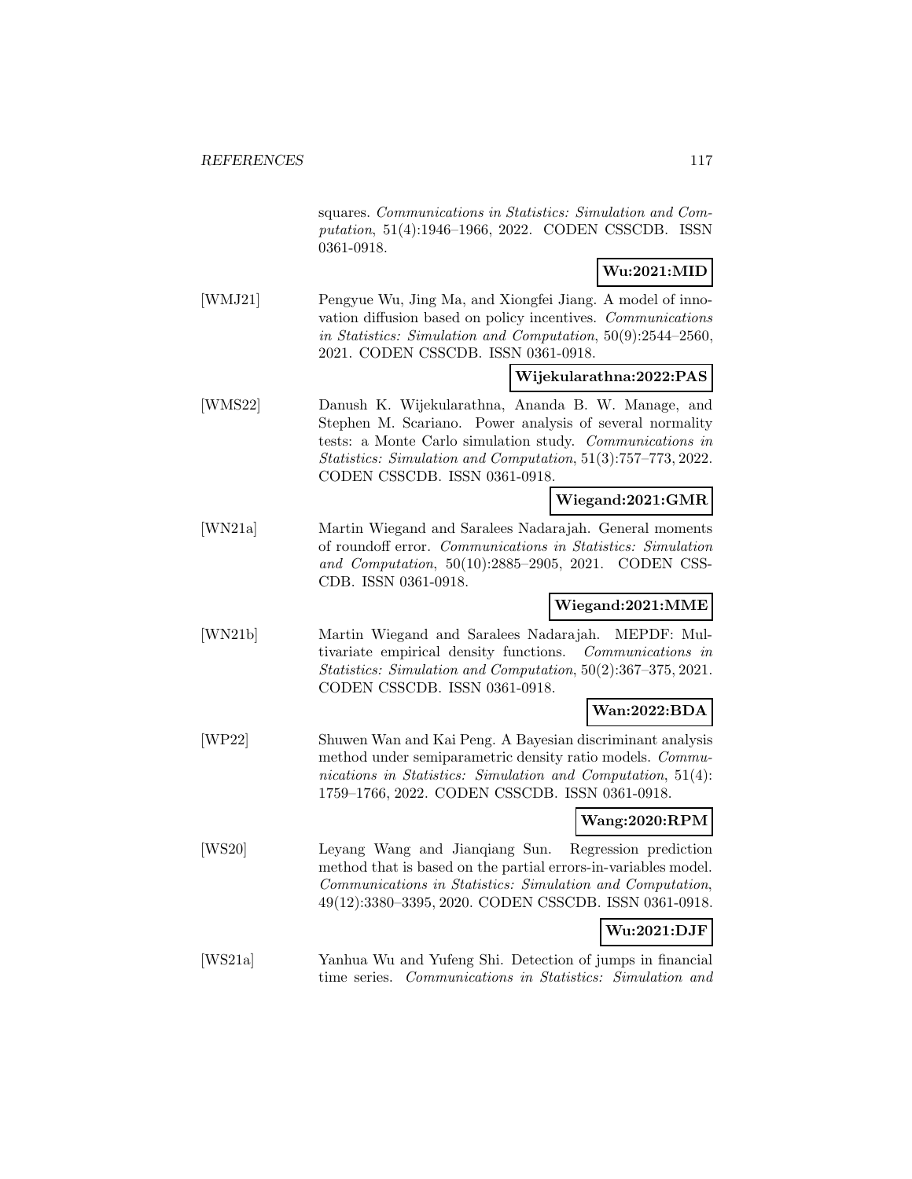squares. *Communications in Statistics: Simulation and Computation*, 51(4):1946–1966, 2022. CODEN CSSCDB. ISSN 0361-0918.

**Wu:2021:MID**

[WMJ21] Pengyue Wu, Jing Ma, and Xiongfei Jiang. A model of innovation diffusion based on policy incentives. *Communications in Statistics: Simulation and Computation*, 50(9):2544–2560, 2021. CODEN CSSCDB. ISSN 0361-0918.

**Wijekularathna:2022:PAS**

[WMS22] Danush K. Wijekularathna, Ananda B. W. Manage, and Stephen M. Scariano. Power analysis of several normality tests: a Monte Carlo simulation study. *Communications in Statistics: Simulation and Computation*, 51(3):757–773, 2022. CODEN CSSCDB. ISSN 0361-0918.

**Wiegand:2021:GMR**

[WN21a] Martin Wiegand and Saralees Nadarajah. General moments of roundoff error. *Communications in Statistics: Simulation and Computation*, 50(10):2885–2905, 2021. CODEN CSSCDB. ISSN 0361-0918.

**Wiegand:2021:MME**

[WN21b] Martin Wiegand and Saralees Nadarajah. MEPDF: Multivariate empirical density functions. *Communications in Statistics: Simulation and Computation*, 50(2):367–375, 2021. CODEN CSSCDB. ISSN 0361-0918.

**Wan:2022:BDA**

[WP22] Shuwen Wan and Kai Peng. A Bayesian discriminant analysis method under semiparametric density ratio models. *Communications in Statistics: Simulation and Computation*, 51(4): 1759–1766, 2022. CODEN CSSCDB. ISSN 0361-0918.

**Wang:2020:RPM**

[WS20] Leyang Wang and Jianqiang Sun. Regression prediction method that is based on the partial errors-in-variables model. *Communications in Statistics: Simulation and Computation*, 49(12):3380–3395, 2020. CODEN CSSCDB. ISSN 0361-0918.

**Wu:2021:DJF**

[WS21a] Yanhua Wu and Yufeng Shi. Detection of jumps in financial time series. *Communications in Statistics: Simulation and*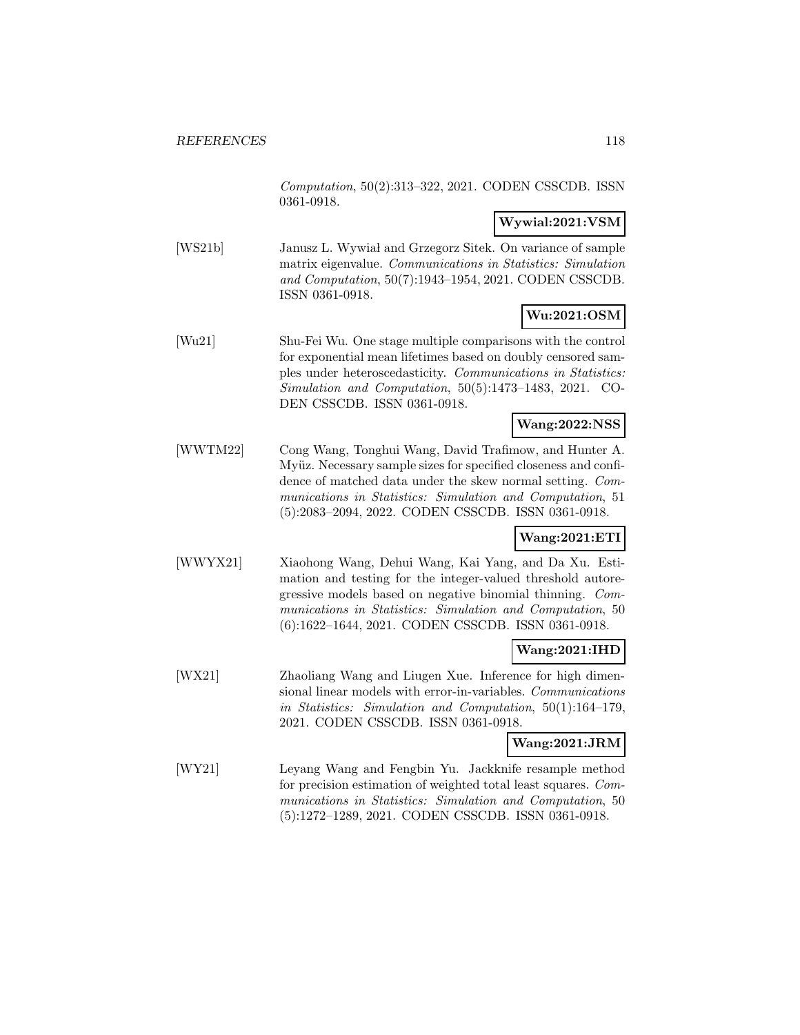*Computation*, 50(2):313–322, 2021. CODEN CSSCDB. ISSN 0361-0918.

**Wywial:2021:VSM**

[WS21b] Janusz L. Wywiał and Grzegorz Sitek. On variance of sample matrix eigenvalue. *Communications in Statistics: Simulation and Computation*, 50(7):1943–1954, 2021. CODEN CSSCDB. ISSN 0361-0918.

**Wu:2021:OSM**

[Wu21] Shu-Fei Wu. One stage multiple comparisons with the control for exponential mean lifetimes based on doubly censored samples under heteroscedasticity. *Communications in Statistics: Simulation and Computation*, 50(5):1473–1483, 2021. CODEN CSSCDB. ISSN 0361-0918.

**Wang:2022:NSS**

[WWTM22] Cong Wang, Tonghui Wang, David Trafimow, and Hunter A. Myüz. Necessary sample sizes for specified closeness and confidence of matched data under the skew normal setting. *Communications in Statistics: Simulation and Computation*, 51(5):2083–2094, 2022. CODEN CSSCDB. ISSN 0361-0918.

**Wang:2021:ETI**

[WWYX21] Xiaohong Wang, Dehui Wang, Kai Yang, and Da Xu. Estimation and testing for the integer-valued threshold autoregressive models based on negative binomial thinning. *Communications in Statistics: Simulation and Computation*, 50(6):1622–1644, 2021. CODEN CSSCDB. ISSN 0361-0918.

**Wang:2021:IHD**

[WX21] Zhaoliang Wang and Liugen Xue. Inference for high dimensional linear models with error-in-variables. *Communications in Statistics: Simulation and Computation*, 50(1):164–179, 2021. CODEN CSSCDB. ISSN 0361-0918.

**Wang:2021:JRM**

[WY21] Leyang Wang and Fengbin Yu. Jackknife resample method for precision estimation of weighted total least squares. *Communications in Statistics: Simulation and Computation*, 50(5):1272–1289, 2021. CODEN CSSCDB. ISSN 0361-0918.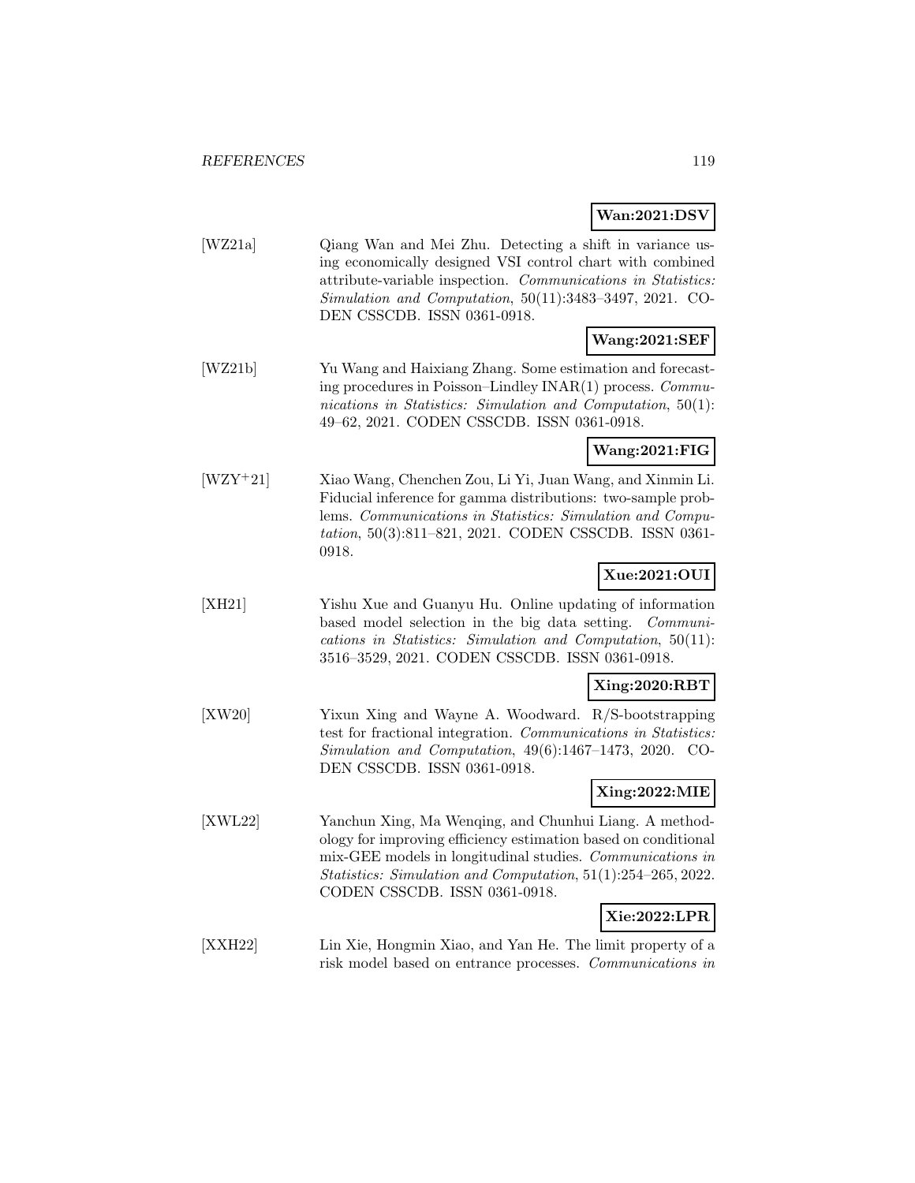**Wan:2021:DSV**

[WZ21a] Qiang Wan and Mei Zhu. Detecting a shift in variance using economically designed VSI control chart with combined attribute-variable inspection. *Communications in Statistics: Simulation and Computation*, 50(11):3483–3497, 2021. CODEN CSSCDB. ISSN 0361-0918.

**Wang:2021:SEF**

[WZ21b] Yu Wang and Haixiang Zhang. Some estimation and forecasting procedures in Poisson–Lindley INAR(1) process. *Communications in Statistics: Simulation and Computation*, 50(1): 49–62, 2021. CODEN CSSCDB. ISSN 0361-0918.

**Wang:2021:FIG**

[WZY+21] Xiao Wang, Chenchen Zou, Li Yi, Juan Wang, and Xinmin Li. Fiducial inference for gamma distributions: two-sample problems. *Communications in Statistics: Simulation and Computation*, 50(3):811–821, 2021. CODEN CSSCDB. ISSN 0361-0918.

**Xue:2021:OUI**

[XH21] Yishu Xue and Guanyu Hu. Online updating of information based model selection in the big data setting. *Communications in Statistics: Simulation and Computation*, 50(11): 3516–3529, 2021. CODEN CSSCDB. ISSN 0361-0918.

**Xing:2020:RBT**

[XW20] Yixun Xing and Wayne A. Woodward. R/S-bootstrapping test for fractional integration. *Communications in Statistics: Simulation and Computation*, 49(6):1467–1473, 2020. CODEN CSSCDB. ISSN 0361-0918.

**Xing:2022:MIE**

[XWL22] Yanchun Xing, Ma Wenqing, and Chunhui Liang. A methodology for improving efficiency estimation based on conditional mix-GEE models in longitudinal studies. *Communications in Statistics: Simulation and Computation*, 51(1):254–265, 2022. CODEN CSSCDB. ISSN 0361-0918.

**Xie:2022:LPR**

[XXH22] Lin Xie, Hongmin Xiao, and Yan He. The limit property of a risk model based on entrance processes. *Communications in*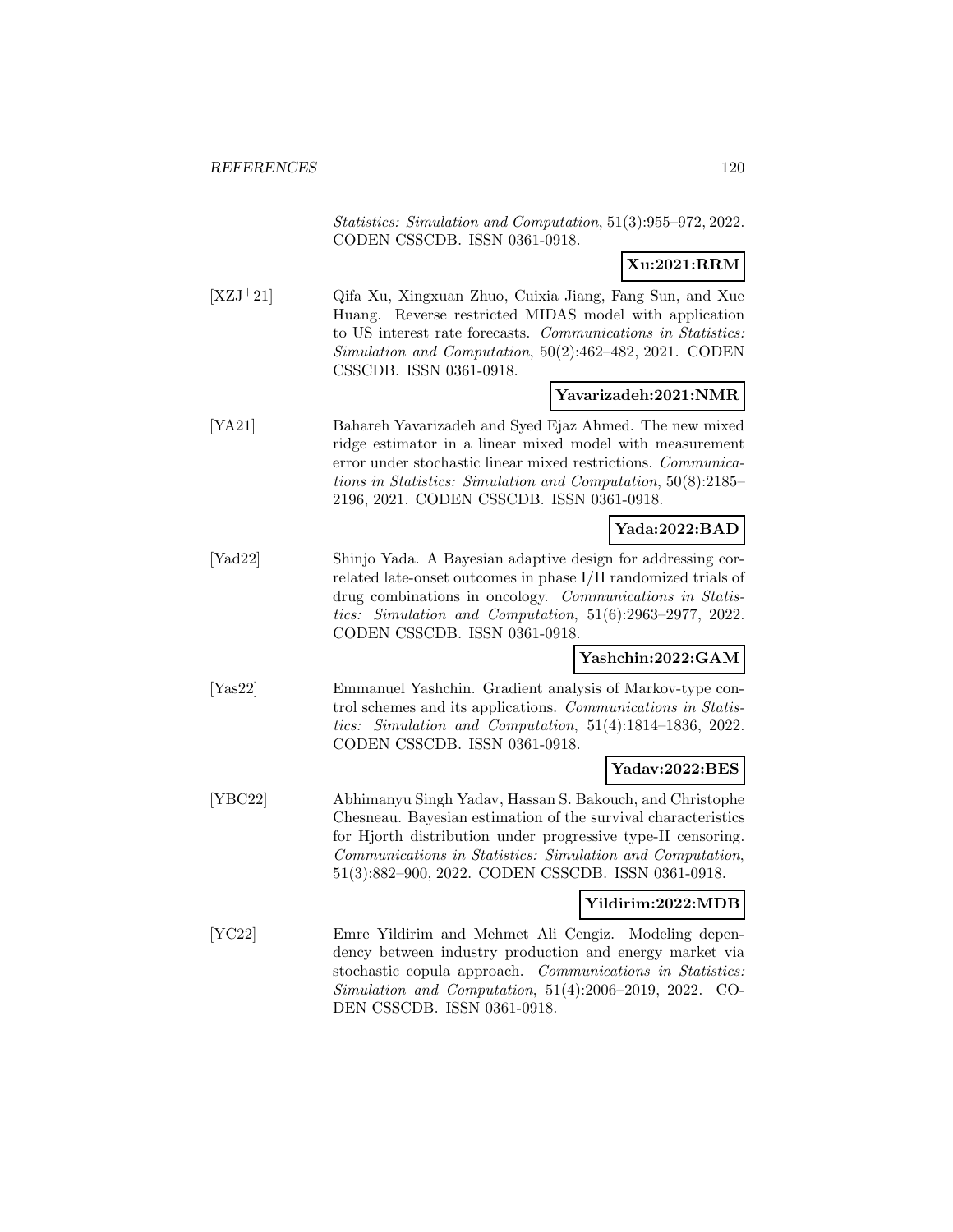*Statistics: Simulation and Computation*, 51(3):955–972, 2022. CODEN CSSCDB. ISSN 0361-0918.

**Xu:2021:RRM**

[XZJ+21] Qifa Xu, Xingxuan Zhuo, Cuixia Jiang, Fang Sun, and Xue Huang. Reverse restricted MIDAS model with application to US interest rate forecasts. *Communications in Statistics: Simulation and Computation*, 50(2):462–482, 2021. CODEN CSSCDB. ISSN 0361-0918.

**Yavarizadeh:2021:NMR**

[YA21] Bahareh Yavarizadeh and Syed Ejaz Ahmed. The new mixed ridge estimator in a linear mixed model with measurement error under stochastic linear mixed restrictions. *Communications in Statistics: Simulation and Computation*, 50(8):2185–2196, 2021. CODEN CSSCDB. ISSN 0361-0918.

**Yada:2022:BAD**

[Yad22] Shinjo Yada. A Bayesian adaptive design for addressing correlated late-onset outcomes in phase I/II randomized trials of drug combinations in oncology. *Communications in Statistics: Simulation and Computation*, 51(6):2963–2977, 2022. CODEN CSSCDB. ISSN 0361-0918.

**Yashchin:2022:GAM**

[Yas22] Emmanuel Yashchin. Gradient analysis of Markov-type control schemes and its applications. *Communications in Statistics: Simulation and Computation*, 51(4):1814–1836, 2022. CODEN CSSCDB. ISSN 0361-0918.

**Yadav:2022:BES**

[YBC22] Abhimanyu Singh Yadav, Hassan S. Bakouch, and Christophe Chesneau. Bayesian estimation of the survival characteristics for Hjorth distribution under progressive type-II censoring. *Communications in Statistics: Simulation and Computation*, 51(3):882–900, 2022. CODEN CSSCDB. ISSN 0361-0918.

**Yildirim:2022:MDB**

[YC22] Emre Yildirim and Mehmet Ali Cengiz. Modeling dependency between industry production and energy market via stochastic copula approach. *Communications in Statistics: Simulation and Computation*, 51(4):2006–2019, 2022. CODEN CSSCDB. ISSN 0361-0918.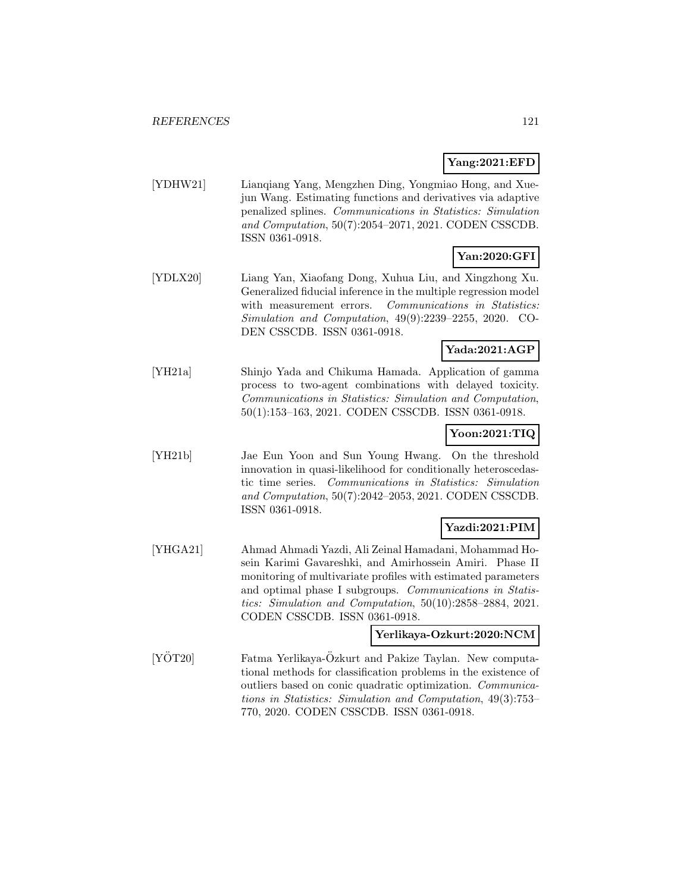**Yang:2021:EFD**

[YDHW21] Lianqiang Yang, Mengzhen Ding, Yongmiao Hong, and Xuejun Wang. Estimating functions and derivatives via adaptive penalized splines. *Communications in Statistics: Simulation and Computation*, 50(7):2054–2071, 2021. CODEN CSSCDB. ISSN 0361-0918.

**Yan:2020:GFI**

[YDLX20] Liang Yan, Xiaofang Dong, Xuhua Liu, and Xingzhong Xu. Generalized fiducial inference in the multiple regression model with measurement errors. *Communications in Statistics: Simulation and Computation*, 49(9):2239–2255, 2020. CODEN CSSCDB. ISSN 0361-0918.

**Yada:2021:AGP**

[YH21a] Shinjo Yada and Chikuma Hamada. Application of gamma process to two-agent combinations with delayed toxicity. *Communications in Statistics: Simulation and Computation*, 50(1):153–163, 2021. CODEN CSSCDB. ISSN 0361-0918.

**Yoon:2021:TIQ**

[YH21b] Jae Eun Yoon and Sun Young Hwang. On the threshold innovation in quasi-likelihood for conditionally heteroscedastic time series. *Communications in Statistics: Simulation and Computation*, 50(7):2042–2053, 2021. CODEN CSSCDB. ISSN 0361-0918.

**Yazdi:2021:PIM**

[YHGA21] Ahmad Ahmadi Yazdi, Ali Zeinal Hamadani, Mohammad Hosein Karimi Gavareshki, and Amirhossein Amiri. Phase II monitoring of multivariate profiles with estimated parameters and optimal phase I subgroups. *Communications in Statistics: Simulation and Computation*, 50(10):2858–2884, 2021. CODEN CSSCDB. ISSN 0361-0918.

**Yerlikaya-Ozkurt:2020:NCM**

[YÖT20] Fatma Yerlikaya-Özkurt and Pakize Taylan. New computational methods for classification problems in the existence of outliers based on conic quadratic optimization. *Communications in Statistics: Simulation and Computation*, 49(3):753–770, 2020. CODEN CSSCDB. ISSN 0361-0918.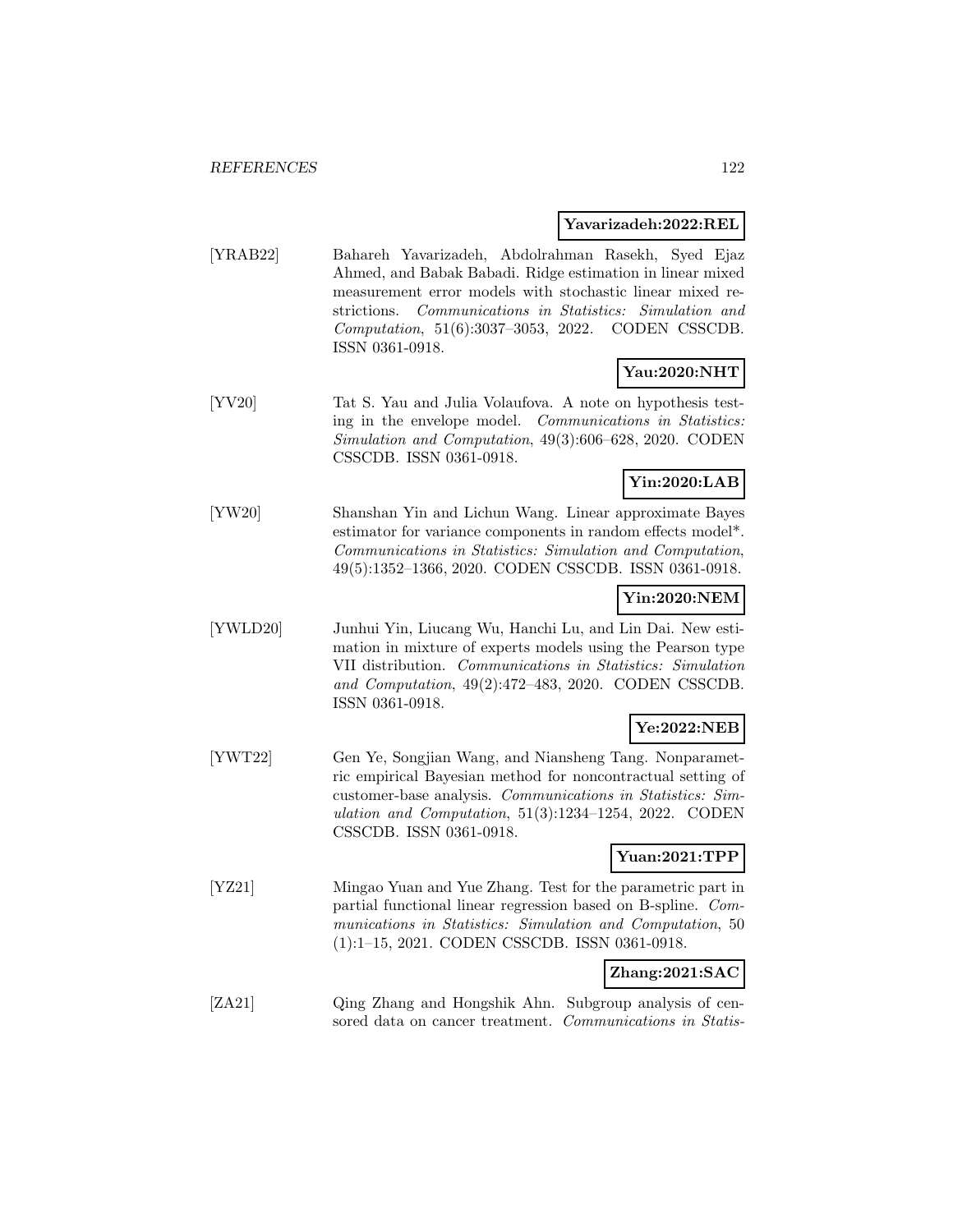**Yavarizadeh:2022:REL**

[YRAB22] Bahareh Yavarizadeh, Abdolrahman Rasekh, Syed Ejaz Ahmed, and Babak Babadi. Ridge estimation in linear mixed measurement error models with stochastic linear mixed restrictions. *Communications in Statistics: Simulation and Computation*, 51(6):3037–3053, 2022. CODEN CSSCDB. ISSN 0361-0918.

**Yau:2020:NHT**

[YV20] Tat S. Yau and Julia Volaufova. A note on hypothesis testing in the envelope model. *Communications in Statistics: Simulation and Computation*, 49(3):606–628, 2020. CODEN CSSCDB. ISSN 0361-0918.

**Yin:2020:LAB**

[YW20] Shanshan Yin and Lichun Wang. Linear approximate Bayes estimator for variance components in random effects model*. *Communications in Statistics: Simulation and Computation*, 49(5):1352–1366, 2020. CODEN CSSCDB. ISSN 0361-0918.

**Yin:2020:NEM**

[YWLD20] Junhui Yin, Liucang Wu, Hanchi Lu, and Lin Dai. New estimation in mixture of experts models using the Pearson type VII distribution. *Communications in Statistics: Simulation and Computation*, 49(2):472–483, 2020. CODEN CSSCDB. ISSN 0361-0918.

**Ye:2022:NEB**

[YWT22] Gen Ye, Songjian Wang, and Niansheng Tang. Nonparametric empirical Bayesian method for noncontractual setting of customer-base analysis. *Communications in Statistics: Simulation and Computation*, 51(3):1234–1254, 2022. CODEN CSSCDB. ISSN 0361-0918.

**Yuan:2021:TPP**

[YZ21] Mingao Yuan and Yue Zhang. Test for the parametric part in partial functional linear regression based on B-spline. *Communications in Statistics: Simulation and Computation*, 50 (1):1–15, 2021. CODEN CSSCDB. ISSN 0361-0918.

**Zhang:2021:SAC**

[ZA21] Qing Zhang and Hongshik Ahn. Subgroup analysis of censored data on cancer treatment. *Communications in Statis-*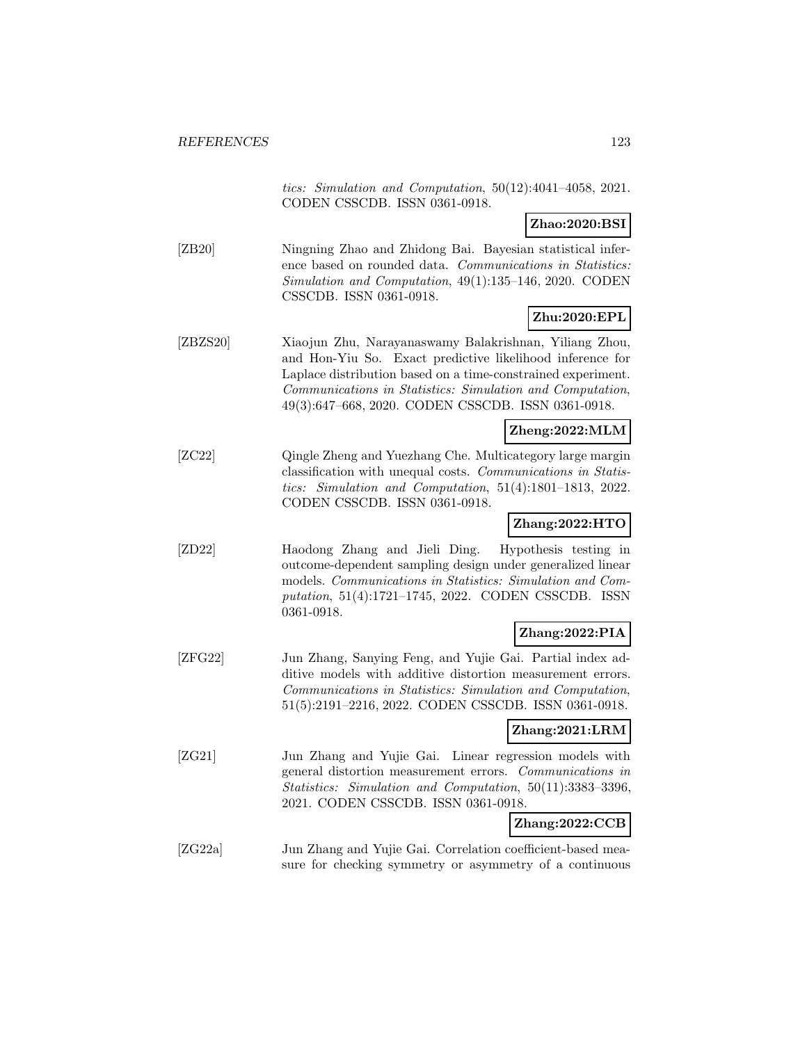*tics: Simulation and Computation*, 50(12):4041–4058, 2021. CODEN CSSCDB. ISSN 0361-0918.

**Zhao:2020:BSI**

[ZB20] Ningning Zhao and Zhidong Bai. Bayesian statistical inference based on rounded data. *Communications in Statistics: Simulation and Computation*, 49(1):135–146, 2020. CODEN CSSCDB. ISSN 0361-0918.

**Zhu:2020:EPL**

[ZBZS20] Xiaojun Zhu, Narayanaswamy Balakrishnan, Yiliang Zhou, and Hon-Yiu So. Exact predictive likelihood inference for Laplace distribution based on a time-constrained experiment. *Communications in Statistics: Simulation and Computation*, 49(3):647–668, 2020. CODEN CSSCDB. ISSN 0361-0918.

**Zheng:2022:MLM**

[ZC22] Qingle Zheng and Yuezhang Che. Multicategory large margin classification with unequal costs. *Communications in Statistics: Simulation and Computation*, 51(4):1801–1813, 2022. CODEN CSSCDB. ISSN 0361-0918.

**Zhang:2022:HTO**

[ZD22] Haodong Zhang and Jieli Ding. Hypothesis testing in outcome-dependent sampling design under generalized linear models. *Communications in Statistics: Simulation and Computation*, 51(4):1721–1745, 2022. CODEN CSSCDB. ISSN 0361-0918.

**Zhang:2022:PIA**

[ZFG22] Jun Zhang, Sanying Feng, and Yujie Gai. Partial index additive models with additive distortion measurement errors. *Communications in Statistics: Simulation and Computation*, 51(5):2191–2216, 2022. CODEN CSSCDB. ISSN 0361-0918.

**Zhang:2021:LRM**

[ZG21] Jun Zhang and Yujie Gai. Linear regression models with general distortion measurement errors. *Communications in Statistics: Simulation and Computation*, 50(11):3383–3396, 2021. CODEN CSSCDB. ISSN 0361-0918.

**Zhang:2022:CCB**

[ZG22a] Jun Zhang and Yujie Gai. Correlation coefficient-based measure for checking symmetry or asymmetry of a continuous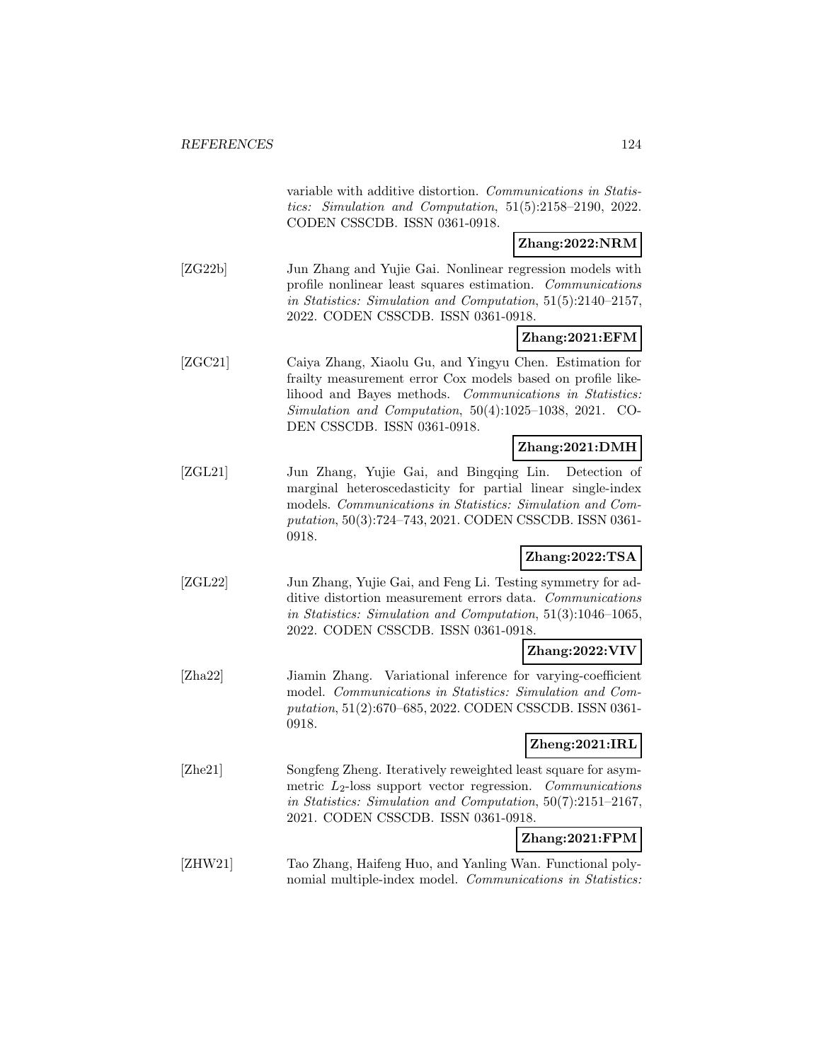variable with additive distortion. *Communications in Statistics: Simulation and Computation*, 51(5):2158–2190, 2022. CODEN CSSCDB. ISSN 0361-0918.

**Zhang:2022:NRM**

[ZG22b] Jun Zhang and Yujie Gai. Nonlinear regression models with profile nonlinear least squares estimation. *Communications in Statistics: Simulation and Computation*, 51(5):2140–2157, 2022. CODEN CSSCDB. ISSN 0361-0918.

**Zhang:2021:EFM**

[ZGC21] Caiya Zhang, Xiaolu Gu, and Yingyu Chen. Estimation for frailty measurement error Cox models based on profile likelihood and Bayes methods. *Communications in Statistics: Simulation and Computation*, 50(4):1025–1038, 2021. CODEN CSSCDB. ISSN 0361-0918.

**Zhang:2021:DMH**

[ZGL21] Jun Zhang, Yujie Gai, and Bingqing Lin. Detection of marginal heteroscedasticity for partial linear single-index models. *Communications in Statistics: Simulation and Computation*, 50(3):724–743, 2021. CODEN CSSCDB. ISSN 0361-0918.

**Zhang:2022:TSA**

[ZGL22] Jun Zhang, Yujie Gai, and Feng Li. Testing symmetry for additive distortion measurement errors data. *Communications in Statistics: Simulation and Computation*, 51(3):1046–1065, 2022. CODEN CSSCDB. ISSN 0361-0918.

**Zhang:2022:VIV**

[Zha22] Jiamin Zhang. Variational inference for varying-coefficient model. *Communications in Statistics: Simulation and Computation*, 51(2):670–685, 2022. CODEN CSSCDB. ISSN 0361-0918.

**Zheng:2021:IRL**

[Zhe21] Songfeng Zheng. Iteratively reweighted least square for asymmetric $L_2$-loss support vector regression. *Communications in Statistics: Simulation and Computation*, 50(7):2151–2167, 2021. CODEN CSSCDB. ISSN 0361-0918.

**Zhang:2021:FPM**

[ZHW21] Tao Zhang, Haifeng Huo, and Yanling Wan. Functional polynomial multiple-index model. *Communications in Statistics:*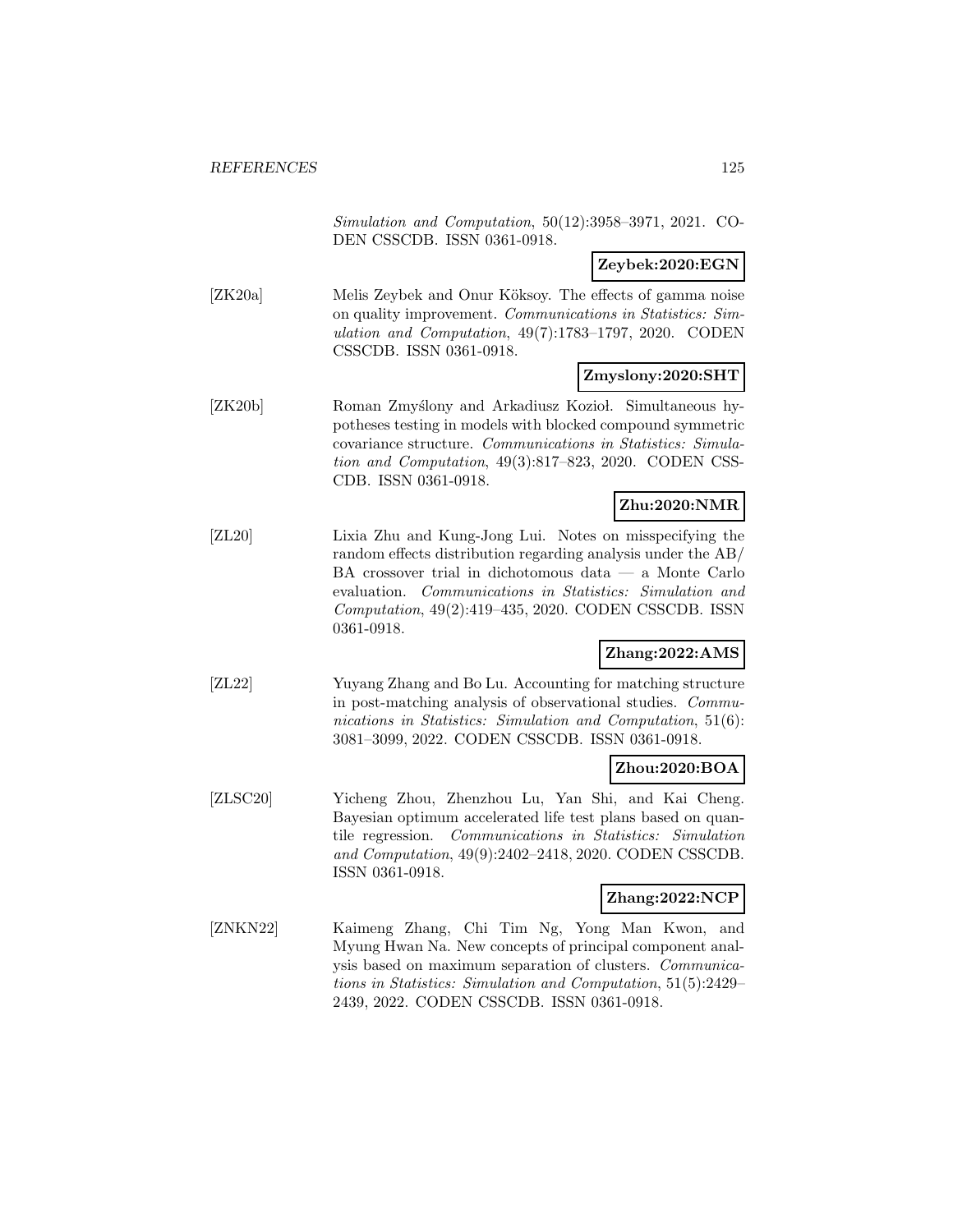*Simulation and Computation*, 50(12):3958–3971, 2021. CODEN CSSCDB. ISSN 0361-0918.

**Zeybek:2020:EGN**

[ZK20a] Melis Zeybek and Onur Köksoy. The effects of gamma noise on quality improvement. *Communications in Statistics: Simulation and Computation*, 49(7):1783–1797, 2020. CODEN CSSCDB. ISSN 0361-0918.

**Zmyslony:2020:SHT**

[ZK20b] Roman Zmyślony and Arkadiusz Kozioł. Simultaneous hypotheses testing in models with blocked compound symmetric covariance structure. *Communications in Statistics: Simulation and Computation*, 49(3):817–823, 2020. CODEN CSSCDB. ISSN 0361-0918.

**Zhu:2020:NMR**

[ZL20] Lixia Zhu and Kung-Jong Lui. Notes on misspecifying the random effects distribution regarding analysis under the AB/BA crossover trial in dichotomous data — a Monte Carlo evaluation. *Communications in Statistics: Simulation and Computation*, 49(2):419–435, 2020. CODEN CSSCDB. ISSN 0361-0918.

**Zhang:2022:AMS**

[ZL22] Yuyang Zhang and Bo Lu. Accounting for matching structure in post-matching analysis of observational studies. *Communications in Statistics: Simulation and Computation*, 51(6): 3081–3099, 2022. CODEN CSSCDB. ISSN 0361-0918.

**Zhou:2020:BOA**

[ZLSC20] Yicheng Zhou, Zhenzhou Lu, Yan Shi, and Kai Cheng. Bayesian optimum accelerated life test plans based on quantile regression. *Communications in Statistics: Simulation and Computation*, 49(9):2402–2418, 2020. CODEN CSSCDB. ISSN 0361-0918.

**Zhang:2022:NCP**

[ZNKN22] Kaimeng Zhang, Chi Tim Ng, Yong Man Kwon, and Myung Hwan Na. New concepts of principal component analysis based on maximum separation of clusters. *Communications in Statistics: Simulation and Computation*, 51(5):2429–2439, 2022. CODEN CSSCDB. ISSN 0361-0918.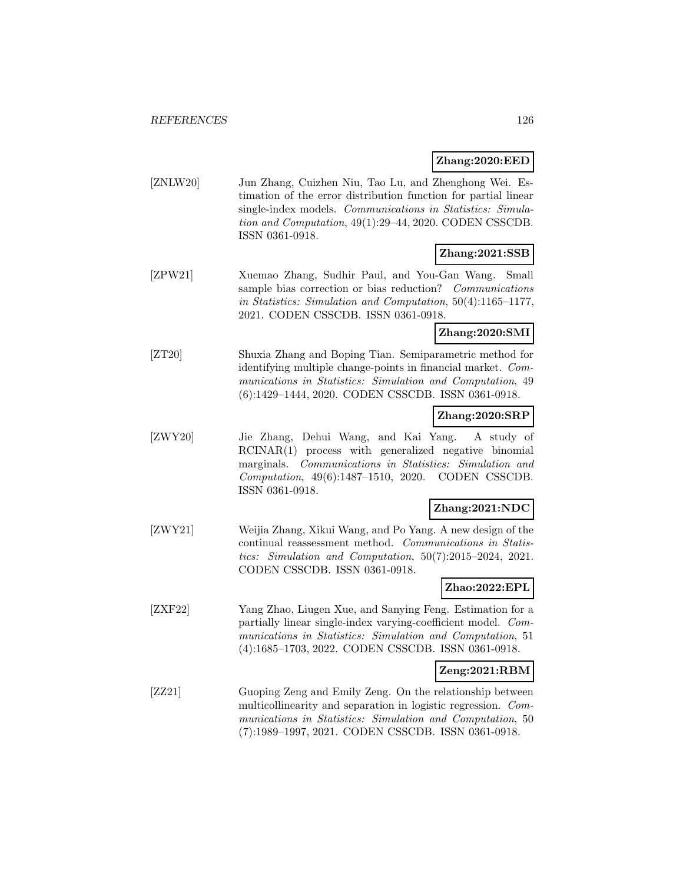**Zhang:2020:EED**

[ZNLW20] Jun Zhang, Cuizhen Niu, Tao Lu, and Zhenghong Wei. Estimation of the error distribution function for partial linear single-index models. *Communications in Statistics: Simulation and Computation*, 49(1):29–44, 2020. CODEN CSSCDB. ISSN 0361-0918.

**Zhang:2021:SSB**

[ZPW21] Xuemao Zhang, Sudhir Paul, and You-Gan Wang. Small sample bias correction or bias reduction? *Communications in Statistics: Simulation and Computation*, 50(4):1165–1177, 2021. CODEN CSSCDB. ISSN 0361-0918.

**Zhang:2020:SMI**

[ZT20] Shuxia Zhang and Boping Tian. Semiparametric method for identifying multiple change-points in financial market. *Communications in Statistics: Simulation and Computation*, 49 (6):1429–1444, 2020. CODEN CSSCDB. ISSN 0361-0918.

**Zhang:2020:SRP**

[ZWY20] Jie Zhang, Dehui Wang, and Kai Yang. A study of RCINAR(1) process with generalized negative binomial marginals. *Communications in Statistics: Simulation and Computation*, 49(6):1487–1510, 2020. CODEN CSSCDB. ISSN 0361-0918.

**Zhang:2021:NDC**

[ZWY21] Weijia Zhang, Xikui Wang, and Po Yang. A new design of the continual reassessment method. *Communications in Statistics: Simulation and Computation*, 50(7):2015–2024, 2021. CODEN CSSCDB. ISSN 0361-0918.

**Zhao:2022:EPL**

[ZXF22] Yang Zhao, Liugen Xue, and Sanying Feng. Estimation for a partially linear single-index varying-coefficient model. *Communications in Statistics: Simulation and Computation*, 51 (4):1685–1703, 2022. CODEN CSSCDB. ISSN 0361-0918.

**Zeng:2021:RBM**

[ZZ21] Guoping Zeng and Emily Zeng. On the relationship between multicollinearity and separation in logistic regression. *Communications in Statistics: Simulation and Computation*, 50 (7):1989–1997, 2021. CODEN CSSCDB. ISSN 0361-0918.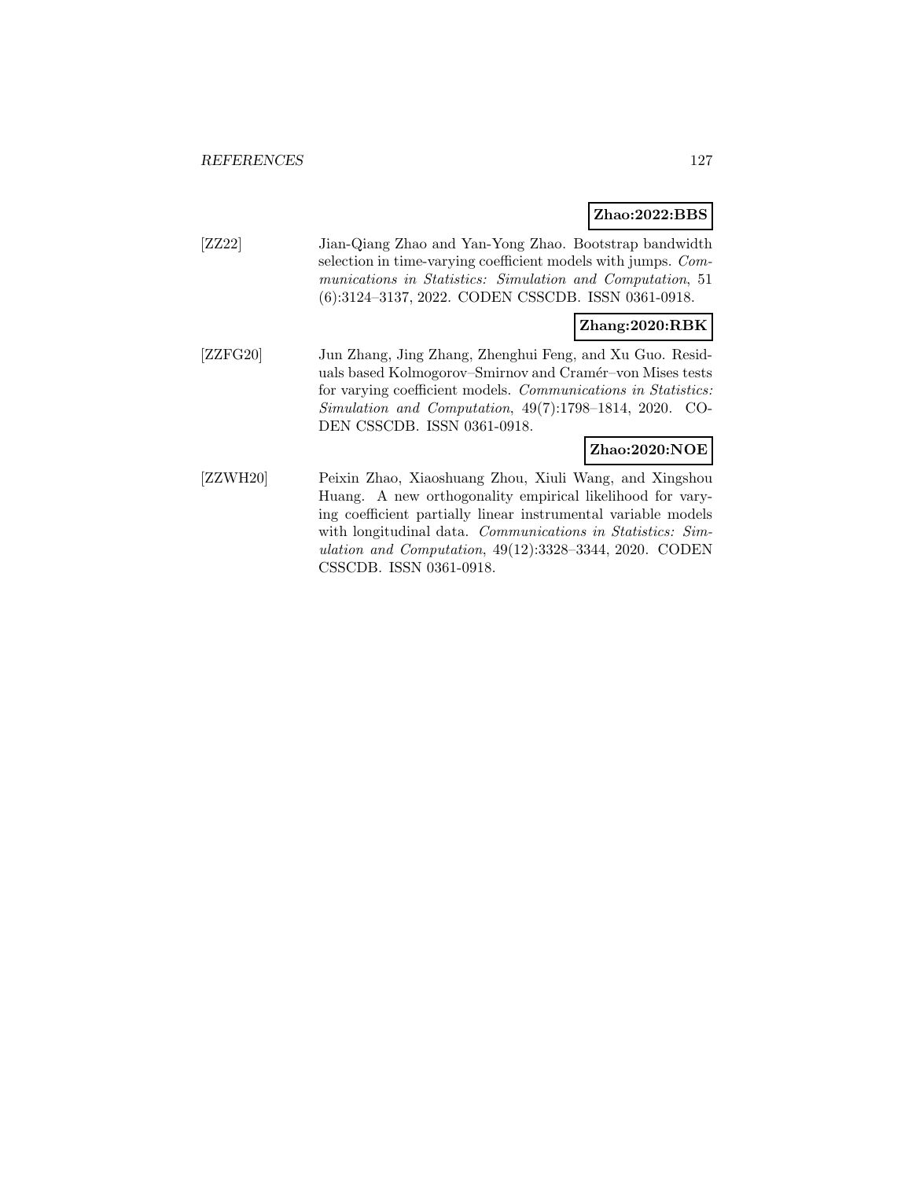**Zhao:2022:BBS**

[ZZ22] Jian-Qiang Zhao and Yan-Yong Zhao. Bootstrap bandwidth selection in time-varying coefficient models with jumps. *Communications in Statistics: Simulation and Computation*, 51 (6):3124–3137, 2022. CODEN CSSCDB. ISSN 0361-0918.

**Zhang:2020:RBK**

[ZZFG20] Jun Zhang, Jing Zhang, Zhenghui Feng, and Xu Guo. Residuals based Kolmogorov–Smirnov and Cramér–von Mises tests for varying coefficient models. *Communications in Statistics: Simulation and Computation*, 49(7):1798–1814, 2020. CODEN CSSCDB. ISSN 0361-0918.

**Zhao:2020:NOE**

[ZZWH20] Peixin Zhao, Xiaoshuang Zhou, Xiuli Wang, and Xingshou Huang. A new orthogonality empirical likelihood for varying coefficient partially linear instrumental variable models with longitudinal data. *Communications in Statistics: Simulation and Computation*, 49(12):3328–3344, 2020. CODEN CSSCDB. ISSN 0361-0918.